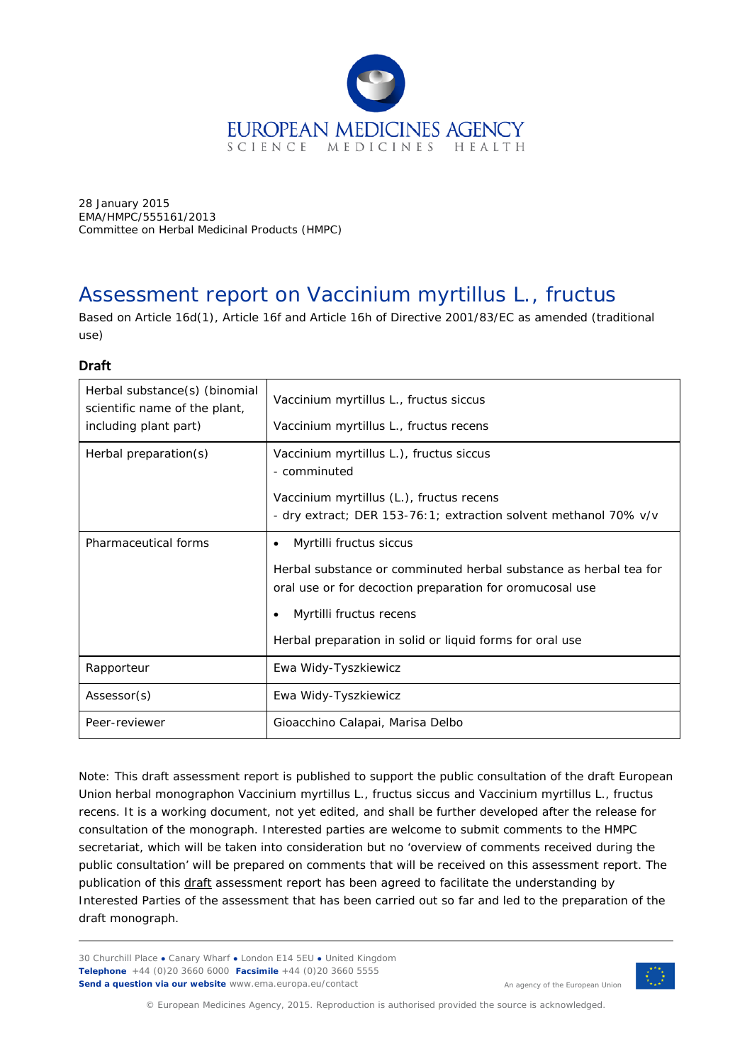EUROPEAN MEDICINES AGENCY
SCIENCE MEDICINES HEALTH

28 January 2015
EMA/HMPC/555161/2013
Committee on Herbal Medicinal Products (HMPC)

# Assessment report on Vaccinium myrtillus L., fructus

Based on Article 16d(1), Article 16f and Article 16h of Directive 2001/83/EC as amended (traditional use)

**Draft**

| Herbal substance(s) (binomial scientific name of the plant, including plant part) | Vaccinium myrtillus L., fructus siccus<br><br>Vaccinium myrtillus L., fructus recens |
|---|---|
| Herbal preparation(s) | Vaccinium myrtillus L.), fructus siccus<br>- comminuted<br><br>Vaccinium myrtillus (L.), fructus recens<br>- dry extract; DER 153-76:1; extraction solvent methanol 70% v/v |
| Pharmaceutical forms | • Myrtilli fructus siccus<br><br>Herbal substance or comminuted herbal substance as herbal tea for oral use or for decoction preparation for oromucosal use<br><br>• Myrtilli fructus recens<br><br>Herbal preparation in solid or liquid forms for oral use |
| Rapporteur | Ewa Widy-Tyszkiewicz |
| Assessor(s) | Ewa Widy-Tyszkiewicz |
| Peer-reviewer | Gioacchino Calapai, Marisa Delbo |

Note: This draft assessment report is published to support the public consultation of the draft European Union herbal monographon Vaccinium myrtillus L., fructus siccus and Vaccinium myrtillus L., fructus recens. It is a working document, not yet edited, and shall be further developed after the release for consultation of the monograph. Interested parties are welcome to submit comments to the HMPC secretariat, which will be taken into consideration but no 'overview of comments received during the public consultation' will be prepared on comments that will be received on this assessment report. The publication of this draft assessment report has been agreed to facilitate the understanding by Interested Parties of the assessment that has been carried out so far and led to the preparation of the draft monograph.

30 Churchill Place ● Canary Wharf ● London E14 5EU ● United Kingdom
**Telephone** +44 (0)20 3660 6000 **Facsimile** +44 (0)20 3660 5555
**Send a question via our website** www.ema.europa.eu/contact

An agency of the European Union

© European Medicines Agency, 2015. Reproduction is authorised provided the source is acknowledged.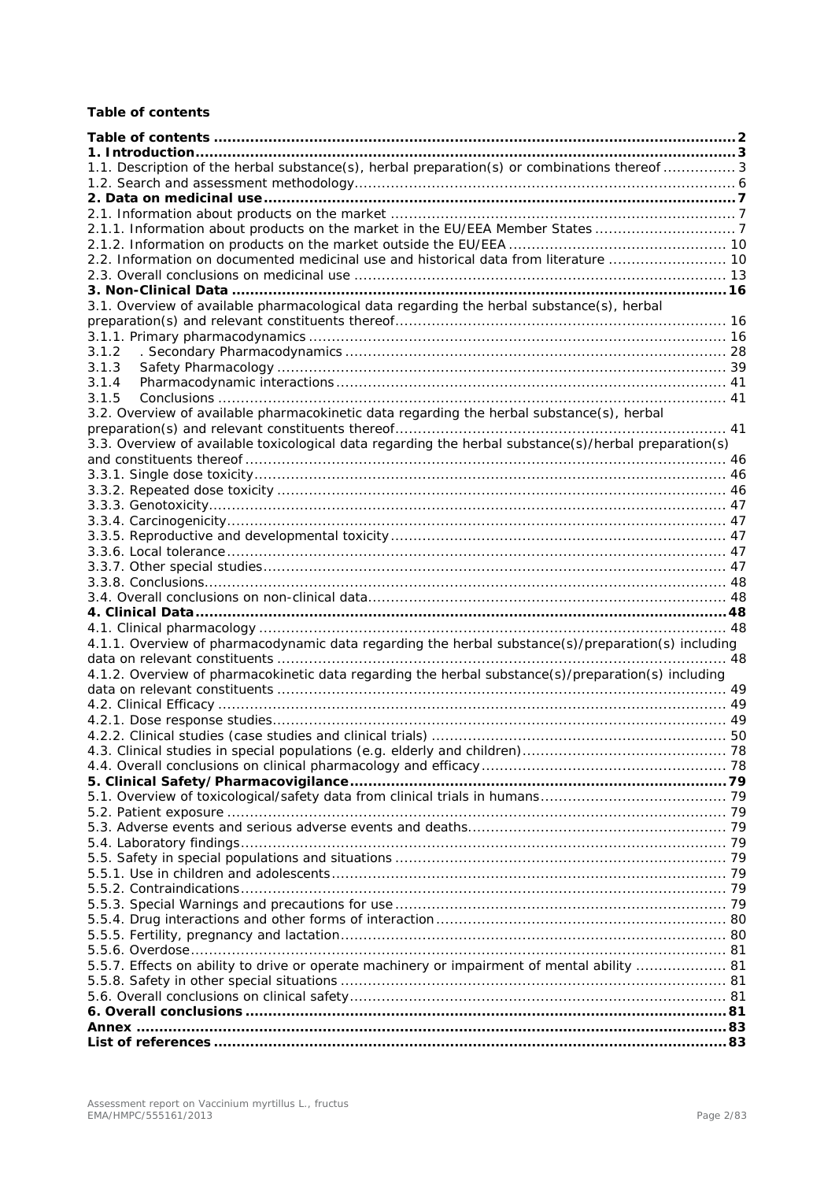**Table of contents**

**Table of contents** ..... **2**
**1. Introduction** ..... **3**
1.1. Description of the herbal substance(s), herbal preparation(s) or combinations thereof ..... 3
1.2. Search and assessment methodology ..... 6
**2. Data on medicinal use** ..... **7**
2.1. Information about products on the market ..... 7
2.1.1. Information about products on the market in the EU/EEA Member States ..... 7
2.1.2. Information on products on the market outside the EU/EEA ..... 10
2.2. Information on documented medicinal use and historical data from literature ..... 10
2.3. Overall conclusions on medicinal use ..... 13
**3. Non-Clinical Data** ..... **16**
3.1. Overview of available pharmacological data regarding the herbal substance(s), herbal preparation(s) and relevant constituents thereof ..... 16
3.1.1. Primary pharmacodynamics ..... 16
3.1.2 . Secondary Pharmacodynamics ..... 28
3.1.3 Safety Pharmacology ..... 39
3.1.4 Pharmacodynamic interactions ..... 41
3.1.5 Conclusions ..... 41
3.2. Overview of available pharmacokinetic data regarding the herbal substance(s), herbal preparation(s) and relevant constituents thereof ..... 41
3.3. Overview of available toxicological data regarding the herbal substance(s)/herbal preparation(s) and constituents thereof ..... 46
3.3.1. Single dose toxicity ..... 46
3.3.2. Repeated dose toxicity ..... 46
3.3.3. Genotoxicity ..... 47
3.3.4. Carcinogenicity ..... 47
3.3.5. Reproductive and developmental toxicity ..... 47
3.3.6. Local tolerance ..... 47
3.3.7. Other special studies ..... 47
3.3.8. Conclusions ..... 48
3.4. Overall conclusions on non-clinical data ..... 48
**4. Clinical Data** ..... **48**
4.1. Clinical pharmacology ..... 48
4.1.1. Overview of pharmacodynamic data regarding the herbal substance(s)/preparation(s) including data on relevant constituents ..... 48
4.1.2. Overview of pharmacokinetic data regarding the herbal substance(s)/preparation(s) including data on relevant constituents ..... 49
4.2. Clinical Efficacy ..... 49
4.2.1. Dose response studies ..... 49
4.2.2. Clinical studies (case studies and clinical trials) ..... 50
4.3. Clinical studies in special populations (e.g. elderly and children) ..... 78
4.4. Overall conclusions on clinical pharmacology and efficacy ..... 78
**5. Clinical Safety/Pharmacovigilance** ..... **79**
5.1. Overview of toxicological/safety data from clinical trials in humans ..... 79
5.2. Patient exposure ..... 79
5.3. Adverse events and serious adverse events and deaths ..... 79
5.4. Laboratory findings ..... 79
5.5. Safety in special populations and situations ..... 79
5.5.1. Use in children and adolescents ..... 79
5.5.2. Contraindications ..... 79
5.5.3. Special Warnings and precautions for use ..... 79
5.5.4. Drug interactions and other forms of interaction ..... 80
5.5.5. Fertility, pregnancy and lactation ..... 80
5.5.6. Overdose ..... 81
5.5.7. Effects on ability to drive or operate machinery or impairment of mental ability ..... 81
5.5.8. Safety in other special situations ..... 81
5.6. Overall conclusions on clinical safety ..... 81
**6. Overall conclusions** ..... **81**
**Annex** ..... **83**
**List of references** ..... **83**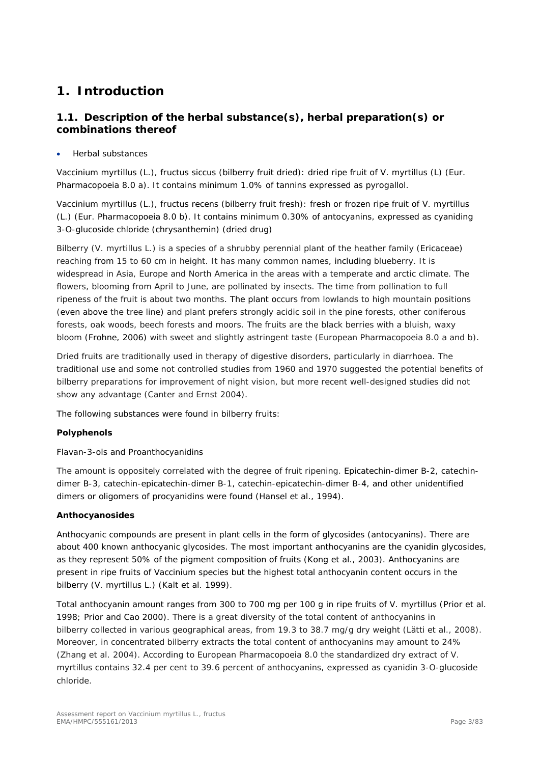# 1. Introduction

## 1.1. Description of the herbal substance(s), herbal preparation(s) or combinations thereof

- Herbal substances

*Vaccinium myrtillus* (L.), *fructus siccus* (bilberry fruit dried): dried ripe fruit of *V. myrtillus* (L) (Eur. Pharmacopoeia 8.0 a). It contains minimum 1.0% of tannins expressed as pyrogallol.

*Vaccinium myrtillus* (L.), *fructus recens* (bilberry fruit fresh): fresh or frozen ripe fruit of *V. myrtillus* (L.) (Eur. Pharmacopoeia 8.0 b). It contains minimum 0.30% of antocyanins, expressed as cyaniding 3-O-glucoside chloride (chrysanthemin) (dried drug)

Bilberry (*V. myrtillus* L.) is a species of a shrubby perennial plant of the heather family (*Ericaceae*) reaching from 15 to 60 cm in height. It has many common names, including blueberry. It is widespread in Asia, Europe and North America in the areas with a temperate and arctic climate. The flowers, blooming from April to June, are pollinated by insects. The time from pollination to full ripeness of the fruit is about two months. The plant occurs from lowlands to high mountain positions (even above the tree line) and plant prefers strongly acidic soil in the pine forests, other coniferous forests, oak woods, beech forests and moors. The fruits are the black berries with a bluish, waxy bloom (Frohne, 2006) with sweet and slightly astringent taste (European Pharmacopoeia 8.0 a and b).

Dried fruits are traditionally used in therapy of digestive disorders, particularly in diarrhoea. The traditional use and some not controlled studies from 1960 and 1970 suggested the potential benefits of bilberry preparations for improvement of night vision, but more recent well-designed studies did not show any advantage (Canter and Ernst 2004).

The following substances were found in bilberry fruits:

**Polyphenols**

*Flavan-3-ols and Proanthocyanidins*

The amount is oppositely correlated with the degree of fruit ripening. Epicatechin-dimer B-2, catechin-dimer B-3, catechin-epicatechin-dimer B-1, catechin-epicatechin-dimer B-4, and other unidentified dimers or oligomers of procyanidins were found (Hansel et al., 1994).

**Anthocyanosides**

Anthocyanic compounds are present in plant cells in the form of glycosides (antocyanins). There are about 400 known anthocyanic glycosides. The most important anthocyanins are the cyanidin glycosides, as they represent 50% of the pigment composition of fruits (Kong et al., 2003). Anthocyanins are present in ripe fruits of *Vaccinium* species but the highest total anthocyanin content occurs in the bilberry (*V. myrtillus* L.) (Kalt et al. 1999).

Total anthocyanin amount ranges from 300 to 700 mg per 100 g in ripe fruits of *V. myrtillus* (Prior et al. 1998; Prior and Cao 2000). There is a great diversity of the total content of anthocyanins in bilberry collected in various geographical areas, from 19.3 to 38.7 mg/g dry weight (Lätti et al., 2008). Moreover, in concentrated bilberry extracts the total content of anthocyanins may amount to 24% (Zhang et al. 2004). According to European Pharmacopoeia 8.0 the standardized dry extract of *V. myrtillus* contains 32.4 per cent to 39.6 percent of anthocyanins, expressed as cyanidin 3-O-glucoside chloride.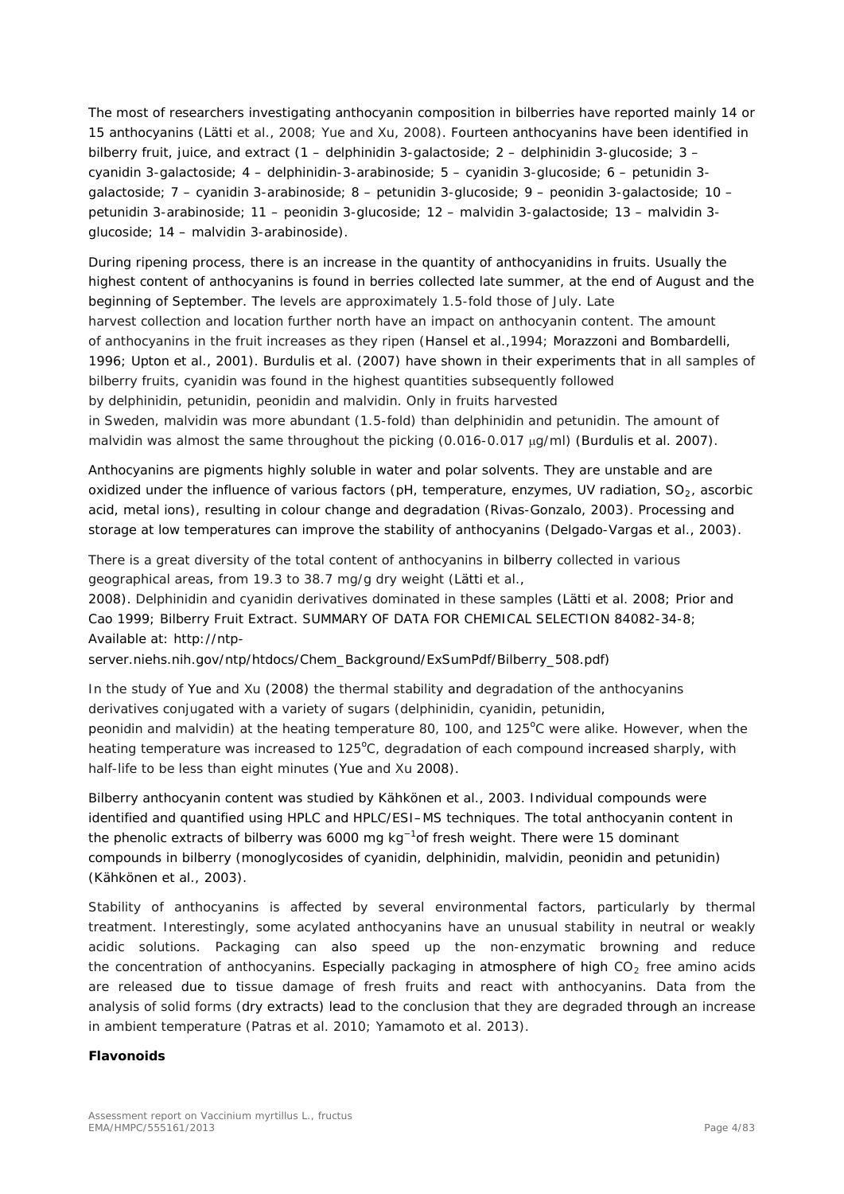The most of researchers investigating anthocyanin composition in bilberries have reported mainly 14 or 15 anthocyanins (Lätti et al., 2008; Yue and Xu, 2008). Fourteen anthocyanins have been identified in bilberry fruit, juice, and extract (1 – delphinidin 3-galactoside; 2 – delphinidin 3-glucoside; 3 – cyanidin 3-galactoside; 4 – delphinidin-3-arabinoside; 5 – cyanidin 3-glucoside; 6 – petunidin 3-galactoside; 7 – cyanidin 3-arabinoside; 8 – petunidin 3-glucoside; 9 – peonidin 3-galactoside; 10 – petunidin 3-arabinoside; 11 – peonidin 3-glucoside; 12 – malvidin 3-galactoside; 13 – malvidin 3-glucoside; 14 – malvidin 3-arabinoside).

During ripening process, there is an increase in the quantity of anthocyanidins in fruits. Usually the highest content of anthocyanins is found in berries collected late summer, at the end of August and the beginning of September. The levels are approximately 1.5-fold those of July. Late harvest collection and location further north have an impact on anthocyanin content. The amount of anthocyanins in the fruit increases as they ripen (Hansel et al.,1994; Morazzoni and Bombardelli, 1996; Upton et al., 2001). Burdulis et al. (2007) have shown in their experiments that in all samples of bilberry fruits, cyanidin was found in the highest quantities subsequently followed by delphinidin, petunidin, peonidin and malvidin. Only in fruits harvested in Sweden, malvidin was more abundant (1.5-fold) than delphinidin and petunidin. The amount of malvidin was almost the same throughout the picking (0.016-0.017 μg/ml) (Burdulis et al. 2007).

Anthocyanins are pigments highly soluble in water and polar solvents. They are unstable and are oxidized under the influence of various factors (pH, temperature, enzymes, UV radiation, $SO_2$, ascorbic acid, metal ions), resulting in colour change and degradation (Rivas-Gonzalo, 2003). Processing and storage at low temperatures can improve the stability of anthocyanins (Delgado-Vargas et al., 2003).

There is a great diversity of the total content of anthocyanins in bilberry collected in various geographical areas, from 19.3 to 38.7 mg/g dry weight (Lätti et al., 2008). Delphinidin and cyanidin derivatives dominated in these samples (Lätti et al. 2008; Prior and Cao 1999; Bilberry Fruit Extract. SUMMARY OF DATA FOR CHEMICAL SELECTION 84082-34-8; Available at: http://ntp-server.niehs.nih.gov/ntp/htdocs/Chem_Background/ExSumPdf/Bilberry_508.pdf)

In the study of Yue and Xu (2008) the thermal stability and degradation of the anthocyanins derivatives conjugated with a variety of sugars (delphinidin, cyanidin, petunidin, peonidin and malvidin) at the heating temperature 80, 100, and 125°C were alike. However, when the heating temperature was increased to 125°C, degradation of each compound increased sharply, with half-life to be less than eight minutes (Yue and Xu 2008).

Bilberry anthocyanin content was studied by Kähkönen et al., 2003. Individual compounds were identified and quantified using HPLC and HPLC/ESI–MS techniques. The total anthocyanin content in the phenolic extracts of bilberry was 6000 mg $kg^{-1}$of fresh weight. There were 15 dominant compounds in bilberry (monoglycosides of cyanidin, delphinidin, malvidin, peonidin and petunidin) (Kähkönen et al., 2003).

Stability of anthocyanins is affected by several environmental factors, particularly by thermal treatment. Interestingly, some acylated anthocyanins have an unusual stability in neutral or weakly acidic solutions. Packaging can also speed up the non-enzymatic browning and reduce the concentration of anthocyanins. Especially packaging in atmosphere of high $CO_2$ free amino acids are released due to tissue damage of fresh fruits and react with anthocyanins. Data from the analysis of solid forms (dry extracts) lead to the conclusion that they are degraded through an increase in ambient temperature (Patras et al. 2010; Yamamoto et al. 2013).

**Flavonoids**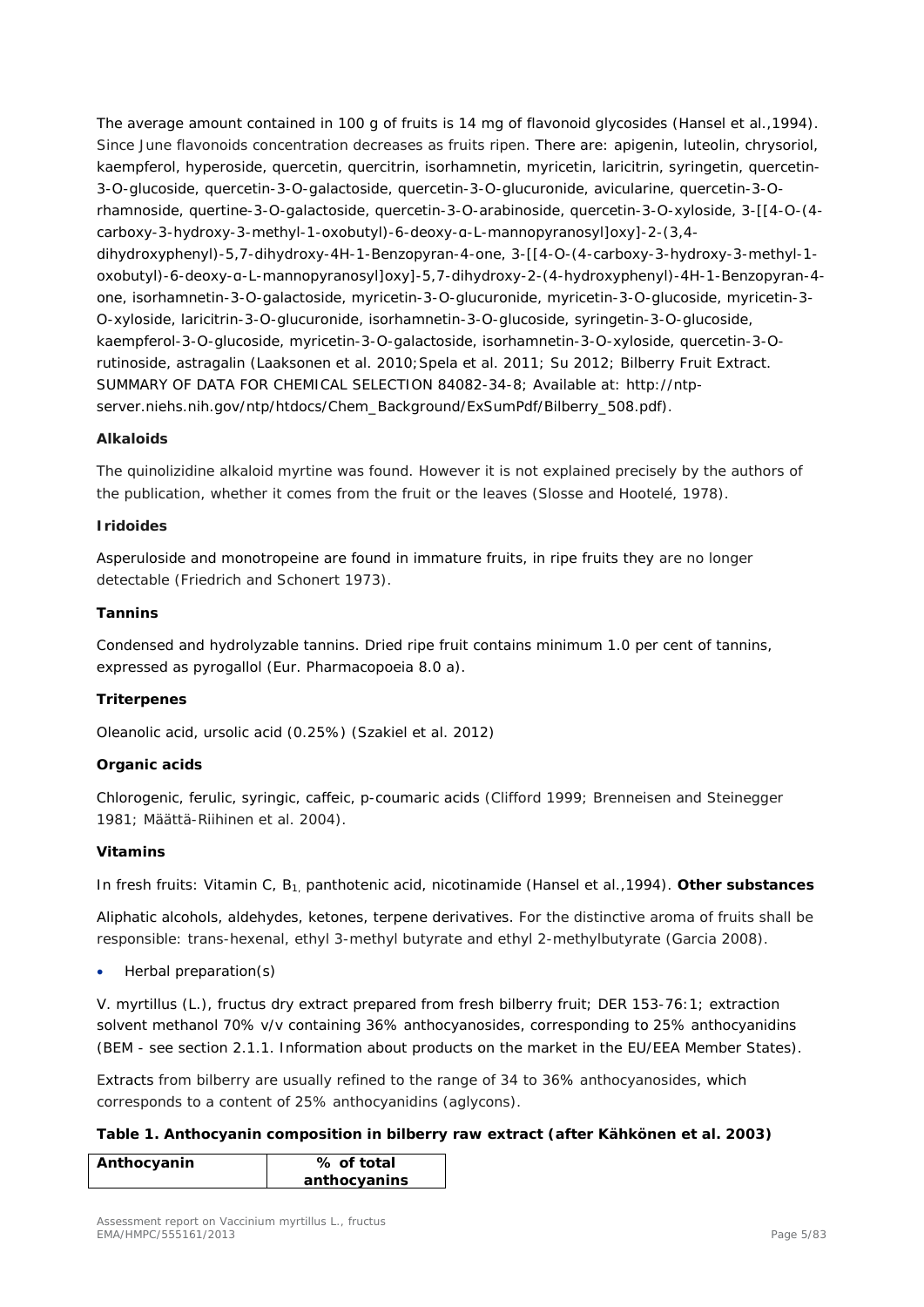The average amount contained in 100 g of fruits is 14 mg of flavonoid glycosides (Hansel et al.,1994). Since June flavonoids concentration decreases as fruits ripen. There are: apigenin, luteolin, chrysoriol, kaempferol, hyperoside, quercetin, quercitrin, isorhamnetin, myricetin, laricitrin, syringetin, quercetin-3-O-glucoside, quercetin-3-O-galactoside, quercetin-3-O-glucuronide, avicularine, quercetin-3-O-rhamnoside, quertine-3-O-galactoside, quercetin-3-O-arabinoside, quercetin-3-O-xyloside, 3-[[4-O-(4-carboxy-3-hydroxy-3-methyl-1-oxobutyl)-6-deoxy-α-L-mannopyranosyl]oxy]-2-(3,4-dihydroxyphenyl)-5,7-dihydroxy-4H-1-Benzopyran-4-one, 3-[[4-O-(4-carboxy-3-hydroxy-3-methyl-1-oxobutyl)-6-deoxy-α-L-mannopyranosyl]oxy]-5,7-dihydroxy-2-(4-hydroxyphenyl)-4H-1-Benzopyran-4-one, isorhamnetin-3-O-galactoside, myricetin-3-O-glucuronide, myricetin-3-O-glucoside, myricetin-3-O-xyloside, laricitrin-3-O-glucuronide, isorhamnetin-3-O-glucoside, syringetin-3-O-glucoside, kaempferol-3-O-glucoside, myricetin-3-O-galactoside, isorhamnetin-3-O-xyloside, quercetin-3-O-rutinoside, astragalin (Laaksonen et al. 2010;Spela et al. 2011; Su 2012; Bilberry Fruit Extract. SUMMARY OF DATA FOR CHEMICAL SELECTION 84082-34-8; Available at: http://ntp-server.niehs.nih.gov/ntp/htdocs/Chem_Background/ExSumPdf/Bilberry_508.pdf).

**Alkaloids**

The quinolizidine alkaloid myrtine was found. However it is not explained precisely by the authors of the publication, whether it comes from the fruit or the leaves (Slosse and Hootelé, 1978).

**Iridoides**

Asperuloside and monotropeine are found in immature fruits, in ripe fruits they are no longer detectable (Friedrich and Schonert 1973).

**Tannins**

Condensed and hydrolyzable tannins. Dried ripe fruit contains minimum 1.0 per cent of tannins, expressed as pyrogallol (Eur. Pharmacopoeia 8.0 a).

**Triterpenes**

Oleanolic acid, ursolic acid (0.25%) (Szakiel et al. 2012)

**Organic acids**

Chlorogenic, ferulic, syringic, caffeic, p-coumaric acids (Clifford 1999; Brenneisen and Steinegger 1981; Määttä-Riihinen et al. 2004).

**Vitamins**

In fresh fruits: Vitamin C, $B_1$, panthotenic acid, nicotinamide (Hansel et al.,1994). **Other substances**

Aliphatic alcohols, aldehydes, ketones, terpene derivatives. For the distinctive aroma of fruits shall be responsible: trans-hexenal, ethyl 3-methyl butyrate and ethyl 2-methylbutyrate (Garcia 2008).

- Herbal preparation(s)

V. myrtillus (L.), fructus dry extract prepared from fresh bilberry fruit; DER 153-76:1; extraction solvent methanol 70% v/v containing 36% anthocyanosides, corresponding to 25% anthocyanidins (BEM - see section 2.1.1. Information about products on the market in the EU/EEA Member States).

Extracts from bilberry are usually refined to the range of 34 to 36% anthocyanosides, which corresponds to a content of 25% anthocyanidins (aglycons).

**Table 1. Anthocyanin composition in bilberry raw extract (after Kähkönen et al. 2003)**

| Anthocyanin | % of total anthocyanins |
|---|---|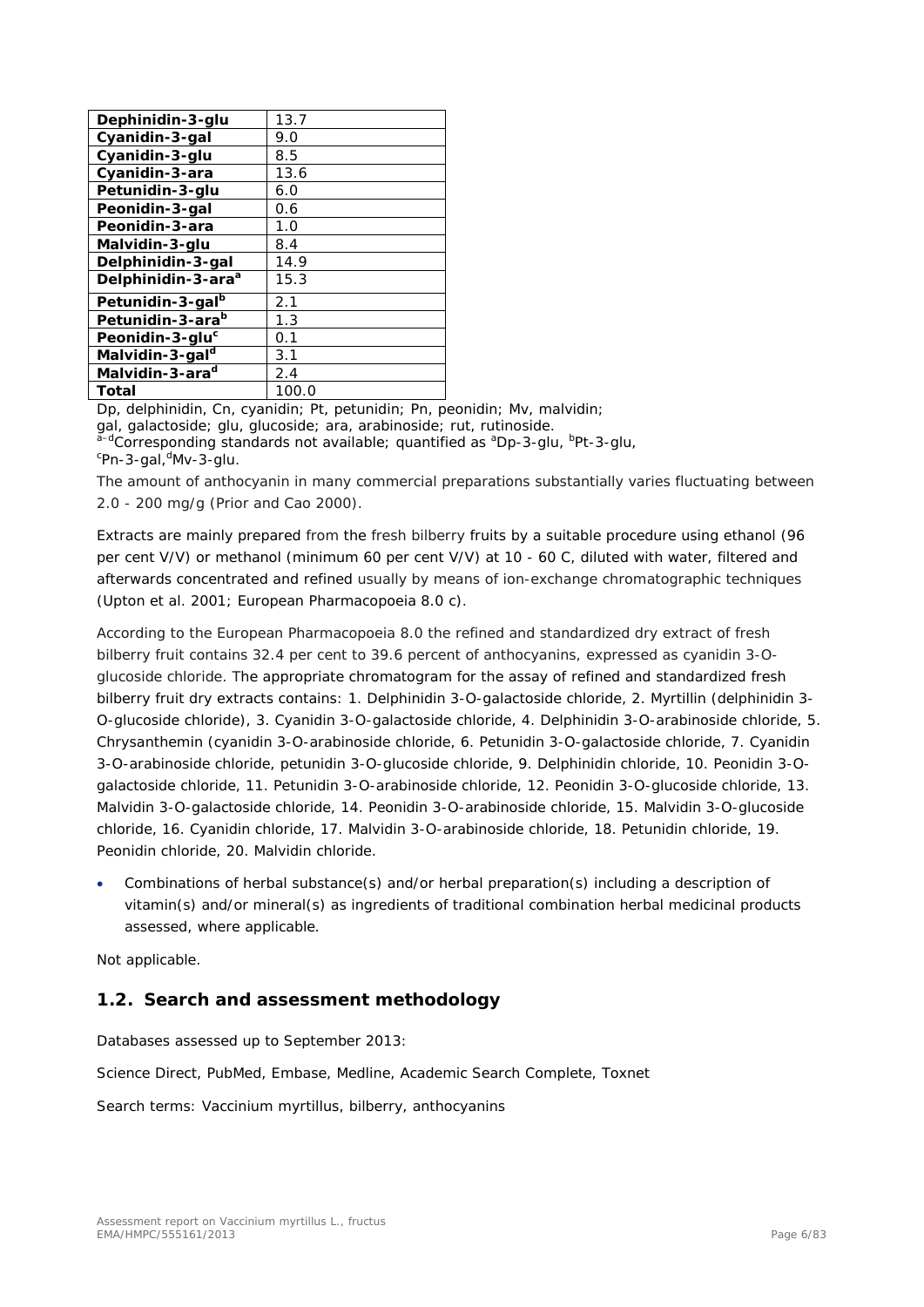| Dephinidin-3-glu | 13.7 |
|---|---|
| Cyanidin-3-gal | 9.0 |
| Cyanidin-3-glu | 8.5 |
| Cyanidin-3-ara | 13.6 |
| Petunidin-3-glu | 6.0 |
| Peonidin-3-gal | 0.6 |
| Peonidin-3-ara | 1.0 |
| Malvidin-3-glu | 8.4 |
| Delphinidin-3-gal | 14.9 |
| Delphinidin-3-ara[a] | 15.3 |
| Petunidin-3-gal[b] | 2.1 |
| Petunidin-3-ara[b] | 1.3 |
| Peonidin-3-glu[c] | 0.1 |
| Malvidin-3-gal[d] | 3.1 |
| Malvidin-3-ara[d] | 2.4 |
| **Total** | 100.0 |

Dp, delphinidin, Cn, cyanidin; Pt, petunidin; Pn, peonidin; Mv, malvidin;
gal, galactoside; glu, glucoside; ara, arabinoside; rut, rutinoside.
[a-d]Corresponding standards not available; quantified as [a]Dp-3-glu, [b]Pt-3-glu, [c]Pn-3-gal, [d]Mv-3-glu.

The amount of anthocyanin in many commercial preparations substantially varies fluctuating between 2.0 - 200 mg/g (Prior and Cao 2000).

Extracts are mainly prepared from the fresh bilberry fruits by a suitable procedure using ethanol (96 per cent V/V) or methanol (minimum 60 per cent V/V) at 10 - 60 C, diluted with water, filtered and afterwards concentrated and refined usually by means of ion-exchange chromatographic techniques (Upton et al. 2001; European Pharmacopoeia 8.0 c).

According to the European Pharmacopoeia 8.0 the refined and standardized dry extract of fresh bilberry fruit contains 32.4 per cent to 39.6 percent of anthocyanins, expressed as cyanidin 3-O-glucoside chloride. The appropriate chromatogram for the assay of refined and standardized fresh bilberry fruit dry extracts contains: 1. Delphinidin 3-O-galactoside chloride, 2. Myrtillin (delphinidin 3-O-glucoside chloride), 3. Cyanidin 3-O-galactoside chloride, 4. Delphinidin 3-O-arabinoside chloride, 5. Chrysanthemin (cyanidin 3-O-arabinoside chloride, 6. Petunidin 3-O-galactoside chloride, 7. Cyanidin 3-O-arabinoside chloride, petunidin 3-O-glucoside chloride, 9. Delphinidin chloride, 10. Peonidin 3-O-galactoside chloride, 11. Petunidin 3-O-arabinoside chloride, 12. Peonidin 3-O-glucoside chloride, 13. Malvidin 3-O-galactoside chloride, 14. Peonidin 3-O-arabinoside chloride, 15. Malvidin 3-O-glucoside chloride, 16. Cyanidin chloride, 17. Malvidin 3-O-arabinoside chloride, 18. Petunidin chloride, 19. Peonidin chloride, 20. Malvidin chloride.

- Combinations of herbal substance(s) and/or herbal preparation(s) including a description of vitamin(s) and/or mineral(s) as ingredients of traditional combination herbal medicinal products assessed, where applicable.

Not applicable.

## 1.2. Search and assessment methodology

Databases assessed up to September 2013:

Science Direct, PubMed, Embase, Medline, Academic Search Complete, Toxnet

Search terms: Vaccinium myrtillus, bilberry, anthocyanins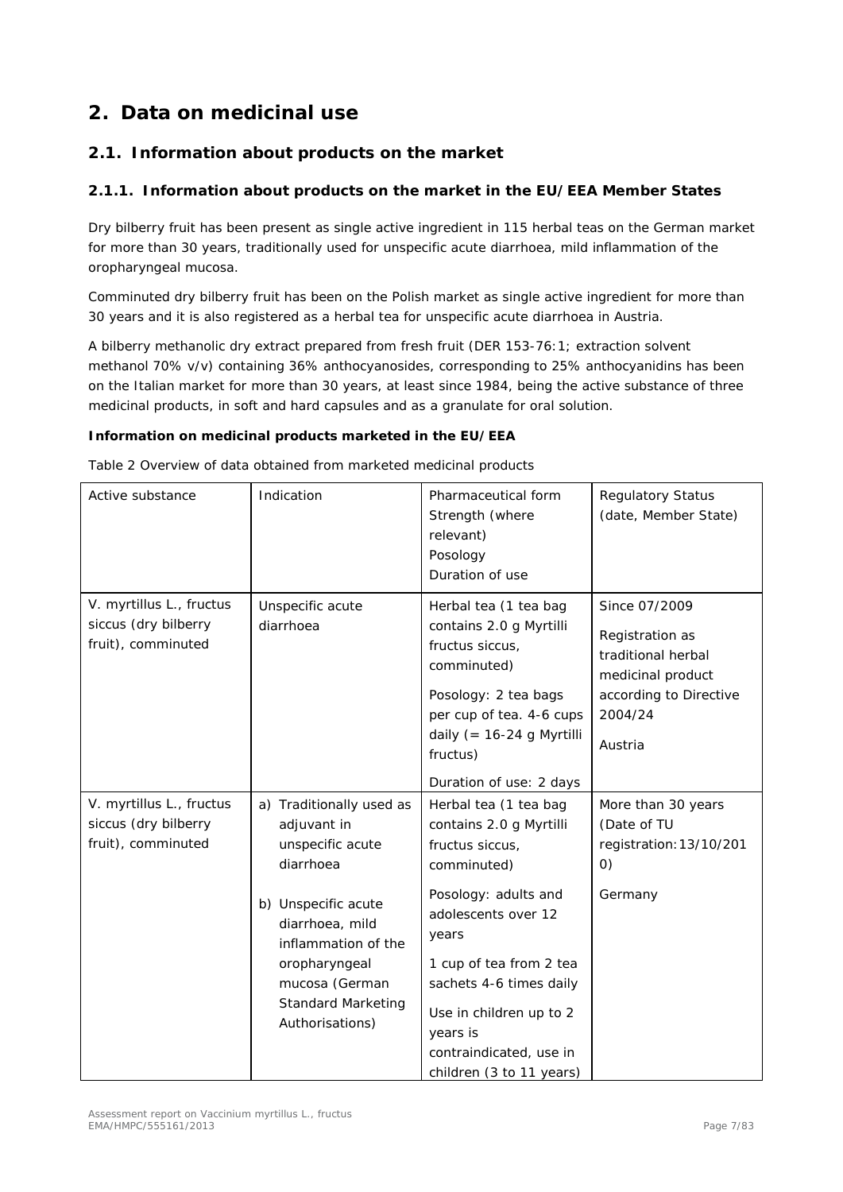# 2. Data on medicinal use

## 2.1. Information about products on the market

### 2.1.1. Information about products on the market in the EU/EEA Member States

Dry bilberry fruit has been present as single active ingredient in 115 herbal teas on the German market for more than 30 years, traditionally used for unspecific acute diarrhoea, mild inflammation of the oropharyngeal mucosa.

Comminuted dry bilberry fruit has been on the Polish market as single active ingredient for more than 30 years and it is also registered as a herbal tea for unspecific acute diarrhoea in Austria.

A bilberry methanolic dry extract prepared from fresh fruit (DER 153-76:1; extraction solvent methanol 70% v/v) containing 36% anthocyanosides, corresponding to 25% anthocyanidins has been on the Italian market for more than 30 years, at least since 1984, being the active substance of three medicinal products, in soft and hard capsules and as a granulate for oral solution.

**Information on medicinal products marketed in the EU/EEA**

Table 2 Overview of data obtained from marketed medicinal products

| Active substance | Indication | Pharmaceutical form<br>Strength (where relevant)<br>Posology<br>Duration of use | Regulatory Status (date, Member State) |
|---|---|---|---|
| V. myrtillus L., fructus siccus (dry bilberry fruit), comminuted | Unspecific acute diarrhoea | Herbal tea (1 tea bag contains 2.0 g Myrtilli fructus siccus, comminuted)<br>Posology: 2 tea bags per cup of tea. 4-6 cups daily (= 16-24 g Myrtilli fructus)<br>Duration of use: 2 days | Since 07/2009<br>Registration as traditional herbal medicinal product according to Directive 2004/24<br>Austria |
| V. myrtillus L., fructus siccus (dry bilberry fruit), comminuted | a) Traditionally used as adjuvant in unspecific acute diarrhoea<br>b) Unspecific acute diarrhoea, mild inflammation of the oropharyngeal mucosa (German Standard Marketing Authorisations) | Herbal tea (1 tea bag contains 2.0 g Myrtilli fructus siccus, comminuted)<br>Posology: adults and adolescents over 12 years<br>1 cup of tea from 2 tea sachets 4-6 times daily<br>Use in children up to 2 years is contraindicated, use in children (3 to 11 years) | More than 30 years (Date of TU registration:13/10/2010)<br>Germany |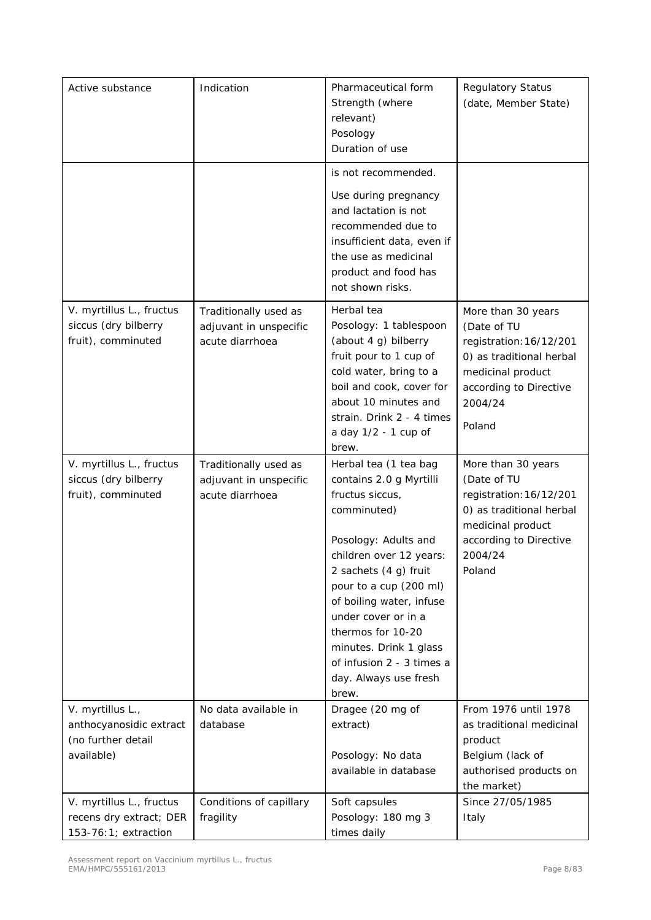| Active substance | Indication | Pharmaceutical form<br>Strength (where relevant)<br>Posology<br>Duration of use | Regulatory Status (date, Member State) |
|---|---|---|---|
| | | is not recommended.<br><br>Use during pregnancy and lactation is not recommended due to insufficient data, even if the use as medicinal product and food has not shown risks. | |
| V. myrtillus L., fructus siccus (dry bilberry fruit), comminuted | Traditionally used as adjuvant in unspecific acute diarrhoea | Herbal tea<br>Posology: 1 tablespoon (about 4 g) bilberry fruit pour to 1 cup of cold water, bring to a boil and cook, cover for about 10 minutes and strain. Drink 2 - 4 times a day 1/2 - 1 cup of brew. | More than 30 years (Date of TU registration: 16/12/2010) as traditional herbal medicinal product according to Directive 2004/24<br><br>Poland |
| V. myrtillus L., fructus siccus (dry bilberry fruit), comminuted | Traditionally used as adjuvant in unspecific acute diarrhoea | Herbal tea (1 tea bag contains 2.0 g Myrtilli fructus siccus, comminuted)<br><br>Posology: Adults and children over 12 years: 2 sachets (4 g) fruit pour to a cup (200 ml) of boiling water, infuse under cover or in a thermos for 10-20 minutes. Drink 1 glass of infusion 2 - 3 times a day. Always use fresh brew. | More than 30 years (Date of TU registration: 16/12/2010) as traditional herbal medicinal product according to Directive 2004/24<br>Poland |
| V. myrtillus L., anthocyanosidic extract (no further detail available) | No data available in database | Dragee (20 mg of extract)<br><br>Posology: No data available in database | From 1976 until 1978 as traditional medicinal product<br>Belgium (lack of authorised products on the market) |
| V. myrtillus L., fructus recens dry extract; DER 153-76:1; extraction | Conditions of capillary fragility | Soft capsules<br>Posology: 180 mg 3 times daily | Since 27/05/1985<br>Italy |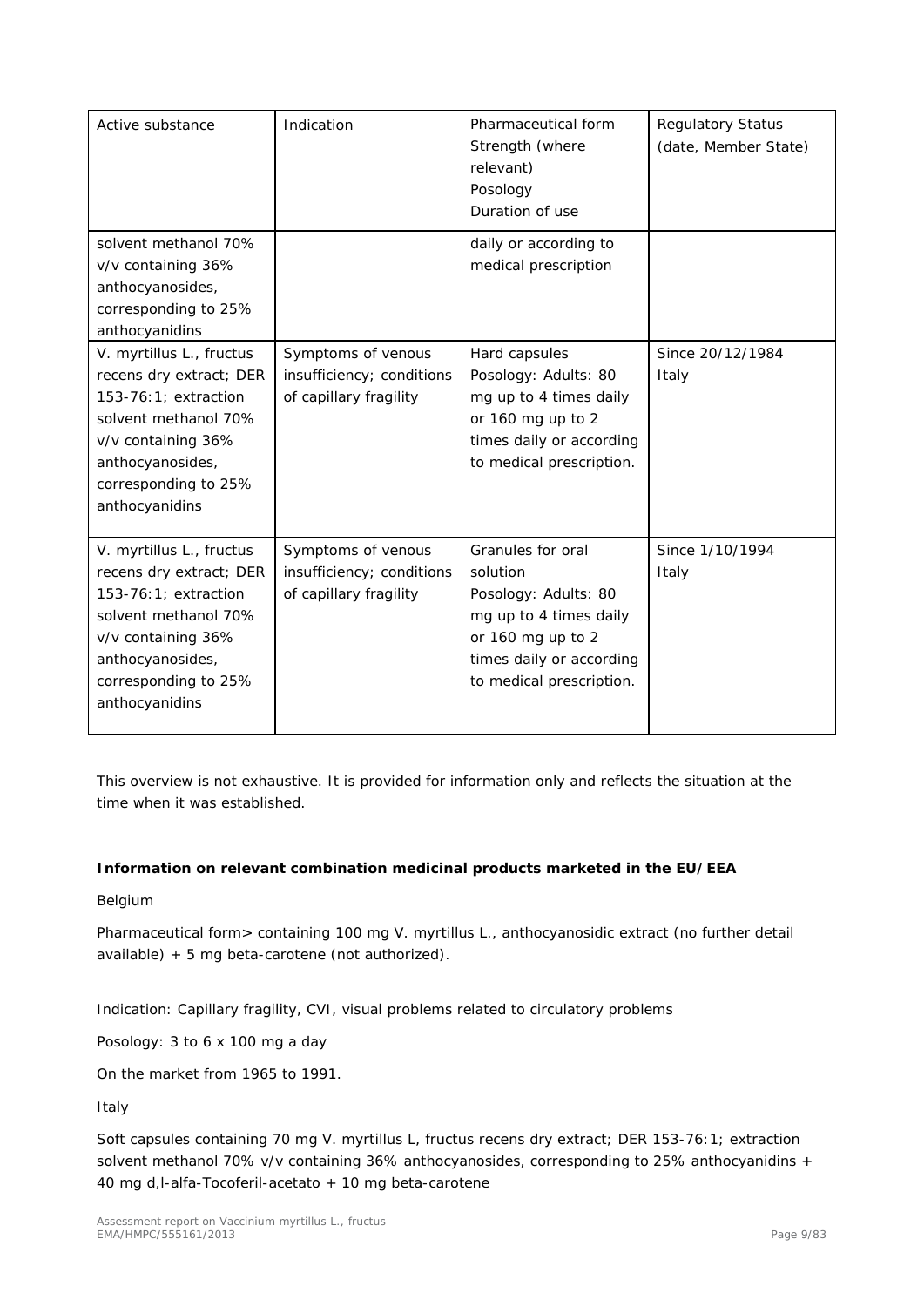| Active substance | Indication | Pharmaceutical form<br>Strength (where relevant)<br>Posology<br>Duration of use | Regulatory Status<br>(date, Member State) |
|---|---|---|---|
| solvent methanol 70% v/v containing 36% anthocyanosides, corresponding to 25% anthocyanidins | | daily or according to medical prescription | |
| V. myrtillus L., fructus recens dry extract; DER 153-76:1; extraction solvent methanol 70% v/v containing 36% anthocyanosides, corresponding to 25% anthocyanidins | Symptoms of venous insufficiency; conditions of capillary fragility | Hard capsules<br>Posology: Adults: 80 mg up to 4 times daily or 160 mg up to 2 times daily or according to medical prescription. | Since 20/12/1984<br>Italy |
| V. myrtillus L., fructus recens dry extract; DER 153-76:1; extraction solvent methanol 70% v/v containing 36% anthocyanosides, corresponding to 25% anthocyanidins | Symptoms of venous insufficiency; conditions of capillary fragility | Granules for oral solution<br>Posology: Adults: 80 mg up to 4 times daily or 160 mg up to 2 times daily or according to medical prescription. | Since 1/10/1994<br>Italy |

This overview is not exhaustive. It is provided for information only and reflects the situation at the time when it was established.

**Information on relevant combination medicinal products marketed in the EU/EEA**

Belgium

Pharmaceutical form> containing 100 mg V. myrtillus L., anthocyanosidic extract (no further detail available) + 5 mg beta-carotene (not authorized).

Indication: Capillary fragility, CVI, visual problems related to circulatory problems

Posology: 3 to 6 x 100 mg a day

On the market from 1965 to 1991.

Italy

Soft capsules containing 70 mg V. myrtillus L, fructus recens dry extract; DER 153-76:1; extraction solvent methanol 70% v/v containing 36% anthocyanosides, corresponding to 25% anthocyanidins + 40 mg d,l-alfa-Tocoferil-acetato + 10 mg beta-carotene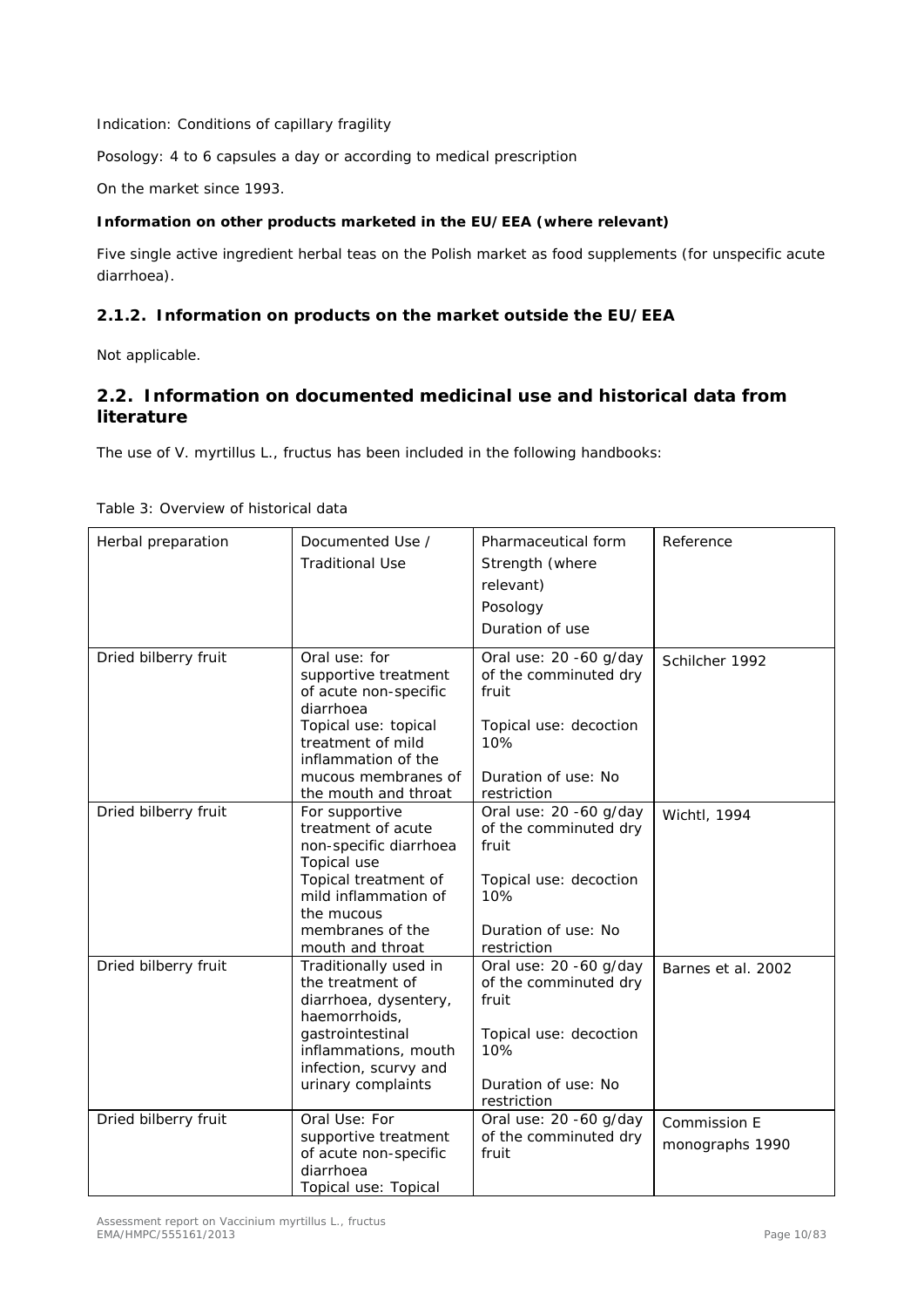Indication: Conditions of capillary fragility

Posology: 4 to 6 capsules a day or according to medical prescription

On the market since 1993.

**Information on other products marketed in the EU/EEA (where relevant)**

Five single active ingredient herbal teas on the Polish market as food supplements (for unspecific acute diarrhoea).

### 2.1.2. Information on products on the market outside the EU/EEA

Not applicable.

## 2.2. Information on documented medicinal use and historical data from literature

The use of V. myrtillus L., fructus has been included in the following handbooks:

Table 3: Overview of historical data

| Herbal preparation | Documented Use / Traditional Use | Pharmaceutical form Strength (where relevant) Posology Duration of use | Reference |
|---|---|---|---|
| Dried bilberry fruit | Oral use: for supportive treatment of acute non-specific diarrhoea<br>Topical use: topical treatment of mild inflammation of the mucous membranes of the mouth and throat | Oral use: 20 -60 g/day of the comminuted dry fruit<br><br>Topical use: decoction 10%<br><br>Duration of use: No restriction | Schilcher 1992 |
| Dried bilberry fruit | For supportive treatment of acute non-specific diarrhoea<br>Topical use<br>Topical treatment of mild inflammation of the mucous membranes of the mouth and throat | Oral use: 20 -60 g/day of the comminuted dry fruit<br><br>Topical use: decoction 10%<br><br>Duration of use: No restriction | Wichtl, 1994 |
| Dried bilberry fruit | Traditionally used in the treatment of diarrhoea, dysentery, haemorrhoids, gastrointestinal inflammations, mouth infection, scurvy and urinary complaints | Oral use: 20 -60 g/day of the comminuted dry fruit<br><br>Topical use: decoction 10%<br><br>Duration of use: No restriction | Barnes et al. 2002 |
| Dried bilberry fruit | Oral Use: For supportive treatment of acute non-specific diarrhoea<br>Topical use: Topical | Oral use: 20 -60 g/day of the comminuted dry fruit | Commission E monographs 1990 |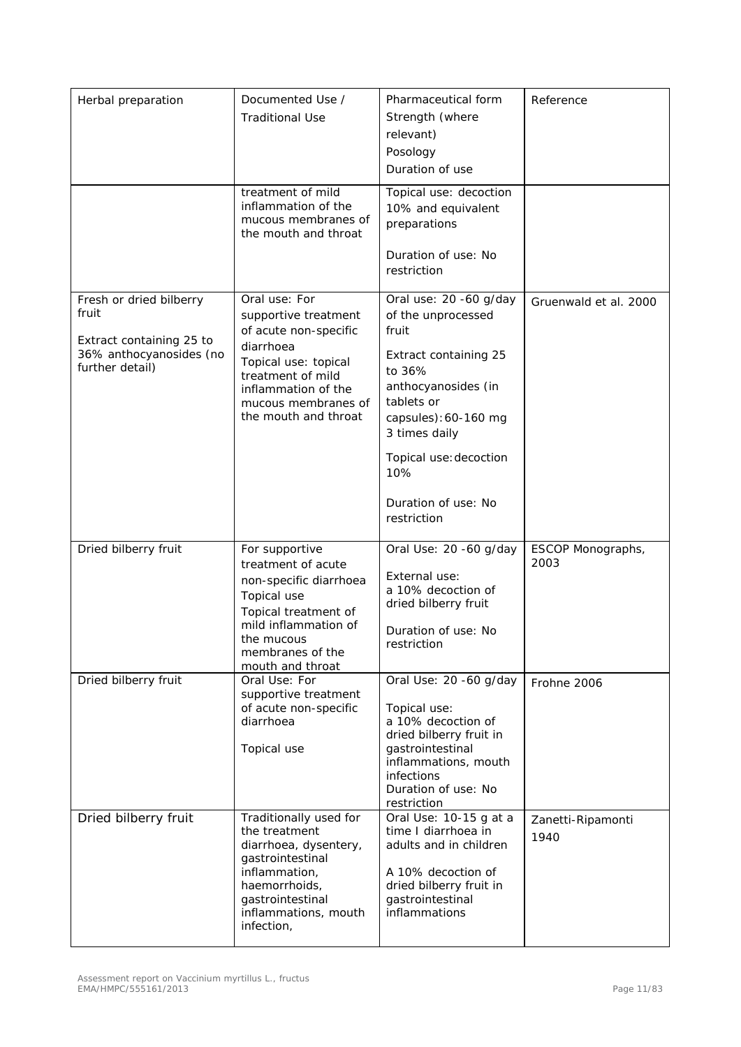| Herbal preparation | Documented Use / Traditional Use | Pharmaceutical form<br>Strength (where relevant)<br>Posology<br>Duration of use | Reference |
| --- | --- | --- | --- |
| | treatment of mild inflammation of the mucous membranes of the mouth and throat | Topical use: decoction 10% and equivalent preparations<br><br>Duration of use: No restriction | |
| Fresh or dried bilberry fruit<br><br>Extract containing 25 to 36% anthocyanosides (no further detail) | Oral use: For supportive treatment of acute non-specific diarrhoea<br>Topical use: topical treatment of mild inflammation of the mucous membranes of the mouth and throat | Oral use: 20 -60 g/day of the unprocessed fruit<br><br>Extract containing 25 to 36% anthocyanosides (in tablets or capsules): 60-160 mg 3 times daily<br><br>Topical use: decoction 10%<br><br>Duration of use: No restriction | Gruenwald et al. 2000 |
| Dried bilberry fruit | For supportive treatment of acute non-specific diarrhoea<br>Topical use<br>Topical treatment of mild inflammation of the mucous membranes of the mouth and throat | Oral Use: 20 -60 g/day<br><br>External use:<br>a 10% decoction of dried bilberry fruit<br><br>Duration of use: No restriction | ESCOP Monographs, 2003 |
| Dried bilberry fruit | Oral Use: For supportive treatment of acute non-specific diarrhoea<br><br>Topical use | Oral Use: 20 -60 g/day<br><br>Topical use:<br>a 10% decoction of dried bilberry fruit in gastrointestinal inflammations, mouth infections<br>Duration of use: No restriction | Frohne 2006 |
| Dried bilberry fruit | Traditionally used for the treatment diarrhoea, dysentery, gastrointestinal inflammation, haemorrhoids, gastrointestinal inflammations, mouth infection, | Oral Use: 10-15 g at a time I diarrhoea in adults and in children<br><br>A 10% decoction of dried bilberry fruit in gastrointestinal inflammations | Zanetti-Ripamonti 1940 |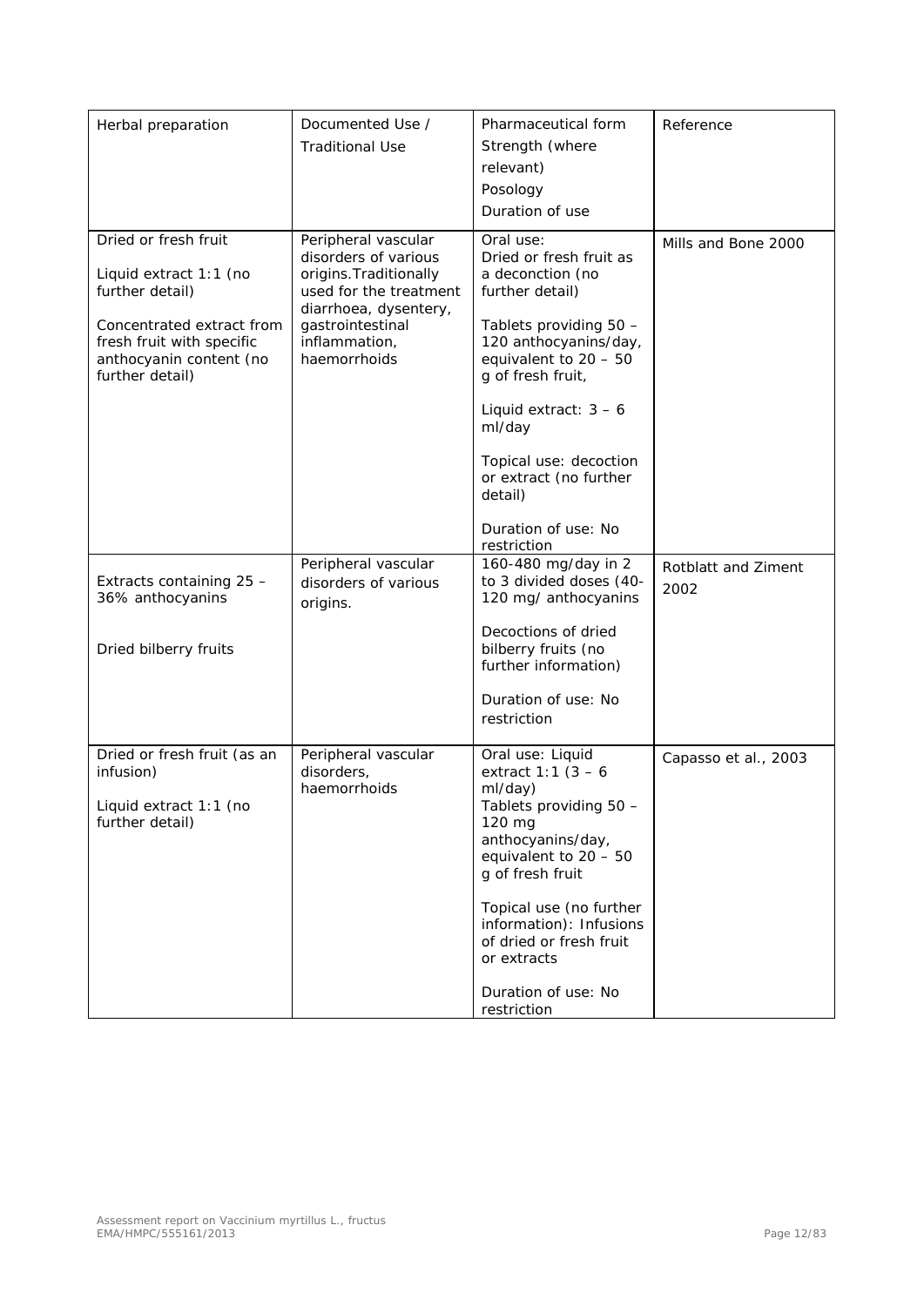| Herbal preparation | Documented Use / Traditional Use | Pharmaceutical form Strength (where relevant) Posology Duration of use | Reference |
|---|---|---|---|
| Dried or fresh fruit<br><br>Liquid extract 1:1 (no further detail)<br><br>Concentrated extract from fresh fruit with specific anthocyanin content (no further detail) | Peripheral vascular disorders of various origins.Traditionally used for the treatment diarrhoea, dysentery, gastrointestinal inflammation, haemorrhoids | Oral use:<br>Dried or fresh fruit as a deconction (no further detail)<br><br>Tablets providing 50 – 120 anthocyanins/day, equivalent to 20 – 50 g of fresh fruit,<br><br>Liquid extract: 3 – 6 ml/day<br><br>Topical use: decoction or extract (no further detail)<br><br>Duration of use: No restriction | Mills and Bone 2000 |
| Extracts containing 25 – 36% anthocyanins<br><br>Dried bilberry fruits | Peripheral vascular disorders of various origins. | 160-480 mg/day in 2 to 3 divided doses (40-120 mg/ anthocyanins<br><br>Decoctions of dried bilberry fruits (no further information)<br><br>Duration of use: No restriction | Rotblatt and Ziment 2002 |
| Dried or fresh fruit (as an infusion)<br><br>Liquid extract 1:1 (no further detail) | Peripheral vascular disorders, haemorrhoids | Oral use: Liquid extract 1:1 (3 – 6 ml/day)<br>Tablets providing 50 – 120 mg anthocyanins/day, equivalent to 20 – 50 g of fresh fruit<br><br>Topical use (no further information): Infusions of dried or fresh fruit or extracts<br><br>Duration of use: No restriction | Capasso et al., 2003 |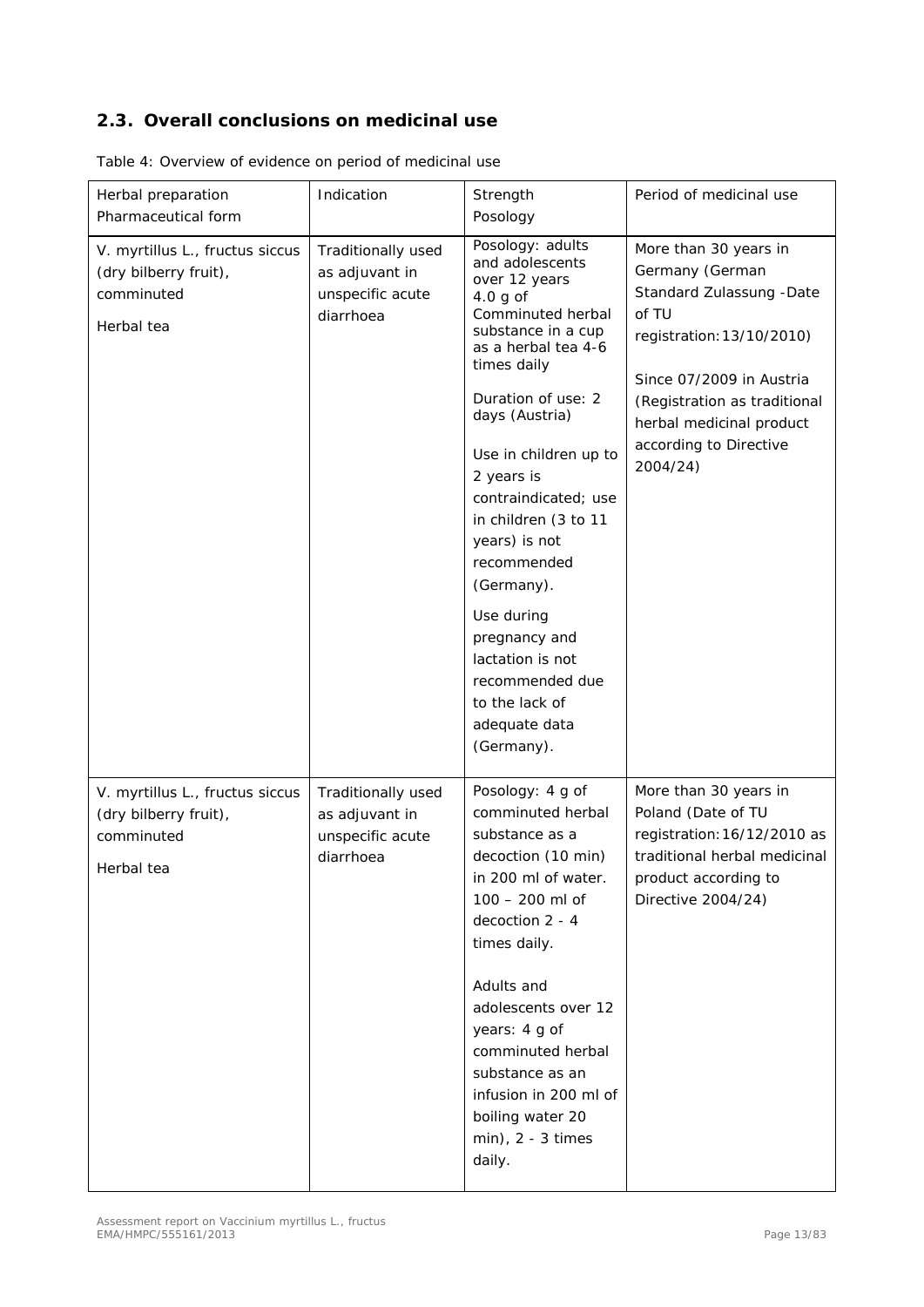## 2.3. Overall conclusions on medicinal use

Table 4: Overview of evidence on period of medicinal use

| Herbal preparation<br>Pharmaceutical form | Indication | Strength<br>Posology | Period of medicinal use |
|---|---|---|---|
| V. myrtillus L., fructus siccus (dry bilberry fruit), comminuted<br><br>Herbal tea | Traditionally used as adjuvant in unspecific acute diarrhoea | Posology: adults and adolescents over 12 years<br>4.0 g of Comminuted herbal substance in a cup as a herbal tea 4-6 times daily<br><br>Duration of use: 2 days (Austria)<br><br>Use in children up to 2 years is contraindicated; use in children (3 to 11 years) is not recommended (Germany).<br><br>Use during pregnancy and lactation is not recommended due to the lack of adequate data (Germany). | More than 30 years in Germany (German Standard Zulassung -Date of TU registration:13/10/2010)<br><br>Since 07/2009 in Austria (Registration as traditional herbal medicinal product according to Directive 2004/24) |
| V. myrtillus L., fructus siccus (dry bilberry fruit), comminuted<br><br>Herbal tea | Traditionally used as adjuvant in unspecific acute diarrhoea | Posology: 4 g of comminuted herbal substance as a decoction (10 min) in 200 ml of water. 100 – 200 ml of decoction 2 - 4 times daily.<br><br>Adults and adolescents over 12 years: 4 g of comminuted herbal substance as an infusion in 200 ml of boiling water 20 min), 2 - 3 times daily. | More than 30 years in Poland (Date of TU registration:16/12/2010 as traditional herbal medicinal product according to Directive 2004/24) |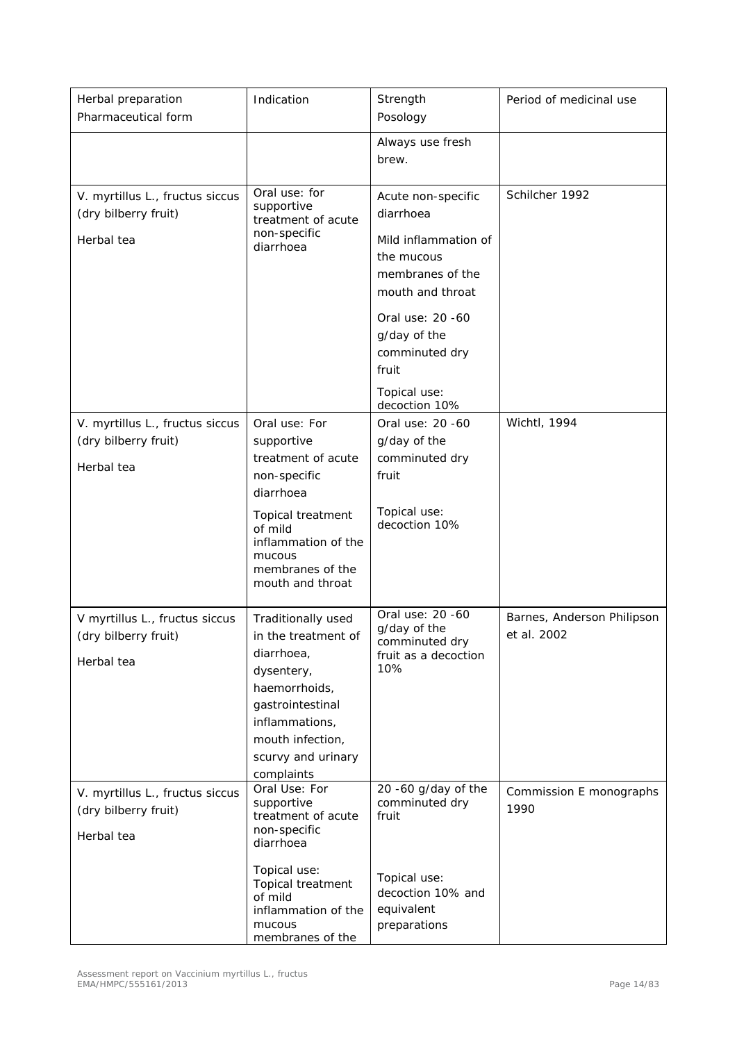| Herbal preparation<br>Pharmaceutical form | Indication | Strength<br>Posology | Period of medicinal use |
|---|---|---|---|
| | | Always use fresh brew. | |
| V. myrtillus L., fructus siccus (dry bilberry fruit)<br>Herbal tea | Oral use: for supportive treatment of acute non-specific diarrhoea | Acute non-specific diarrhoea<br>Mild inflammation of the mucous membranes of the mouth and throat<br>Oral use: 20 -60 g/day of the comminuted dry fruit<br>Topical use: decoction 10% | Schilcher 1992 |
| V. myrtillus L., fructus siccus (dry bilberry fruit)<br>Herbal tea | Oral use: For supportive treatment of acute non-specific diarrhoea<br>Topical treatment of mild inflammation of the mucous membranes of the mouth and throat | Oral use: 20 -60 g/day of the comminuted dry fruit<br>Topical use: decoction 10% | Wichtl, 1994 |
| V myrtillus L., fructus siccus (dry bilberry fruit)<br>Herbal tea | Traditionally used in the treatment of diarrhoea, dysentery, haemorrhoids, gastrointestinal inflammations, mouth infection, scurvy and urinary complaints | Oral use: 20 -60 g/day of the comminuted dry fruit as a decoction 10% | Barnes, Anderson Philipson et al. 2002 |
| V. myrtillus L., fructus siccus (dry bilberry fruit)<br>Herbal tea | Oral Use: For supportive treatment of acute non-specific diarrhoea<br>Topical use: Topical treatment of mild inflammation of the mucous membranes of the | 20 -60 g/day of the comminuted dry fruit<br>Topical use: decoction 10% and equivalent preparations | Commission E monographs 1990 |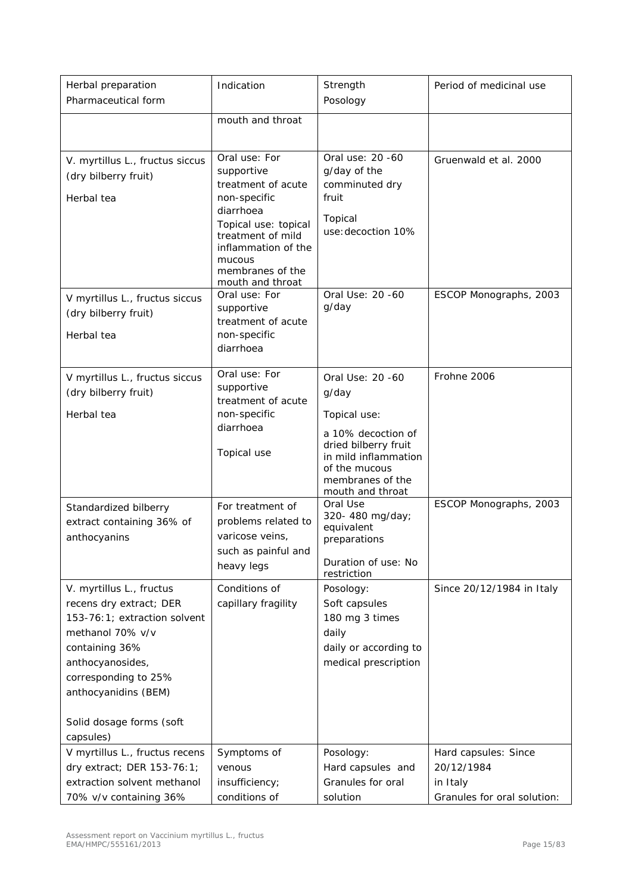| Herbal preparation<br>Pharmaceutical form | Indication | Strength<br>Posology | Period of medicinal use |
|---|---|---|---|
| | mouth and throat | | |
| V. myrtillus L., fructus siccus (dry bilberry fruit)<br><br>Herbal tea | Oral use: For supportive treatment of acute non-specific diarrhoea<br>Topical use: topical treatment of mild inflammation of the mucous membranes of the mouth and throat | Oral use: 20 -60 g/day of the comminuted dry fruit<br><br>Topical use:decoction 10% | Gruenwald et al. 2000 |
| V myrtillus L., fructus siccus (dry bilberry fruit)<br><br>Herbal tea | Oral use: For supportive treatment of acute non-specific diarrhoea | Oral Use: 20 -60 g/day | ESCOP Monographs, 2003 |
| V myrtillus L., fructus siccus (dry bilberry fruit)<br><br>Herbal tea | Oral use: For supportive treatment of acute non-specific diarrhoea<br><br>Topical use | Oral Use: 20 -60 g/day<br><br>Topical use:<br><br>a 10% decoction of dried bilberry fruit in mild inflammation of the mucous membranes of the mouth and throat | Frohne 2006 |
| Standardized bilberry extract containing 36% of anthocyanins | For treatment of problems related to varicose veins, such as painful and heavy legs | Oral Use<br>320- 480 mg/day; equivalent preparations<br><br>Duration of use: No restriction | ESCOP Monographs, 2003 |
| V. myrtillus L., fructus recens dry extract; DER 153-76:1; extraction solvent methanol 70% v/v containing 36% anthocyanosides, corresponding to 25% anthocyanidins (BEM)<br><br>Solid dosage forms (soft capsules) | Conditions of capillary fragility | Posology:<br>Soft capsules<br>180 mg 3 times daily<br>daily or according to medical prescription | Since 20/12/1984 in Italy |
| V myrtillus L., fructus recens dry extract; DER 153-76:1; extraction solvent methanol 70% v/v containing 36% | Symptoms of venous insufficiency; conditions of | Posology:<br>Hard capsules and Granules for oral solution | Hard capsules: Since 20/12/1984<br>in Italy<br>Granules for oral solution: |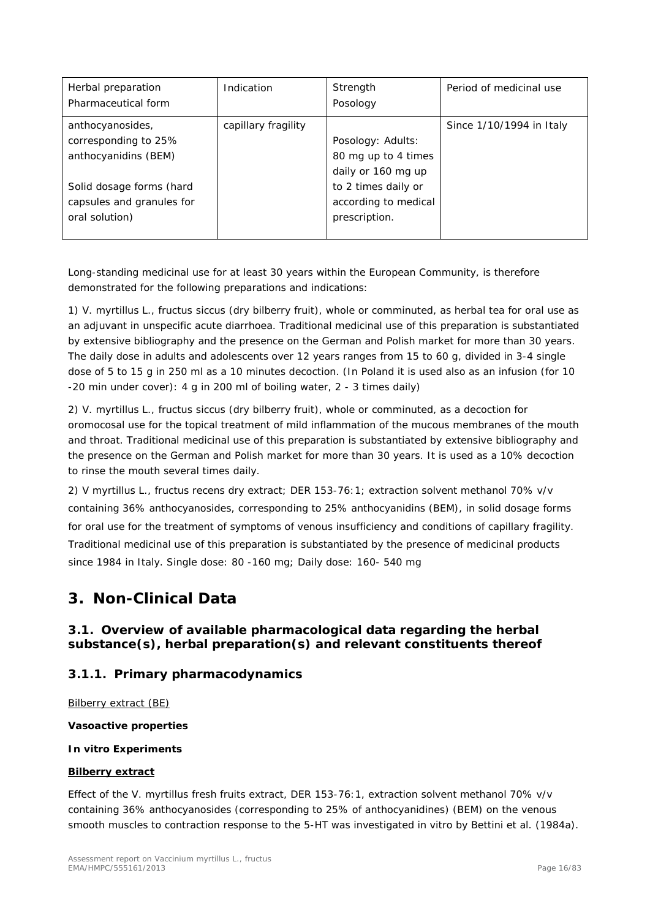| Herbal preparation<br>Pharmaceutical form | Indication | Strength<br>Posology | Period of medicinal use |
|---|---|---|---|
| anthocyanosides, corresponding to 25% anthocyanidins (BEM)<br><br>Solid dosage forms (hard capsules and granules for oral solution) | capillary fragility | Posology: Adults: 80 mg up to 4 times daily or 160 mg up to 2 times daily or according to medical prescription. | Since 1/10/1994 in Italy |

Long-standing medicinal use for at least 30 years within the European Community, is therefore demonstrated for the following preparations and indications:

1) *V. myrtillus* L., fructus siccus (dry bilberry fruit), whole or comminuted, as herbal tea for oral use as an adjuvant in unspecific acute diarrhoea. Traditional medicinal use of this preparation is substantiated by extensive bibliography and the presence on the German and Polish market for more than 30 years. The daily dose in adults and adolescents over 12 years ranges from 15 to 60 g, divided in 3-4 single dose of 5 to 15 g in 250 ml as a 10 minutes decoction. (In Poland it is used also as an infusion (for 10 -20 min under cover): 4 g in 200 ml of boiling water, 2 - 3 times daily)

2) *V. myrtillus* L., fructus siccus (dry bilberry fruit), whole or comminuted, as a decoction for oromocosal use for the topical treatment of mild inflammation of the mucous membranes of the mouth and throat. Traditional medicinal use of this preparation is substantiated by extensive bibliography and the presence on the German and Polish market for more than 30 years. It is used as a 10% decoction to rinse the mouth several times daily.

2) *V myrtillus* L., fructus recens dry extract; DER 153-76:1; extraction solvent methanol 70% v/v containing 36% anthocyanosides, corresponding to 25% anthocyanidins (BEM), in solid dosage forms for oral use for the treatment of symptoms of venous insufficiency and conditions of capillary fragility. Traditional medicinal use of this preparation is substantiated by the presence of medicinal products since 1984 in Italy. Single dose: 80 -160 mg; Daily dose: 160- 540 mg

# 3. Non-Clinical Data

## 3.1. Overview of available pharmacological data regarding the herbal substance(s), herbal preparation(s) and relevant constituents thereof

### 3.1.1. Primary pharmacodynamics

Bilberry extract (BE)

**Vasoactive properties**

**In vitro Experiments**

**Bilberry extract**

Effect of the *V. myrtillus* fresh fruits extract, DER 153-76:1, extraction solvent methanol 70% v/v containing 36% anthocyanosides (corresponding to 25% of anthocyanidines) (BEM) on the venous smooth muscles to contraction response to the 5-HT was investigated *in vitro* by Bettini *et al.* (1984a).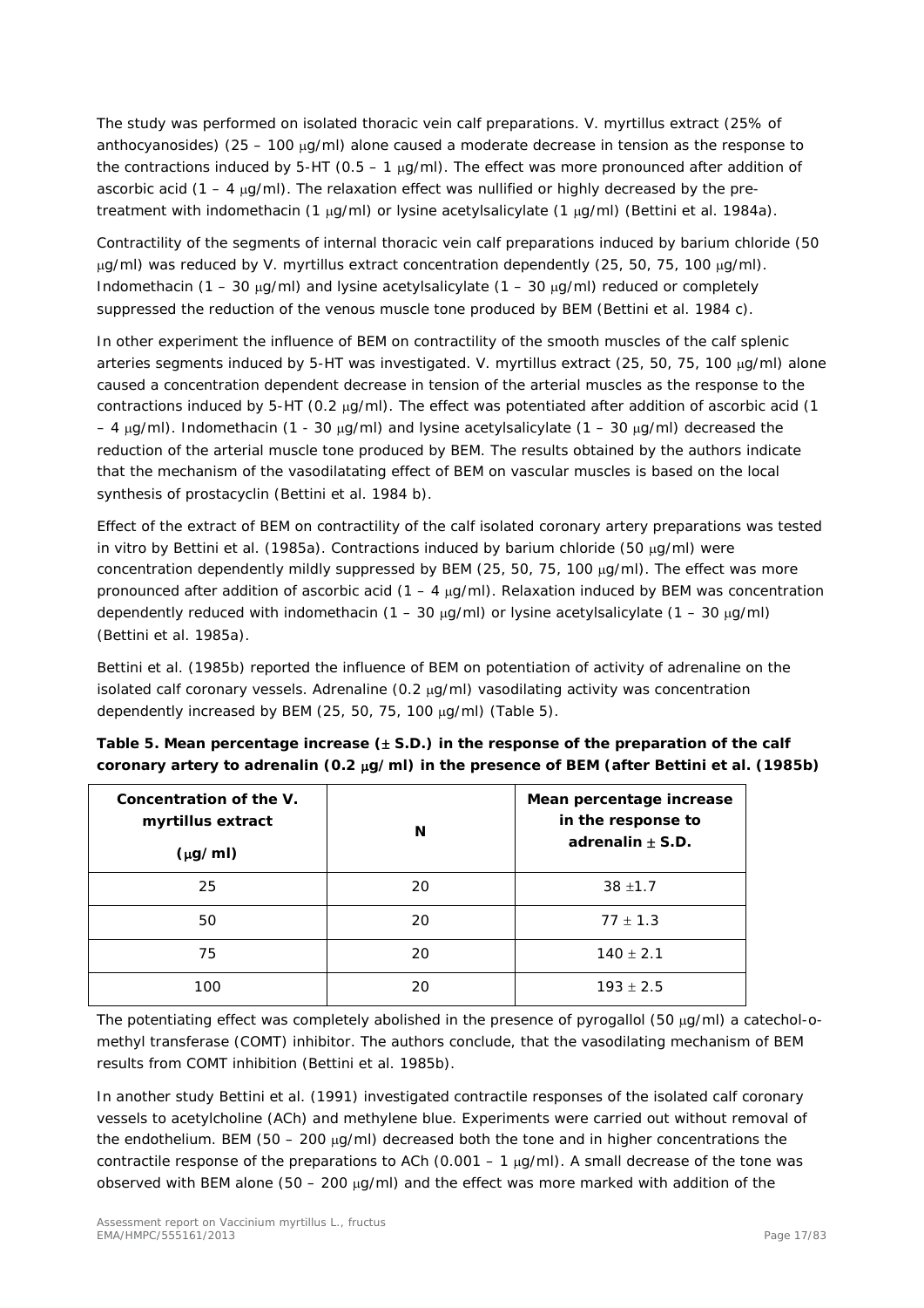The study was performed on isolated thoracic vein calf preparations. V. myrtillus extract (25% of anthocyanosides) (25 – 100 μg/ml) alone caused a moderate decrease in tension as the response to the contractions induced by 5-HT (0.5 – 1 μg/ml). The effect was more pronounced after addition of ascorbic acid (1 – 4 μg/ml). The relaxation effect was nullified or highly decreased by the pre-treatment with indomethacin (1 μg/ml) or lysine acetylsalicylate (1 μg/ml) (Bettini et al. 1984a).

Contractility of the segments of internal thoracic vein calf preparations induced by barium chloride (50 μg/ml) was reduced by V. myrtillus extract concentration dependently (25, 50, 75, 100 μg/ml). Indomethacin (1 – 30 μg/ml) and lysine acetylsalicylate (1 – 30 μg/ml) reduced or completely suppressed the reduction of the venous muscle tone produced by BEM (Bettini et al. 1984 c).

In other experiment the influence of BEM on contractility of the smooth muscles of the calf splenic arteries segments induced by 5-HT was investigated. V. myrtillus extract (25, 50, 75, 100 μg/ml) alone caused a concentration dependent decrease in tension of the arterial muscles as the response to the contractions induced by 5-HT (0.2 μg/ml). The effect was potentiated after addition of ascorbic acid (1 – 4 μg/ml). Indomethacin (1 - 30 μg/ml) and lysine acetylsalicylate (1 – 30 μg/ml) decreased the reduction of the arterial muscle tone produced by BEM. The results obtained by the authors indicate that the mechanism of the vasodilatating effect of BEM on vascular muscles is based on the local synthesis of prostacyclin (Bettini et al. 1984 b).

Effect of the extract of BEM on contractility of the calf isolated coronary artery preparations was tested in vitro by Bettini et al. (1985a). Contractions induced by barium chloride (50 μg/ml) were concentration dependently mildly suppressed by BEM (25, 50, 75, 100 μg/ml). The effect was more pronounced after addition of ascorbic acid (1 – 4 μg/ml). Relaxation induced by BEM was concentration dependently reduced with indomethacin (1 – 30 μg/ml) or lysine acetylsalicylate (1 – 30 μg/ml) (Bettini et al. 1985a).

Bettini et al. (1985b) reported the influence of BEM on potentiation of activity of adrenaline on the isolated calf coronary vessels. Adrenaline (0.2 μg/ml) vasodilating activity was concentration dependently increased by BEM (25, 50, 75, 100 μg/ml) (Table 5).

**Table 5. Mean percentage increase (± S.D.) in the response of the preparation of the calf coronary artery to adrenalin (0.2 μg/ml) in the presence of BEM (after Bettini et al. (1985b)**

| Concentration of the V. myrtillus extract (μg/ml) | N | Mean percentage increase in the response to adrenalin ± S.D. |
|---|---|---|
| 25 | 20 | 38 ±1.7 |
| 50 | 20 | 77 ± 1.3 |
| 75 | 20 | 140 ± 2.1 |
| 100 | 20 | 193 ± 2.5 |

The potentiating effect was completely abolished in the presence of pyrogallol (50 μg/ml) a catechol-o-methyl transferase (COMT) inhibitor. The authors conclude, that the vasodilating mechanism of BEM results from COMT inhibition (Bettini et al. 1985b).

In another study Bettini et al. (1991) investigated contractile responses of the isolated calf coronary vessels to acetylcholine (ACh) and methylene blue. Experiments were carried out without removal of the endothelium. BEM (50 – 200 μg/ml) decreased both the tone and in higher concentrations the contractile response of the preparations to ACh (0.001 – 1 μg/ml). A small decrease of the tone was observed with BEM alone (50 – 200 μg/ml) and the effect was more marked with addition of the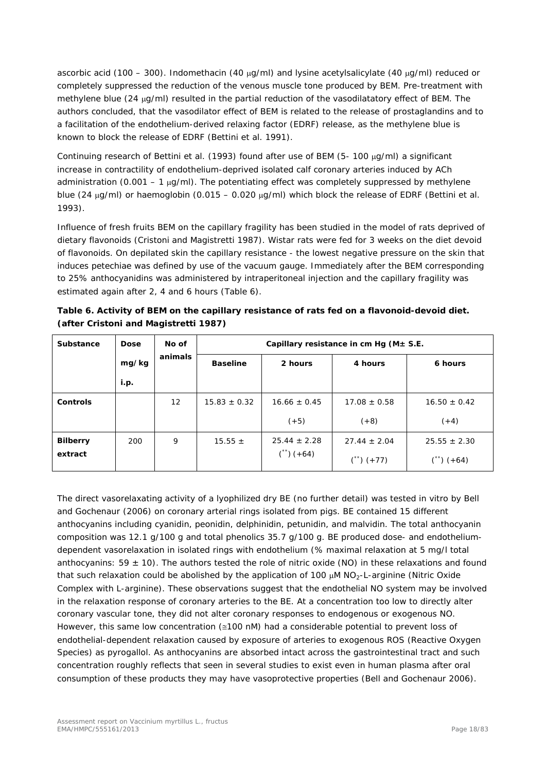ascorbic acid (100 – 300). Indomethacin (40 μg/ml) and lysine acetylsalicylate (40 μg/ml) reduced or completely suppressed the reduction of the venous muscle tone produced by BEM. Pre-treatment with methylene blue (24 μg/ml) resulted in the partial reduction of the vasodilatatory effect of BEM. The authors concluded, that the vasodilator effect of BEM is related to the release of prostaglandins and to a facilitation of the endothelium-derived relaxing factor (EDRF) release, as the methylene blue is known to block the release of EDRF (Bettini et al. 1991).

Continuing research of Bettini et al. (1993) found after use of BEM (5- 100 μg/ml) a significant increase in contractility of endothelium-deprived isolated calf coronary arteries induced by ACh administration (0.001 – 1 μg/ml). The potentiating effect was completely suppressed by methylene blue (24 μg/ml) or haemoglobin (0.015 – 0.020 μg/ml) which block the release of EDRF (Bettini et al. 1993).

Influence of fresh fruits BEM on the capillary fragility has been studied in the model of rats deprived of dietary flavonoids (Cristoni and Magistretti 1987). Wistar rats were fed for 3 weeks on the diet devoid of flavonoids. On depilated skin the capillary resistance - the lowest negative pressure on the skin that induces petechiae was defined by use of the vacuum gauge. Immediately after the BEM corresponding to 25% anthocyanidins was administered by intraperitoneal injection and the capillary fragility was estimated again after 2, 4 and 6 hours (Table 6).

**Table 6. Activity of BEM on the capillary resistance of rats fed on a flavonoid-devoid diet. (after Cristoni and Magistretti 1987)**

| Substance | Dose mg/kg i.p. | No of animals | Capillary resistance in cm Hg (M± S.E. | | | |
|---|---|---|---|---|---|---|
| | | | Baseline | 2 hours | 4 hours | 6 hours |
| **Controls** | | 12 | 15.83 ± 0.32 | 16.66 ± 0.45 (+5) | 17.08 ± 0.58 (+8) | 16.50 ± 0.42 (+4) |
| **Bilberry extract** | 200 | 9 | 15.55 ± | 25.44 ± 2.28 (**) (+64) | 27.44 ± 2.04 (**) (+77) | 25.55 ± 2.30 (**) (+64) |

The direct vasorelaxating activity of a lyophilized dry BE (no further detail) was tested in vitro by Bell and Gochenaur (2006) on coronary arterial rings isolated from pigs. BE contained 15 different anthocyanins including cyanidin, peonidin, delphinidin, petunidin, and malvidin. The total anthocyanin composition was 12.1 g/100 g and total phenolics 35.7 g/100 g. BE produced dose- and endothelium-dependent vasorelaxation in isolated rings with endothelium (% maximal relaxation at 5 mg/l total anthocyanins: 59 ± 10). The authors tested the role of nitric oxide (NO) in these relaxations and found that such relaxation could be abolished by the application of 100 μM $NO_2$-L-arginine (Nitric Oxide Complex with L-arginine). These observations suggest that the endothelial NO system may be involved in the relaxation response of coronary arteries to the BE. At a concentration too low to directly alter coronary vascular tone, they did not alter coronary responses to endogenous or exogenous NO. However, this same low concentration (≅100 nM) had a considerable potential to prevent loss of endothelial-dependent relaxation caused by exposure of arteries to exogenous ROS (Reactive Oxygen Species) as pyrogallol. As anthocyanins are absorbed intact across the gastrointestinal tract and such concentration roughly reflects that seen in several studies to exist even in human plasma after oral consumption of these products they may have vasoprotective properties (Bell and Gochenaur 2006).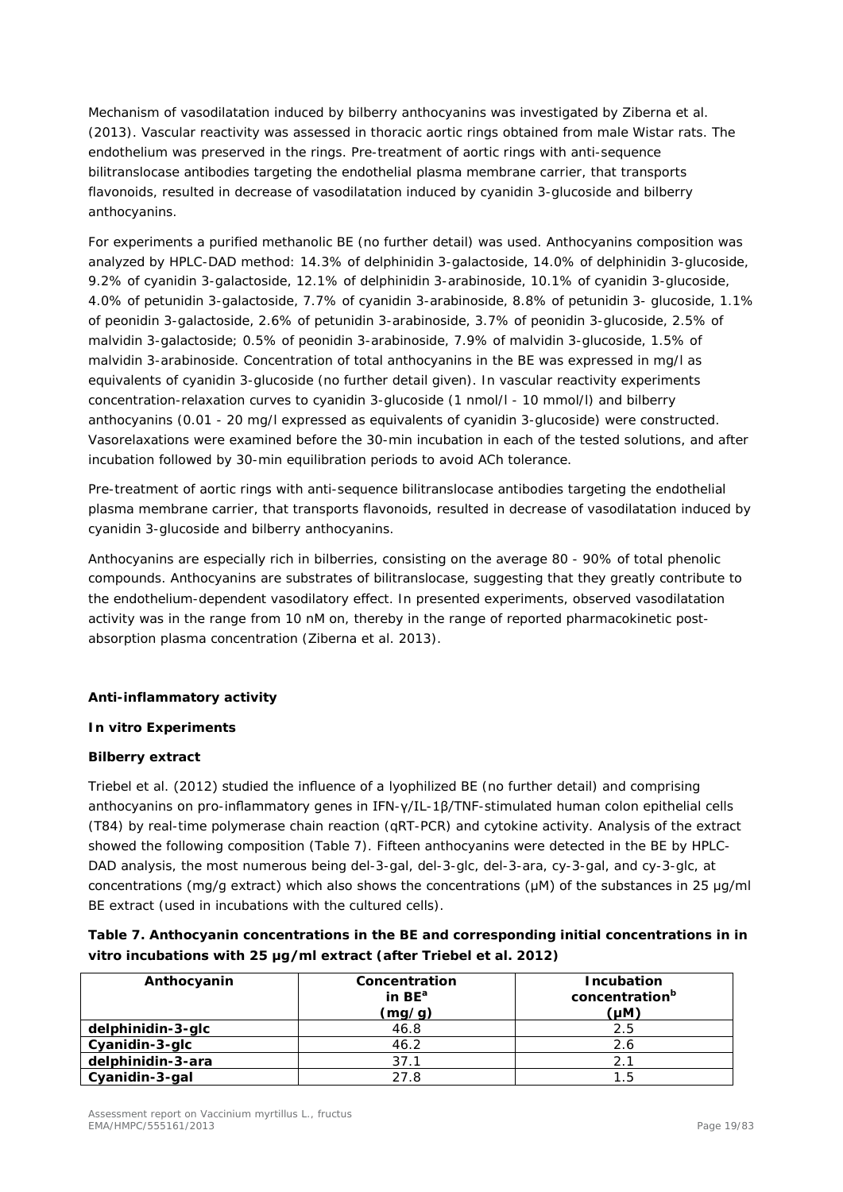Mechanism of vasodilatation induced by bilberry anthocyanins was investigated by Ziberna et al. (2013). Vascular reactivity was assessed in thoracic aortic rings obtained from male Wistar rats. The endothelium was preserved in the rings. Pre-treatment of aortic rings with anti-sequence bilitranslocase antibodies targeting the endothelial plasma membrane carrier, that transports flavonoids, resulted in decrease of vasodilatation induced by cyanidin 3-glucoside and bilberry anthocyanins.

For experiments a purified methanolic BE (no further detail) was used. Anthocyanins composition was analyzed by HPLC-DAD method: 14.3% of delphinidin 3-galactoside, 14.0% of delphinidin 3-glucoside, 9.2% of cyanidin 3-galactoside, 12.1% of delphinidin 3-arabinoside, 10.1% of cyanidin 3-glucoside, 4.0% of petunidin 3-galactoside, 7.7% of cyanidin 3-arabinoside, 8.8% of petunidin 3- glucoside, 1.1% of peonidin 3-galactoside, 2.6% of petunidin 3-arabinoside, 3.7% of peonidin 3-glucoside, 2.5% of malvidin 3-galactoside; 0.5% of peonidin 3-arabinoside, 7.9% of malvidin 3-glucoside, 1.5% of malvidin 3-arabinoside. Concentration of total anthocyanins in the BE was expressed in mg/l as equivalents of cyanidin 3-glucoside (no further detail given). In vascular reactivity experiments concentration-relaxation curves to cyanidin 3-glucoside (1 nmol/l - 10 mmol/l) and bilberry anthocyanins (0.01 - 20 mg/l expressed as equivalents of cyanidin 3-glucoside) were constructed. Vasorelaxations were examined before the 30-min incubation in each of the tested solutions, and after incubation followed by 30-min equilibration periods to avoid ACh tolerance.

Pre-treatment of aortic rings with anti-sequence bilitranslocase antibodies targeting the endothelial plasma membrane carrier, that transports flavonoids, resulted in decrease of vasodilatation induced by cyanidin 3-glucoside and bilberry anthocyanins.

Anthocyanins are especially rich in bilberries, consisting on the average 80 - 90% of total phenolic compounds. Anthocyanins are substrates of bilitranslocase, suggesting that they greatly contribute to the endothelium-dependent vasodilatory effect. In presented experiments, observed vasodilatation activity was in the range from 10 nM on, thereby in the range of reported pharmacokinetic post-absorption plasma concentration (Ziberna et al. 2013).

**Anti-inflammatory activity**

***In vitro* Experiments**

**Bilberry extract**

Triebel et al. (2012) studied the influence of a lyophilized BE (no further detail) and comprising anthocyanins on pro-inflammatory genes in IFN-γ/IL-1β/TNF-stimulated human colon epithelial cells (T84) by real-time polymerase chain reaction (qRT-PCR) and cytokine activity. Analysis of the extract showed the following composition (Table 7). Fifteen anthocyanins were detected in the BE by HPLC-DAD analysis, the most numerous being del-3-gal, del-3-glc, del-3-ara, cy-3-gal, and cy-3-glc, at concentrations (mg/g extract) which also shows the concentrations (µM) of the substances in 25 µg/ml BE extract (used in incubations with the cultured cells).

**Table 7. Anthocyanin concentrations in the BE and corresponding initial concentrations in in vitro incubations with 25 µg/ml extract (after Triebel et al. 2012)**

| Anthocyanin | Concentration in BE[a] (mg/g) | Incubation concentration[b] (µM) |
|---|---|---|
| **delphinidin-3-glc** | 46.8 | 2.5 |
| **Cyanidin-3-glc** | 46.2 | 2.6 |
| **delphinidin-3-ara** | 37.1 | 2.1 |
| **Cyanidin-3-gal** | 27.8 | 1.5 |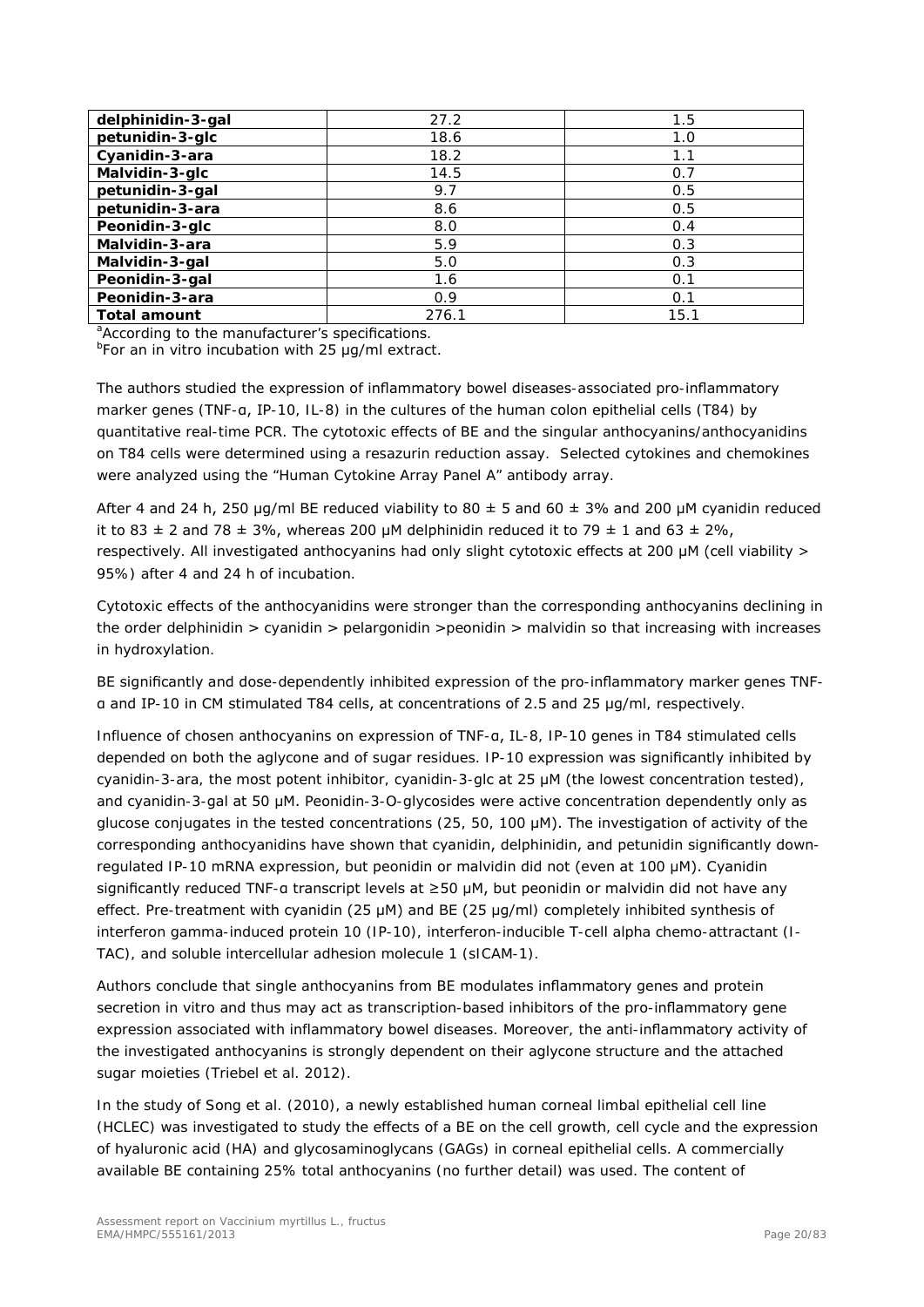| delphinidin-3-gal | 27.2 | 1.5 |
|---|---|---|
| petunidin-3-glc | 18.6 | 1.0 |
| Cyanidin-3-ara | 18.2 | 1.1 |
| Malvidin-3-glc | 14.5 | 0.7 |
| petunidin-3-gal | 9.7 | 0.5 |
| petunidin-3-ara | 8.6 | 0.5 |
| Peonidin-3-glc | 8.0 | 0.4 |
| Malvidin-3-ara | 5.9 | 0.3 |
| Malvidin-3-gal | 5.0 | 0.3 |
| Peonidin-3-gal | 1.6 | 0.1 |
| Peonidin-3-ara | 0.9 | 0.1 |
| **Total amount** | 276.1 | 15.1 |

[a]According to the manufacturer's specifications.
[b]For an in vitro incubation with 25 µg/ml extract.

The authors studied the expression of inflammatory bowel diseases-associated pro-inflammatory marker genes (TNF-α, IP-10, IL-8) in the cultures of the human colon epithelial cells (T84) by quantitative real-time PCR. The cytotoxic effects of BE and the singular anthocyanins/anthocyanidins on T84 cells were determined using a resazurin reduction assay. Selected cytokines and chemokines were analyzed using the "Human Cytokine Array Panel A" antibody array.

After 4 and 24 h, 250 µg/ml BE reduced viability to 80 ± 5 and 60 ± 3% and 200 µM cyanidin reduced it to 83 ± 2 and 78 ± 3%, whereas 200 µM delphinidin reduced it to 79 ± 1 and 63 ± 2%, respectively. All investigated anthocyanins had only slight cytotoxic effects at 200 µM (cell viability > 95%) after 4 and 24 h of incubation.

Cytotoxic effects of the anthocyanidins were stronger than the corresponding anthocyanins declining in the order delphinidin > cyanidin > pelargonidin >peonidin > malvidin so that increasing with increases in hydroxylation.

BE significantly and dose-dependently inhibited expression of the pro-inflammatory marker genes TNF-α and IP-10 in CM stimulated T84 cells, at concentrations of 2.5 and 25 µg/ml, respectively.

Influence of chosen anthocyanins on expression of TNF-α, IL-8, IP-10 genes in T84 stimulated cells depended on both the aglycone and of sugar residues. IP-10 expression was significantly inhibited by cyanidin-3-ara, the most potent inhibitor, cyanidin-3-glc at 25 µM (the lowest concentration tested), and cyanidin-3-gal at 50 µM. Peonidin-3-O-glycosides were active concentration dependently only as glucose conjugates in the tested concentrations (25, 50, 100 µM). The investigation of activity of the corresponding anthocyanidins have shown that cyanidin, delphinidin, and petunidin significantly down-regulated IP-10 mRNA expression, but peonidin or malvidin did not (even at 100 µM). Cyanidin significantly reduced TNF-α transcript levels at ≥50 µM, but peonidin or malvidin did not have any effect. Pre-treatment with cyanidin (25 µM) and BE (25 µg/ml) completely inhibited synthesis of interferon gamma-induced protein 10 (IP-10), interferon-inducible T-cell alpha chemo-attractant (I-TAC), and soluble intercellular adhesion molecule 1 (sICAM-1).

Authors conclude that single anthocyanins from BE modulates inflammatory genes and protein secretion in vitro and thus may act as transcription-based inhibitors of the pro-inflammatory gene expression associated with inflammatory bowel diseases. Moreover, the anti-inflammatory activity of the investigated anthocyanins is strongly dependent on their aglycone structure and the attached sugar moieties (Triebel et al. 2012).

In the study of Song et al. (2010), a newly established human corneal limbal epithelial cell line (HCLEC) was investigated to study the effects of a BE on the cell growth, cell cycle and the expression of hyaluronic acid (HA) and glycosaminoglycans (GAGs) in corneal epithelial cells. A commercially available BE containing 25% total anthocyanins (no further detail) was used. The content of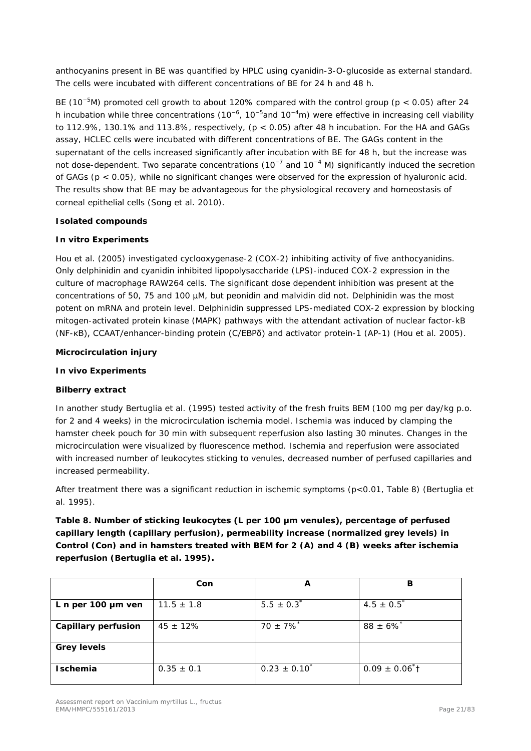anthocyanins present in BE was quantified by HPLC using cyanidin-3-O-glucoside as external standard. The cells were incubated with different concentrations of BE for 24 h and 48 h.

BE ($10^{-5}$M) promoted cell growth to about 120% compared with the control group ($p < 0.05$) after 24 h incubation while three concentrations ($10^{-6}$, $10^{-5}$and $10^{-4}$m) were effective in increasing cell viability to 112.9%, 130.1% and 113.8%, respectively, ($p < 0.05$) after 48 h incubation. For the HA and GAGs assay, HCLEC cells were incubated with different concentrations of BE. The GAGs content in the supernatant of the cells increased significantly after incubation with BE for 48 h, but the increase was not dose-dependent. Two separate concentrations ($10^{-7}$ and $10^{-4}$ M) significantly induced the secretion of GAGs ($p < 0.05$), while no significant changes were observed for the expression of hyaluronic acid. The results show that BE may be advantageous for the physiological recovery and homeostasis of corneal epithelial cells (Song et al. 2010).

**Isolated compounds**

***In vitro* Experiments**

Hou et al. (2005) investigated cyclooxygenase-2 (COX-2) inhibiting activity of five anthocyanidins. Only delphinidin and cyanidin inhibited lipopolysaccharide (LPS)-induced COX-2 expression in the culture of macrophage RAW264 cells. The significant dose dependent inhibition was present at the concentrations of 50, 75 and 100 µM, but peonidin and malvidin did not. Delphinidin was the most potent on mRNA and protein level. Delphinidin suppressed LPS-mediated COX-2 expression by blocking mitogen-activated protein kinase (MAPK) pathways with the attendant activation of nuclear factor-κB (NF-κB), CCAAT/enhancer-binding protein (C/EBPδ) and activator protein-1 (AP-1) (Hou et al. 2005).

**Microcirculation injury**

***In vivo* Experiments**

**Bilberry extract**

In another study Bertuglia et al. (1995) tested activity of the fresh fruits BEM (100 mg per day/kg p.o. for 2 and 4 weeks) in the microcirculation ischemia model. Ischemia was induced by clamping the hamster cheek pouch for 30 min with subsequent reperfusion also lasting 30 minutes. Changes in the microcirculation were visualized by fluorescence method. Ischemia and reperfusion were associated with increased number of leukocytes sticking to venules, decreased number of perfused capillaries and increased permeability.

After treatment there was a significant reduction in ischemic symptoms ($p<0.01$, Table 8) (Bertuglia et al. 1995).

**Table 8. Number of sticking leukocytes (L per 100 µm venules), percentage of perfused capillary length (capillary perfusion), permeability increase (normalized grey levels) in Control (Con) and in hamsters treated with BEM for 2 (A) and 4 (B) weeks after ischemia reperfusion (Bertuglia et al. 1995).**

| | Con | A | B |
|---|---|---|---|
| **L n per 100 µm ven** | 11.5 ± 1.8 | 5.5 ± 0.3* | 4.5 ± 0.5* |
| **Capillary perfusion** | 45 ± 12% | 70 ± 7%* | 88 ± 6%* |
| **Grey levels** | | | |
| **Ischemia** | 0.35 ± 0.1 | 0.23 ± 0.10* | 0.09 ± 0.06*† |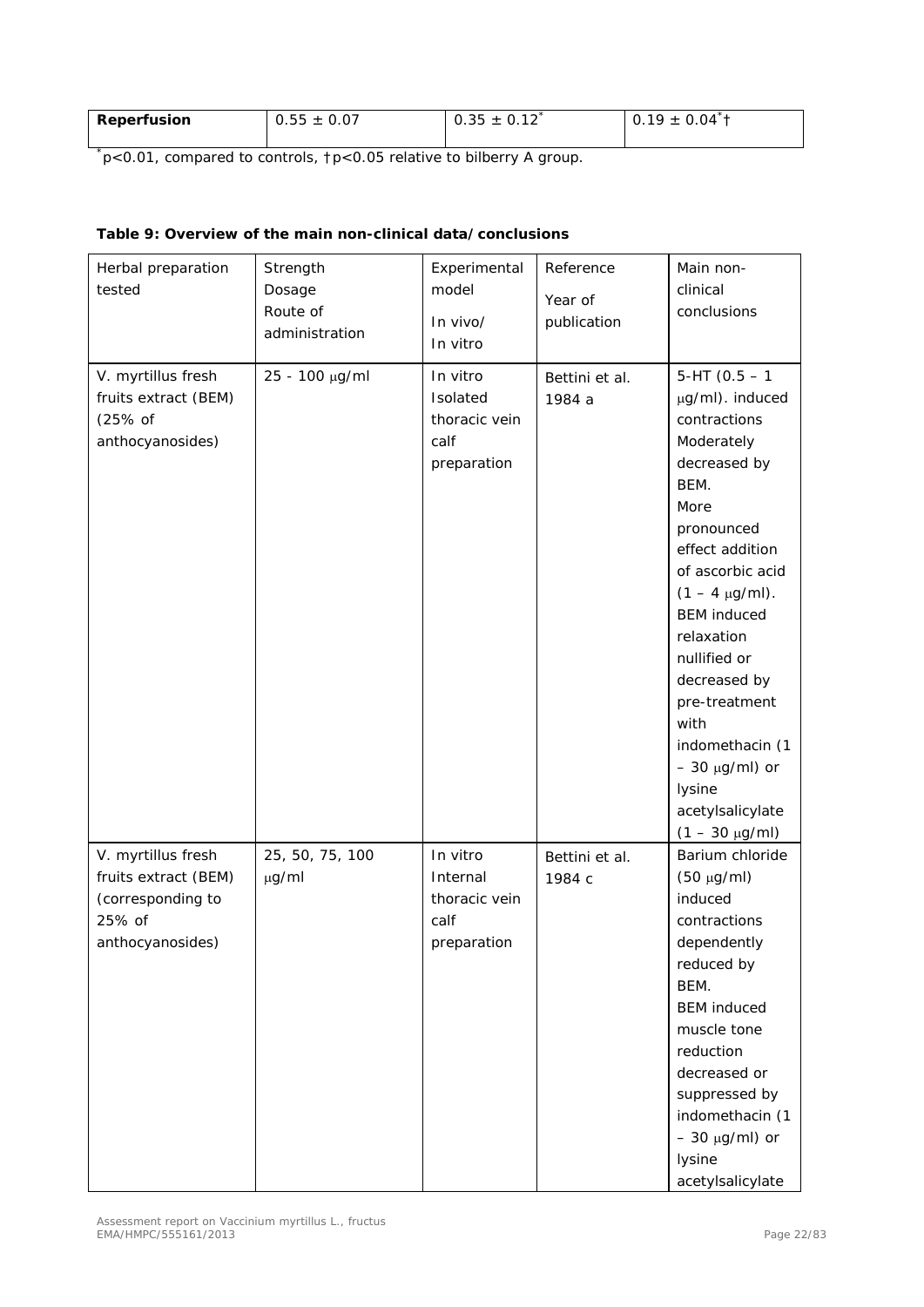| Reperfusion | 0.55 ± 0.07 | 0.35 ± 0.12* | 0.19 ± 0.04*† |
|---|---|---|---|

*p<0.01, compared to controls, †p<0.05 relative to bilberry A group.

**Table 9: Overview of the main non-clinical data/conclusions**

| Herbal preparation tested | Strength Dosage Route of administration | Experimental model In vivo/ In vitro | Reference Year of publication | Main non-clinical conclusions |
|---|---|---|---|---|
| V. myrtillus fresh fruits extract (BEM) (25% of anthocyanosides) | 25 - 100 μg/ml | In vitro Isolated thoracic vein calf preparation | Bettini et al. 1984 a | 5-HT (0.5 – 1 μg/ml). induced contractions Moderately decreased by BEM. More pronounced effect addition of ascorbic acid (1 – 4 μg/ml). BEM induced relaxation nullified or decreased by pre-treatment with indomethacin (1 – 30 μg/ml) or lysine acetylsalicylate (1 – 30 μg/ml) |
| V. myrtillus fresh fruits extract (BEM) (corresponding to 25% of anthocyanosides) | 25, 50, 75, 100 μg/ml | In vitro Internal thoracic vein calf preparation | Bettini et al. 1984 c | Barium chloride (50 μg/ml) induced contractions dependently reduced by BEM. BEM induced muscle tone reduction decreased or suppressed by indomethacin (1 – 30 μg/ml) or lysine acetylsalicylate |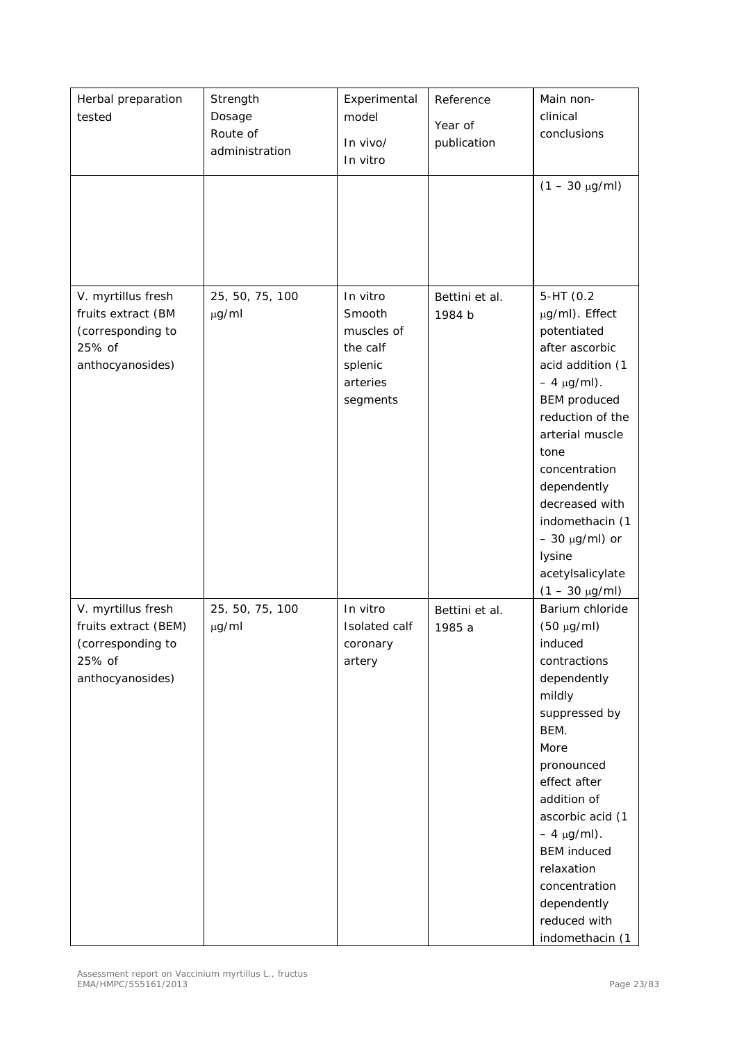| Herbal preparation tested | Strength Dosage Route of administration | Experimental model In vivo/ In vitro | Reference Year of publication | Main non-clinical conclusions |
|---|---|---|---|---|
| | | | | (1 – 30 μg/ml) |
| V. myrtillus fresh fruits extract (BM (corresponding to 25% of anthocyanosides) | 25, 50, 75, 100 μg/ml | In vitro Smooth muscles of the calf splenic arteries segments | Bettini et al. 1984 b | 5-HT (0.2 μg/ml). Effect potentiated after ascorbic acid addition (1 – 4 μg/ml). BEM produced reduction of the arterial muscle tone concentration dependently decreased with indomethacin (1 – 30 μg/ml) or lysine acetylsalicylate (1 – 30 μg/ml) |
| V. myrtillus fresh fruits extract (BEM) (corresponding to 25% of anthocyanosides) | 25, 50, 75, 100 μg/ml | In vitro Isolated calf coronary artery | Bettini et al. 1985 a | Barium chloride (50 μg/ml) induced contractions dependently mildly suppressed by BEM. More pronounced effect after addition of ascorbic acid (1 – 4 μg/ml). BEM induced relaxation concentration dependently reduced with indomethacin (1 |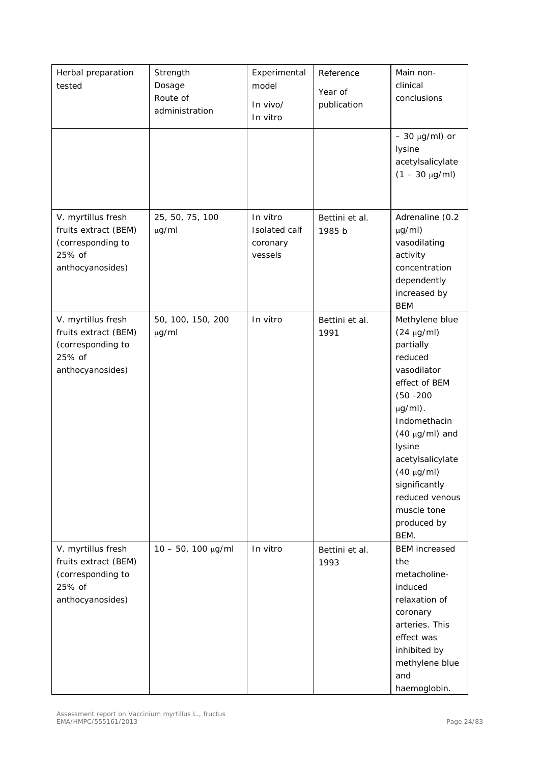| Herbal preparation tested | Strength Dosage Route of administration | Experimental model In vivo/ In vitro | Reference Year of publication | Main non-clinical conclusions |
| --- | --- | --- | --- | --- |
| | | | | – 30 μg/ml) or lysine acetylsalicylate (1 – 30 μg/ml) |
| V. myrtillus fresh fruits extract (BEM) (corresponding to 25% of anthocyanosides) | 25, 50, 75, 100 μg/ml | In vitro Isolated calf coronary vessels | Bettini et al. 1985 b | Adrenaline (0.2 μg/ml) vasodilating activity concentration dependently increased by BEM |
| V. myrtillus fresh fruits extract (BEM) (corresponding to 25% of anthocyanosides) | 50, 100, 150, 200 μg/ml | In vitro | Bettini et al. 1991 | Methylene blue (24 μg/ml) partially reduced vasodilator effect of BEM (50 -200 μg/ml). Indomethacin (40 μg/ml) and lysine acetylsalicylate (40 μg/ml) significantly reduced venous muscle tone produced by BEM. |
| V. myrtillus fresh fruits extract (BEM) (corresponding to 25% of anthocyanosides) | 10 – 50, 100 μg/ml | In vitro | Bettini et al. 1993 | BEM increased the metacholine-induced relaxation of coronary arteries. This effect was inhibited by methylene blue and haemoglobin. |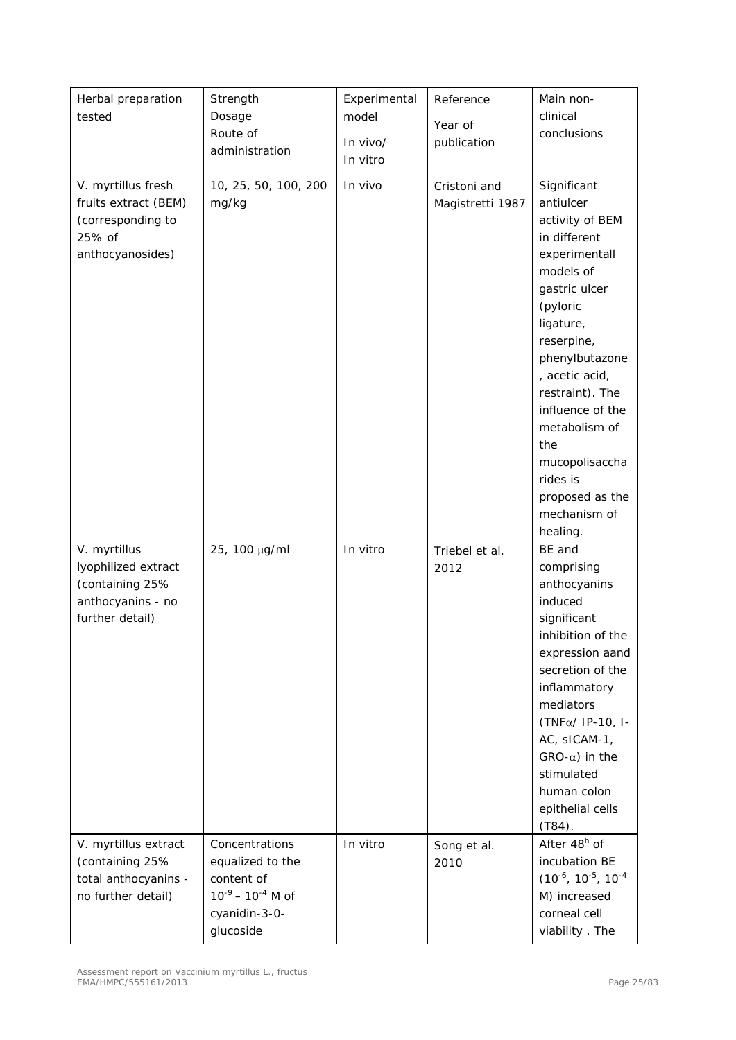| Herbal preparation tested | Strength<br>Dosage<br>Route of administration | Experimental model<br>In vivo/<br>In vitro | Reference<br>Year of publication | Main non-clinical conclusions |
|---|---|---|---|---|
| V. myrtillus fresh fruits extract (BEM) (corresponding to 25% of anthocyanosides) | 10, 25, 50, 100, 200 mg/kg | In vivo | Cristoni and Magistretti 1987 | Significant antiulcer activity of BEM in different experimentall models of gastric ulcer (pyloric ligature, reserpine, phenylbutazone, acetic acid, restraint). The influence of the metabolism of the mucopolisaccharides is proposed as the mechanism of healing. |
| V. myrtillus lyophilized extract (containing 25% anthocyanins - no further detail) | 25, 100 μg/ml | In vitro | Triebel et al. 2012 | BE and comprising anthocyanins induced significant inhibition of the expression aand secretion of the inflammatory mediators (TNFα/ IP-10, I-AC, sICAM-1, GRO-α) in the stimulated human colon epithelial cells (T84). |
| V. myrtillus extract (containing 25% total anthocyanins - no further detail) | Concentrations equalized to the content of $10^{-9}$ – $10^{-4}$ M of cyanidin-3-0-glucoside | In vitro | Song et al. 2010 | After $48^{h}$ of incubation BE ($10^{-6}$, $10^{-5}$, $10^{-4}$ M) increased corneal cell viability . The |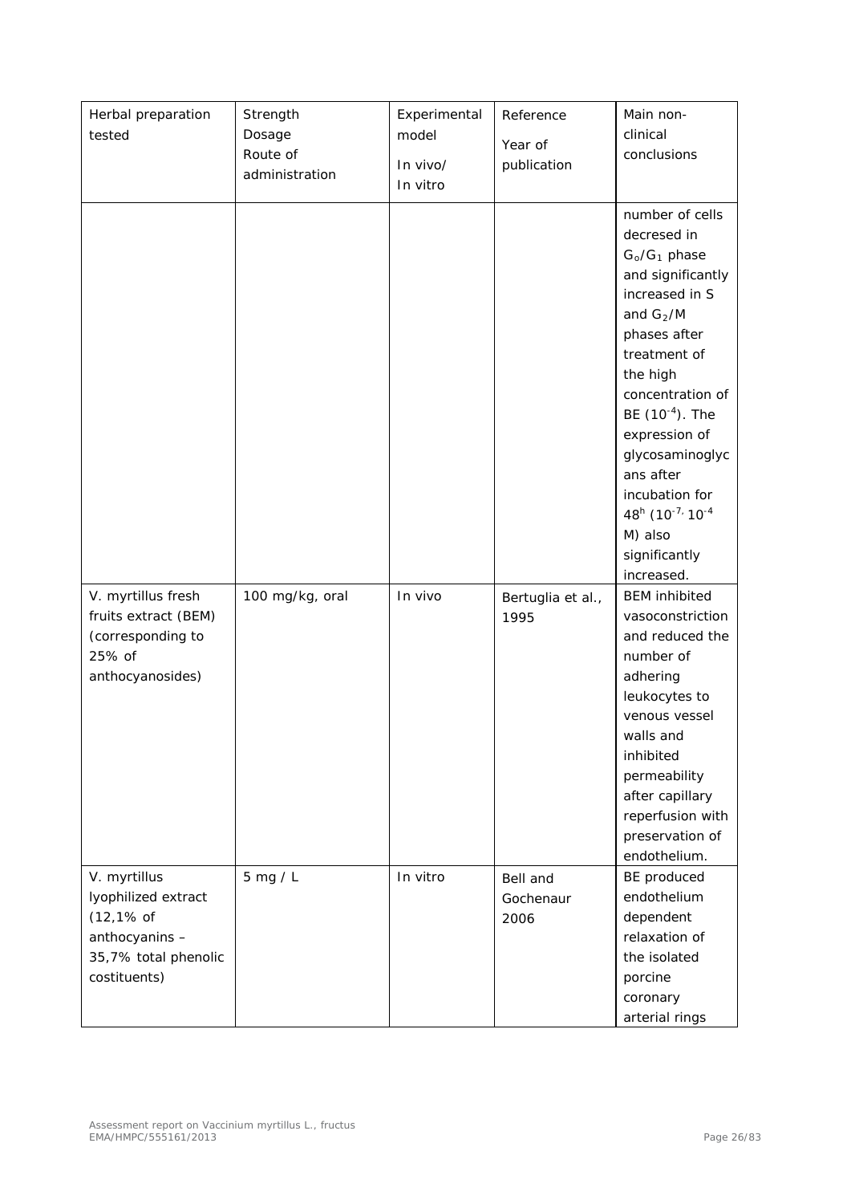| Herbal preparation tested | Strength<br>Dosage<br>Route of administration | Experimental model<br>*In vivo/*<br>*In vitro* | Reference<br>Year of publication | Main non-clinical conclusions |
|---|---|---|---|---|
| | | | | number of cells decresed in $G_o/G_1$ phase and significantly increased in S and $G_2/M$ phases after treatment of the high concentration of BE ($10^{-4}$). The expression of glycosaminoglycans after incubation for $48^h$ ($10^{-7,}$ $10^{-4}$ M) also significantly increased. |
| *V. myrtillus* fresh fruits extract (BEM) (corresponding to 25% of anthocyanosides) | 100 mg/kg, oral | *In vivo* | Bertuglia *et al.*, 1995 | BEM inhibited vasoconstriction and reduced the number of adhering leukocytes to venous vessel walls and inhibited permeability after capillary reperfusion with preservation of endothelium. |
| *V. myrtillus* lyophilized extract (12,1% of anthocyanins – 35,7% total phenolic costituents) | 5 mg / L | *In vitro* | Bell and Gochenaur 2006 | BE produced endothelium dependent relaxation of the isolated porcine coronary arterial rings |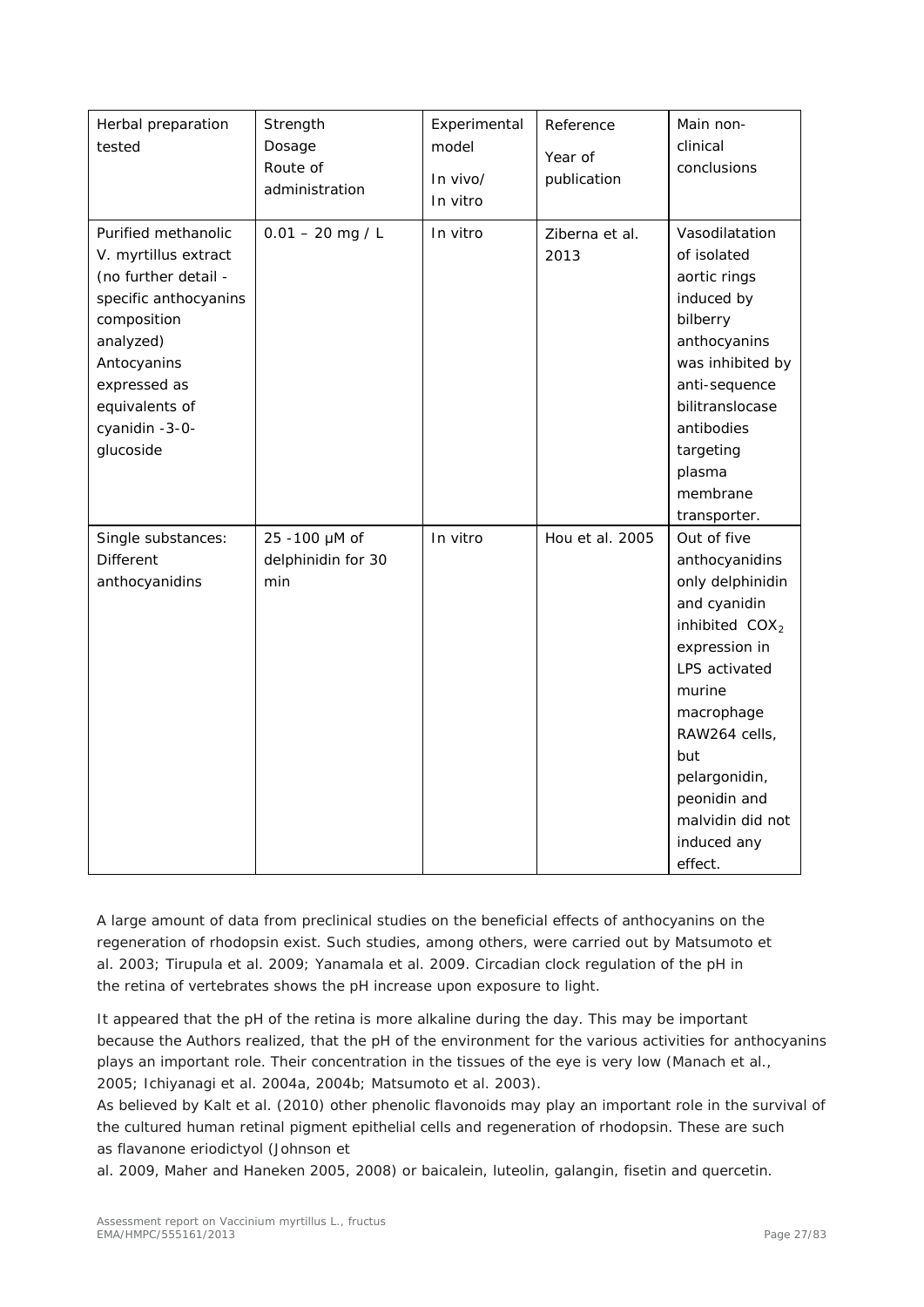| Herbal preparation tested | Strength Dosage Route of administration | Experimental model In vivo/ In vitro | Reference Year of publication | Main non-clinical conclusions |
|---|---|---|---|---|
| Purified methanolic V. myrtillus extract (no further detail - specific anthocyanins composition analyzed) Antocyanins expressed as equivalents of cyanidin -3-0-glucoside | 0.01 – 20 mg / L | In vitro | Ziberna et al. 2013 | Vasodilatation of isolated aortic rings induced by bilberry anthocyanins was inhibited by anti-sequence bilitranslocase antibodies targeting plasma membrane transporter. |
| Single substances: Different anthocyanidins | 25 -100 µM of delphinidin for 30 min | In vitro | Hou et al. 2005 | Out of five anthocyanidins only delphinidin and cyanidin inhibited $COX_2$ expression in LPS activated murine macrophage RAW264 cells, but pelargonidin, peonidin and malvidin did not induced any effect. |

A large amount of data from preclinical studies on the beneficial effects of anthocyanins on the regeneration of rhodopsin exist. Such studies, among others, were carried out by Matsumoto et al. 2003; Tirupula et al. 2009; Yanamala et al. 2009. Circadian clock regulation of the pH in the retina of vertebrates shows the pH increase upon exposure to light.

It appeared that the pH of the retina is more alkaline during the day. This may be important because the Authors realized, that the pH of the environment for the various activities for anthocyanins plays an important role. Their concentration in the tissues of the eye is very low (Manach et al., 2005; Ichiyanagi et al. 2004a, 2004b; Matsumoto et al. 2003).

As believed by Kalt et al. (2010) other phenolic flavonoids may play an important role in the survival of the cultured human retinal pigment epithelial cells and regeneration of rhodopsin. These are such as flavanone eriodictyol (Johnson et al. 2009, Maher and Haneken 2005, 2008) or baicalein, luteolin, galangin, fisetin and quercetin.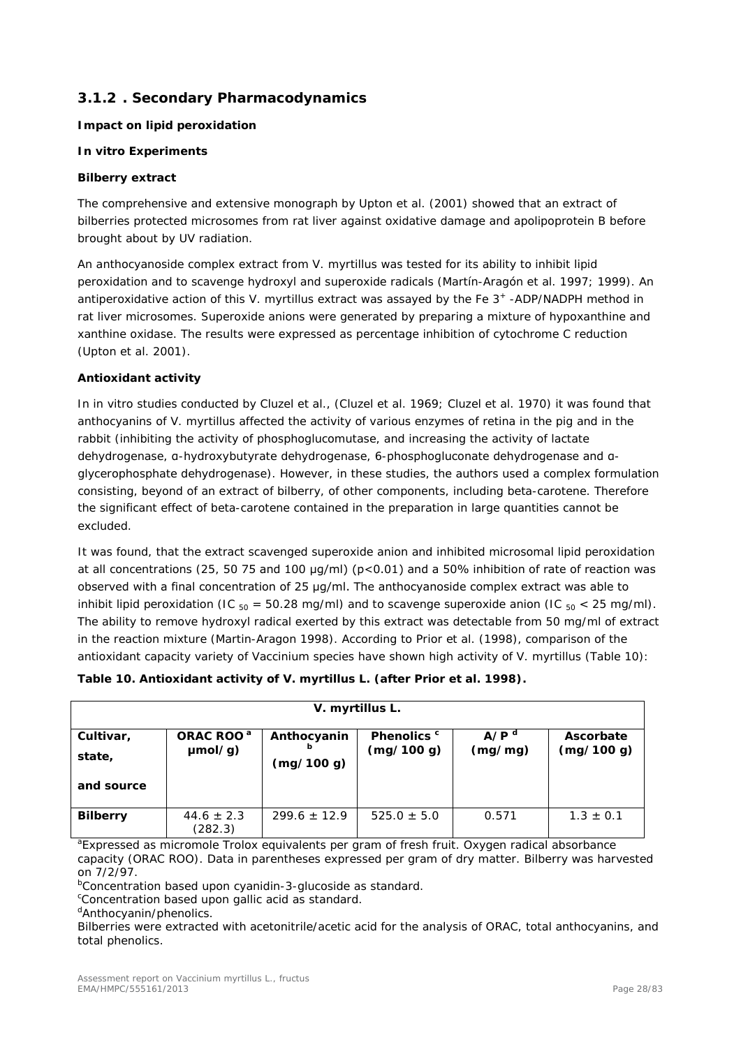### 3.1.2 . Secondary Pharmacodynamics

**Impact on lipid peroxidation**

**In vitro Experiments**

**Bilberry extract**

The comprehensive and extensive monograph by Upton et al. (2001) showed that an extract of bilberries protected microsomes from rat liver against oxidative damage and apolipoprotein B before brought about by UV radiation.

An anthocyanoside complex extract from V. myrtillus was tested for its ability to inhibit lipid peroxidation and to scavenge hydroxyl and superoxide radicals (Martín-Aragón et al. 1997; 1999). An antiperoxidative action of this V. myrtillus extract was assayed by the $Fe\ 3^{+}$ -ADP/NADPH method in rat liver microsomes. Superoxide anions were generated by preparing a mixture of hypoxanthine and xanthine oxidase. The results were expressed as percentage inhibition of cytochrome C reduction (Upton et al. 2001).

**Antioxidant activity**

In in vitro studies conducted by Cluzel et al., (Cluzel et al. 1969; Cluzel et al. 1970) it was found that anthocyanins of V. myrtillus affected the activity of various enzymes of retina in the pig and in the rabbit (inhibiting the activity of phosphoglucomutase, and increasing the activity of lactate dehydrogenase, α-hydroxybutyrate dehydrogenase, 6-phosphogluconate dehydrogenase and α-glycerophosphate dehydrogenase). However, in these studies, the authors used a complex formulation consisting, beyond of an extract of bilberry, of other components, including beta-carotene. Therefore the significant effect of beta-carotene contained in the preparation in large quantities cannot be excluded.

It was found, that the extract scavenged superoxide anion and inhibited microsomal lipid peroxidation at all concentrations (25, 50 75 and 100 µg/ml) ($p<0.01$) and a 50% inhibition of rate of reaction was observed with a final concentration of 25 µg/ml. The anthocyanoside complex extract was able to inhibit lipid peroxidation ($IC_{50}$ = 50.28 mg/ml) and to scavenge superoxide anion ($IC_{50}$ < 25 mg/ml). The ability to remove hydroxyl radical exerted by this extract was detectable from 50 mg/ml of extract in the reaction mixture (Martin-Aragon 1998). According to Prior et al. (1998), comparison of the antioxidant capacity variety of Vaccinium species have shown high activity of V. myrtillus (Table 10):

**Table 10. Antioxidant activity of V. myrtillus L. (after Prior et al. 1998).**

| V. myrtillus L. | | | | | |
|---|---|---|---|---|---|
| **Cultivar, state, and source** | **ORAC ROO [a] µmol/g)** | **Anthocyanin [b] (mg/100 g)** | **Phenolics [c] (mg/100 g)** | **A/P [d] (mg/mg)** | **Ascorbate (mg/100 g)** |
| **Bilberry** | 44.6 ± 2.3 (282.3) | 299.6 ± 12.9 | 525.0 ± 5.0 | 0.571 | 1.3 ± 0.1 |

[a]Expressed as micromole Trolox equivalents per gram of fresh fruit. Oxygen radical absorbance capacity (ORAC ROO). Data in parentheses expressed per gram of dry matter. Bilberry was harvested on 7/2/97.
[b]Concentration based upon cyanidin-3-glucoside as standard.
[c]Concentration based upon gallic acid as standard.
[d]Anthocyanin/phenolics.
Bilberries were extracted with acetonitrile/acetic acid for the analysis of ORAC, total anthocyanins, and total phenolics.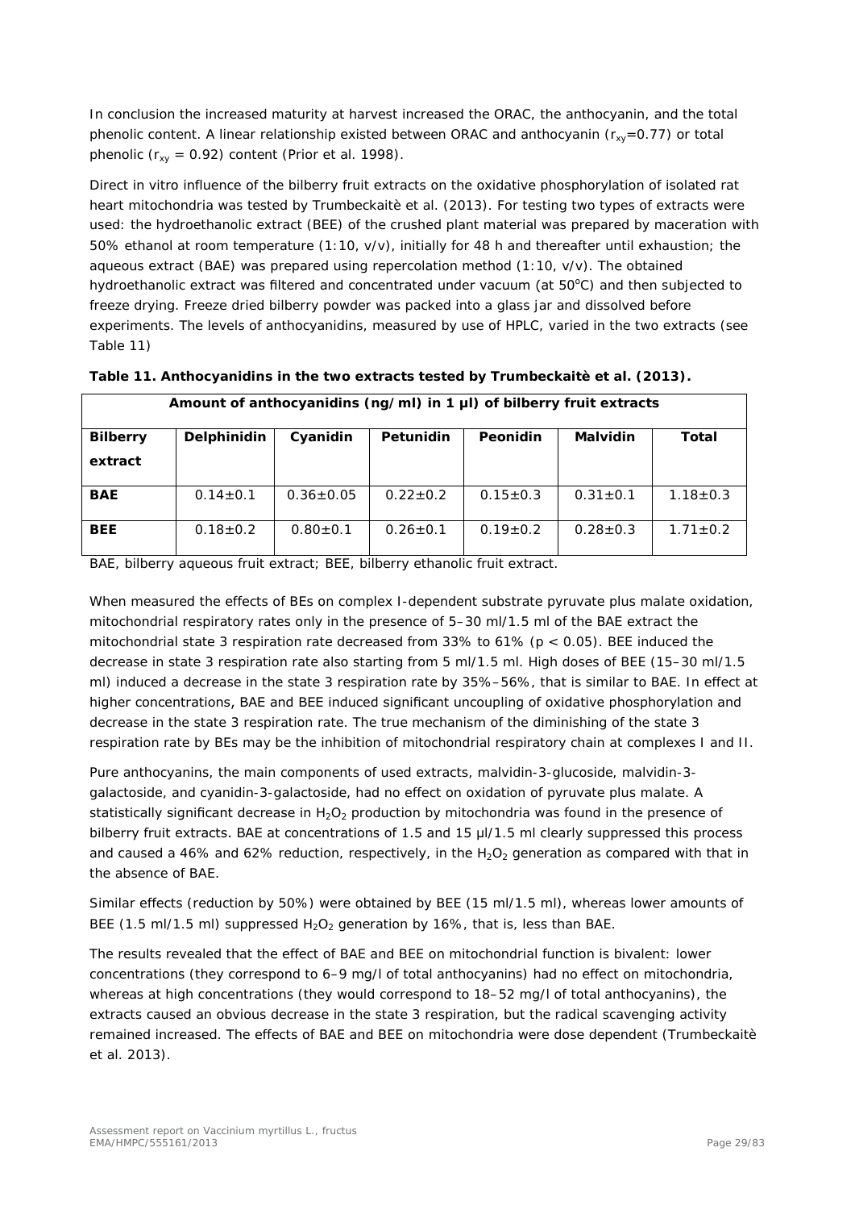In conclusion the increased maturity at harvest increased the ORAC, the anthocyanin, and the total phenolic content. A linear relationship existed between ORAC and anthocyanin ($r_{xy}$=0.77) or total phenolic ($r_{xy}$ = 0.92) content (Prior et al. 1998).

Direct in vitro influence of the bilberry fruit extracts on the oxidative phosphorylation of isolated rat heart mitochondria was tested by Trumbeckaitè et al. (2013). For testing two types of extracts were used: the hydroethanolic extract (BEE) of the crushed plant material was prepared by maceration with 50% ethanol at room temperature (1:10, v/v), initially for 48 h and thereafter until exhaustion; the aqueous extract (BAE) was prepared using repercolation method (1:10, v/v). The obtained hydroethanolic extract was filtered and concentrated under vacuum (at 50°C) and then subjected to freeze drying. Freeze dried bilberry powder was packed into a glass jar and dissolved before experiments. The levels of anthocyanidins, measured by use of HPLC, varied in the two extracts (see Table 11)

**Table 11. Anthocyanidins in the two extracts tested by Trumbeckaitè et al. (2013).**

| Amount of anthocyanidins (ng/ml) in 1 µl) of bilberry fruit extracts | | | | | | |
|---|---|---|---|---|---|---|
| **Bilberry extract** | **Delphinidin** | **Cyanidin** | **Petunidin** | **Peonidin** | **Malvidin** | **Total** |
| **BAE** | 0.14±0.1 | 0.36±0.05 | 0.22±0.2 | 0.15±0.3 | 0.31±0.1 | 1.18±0.3 |
| **BEE** | 0.18±0.2 | 0.80±0.1 | 0.26±0.1 | 0.19±0.2 | 0.28±0.3 | 1.71±0.2 |

BAE, bilberry aqueous fruit extract; BEE, bilberry ethanolic fruit extract.

When measured the effects of BEs on complex I-dependent substrate pyruvate plus malate oxidation, mitochondrial respiratory rates only in the presence of 5–30 ml/1.5 ml of the BAE extract the mitochondrial state 3 respiration rate decreased from 33% to 61% ($p < 0.05$). BEE induced the decrease in state 3 respiration rate also starting from 5 ml/1.5 ml. High doses of BEE (15–30 ml/1.5 ml) induced a decrease in the state 3 respiration rate by 35%–56%, that is similar to BAE. In effect at higher concentrations, BAE and BEE induced significant uncoupling of oxidative phosphorylation and decrease in the state 3 respiration rate. The true mechanism of the diminishing of the state 3 respiration rate by BEs may be the inhibition of mitochondrial respiratory chain at complexes I and II.

Pure anthocyanins, the main components of used extracts, malvidin-3-glucoside, malvidin-3-galactoside, and cyanidin-3-galactoside, had no effect on oxidation of pyruvate plus malate. A statistically significant decrease in $H_2O_2$ production by mitochondria was found in the presence of bilberry fruit extracts. BAE at concentrations of 1.5 and 15 µl/1.5 ml clearly suppressed this process and caused a 46% and 62% reduction, respectively, in the $H_2O_2$ generation as compared with that in the absence of BAE.

Similar effects (reduction by 50%) were obtained by BEE (15 ml/1.5 ml), whereas lower amounts of BEE (1.5 ml/1.5 ml) suppressed $H_2O_2$ generation by 16%, that is, less than BAE.

The results revealed that the effect of BAE and BEE on mitochondrial function is bivalent: lower concentrations (they correspond to 6–9 mg/l of total anthocyanins) had no effect on mitochondria, whereas at high concentrations (they would correspond to 18–52 mg/l of total anthocyanins), the extracts caused an obvious decrease in the state 3 respiration, but the radical scavenging activity remained increased. The effects of BAE and BEE on mitochondria were dose dependent (Trumbeckaitè et al. 2013).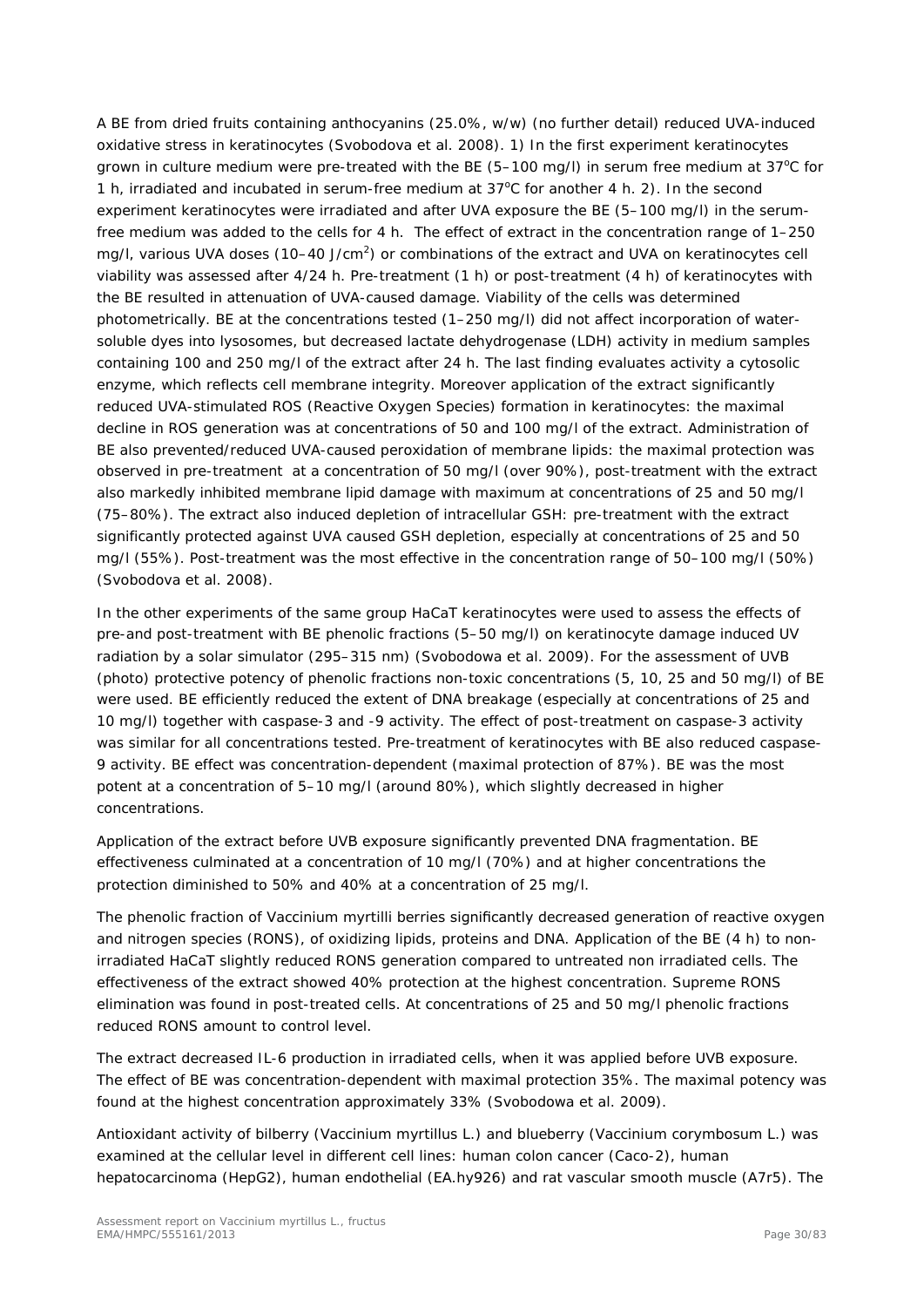A BE from dried fruits containing anthocyanins (25.0%, w/w) (no further detail) reduced UVA-induced oxidative stress in keratinocytes (Svobodova et al. 2008). 1) In the first experiment keratinocytes grown in culture medium were pre-treated with the BE (5–100 mg/l) in serum free medium at 37°C for 1 h, irradiated and incubated in serum-free medium at 37°C for another 4 h. 2). In the second experiment keratinocytes were irradiated and after UVA exposure the BE (5–100 mg/l) in the serum-free medium was added to the cells for 4 h. The effect of extract in the concentration range of 1–250 mg/l, various UVA doses (10–40 J/cm$^2$) or combinations of the extract and UVA on keratinocytes cell viability was assessed after 4/24 h. Pre-treatment (1 h) or post-treatment (4 h) of keratinocytes with the BE resulted in attenuation of UVA-caused damage. Viability of the cells was determined photometrically. BE at the concentrations tested (1–250 mg/l) did not affect incorporation of water-soluble dyes into lysosomes, but decreased lactate dehydrogenase (LDH) activity in medium samples containing 100 and 250 mg/l of the extract after 24 h. The last finding evaluates activity a cytosolic enzyme, which reflects cell membrane integrity. Moreover application of the extract significantly reduced UVA-stimulated ROS (Reactive Oxygen Species) formation in keratinocytes: the maximal decline in ROS generation was at concentrations of 50 and 100 mg/l of the extract. Administration of BE also prevented/reduced UVA-caused peroxidation of membrane lipids: the maximal protection was observed in pre-treatment at a concentration of 50 mg/l (over 90%), post-treatment with the extract also markedly inhibited membrane lipid damage with maximum at concentrations of 25 and 50 mg/l (75–80%). The extract also induced depletion of intracellular GSH: pre-treatment with the extract significantly protected against UVA caused GSH depletion, especially at concentrations of 25 and 50 mg/l (55%). Post-treatment was the most effective in the concentration range of 50–100 mg/l (50%) (Svobodova et al. 2008).

In the other experiments of the same group HaCaT keratinocytes were used to assess the effects of pre-and post-treatment with BE phenolic fractions (5–50 mg/l) on keratinocyte damage induced UV radiation by a solar simulator (295–315 nm) (Svobodowa et al. 2009). For the assessment of UVB (photo) protective potency of phenolic fractions non-toxic concentrations (5, 10, 25 and 50 mg/l) of BE were used. BE efficiently reduced the extent of DNA breakage (especially at concentrations of 25 and 10 mg/l) together with caspase-3 and -9 activity. The effect of post-treatment on caspase-3 activity was similar for all concentrations tested. Pre-treatment of keratinocytes with BE also reduced caspase-9 activity. BE effect was concentration-dependent (maximal protection of 87%). BE was the most potent at a concentration of 5–10 mg/l (around 80%), which slightly decreased in higher concentrations.

Application of the extract before UVB exposure significantly prevented DNA fragmentation. BE effectiveness culminated at a concentration of 10 mg/l (70%) and at higher concentrations the protection diminished to 50% and 40% at a concentration of 25 mg/l.

The phenolic fraction of *Vaccinium myrtilli* berries significantly decreased generation of reactive oxygen and nitrogen species (RONS), of oxidizing lipids, proteins and DNA. Application of the BE (4 h) to non-irradiated HaCaT slightly reduced RONS generation compared to untreated non irradiated cells. The effectiveness of the extract showed 40% protection at the highest concentration. Supreme RONS elimination was found in post-treated cells. At concentrations of 25 and 50 mg/l phenolic fractions reduced RONS amount to control level.

The extract decreased IL-6 production in irradiated cells, when it was applied before UVB exposure. The effect of BE was concentration-dependent with maximal protection 35%. The maximal potency was found at the highest concentration approximately 33% (Svobodowa et al. 2009).

Antioxidant activity of bilberry (*Vaccinium myrtillus* L.) and blueberry (*Vaccinium corymbosum* L.) was examined at the cellular level in different cell lines: human colon cancer (Caco-2), human hepatocarcinoma (HepG2), human endothelial (EA.hy926) and rat vascular smooth muscle (A7r5). The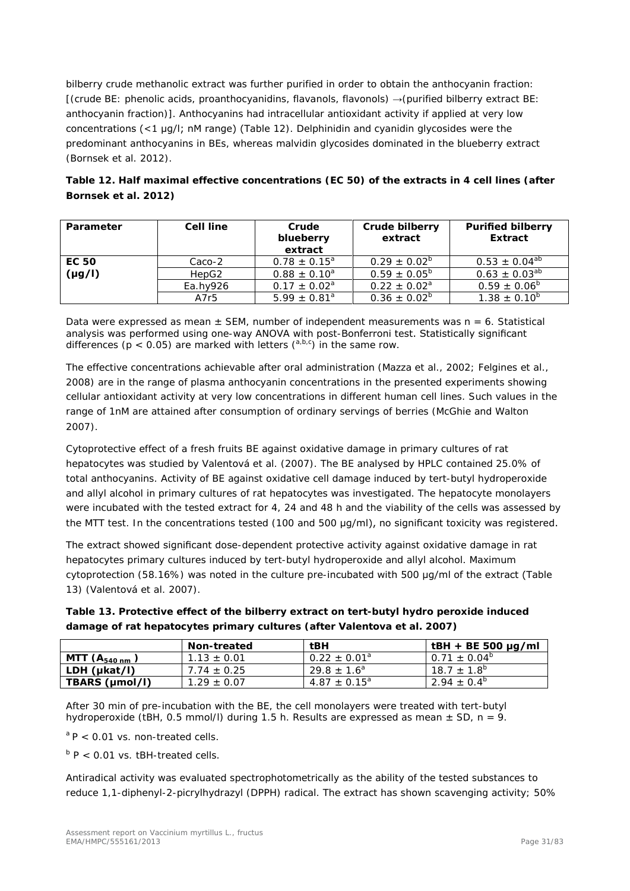bilberry crude methanolic extract was further purified in order to obtain the anthocyanin fraction: [(crude BE: phenolic acids, proanthocyanidins, flavanols, flavonols) →(purified bilberry extract BE: anthocyanin fraction)]. Anthocyanins had intracellular antioxidant activity if applied at very low concentrations (<1 µg/l; nM range) (Table 12). Delphinidin and cyanidin glycosides were the predominant anthocyanins in BEs, whereas malvidin glycosides dominated in the blueberry extract (Bornsek et al. 2012).

**Table 12. Half maximal effective concentrations (EC 50) of the extracts in 4 cell lines (after Bornsek et al. 2012)**

| Parameter | Cell line | Crude blueberry extract | Crude bilberry extract | Purified bilberry Extract |
|---|---|---|---|---|
| **EC 50 (µg/l)** | Caco-2 | $0.78 \pm 0.15^{a}$ | $0.29 \pm 0.02^{b}$ | $0.53 \pm 0.04^{ab}$ |
| | HepG2 | $0.88 \pm 0.10^{a}$ | $0.59 \pm 0.05^{b}$ | $0.63 \pm 0.03^{ab}$ |
| | Ea.hy926 | $0.17 \pm 0.02^{a}$ | $0.22 \pm 0.02^{a}$ | $0.59 \pm 0.06^{b}$ |
| | A7r5 | $5.99 \pm 0.81^{a}$ | $0.36 \pm 0.02^{b}$ | $1.38 \pm 0.10^{b}$ |

Data were expressed as mean ± SEM, number of independent measurements was n = 6. Statistical analysis was performed using one-way ANOVA with post-Bonferroni test. Statistically significant differences ($p < 0.05$) are marked with letters ([a,b,c]) in the same row.

The effective concentrations achievable after oral administration (Mazza et al., 2002; Felgines et al., 2008) are in the range of plasma anthocyanin concentrations in the presented experiments showing cellular antioxidant activity at very low concentrations in different human cell lines. Such values in the range of 1nM are attained after consumption of ordinary servings of berries (McGhie and Walton 2007).

Cytoprotective effect of a fresh fruits BE against oxidative damage in primary cultures of rat hepatocytes was studied by Valentová et al. (2007). The BE analysed by HPLC contained 25.0% of total anthocyanins. Activity of BE against oxidative cell damage induced by tert-butyl hydroperoxide and allyl alcohol in primary cultures of rat hepatocytes was investigated. The hepatocyte monolayers were incubated with the tested extract for 4, 24 and 48 h and the viability of the cells was assessed by the MTT test. In the concentrations tested (100 and 500 µg/ml), no significant toxicity was registered.

The extract showed significant dose-dependent protective activity against oxidative damage in rat hepatocytes primary cultures induced by tert-butyl hydroperoxide and allyl alcohol. Maximum cytoprotection (58.16%) was noted in the culture pre-incubated with 500 µg/ml of the extract (Table 13) (Valentová et al. 2007).

**Table 13. Protective effect of the bilberry extract on tert-butyl hydro peroxide induced damage of rat hepatocytes primary cultures (after Valentova et al. 2007)**

| | Non-treated | tBH | tBH + BE 500 µg/ml |
|---|---|---|---|
| **MTT ($A_{540\ nm}$)** | $1.13 \pm 0.01$ | $0.22 \pm 0.01^{a}$ | $0.71 \pm 0.04^{b}$ |
| **LDH (µkat/l)** | $7.74 \pm 0.25$ | $29.8 \pm 1.6^{a}$ | $18.7 \pm 1.8^{b}$ |
| **TBARS (µmol/l)** | $1.29 \pm 0.07$ | $4.87 \pm 0.15^{a}$ | $2.94 \pm 0.4^{b}$ |

After 30 min of pre-incubation with the BE, the cell monolayers were treated with tert-butyl hydroperoxide (tBH, 0.5 mmol/l) during 1.5 h. Results are expressed as mean ± SD, n = 9.

[a] $P < 0.01$ vs. non-treated cells.

[b] $P < 0.01$ vs. tBH-treated cells.

Antiradical activity was evaluated spectrophotometrically as the ability of the tested substances to reduce 1,1-diphenyl-2-picrylhydrazyl (DPPH) radical. The extract has shown scavenging activity; 50%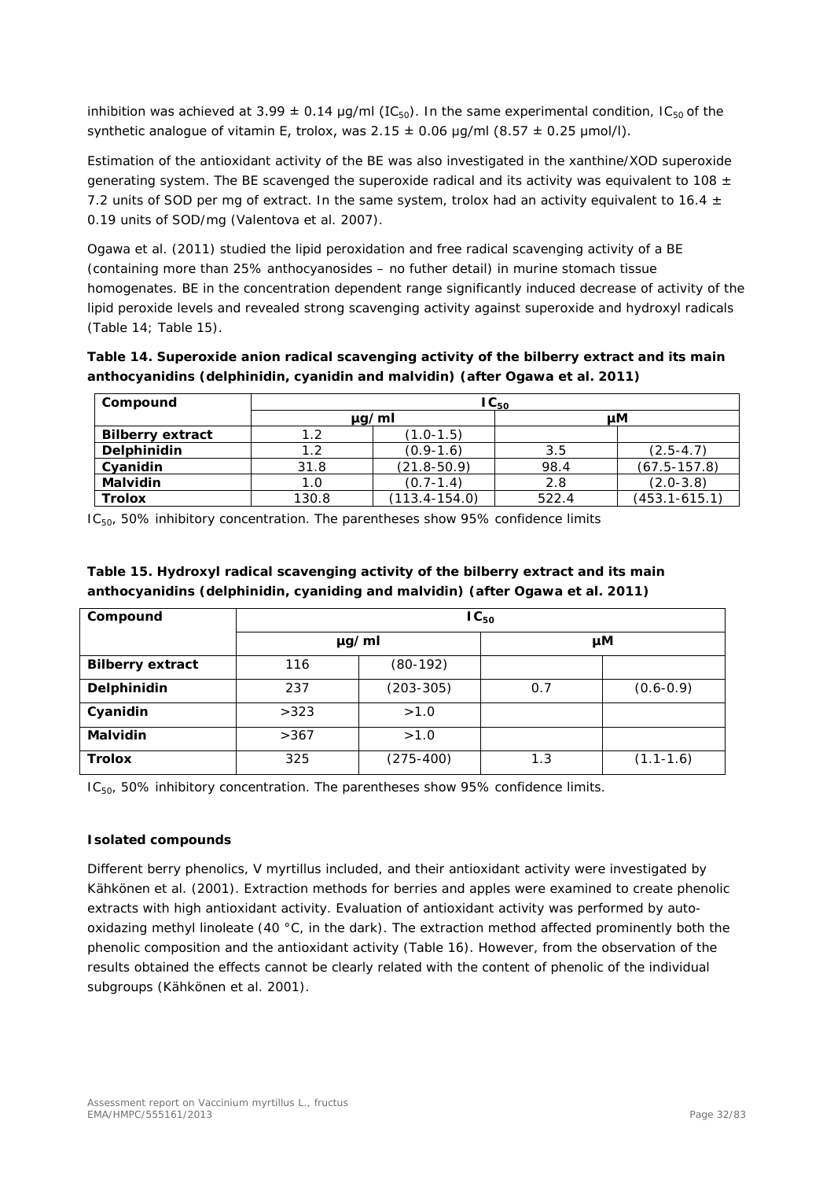inhibition was achieved at 3.99 ± 0.14 µg/ml ($IC_{50}$). In the same experimental condition, $IC_{50}$ of the synthetic analogue of vitamin E, trolox, was 2.15 ± 0.06 µg/ml (8.57 ± 0.25 µmol/l).

Estimation of the antioxidant activity of the BE was also investigated in the xanthine/XOD superoxide generating system. The BE scavenged the superoxide radical and its activity was equivalent to 108 ± 7.2 units of SOD per mg of extract. In the same system, trolox had an activity equivalent to 16.4 ± 0.19 units of SOD/mg (Valentova et al. 2007).

Ogawa et al. (2011) studied the lipid peroxidation and free radical scavenging activity of a BE (containing more than 25% anthocyanosides – no futher detail) in murine stomach tissue homogenates. BE in the concentration dependent range significantly induced decrease of activity of the lipid peroxide levels and revealed strong scavenging activity against superoxide and hydroxyl radicals (Table 14; Table 15).

**Table 14. Superoxide anion radical scavenging activity of the bilberry extract and its main anthocyanidins (delphinidin, cyanidin and malvidin) (after Ogawa et al. 2011)**

| Compound | $IC_{50}$ | | | |
|---|---|---|---|---|
| | µg/ml | | µM | |
| **Bilberry extract** | 1.2 | (1.0-1.5) | | |
| **Delphinidin** | 1.2 | (0.9-1.6) | 3.5 | (2.5-4.7) |
| **Cyanidin** | 31.8 | (21.8-50.9) | 98.4 | (67.5-157.8) |
| **Malvidin** | 1.0 | (0.7-1.4) | 2.8 | (2.0-3.8) |
| **Trolox** | 130.8 | (113.4-154.0) | 522.4 | (453.1-615.1) |

$IC_{50}$, 50% inhibitory concentration. The parentheses show 95% confidence limits

**Table 15. Hydroxyl radical scavenging activity of the bilberry extract and its main anthocyanidins (delphinidin, cyaniding and malvidin) (after Ogawa et al. 2011)**

| Compound | $IC_{50}$ | | | |
|---|---|---|---|---|
| | µg/ml | | µM | |
| **Bilberry extract** | 116 | (80-192) | | |
| **Delphinidin** | 237 | (203-305) | 0.7 | (0.6-0.9) |
| **Cyanidin** | >323 | >1.0 | | |
| **Malvidin** | >367 | >1.0 | | |
| **Trolox** | 325 | (275-400) | 1.3 | (1.1-1.6) |

$IC_{50}$, 50% inhibitory concentration. The parentheses show 95% confidence limits.

**Isolated compounds**

Different berry phenolics, V myrtillus included, and their antioxidant activity were investigated by Kähkönen et al. (2001). Extraction methods for berries and apples were examined to create phenolic extracts with high antioxidant activity. Evaluation of antioxidant activity was performed by auto-oxidazing methyl linoleate (40 °C, in the dark). The extraction method affected prominently both the phenolic composition and the antioxidant activity (Table 16). However, from the observation of the results obtained the effects cannot be clearly related with the content of phenolic of the individual subgroups (Kähkönen et al. 2001).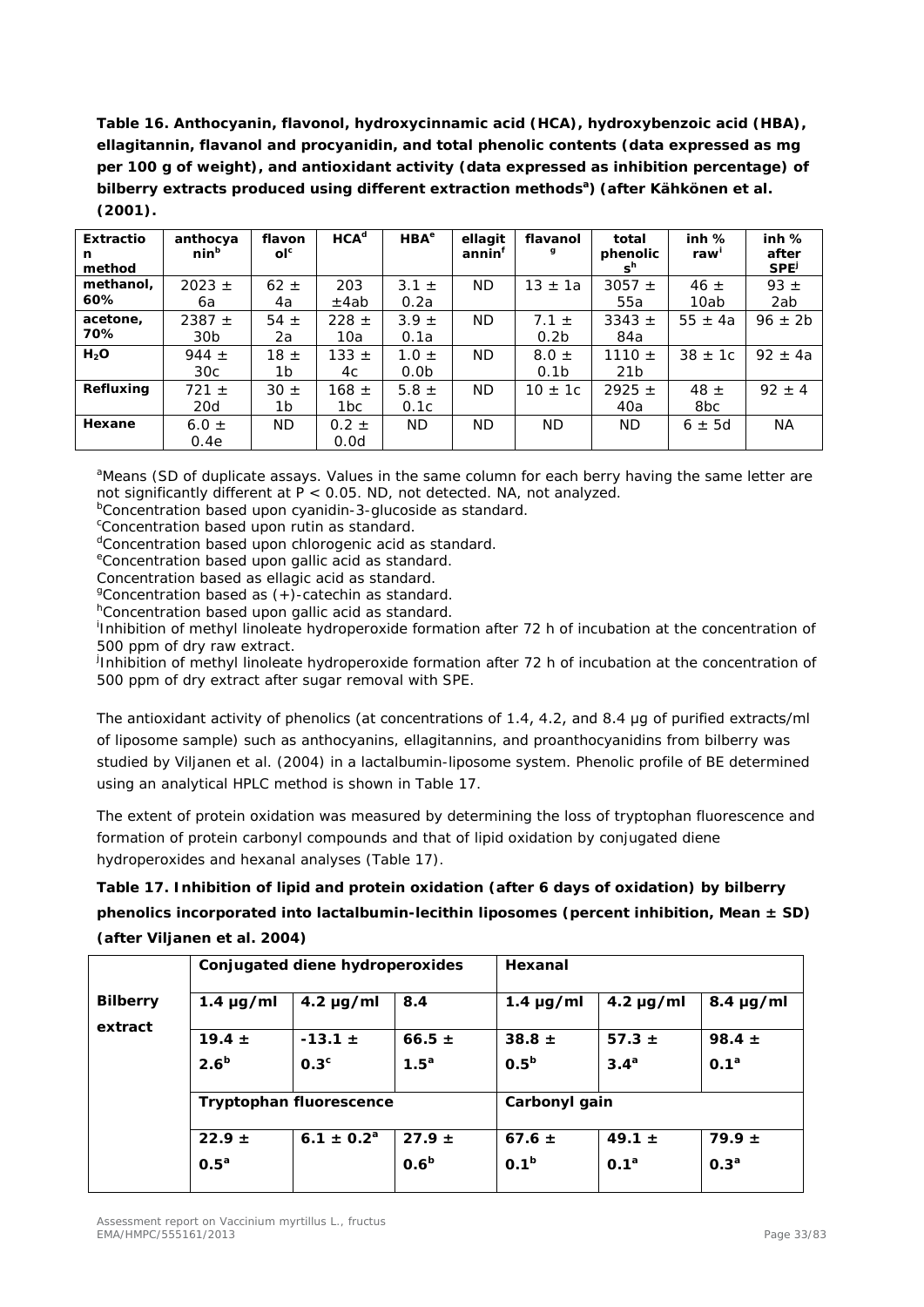**Table 16. Anthocyanin, flavonol, hydroxycinnamic acid (HCA), hydroxybenzoic acid (HBA), ellagitannin, flavanol and procyanidin, and total phenolic contents (data expressed as mg per 100 g of weight), and antioxidant activity (data expressed as inhibition percentage) of bilberry extracts produced using different extraction methods[a]) (after Kähkönen et al. (2001).**

| Extraction method | anthocyanin[b] | flavonol[c] | HCA[d] | HBA[e] | ellagitannin[f] | flavanol[g] | total phenolics[h] | inh % raw[i] | inh % after SPE[j] |
|---|---|---|---|---|---|---|---|---|---|
| **methanol, 60%** | 2023 ± 6a | 62 ± 4a | 203 ±4ab | 3.1 ± 0.2a | ND | 13 ± 1a | 3057 ± 55a | 46 ± 10ab | 93 ± 2ab |
| **acetone, 70%** | 2387 ± 30b | 54 ± 2a | 228 ± 10a | 3.9 ± 0.1a | ND | 7.1 ± 0.2b | 3343 ± 84a | 55 ± 4a | 96 ± 2b |
| **$H_2O$** | 944 ± 30c | 18 ± 1b | 133 ± 4c | 1.0 ± 0.0b | ND | 8.0 ± 0.1b | 1110 ± 21b | 38 ± 1c | 92 ± 4a |
| **Refluxing** | 721 ± 20d | 30 ± 1b | 168 ± 1bc | 5.8 ± 0.1c | ND | 10 ± 1c | 2925 ± 40a | 48 ± 8bc | 92 ± 4 |
| **Hexane** | 6.0 ± 0.4e | ND | 0.2 ± 0.0d | ND | ND | ND | ND | 6 ± 5d | NA |

[a]Means (SD of duplicate assays. Values in the same column for each berry having the same letter are not significantly different at $P < 0.05$. ND, not detected. NA, not analyzed.
[b]Concentration based upon cyanidin-3-glucoside as standard.
[c]Concentration based upon rutin as standard.
[d]Concentration based upon chlorogenic acid as standard.
[e]Concentration based upon gallic acid as standard.
Concentration based as ellagic acid as standard.
[g]Concentration based as (+)-catechin as standard.
[h]Concentration based upon gallic acid as standard.
[i]Inhibition of methyl linoleate hydroperoxide formation after 72 h of incubation at the concentration of 500 ppm of dry raw extract.
[j]Inhibition of methyl linoleate hydroperoxide formation after 72 h of incubation at the concentration of 500 ppm of dry extract after sugar removal with SPE.

The antioxidant activity of phenolics (at concentrations of 1.4, 4.2, and 8.4 µg of purified extracts/ml of liposome sample) such as anthocyanins, ellagitannins, and proanthocyanidins from bilberry was studied by Viljanen et al. (2004) in a lactalbumin-liposome system. Phenolic profile of BE determined using an analytical HPLC method is shown in Table 17.

The extent of protein oxidation was measured by determining the loss of tryptophan fluorescence and formation of protein carbonyl compounds and that of lipid oxidation by conjugated diene hydroperoxides and hexanal analyses (Table 17).

**Table 17. Inhibition of lipid and protein oxidation (after 6 days of oxidation) by bilberry phenolics incorporated into lactalbumin-lecithin liposomes (percent inhibition, Mean ± SD) (after Viljanen et al. 2004)**

| | **Conjugated diene hydroperoxides** | | | **Hexanal** | | |
|---|---|---|---|---|---|---|
| **Bilberry extract** | **1.4 µg/ml** | **4.2 µg/ml** | **8.4** | **1.4 µg/ml** | **4.2 µg/ml** | **8.4 µg/ml** |
| | 19.4 ± 2.6[b] | -13.1 ± 0.3[c] | 66.5 ± 1.5[a] | 38.8 ± 0.5[b] | 57.3 ± 3.4[a] | 98.4 ± 0.1[a] |
| | **Tryptophan fluorescence** | | | **Carbonyl gain** | | |
| | 22.9 ± 0.5[a] | 6.1 ± 0.2[a] | 27.9 ± 0.6[b] | 67.6 ± 0.1[b] | 49.1 ± 0.1[a] | 79.9 ± 0.3[a] |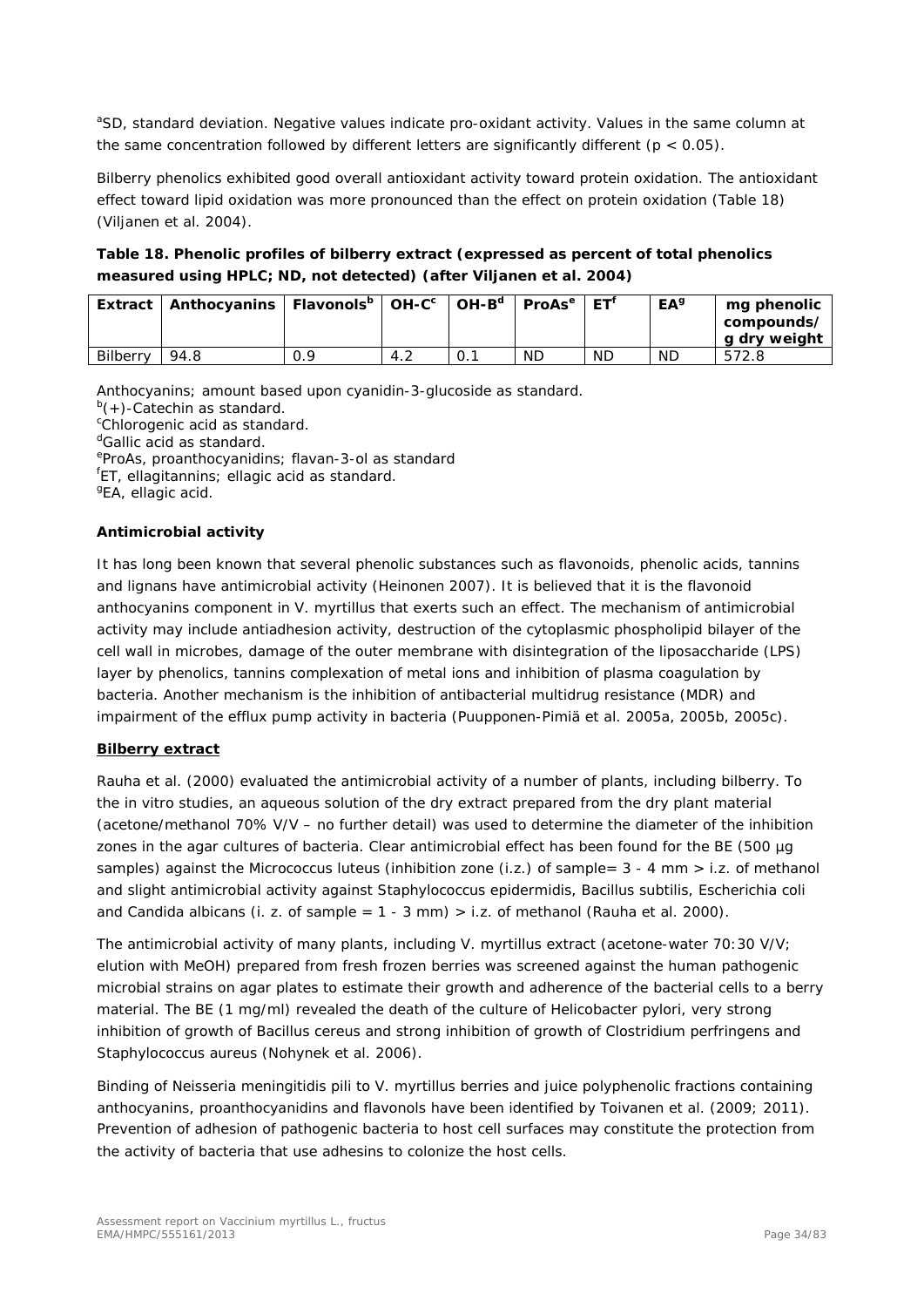[a]SD, standard deviation. Negative values indicate pro-oxidant activity. Values in the same column at the same concentration followed by different letters are significantly different ($p < 0.05$).

Bilberry phenolics exhibited good overall antioxidant activity toward protein oxidation. The antioxidant effect toward lipid oxidation was more pronounced than the effect on protein oxidation (Table 18) (Viljanen et al. 2004).

**Table 18. Phenolic profiles of bilberry extract (expressed as percent of total phenolics measured using HPLC; ND, not detected) (after Viljanen et al. 2004)**

| Extract | Anthocyanins | Flavonols[b] | OH-C[c] | OH-B[d] | ProAs[e] | ET[f] | EA[g] | mg phenolic compounds/ g dry weight |
|---|---|---|---|---|---|---|---|---|
| Bilberry | 94.8 | 0.9 | 4.2 | 0.1 | ND | ND | ND | 572.8 |

Anthocyanins; amount based upon cyanidin-3-glucoside as standard.
[b](+)-Catechin as standard.
[c]Chlorogenic acid as standard.
[d]Gallic acid as standard.
[e]ProAs, proanthocyanidins; flavan-3-ol as standard
[f]ET, ellagitannins; ellagic acid as standard.
[g]EA, ellagic acid.

**Antimicrobial activity**

It has long been known that several phenolic substances such as flavonoids, phenolic acids, tannins and lignans have antimicrobial activity (Heinonen 2007). It is believed that it is the flavonoid anthocyanins component in *V. myrtillus* that exerts such an effect. The mechanism of antimicrobial activity may include antiadhesion activity, destruction of the cytoplasmic phospholipid bilayer of the cell wall in microbes, damage of the outer membrane with disintegration of the liposaccharide (LPS) layer by phenolics, tannins complexation of metal ions and inhibition of plasma coagulation by bacteria. Another mechanism is the inhibition of antibacterial multidrug resistance (MDR) and impairment of the efflux pump activity in bacteria (Puupponen-Pimiä et al. 2005a, 2005b, 2005c).

**Bilberry extract**

Rauha et al. (2000) evaluated the antimicrobial activity of a number of plants, including bilberry. To the in vitro studies, an aqueous solution of the dry extract prepared from the dry plant material (acetone/methanol 70% V/V – no further detail) was used to determine the diameter of the inhibition zones in the agar cultures of bacteria. Clear antimicrobial effect has been found for the BE (500 µg samples) against the *Micrococcus luteus* (inhibition zone (i.z.) of sample= 3 - 4 mm > i.z. of methanol and slight antimicrobial activity against *Staphylococcus epidermidis, Bacillus subtilis, Escherichia coli* and *Candida albicans* (i. z. of sample = 1 - 3 mm) > i.z. of methanol (Rauha et al. 2000).

The antimicrobial activity of many plants, including *V. myrtillus* extract (acetone-water 70:30 V/V; elution with MeOH) prepared from fresh frozen berries was screened against the human pathogenic microbial strains on agar plates to estimate their growth and adherence of the bacterial cells to a berry material. The BE (1 mg/ml) revealed the death of the culture of *Helicobacter pylori*, very strong inhibition of growth of *Bacillus cereus* and strong inhibition of growth of *Clostridium perfringens* and *Staphylococcus aureus* (Nohynek et al. 2006).

Binding of *Neisseria meningitidis* pili to *V. myrtillus* berries and juice polyphenolic fractions containing anthocyanins, proanthocyanidins and flavonols have been identified by Toivanen et al. (2009; 2011). Prevention of adhesion of pathogenic bacteria to host cell surfaces may constitute the protection from the activity of bacteria that use adhesins to colonize the host cells.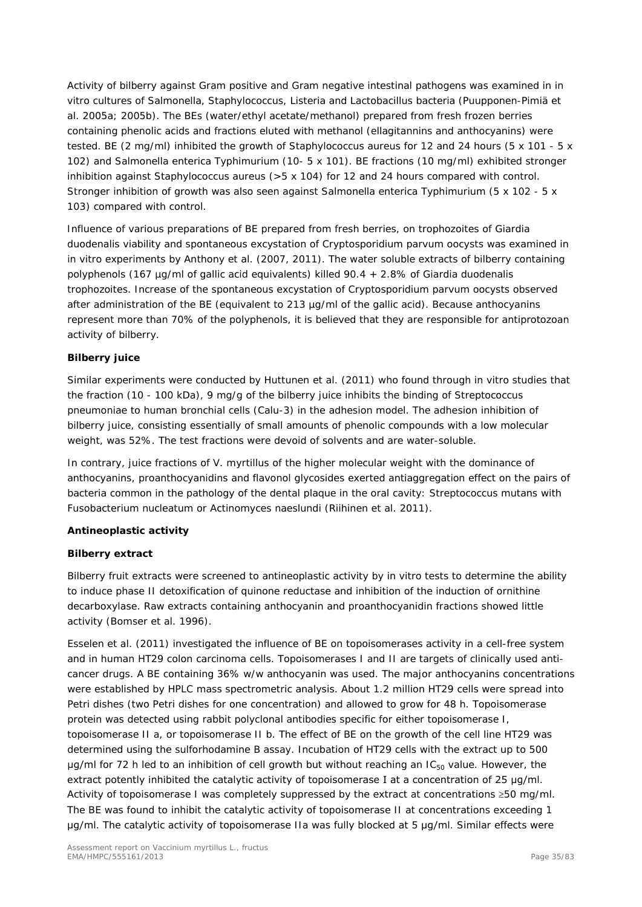Activity of bilberry against Gram positive and Gram negative intestinal pathogens was examined in in vitro cultures of Salmonella, Staphylococcus, Listeria and Lactobacillus bacteria (Puupponen-Pimiä et al. 2005a; 2005b). The BEs (water/ethyl acetate/methanol) prepared from fresh frozen berries containing phenolic acids and fractions eluted with methanol (ellagitannins and anthocyanins) were tested. BE (2 mg/ml) inhibited the growth of Staphylococcus aureus for 12 and 24 hours (5 x 101 - 5 x 102) and Salmonella enterica Typhimurium (10- 5 x 101). BE fractions (10 mg/ml) exhibited stronger inhibition against Staphylococcus aureus (>5 x 104) for 12 and 24 hours compared with control. Stronger inhibition of growth was also seen against Salmonella enterica Typhimurium (5 x 102 - 5 x 103) compared with control.

Influence of various preparations of BE prepared from fresh berries, on trophozoites of Giardia duodenalis viability and spontaneous excystation of Cryptosporidium parvum oocysts was examined in in vitro experiments by Anthony et al. (2007, 2011). The water soluble extracts of bilberry containing polyphenols (167 µg/ml of gallic acid equivalents) killed 90.4 + 2.8% of Giardia duodenalis trophozoites. Increase of the spontaneous excystation of Cryptosporidium parvum oocysts observed after administration of the BE (equivalent to 213 µg/ml of the gallic acid). Because anthocyanins represent more than 70% of the polyphenols, it is believed that they are responsible for antiprotozoan activity of bilberry.

**Bilberry juice**

Similar experiments were conducted by Huttunen et al. (2011) who found through in vitro studies that the fraction (10 - 100 kDa), 9 mg/g of the bilberry juice inhibits the binding of Streptococcus pneumoniae to human bronchial cells (Calu-3) in the adhesion model. The adhesion inhibition of bilberry juice, consisting essentially of small amounts of phenolic compounds with a low molecular weight, was 52%. The test fractions were devoid of solvents and are water-soluble.

In contrary, juice fractions of V. myrtillus of the higher molecular weight with the dominance of anthocyanins, proanthocyanidins and flavonol glycosides exerted antiaggregation effect on the pairs of bacteria common in the pathology of the dental plaque in the oral cavity: Streptococcus mutans with Fusobacterium nucleatum or Actinomyces naeslundi (Riihinen et al. 2011).

**Antineoplastic activity**

**Bilberry extract**

Bilberry fruit extracts were screened to antineoplastic activity by in vitro tests to determine the ability to induce phase II detoxification of quinone reductase and inhibition of the induction of ornithine decarboxylase. Raw extracts containing anthocyanin and proanthocyanidin fractions showed little activity (Bomser et al. 1996).

Esselen et al. (2011) investigated the influence of BE on topoisomerases activity in a cell-free system and in human HT29 colon carcinoma cells. Topoisomerases I and II are targets of clinically used anti-cancer drugs. A BE containing 36% w/w anthocyanin was used. The major anthocyanins concentrations were established by HPLC mass spectrometric analysis. About 1.2 million HT29 cells were spread into Petri dishes (two Petri dishes for one concentration) and allowed to grow for 48 h. Topoisomerase protein was detected using rabbit polyclonal antibodies specific for either topoisomerase I, topoisomerase II a, or topoisomerase II b. The effect of BE on the growth of the cell line HT29 was determined using the sulforhodamine B assay. Incubation of HT29 cells with the extract up to 500 µg/ml for 72 h led to an inhibition of cell growth but without reaching an $IC_{50}$ value. However, the extract potently inhibited the catalytic activity of topoisomerase I at a concentration of 25 µg/ml. Activity of topoisomerase I was completely suppressed by the extract at concentrations ≥50 mg/ml. The BE was found to inhibit the catalytic activity of topoisomerase II at concentrations exceeding 1 µg/ml. The catalytic activity of topoisomerase IIa was fully blocked at 5 µg/ml. Similar effects were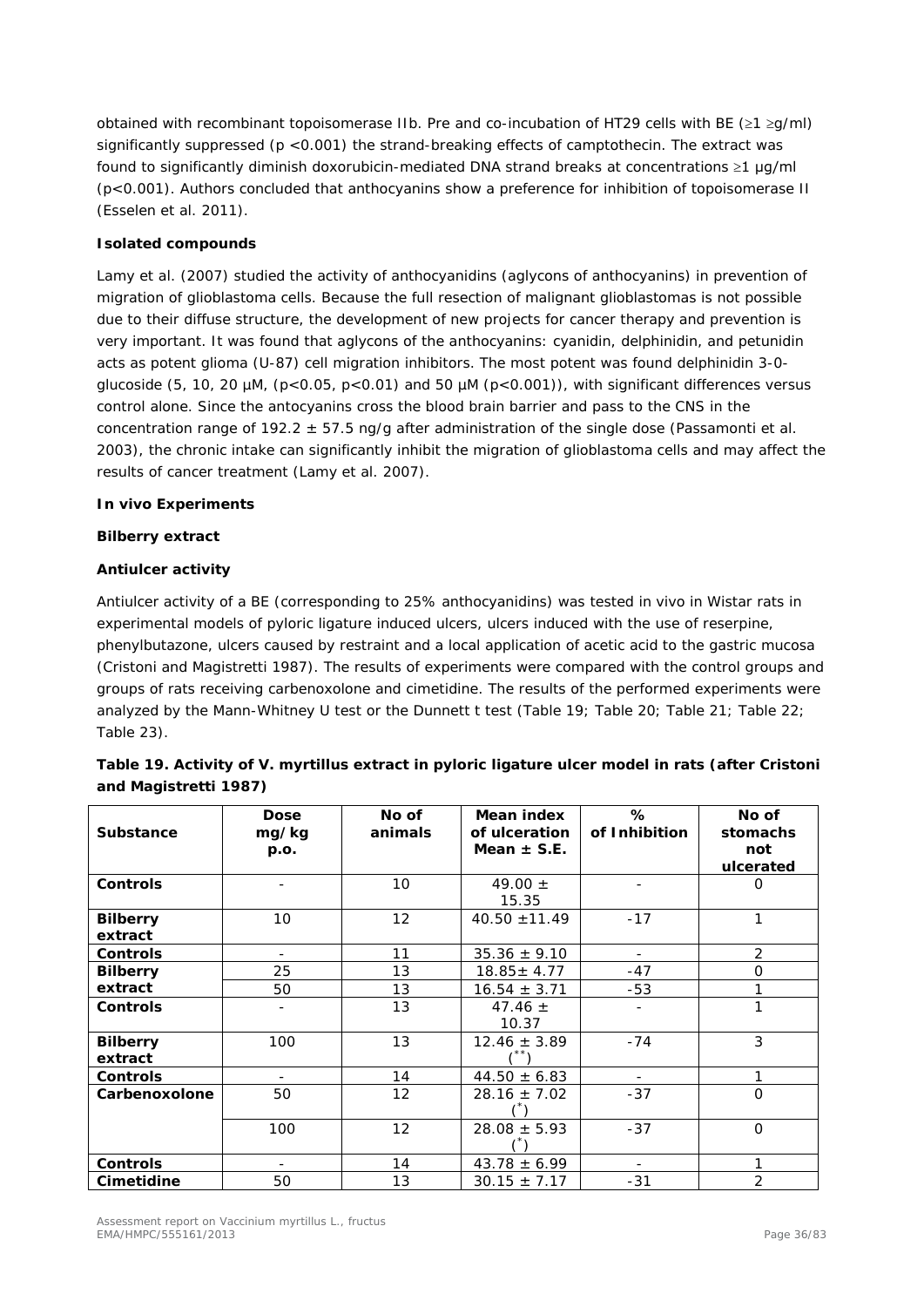obtained with recombinant topoisomerase IIb. Pre and co-incubation of HT29 cells with BE (≥1 ≥g/ml) significantly suppressed ($p < 0.001$) the strand-breaking effects of camptothecin. The extract was found to significantly diminish doxorubicin-mediated DNA strand breaks at concentrations ≥1 μg/ml ($p < 0.001$). Authors concluded that anthocyanins show a preference for inhibition of topoisomerase II (Esselen et al. 2011).

**Isolated compounds**

Lamy et al. (2007) studied the activity of anthocyanidins (aglycons of anthocyanins) in prevention of migration of glioblastoma cells. Because the full resection of malignant glioblastomas is not possible due to their diffuse structure, the development of new projects for cancer therapy and prevention is very important. It was found that aglycons of the anthocyanins: cyanidin, delphinidin, and petunidin acts as potent glioma (U-87) cell migration inhibitors. The most potent was found delphinidin 3-0-glucoside (5, 10, 20 μM, ($p < 0.05$, $p < 0.01$) and 50 μM ($p < 0.001$)), with significant differences versus control alone. Since the antocyanins cross the blood brain barrier and pass to the CNS in the concentration range of 192.2 ± 57.5 ng/g after administration of the single dose (Passamonti et al. 2003), the chronic intake can significantly inhibit the migration of glioblastoma cells and may affect the results of cancer treatment (Lamy et al. 2007).

**In vivo Experiments**

**Bilberry extract**

**Antiulcer activity**

Antiulcer activity of a BE (corresponding to 25% anthocyanidins) was tested in vivo in Wistar rats in experimental models of pyloric ligature induced ulcers, ulcers induced with the use of reserpine, phenylbutazone, ulcers caused by restraint and a local application of acetic acid to the gastric mucosa (Cristoni and Magistretti 1987). The results of experiments were compared with the control groups and groups of rats receiving carbenoxolone and cimetidine. The results of the performed experiments were analyzed by the Mann-Whitney U test or the Dunnett t test (Table 19; Table 20; Table 21; Table 22; Table 23).

**Table 19. Activity of V. myrtillus extract in pyloric ligature ulcer model in rats (after Cristoni and Magistretti 1987)**

| Substance | Dose mg/kg p.o. | No of animals | Mean index of ulceration Mean ± S.E. | % of Inhibition | No of stomachs not ulcerated |
|---|---|---|---|---|---|
| **Controls** | - | 10 | 49.00 ± 15.35 | - | 0 |
| **Bilberry extract** | 10 | 12 | 40.50 ±11.49 | -17 | 1 |
| **Controls** | - | 11 | 35.36 ± 9.10 | - | 2 |
| **Bilberry extract** | 25 | 13 | 18.85± 4.77 | -47 | 0 |
| | 50 | 13 | 16.54 ± 3.71 | -53 | 1 |
| **Controls** | - | 13 | 47.46 ± 10.37 | - | 1 |
| **Bilberry extract** | 100 | 13 | 12.46 ± 3.89 (**) | -74 | 3 |
| **Controls** | - | 14 | 44.50 ± 6.83 | - | 1 |
| **Carbenoxolone** | 50 | 12 | 28.16 ± 7.02 (*) | -37 | 0 |
| | 100 | 12 | 28.08 ± 5.93 (*) | -37 | 0 |
| **Controls** | - | 14 | 43.78 ± 6.99 | - | 1 |
| **Cimetidine** | 50 | 13 | 30.15 ± 7.17 | -31 | 2 |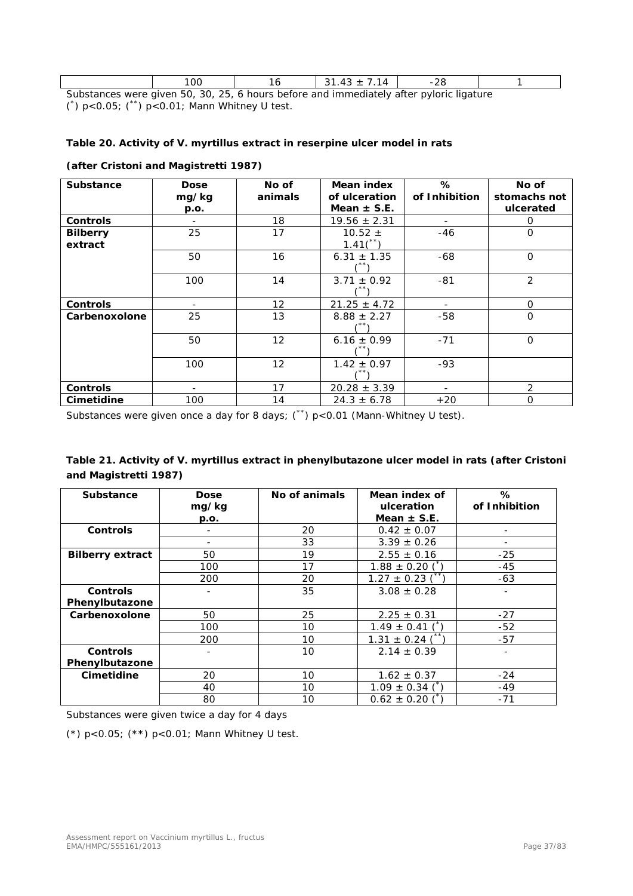| | 100 | 16 | 31.43 ± 7.14 | -28 | 1 |
|---|---|---|---|---|---|

Substances were given 50, 30, 25, 6 hours before and immediately after pyloric ligature
(*) p<0.05; (**) p<0.01; Mann Whitney U test.

**Table 20. Activity of V. myrtillus extract in reserpine ulcer model in rats**

**(after Cristoni and Magistretti 1987)**

| Substance | Dose mg/kg p.o. | No of animals | Mean index of ulceration Mean ± S.E. | % of Inhibition | No of stomachs not ulcerated |
|---|---|---|---|---|---|
| **Controls** | - | 18 | 19.56 ± 2.31 | - | 0 |
| **Bilberry extract** | 25 | 17 | 10.52 ± 1.41(**) | -46 | 0 |
| | 50 | 16 | 6.31 ± 1.35 (**) | -68 | 0 |
| | 100 | 14 | 3.71 ± 0.92 (**) | -81 | 2 |
| **Controls** | - | 12 | 21.25 ± 4.72 | - | 0 |
| **Carbenoxolone** | 25 | 13 | 8.88 ± 2.27 (**) | -58 | 0 |
| | 50 | 12 | 6.16 ± 0.99 (**) | -71 | 0 |
| | 100 | 12 | 1.42 ± 0.97 (**) | -93 | |
| **Controls** | - | 17 | 20.28 ± 3.39 | - | 2 |
| **Cimetidine** | 100 | 14 | 24.3 ± 6.78 | +20 | 0 |

Substances were given once a day for 8 days; (**) p<0.01 (Mann-Whitney U test).

**Table 21. Activity of V. myrtillus extract in phenylbutazone ulcer model in rats (after Cristoni and Magistretti 1987)**

| Substance | Dose mg/kg p.o. | No of animals | Mean index of ulceration Mean ± S.E. | % of Inhibition |
|---|---|---|---|---|
| **Controls** | - | 20 | 0.42 ± 0.07 | - |
| | - | 33 | 3.39 ± 0.26 | - |
| **Bilberry extract** | 50 | 19 | 2.55 ± 0.16 | -25 |
| | 100 | 17 | 1.88 ± 0.20 (*) | -45 |
| | 200 | 20 | 1.27 ± 0.23 (**) | -63 |
| **Controls Phenylbutazone** | - | 35 | 3.08 ± 0.28 | - |
| **Carbenoxolone** | 50 | 25 | 2.25 ± 0.31 | -27 |
| | 100 | 10 | 1.49 ± 0.41 (*) | -52 |
| | 200 | 10 | 1.31 ± 0.24 (**) | -57 |
| **Controls Phenylbutazone** | - | 10 | 2.14 ± 0.39 | - |
| **Cimetidine** | 20 | 10 | 1.62 ± 0.37 | -24 |
| | 40 | 10 | 1.09 ± 0.34 (*) | -49 |
| | 80 | 10 | 0.62 ± 0.20 (*) | -71 |

Substances were given twice a day for 4 days

(*) p<0.05; (**) p<0.01; Mann Whitney U test.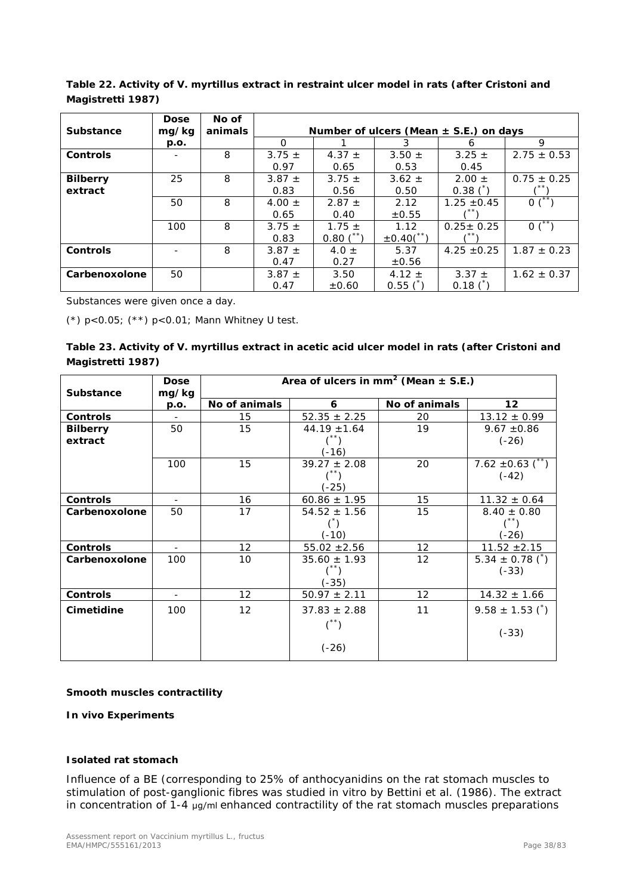**Table 22. Activity of V. myrtillus extract in restraint ulcer model in rats (after Cristoni and Magistretti 1987)**

| Substance | Dose mg/kg p.o. | No of animals | Number of ulcers (Mean ± S.E.) on days | | | | |
|---|---|---|---|---|---|---|---|
| | | | 0 | 1 | 3 | 6 | 9 |
| **Controls** | - | 8 | 3.75 ± 0.97 | 4.37 ± 0.65 | 3.50 ± 0.53 | 3.25 ± 0.45 | 2.75 ± 0.53 |
| **Bilberry extract** | 25 | 8 | 3.87 ± 0.83 | 3.75 ± 0.56 | 3.62 ± 0.50 | 2.00 ± 0.38 (*) | 0.75 ± 0.25 (**) |
| | 50 | 8 | 4.00 ± 0.65 | 2.87 ± 0.40 | 2.12 ±0.55 | 1.25 ±0.45 (**) | 0 (**) |
| | 100 | 8 | 3.75 ± 0.83 | 1.75 ± 0.80 (**) | 1.12 ±0.40(**) | 0.25± 0.25 (**) | 0 (**) |
| **Controls** | - | 8 | 3.87 ± 0.47 | 4.0 ± 0.27 | 5.37 ±0.56 | 4.25 ±0.25 | 1.87 ± 0.23 |
| **Carbenoxolone** | 50 | | 3.87 ± 0.47 | 3.50 ±0.60 | 4.12 ± 0.55 (*) | 3.37 ± 0.18 (*) | 1.62 ± 0.37 |

Substances were given once a day.

(*) p<0.05; (**) p<0.01; Mann Whitney U test.

**Table 23. Activity of V. myrtillus extract in acetic acid ulcer model in rats (after Cristoni and Magistretti 1987)**

| Substance | Dose mg/kg p.o. | Area of ulcers in mm$^2$ (Mean ± S.E.) | | | |
|---|---|---|---|---|---|
| | | No of animals | 6 | No of animals | 12 |
| **Controls** | - | 15 | 52.35 ± 2.25 | 20 | 13.12 ± 0.99 |
| **Bilberry extract** | 50 | 15 | 44.19 ±1.64 (**) (-16) | 19 | 9.67 ±0.86 (-26) |
| | 100 | 15 | 39.27 ± 2.08 (**) (-25) | 20 | 7.62 ±0.63 (**) (-42) |
| **Controls** | - | 16 | 60.86 ± 1.95 | 15 | 11.32 ± 0.64 |
| **Carbenoxolone** | 50 | 17 | 54.52 ± 1.56 (*) (-10) | 15 | 8.40 ± 0.80 (**) (-26) |
| **Controls** | - | 12 | 55.02 ±2.56 | 12 | 11.52 ±2.15 |
| **Carbenoxolone** | 100 | 10 | 35.60 ± 1.93 (**) (-35) | 12 | 5.34 ± 0.78 (*) (-33) |
| **Controls** | - | 12 | 50.97 ± 2.11 | 12 | 14.32 ± 1.66 |
| **Cimetidine** | 100 | 12 | 37.83 ± 2.88 (**) (-26) | 11 | 9.58 ± 1.53 (*) (-33) |

**Smooth muscles contractility**

***In vivo* Experiments**

**Isolated rat stomach**

Influence of a BE (corresponding to 25% of anthocyanidins on the rat stomach muscles to stimulation of post-ganglionic fibres was studied *in vitro* by Bettini et al. (1986). The extract in concentration of 1-4 µg/ml enhanced contractility of the rat stomach muscles preparations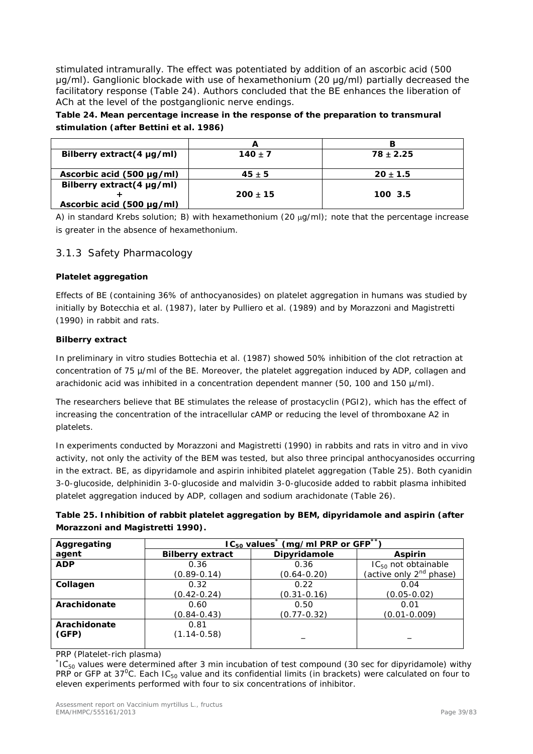stimulated intramurally. The effect was potentiated by addition of an ascorbic acid (500 µg/ml). Ganglionic blockade with use of hexamethonium (20 µg/ml) partially decreased the facilitatory response (Table 24). Authors concluded that the BE enhances the liberation of ACh at the level of the postganglionic nerve endings.

**Table 24. Mean percentage increase in the response of the preparation to transmural stimulation (after Bettini et al. 1986)**

| | A | B |
|---|---|---|
| **Bilberry extract(4 µg/ml)** | **140 ± 7** | **78 ± 2.25** |
| **Ascorbic acid (500 µg/ml)** | **45 ± 5** | **20 ± 1.5** |
| **Bilberry extract(4 µg/ml) + Ascorbic acid (500 µg/ml)** | **200 ± 15** | **100 3.5** |

A) in standard Krebs solution; B) with hexamethonium (20 µg/ml); note that the percentage increase is greater in the absence of hexamethonium.

## 3.1.3 Safety Pharmacology

**Platelet aggregation**

Effects of BE (containing 36% of anthocyanosides) on platelet aggregation in humans was studied by initially by Botecchia et al. (1987), later by Pulliero et al. (1989) and by Morazzoni and Magistretti (1990) in rabbit and rats.

**Bilberry extract**

In preliminary in vitro studies Bottechia et al. (1987) showed 50% inhibition of the clot retraction at concentration of 75 µ/ml of the BE. Moreover, the platelet aggregation induced by ADP, collagen and arachidonic acid was inhibited in a concentration dependent manner (50, 100 and 150 µ/ml).

The researchers believe that BE stimulates the release of prostacyclin (PGI2), which has the effect of increasing the concentration of the intracellular cAMP or reducing the level of thromboxane A2 in platelets.

In experiments conducted by Morazzoni and Magistretti (1990) in rabbits and rats in vitro and in vivo activity, not only the activity of the BEM was tested, but also three principal anthocyanosides occurring in the extract. BE, as dipyridamole and aspirin inhibited platelet aggregation (Table 25). Both cyanidin 3-0-glucoside, delphinidin 3-0-glucoside and malvidin 3-0-glucoside added to rabbit plasma inhibited platelet aggregation induced by ADP, collagen and sodium arachidonate (Table 26).

**Table 25. Inhibition of rabbit platelet aggregation by BEM, dipyridamole and aspirin (after Morazzoni and Magistretti 1990).**

| Aggregating agent | $IC_{50}$ values* (mg/ml PRP or GFP**) | | |
|---|---|---|---|
| | **Bilberry extract** | **Dipyridamole** | **Aspirin** |
| **ADP** | 0.36 (0.89-0.14) | 0.36 (0.64-0.20) | $IC_{50}$ not obtainable (active only 2nd phase) |
| **Collagen** | 0.32 (0.42-0.24) | 0.22 (0.31-0.16) | 0.04 (0.05-0.02) |
| **Arachidonate** | 0.60 (0.84-0.43) | 0.50 (0.77-0.32) | 0.01 (0.01-0.009) |
| **Arachidonate (GFP)** | 0.81 (1.14-0.58) | _ | _ |

PRP (Platelet-rich plasma)

*$IC_{50}$ values were determined after 3 min incubation of test compound (30 sec for dipyridamole) withy PRP or GFP at 37°C. Each $IC_{50}$ value and its confidential limits (in brackets) were calculated on four to eleven experiments performed with four to six concentrations of inhibitor.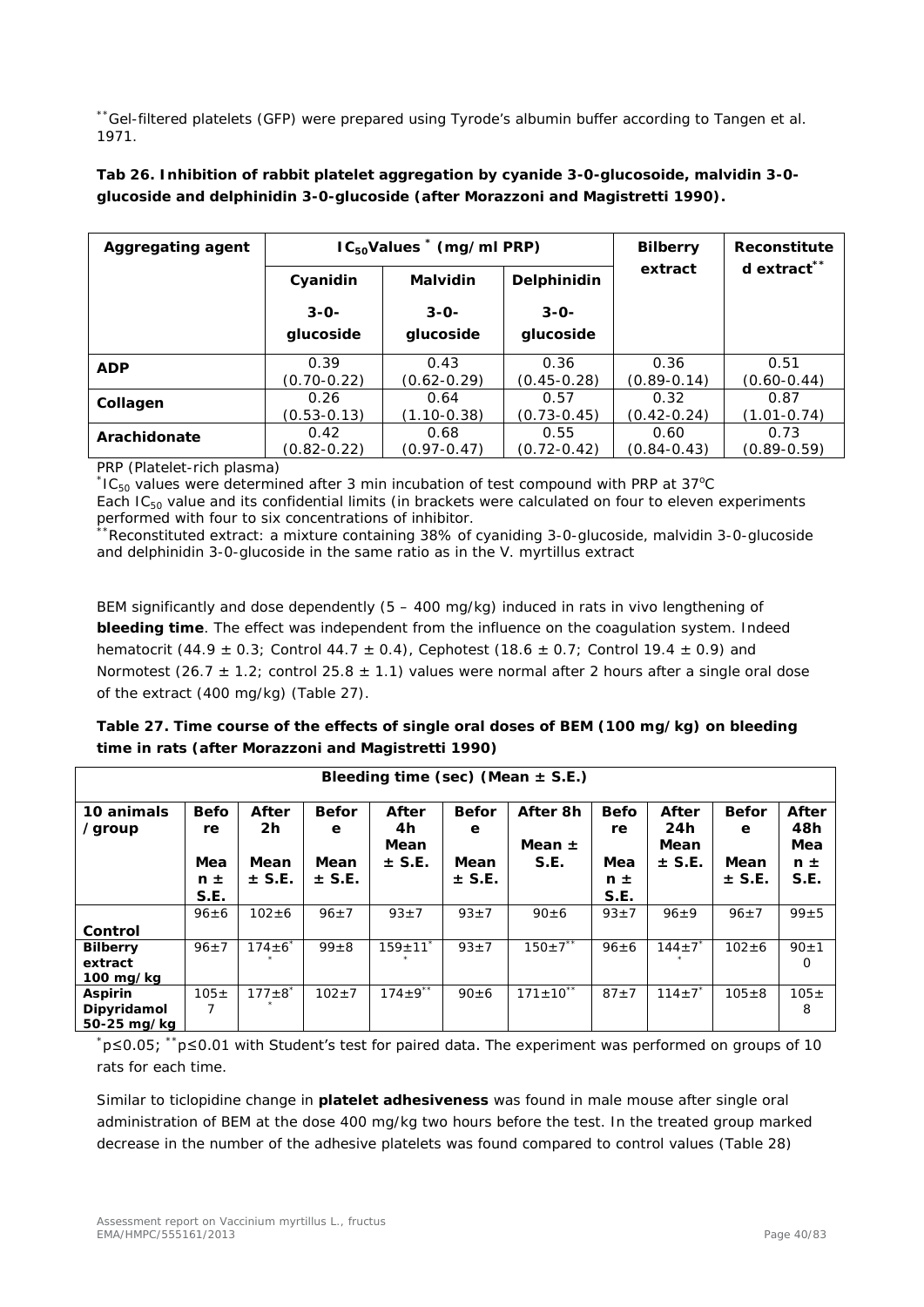[**]Gel-filtered platelets (GFP) were prepared using Tyrode's albumin buffer according to Tangen et al. 1971.

**Tab 26. Inhibition of rabbit platelet aggregation by cyanide 3-0-glucosoide, malvidin 3-0-glucoside and delphinidin 3-0-glucoside (after Morazzoni and Magistretti 1990).**

| Aggregating agent | $IC_{50}$ Values [*] (mg/ml PRP) | | | Bilberry extract | Reconstituted extract[**] |
|---|---|---|---|---|---|
| | Cyanidin 3-0-glucoside | Malvidin 3-0-glucoside | Delphinidin 3-0-glucoside | | |
| **ADP** | 0.39 (0.70-0.22) | 0.43 (0.62-0.29) | 0.36 (0.45-0.28) | 0.36 (0.89-0.14) | 0.51 (0.60-0.44) |
| **Collagen** | 0.26 (0.53-0.13) | 0.64 (1.10-0.38) | 0.57 (0.73-0.45) | 0.32 (0.42-0.24) | 0.87 (1.01-0.74) |
| **Arachidonate** | 0.42 (0.82-0.22) | 0.68 (0.97-0.47) | 0.55 (0.72-0.42) | 0.60 (0.84-0.43) | 0.73 (0.89-0.59) |

PRP (Platelet-rich plasma)
[*]$IC_{50}$ values were determined after 3 min incubation of test compound with PRP at 37°C
Each $IC_{50}$ value and its confidential limits (in brackets were calculated on four to eleven experiments performed with four to six concentrations of inhibitor.
[**]Reconstituted extract: a mixture containing 38% of cyaniding 3-0-glucoside, malvidin 3-0-glucoside and delphinidin 3-0-glucoside in the same ratio as in the V. myrtillus extract

BEM significantly and dose dependently (5 – 400 mg/kg) induced in rats in vivo lengthening of **bleeding time**. The effect was independent from the influence on the coagulation system. Indeed hematocrit (44.9 ± 0.3; Control 44.7 ± 0.4), Cephotest (18.6 ± 0.7; Control 19.4 ± 0.9) and Normotest (26.7 ± 1.2; control 25.8 ± 1.1) values were normal after 2 hours after a single oral dose of the extract (400 mg/kg) (Table 27).

**Table 27. Time course of the effects of single oral doses of BEM (100 mg/kg) on bleeding time in rats (after Morazzoni and Magistretti 1990)**

| Bleeding time (sec) (Mean ± S.E.) | | | | | | | | | | |
|---|---|---|---|---|---|---|---|---|---|---|
| **10 animals /group** | **Before Mean ± S.E.** | **After 2h Mean ± S.E.** | **Before Mean ± S.E.** | **After 4h Mean ± S.E.** | **Before Mean ± S.E.** | **After 8h Mean ± S.E.** | **Before Mean ± S.E.** | **After 24h Mean ± S.E.** | **Before Mean ± S.E.** | **After 48h Mean ± S.E.** |
| **Control** | 96±6 | 102±6 | 96±7 | 93±7 | 93±7 | 90±6 | 93±7 | 96±9 | 96±7 | 99±5 |
| **Bilberry extract 100 mg/kg** | 96±7 | 174±6[**] | 99±8 | 159±11[**] | 93±7 | 150±7[**] | 96±6 | 144±7[**] | 102±6 | 90±10 |
| **Aspirin Dipyridamol 50-25 mg/kg** | 105±7 | 177±8[**] | 102±7 | 174±9[**] | 90±6 | 171±10[**] | 87±7 | 114±7[*] | 105±8 | 105±8 |

[*]$p \leq 0.05$; [**]$p \leq 0.01$ with Student's test for paired data. The experiment was performed on groups of 10 rats for each time.

Similar to ticlopidine change in **platelet adhesiveness** was found in male mouse after single oral administration of BEM at the dose 400 mg/kg two hours before the test. In the treated group marked decrease in the number of the adhesive platelets was found compared to control values (Table 28)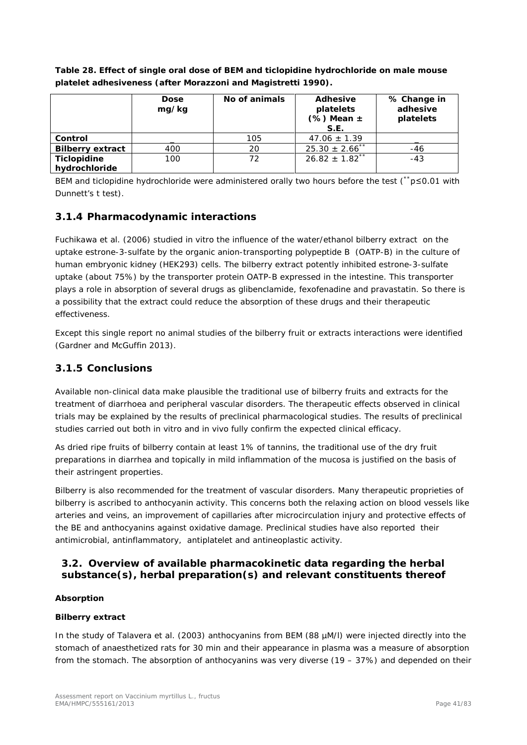**Table 28. Effect of single oral dose of BEM and ticlopidine hydrochloride on male mouse platelet adhesiveness (after Morazzoni and Magistretti 1990).**

| | Dose mg/kg | No of animals | Adhesive platelets (%) Mean ± S.E. | % Change in adhesive platelets |
|---|---|---|---|---|
| **Control** | _ | 105 | 47.06 ± 1.39 | _ |
| **Bilberry extract** | 400 | 20 | 25.30 ± 2.66** | -46 |
| **Ticlopidine hydrochloride** | 100 | 72 | 26.82 ± 1.82** | -43 |

BEM and ticlopidine hydrochloride were administered orally two hours before the test (**p≤0.01 with Dunnett's t test).

### 3.1.4 Pharmacodynamic interactions

Fuchikawa et al. (2006) studied in vitro the influence of the water/ethanol bilberry extract on the uptake estrone-3-sulfate by the organic anion-transporting polypeptide B (OATP-B) in the culture of human embryonic kidney (HEK293) cells. The bilberry extract potently inhibited estrone-3-sulfate uptake (about 75%) by the transporter protein OATP-B expressed in the intestine. This transporter plays a role in absorption of several drugs as glibenclamide, fexofenadine and pravastatin. So there is a possibility that the extract could reduce the absorption of these drugs and their therapeutic effectiveness.

Except this single report no animal studies of the bilberry fruit or extracts interactions were identified (Gardner and McGuffin 2013).

### 3.1.5 Conclusions

Available non-clinical data make plausible the traditional use of bilberry fruits and extracts for the treatment of diarrhoea and peripheral vascular disorders. The therapeutic effects observed in clinical trials may be explained by the results of preclinical pharmacological studies. The results of preclinical studies carried out both in vitro and in vivo fully confirm the expected clinical efficacy.

As dried ripe fruits of bilberry contain at least 1% of tannins, the traditional use of the dry fruit preparations in diarrhea and topically in mild inflammation of the mucosa is justified on the basis of their astringent properties.

Bilberry is also recommended for the treatment of vascular disorders. Many therapeutic proprieties of bilberry is ascribed to anthocyanin activity. This concerns both the relaxing action on blood vessels like arteries and veins, an improvement of capillaries after microcirculation injury and protective effects of the BE and anthocyanins against oxidative damage. Preclinical studies have also reported their antimicrobial, antinflammatory, antiplatelet and antineoplastic activity.

## 3.2. Overview of available pharmacokinetic data regarding the herbal substance(s), herbal preparation(s) and relevant constituents thereof

**Absorption**

**Bilberry extract**

In the study of Talavera et al. (2003) anthocyanins from BEM (88 µM/l) were injected directly into the stomach of anaesthetized rats for 30 min and their appearance in plasma was a measure of absorption from the stomach. The absorption of anthocyanins was very diverse (19 – 37%) and depended on their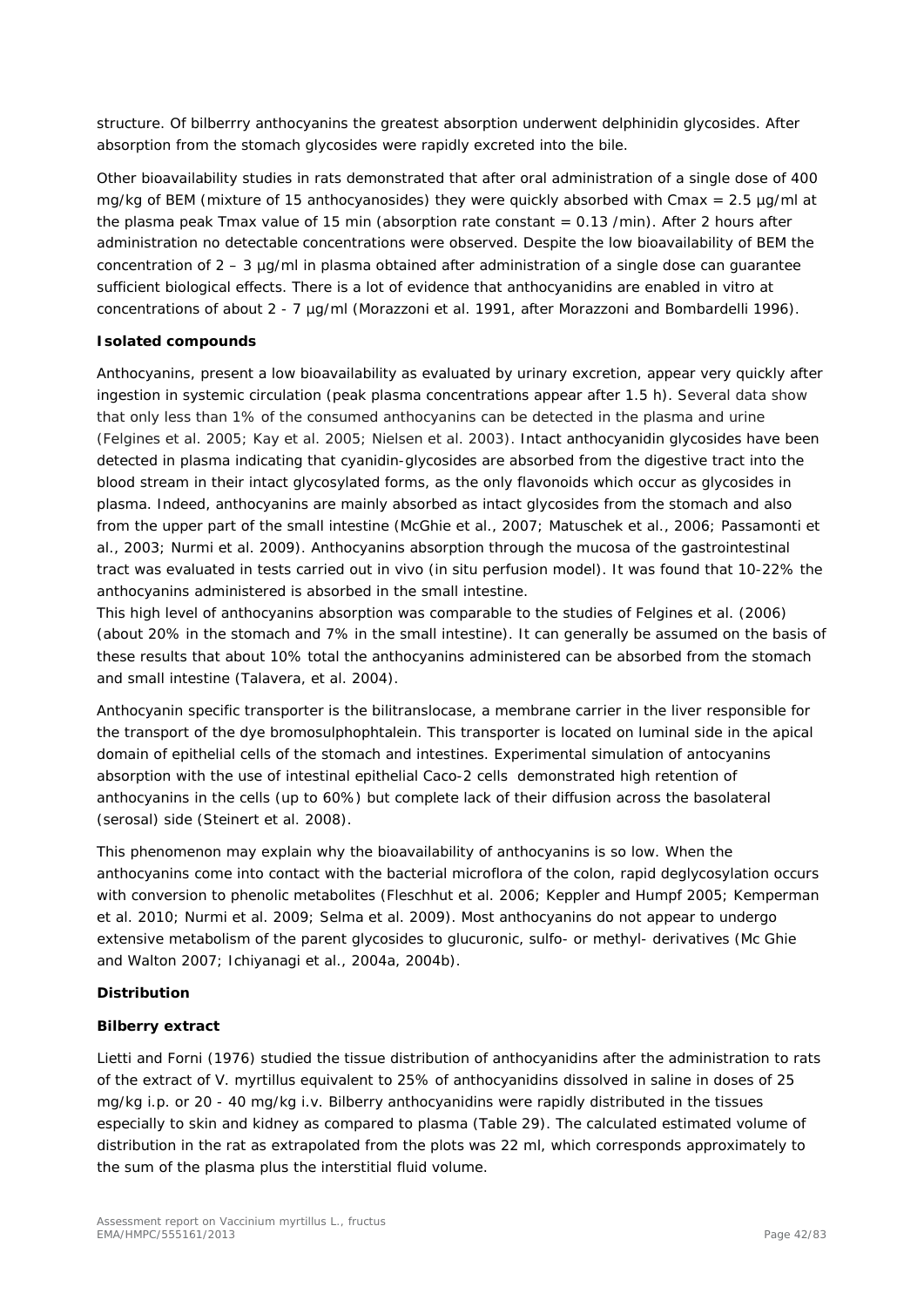structure. Of bilberrry anthocyanins the greatest absorption underwent delphinidin glycosides. After absorption from the stomach glycosides were rapidly excreted into the bile.

Other bioavailability studies in rats demonstrated that after oral administration of a single dose of 400 mg/kg of BEM (mixture of 15 anthocyanosides) they were quickly absorbed with Cmax = 2.5 µg/ml at the plasma peak Tmax value of 15 min (absorption rate constant = 0.13 /min). After 2 hours after administration no detectable concentrations were observed. Despite the low bioavailability of BEM the concentration of 2 – 3 µg/ml in plasma obtained after administration of a single dose can guarantee sufficient biological effects. There is a lot of evidence that anthocyanidins are enabled in vitro at concentrations of about 2 - 7 µg/ml (Morazzoni et al. 1991, after Morazzoni and Bombardelli 1996).

**Isolated compounds**

Anthocyanins, present a low bioavailability as evaluated by urinary excretion, appear very quickly after ingestion in systemic circulation (peak plasma concentrations appear after 1.5 h). Several data show that only less than 1% of the consumed anthocyanins can be detected in the plasma and urine (Felgines et al. 2005; Kay et al. 2005; Nielsen et al. 2003). Intact anthocyanidin glycosides have been detected in plasma indicating that cyanidin-glycosides are absorbed from the digestive tract into the blood stream in their intact glycosylated forms, as the only flavonoids which occur as glycosides in plasma. Indeed, anthocyanins are mainly absorbed as intact glycosides from the stomach and also from the upper part of the small intestine (McGhie et al., 2007; Matuschek et al., 2006; Passamonti et al., 2003; Nurmi et al. 2009). Anthocyanins absorption through the mucosa of the gastrointestinal tract was evaluated in tests carried out in vivo (in situ perfusion model). It was found that 10-22% the anthocyanins administered is absorbed in the small intestine.
This high level of anthocyanins absorption was comparable to the studies of Felgines et al. (2006) (about 20% in the stomach and 7% in the small intestine). It can generally be assumed on the basis of these results that about 10% total the anthocyanins administered can be absorbed from the stomach and small intestine (Talavera, et al. 2004).

Anthocyanin specific transporter is the bilitranslocase, a membrane carrier in the liver responsible for the transport of the dye bromosulphophtalein. This transporter is located on luminal side in the apical domain of epithelial cells of the stomach and intestines. Experimental simulation of antocyanins absorption with the use of intestinal epithelial Caco-2 cells demonstrated high retention of anthocyanins in the cells (up to 60%) but complete lack of their diffusion across the basolateral (serosal) side (Steinert et al. 2008).

This phenomenon may explain why the bioavailability of anthocyanins is so low. When the anthocyanins come into contact with the bacterial microflora of the colon, rapid deglycosylation occurs with conversion to phenolic metabolites (Fleschhut et al. 2006; Keppler and Humpf 2005; Kemperman et al. 2010; Nurmi et al. 2009; Selma et al. 2009). Most anthocyanins do not appear to undergo extensive metabolism of the parent glycosides to glucuronic, sulfo- or methyl- derivatives (Mc Ghie and Walton 2007; Ichiyanagi et al., 2004a, 2004b).

**Distribution**

**Bilberry extract**

Lietti and Forni (1976) studied the tissue distribution of anthocyanidins after the administration to rats of the extract of V. myrtillus equivalent to 25% of anthocyanidins dissolved in saline in doses of 25 mg/kg i.p. or 20 - 40 mg/kg i.v. Bilberry anthocyanidins were rapidly distributed in the tissues especially to skin and kidney as compared to plasma (Table 29). The calculated estimated volume of distribution in the rat as extrapolated from the plots was 22 ml, which corresponds approximately to the sum of the plasma plus the interstitial fluid volume.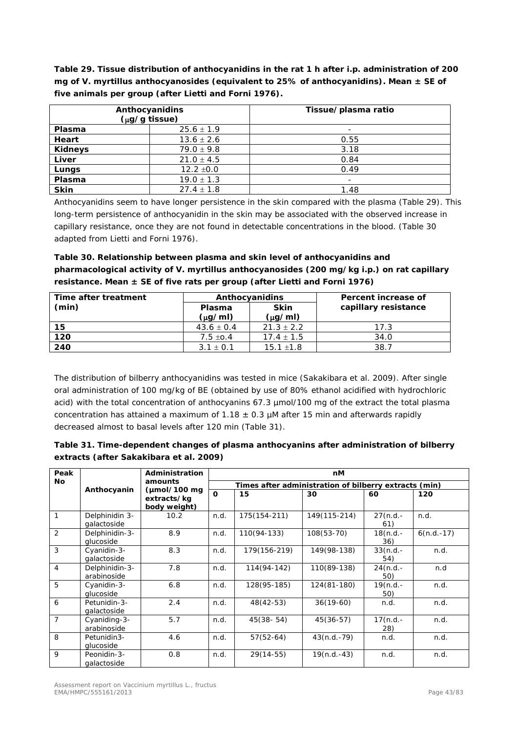**Table 29. Tissue distribution of anthocyanidins in the rat 1 h after i.p. administration of 200 mg of V. myrtillus anthocyanosides (equivalent to 25% of anthocyanidins). Mean ± SE of five animals per group (after Lietti and Forni 1976).**

| Anthocyanidins (μg/g tissue) | | Tissue/plasma ratio |
|---|---|---|
| **Plasma** | 25.6 ± 1.9 | - |
| **Heart** | 13.6 ± 2.6 | 0.55 |
| **Kidneys** | 79.0 ± 9.8 | 3.18 |
| **Liver** | 21.0 ± 4.5 | 0.84 |
| **Lungs** | 12.2 ±0.0 | 0.49 |
| **Plasma** | 19.0 ± 1.3 | - |
| **Skin** | 27.4 ± 1.8 | 1.48 |

Anthocyanidins seem to have longer persistence in the skin compared with the plasma (Table 29). This long-term persistence of anthocyanidin in the skin may be associated with the observed increase in capillary resistance, once they are not found in detectable concentrations in the blood. (Table 30 adapted from Lietti and Forni 1976).

**Table 30. Relationship between plasma and skin level of anthocyanidins and pharmacological activity of V. myrtillus anthocyanosides (200 mg/kg i.p.) on rat capillary resistance. Mean ± SE of five rats per group (after Lietti and Forni 1976)**

| Time after treatment (min) | Anthocyanidins | | Percent increase of capillary resistance |
|---|---|---|---|
| | Plasma (μg/ml) | Skin (μg/ml) | |
| **15** | 43.6 ± 0.4 | 21.3 ± 2.2 | 17.3 |
| **120** | 7.5 ±o.4 | 17.4 ± 1.5 | 34.0 |
| **240** | 3.1 ± 0.1 | 15.1 ±1.8 | 38.7 |

The distribution of bilberry anthocyanidins was tested in mice (Sakakibara et al. 2009). After single oral administration of 100 mg/kg of BE (obtained by use of 80% ethanol acidified with hydrochloric acid) with the total concentration of anthocyanins 67.3 μmol/100 mg of the extract the total plasma concentration has attained a maximum of 1.18 ± 0.3 μM after 15 min and afterwards rapidly decreased almost to basal levels after 120 min (Table 31).

**Table 31. Time-dependent changes of plasma anthocyanins after administration of bilberry extracts (after Sakakibara et al. 2009)**

| Peak No | Anthocyanin | Administration amounts (μmol/100 mg extracts/kg body weight) | nM | | | | |
|---|---|---|---|---|---|---|---|
| | | | Times after administration of bilberry extracts (min) | | | | |
| | | | 0 | 15 | 30 | 60 | 120 |
| 1 | Delphinidin 3-galactoside | 10.2 | n.d. | 175(154-211) | 149(115-214) | 27(n.d.-61) | n.d. |
| 2 | Delphinidin-3-glucoside | 8.9 | n.d. | 110(94-133) | 108(53-70) | 18(n.d.-36) | 6(n.d.-17) |
| 3 | Cyanidin-3-galactoside | 8.3 | n.d. | 179(156-219) | 149(98-138) | 33(n.d.-54) | n.d. |
| 4 | Delphinidin-3-arabinoside | 7.8 | n.d. | 114(94-142) | 110(89-138) | 24(n.d.-50) | n.d |
| 5 | Cyanidin-3-glucoside | 6.8 | n.d. | 128(95-185) | 124(81-180) | 19(n.d.-50) | n.d. |
| 6 | Petunidin-3-galactoside | 2.4 | n.d. | 48(42-53) | 36(19-60) | n.d. | n.d. |
| 7 | Cyaniding-3-arabinoside | 5.7 | n.d. | 45(38- 54) | 45(36-57) | 17(n.d.-28) | n.d. |
| 8 | Petunidin3-glucoside | 4.6 | n.d. | 57(52-64) | 43(n.d.-79) | n.d. | n.d. |
| 9 | Peonidin-3-galactoside | 0.8 | n.d. | 29(14-55) | 19(n.d.-43) | n.d. | n.d. |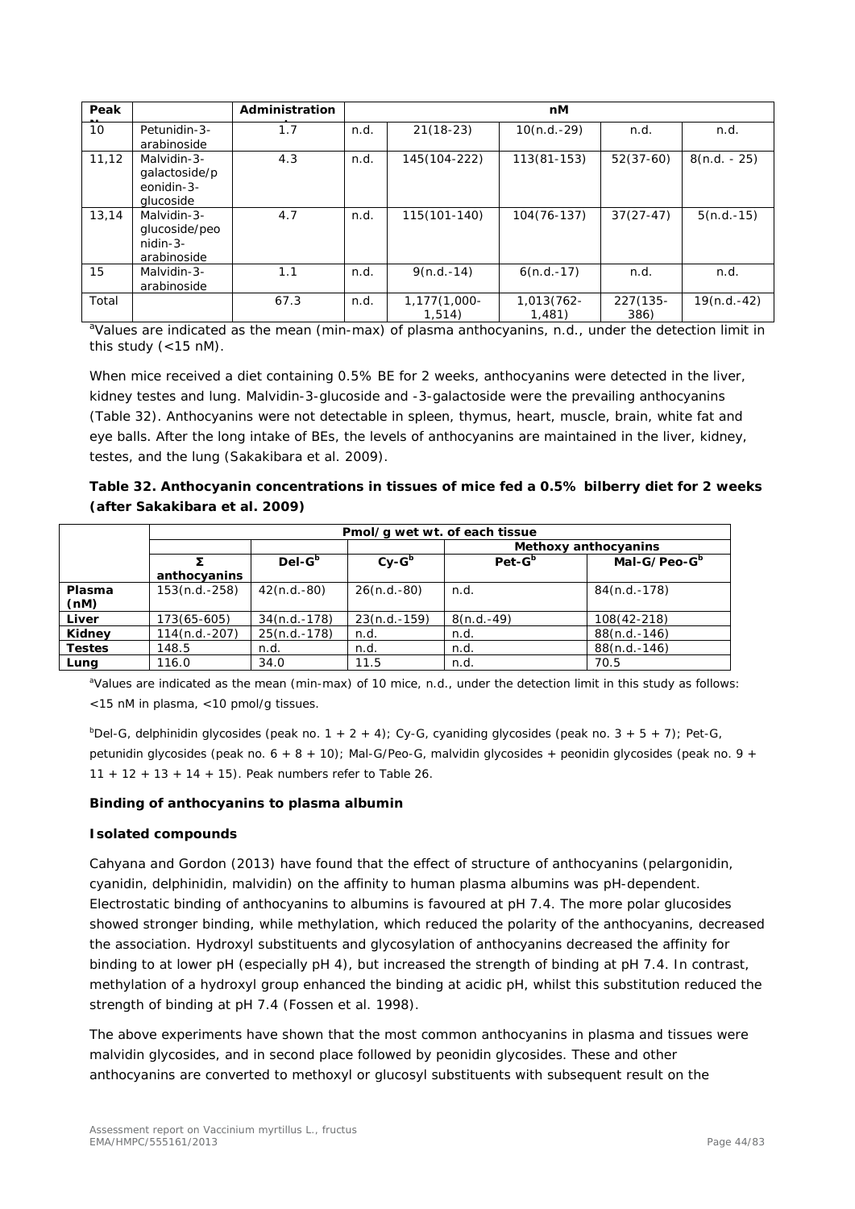| Peak No. | | Administration | nM | | | | |
|---|---|---|---|---|---|---|---|
| 10 | Petunidin-3-arabinoside | 1.7 | n.d. | 21(18-23) | 10(n.d.-29) | n.d. | n.d. |
| 11,12 | Malvidin-3-galactoside/peonidin-3-glucoside | 4.3 | n.d. | 145(104-222) | 113(81-153) | 52(37-60) | 8(n.d. - 25) |
| 13,14 | Malvidin-3-glucoside/peonidin-3-arabinoside | 4.7 | n.d. | 115(101-140) | 104(76-137) | 37(27-47) | 5(n.d.-15) |
| 15 | Malvidin-3-arabinoside | 1.1 | n.d. | 9(n.d.-14) | 6(n.d.-17) | n.d. | n.d. |
| Total | | 67.3 | n.d. | 1,177(1,000-1,514) | 1,013(762-1,481) | 227(135-386) | 19(n.d.-42) |

[a]Values are indicated as the mean (min-max) of plasma anthocyanins, n.d., under the detection limit in this study (<15 nM).

When mice received a diet containing 0.5% BE for 2 weeks, anthocyanins were detected in the liver, kidney testes and lung. Malvidin-3-glucoside and -3-galactoside were the prevailing anthocyanins (Table 32). Anthocyanins were not detectable in spleen, thymus, heart, muscle, brain, white fat and eye balls. After the long intake of BEs, the levels of anthocyanins are maintained in the liver, kidney, testes, and the lung (Sakakibara et al. 2009).

**Table 32. Anthocyanin concentrations in tissues of mice fed a 0.5% bilberry diet for 2 weeks (after Sakakibara et al. 2009)**

| | Pmol/g wet wt. of each tissue | | | | |
|---|---|---|---|---|---|
| | | | | Methoxy anthocyanins | |
| | Σ anthocyanins | Del-G[b] | Cy-G[b] | Pet-G[b] | Mal-G/Peo-G[b] |
| **Plasma (nM)** | 153(n.d.-258) | 42(n.d.-80) | 26(n.d.-80) | n.d. | 84(n.d.-178) |
| **Liver** | 173(65-605) | 34(n.d.-178) | 23(n.d.-159) | 8(n.d.-49) | 108(42-218) |
| **Kidney** | 114(n.d.-207) | 25(n.d.-178) | n.d. | n.d. | 88(n.d.-146) |
| **Testes** | 148.5 | n.d. | n.d. | n.d. | 88(n.d.-146) |
| **Lung** | 116.0 | 34.0 | 11.5 | n.d. | 70.5 |

[a]Values are indicated as the mean (min-max) of 10 mice, n.d., under the detection limit in this study as follows: <15 nM in plasma, <10 pmol/g tissues.

[b]Del-G, delphinidin glycosides (peak no. 1 + 2 + 4); Cy-G, cyaniding glycosides (peak no. 3 + 5 + 7); Pet-G, petunidin glycosides (peak no. 6 + 8 + 10); Mal-G/Peo-G, malvidin glycosides + peonidin glycosides (peak no. 9 + 11 + 12 + 13 + 14 + 15). Peak numbers refer to Table 26.

**Binding of anthocyanins to plasma albumin**

**Isolated compounds**

Cahyana and Gordon (2013) have found that the effect of structure of anthocyanins (pelargonidin, cyanidin, delphinidin, malvidin) on the affinity to human plasma albumins was pH-dependent. Electrostatic binding of anthocyanins to albumins is favoured at pH 7.4. The more polar glucosides showed stronger binding, while methylation, which reduced the polarity of the anthocyanins, decreased the association. Hydroxyl substituents and glycosylation of anthocyanins decreased the affinity for binding to at lower pH (especially pH 4), but increased the strength of binding at pH 7.4. In contrast, methylation of a hydroxyl group enhanced the binding at acidic pH, whilst this substitution reduced the strength of binding at pH 7.4 (Fossen et al. 1998).

The above experiments have shown that the most common anthocyanins in plasma and tissues were malvidin glycosides, and in second place followed by peonidin glycosides. These and other anthocyanins are converted to methoxyl or glucosyl substituents with subsequent result on the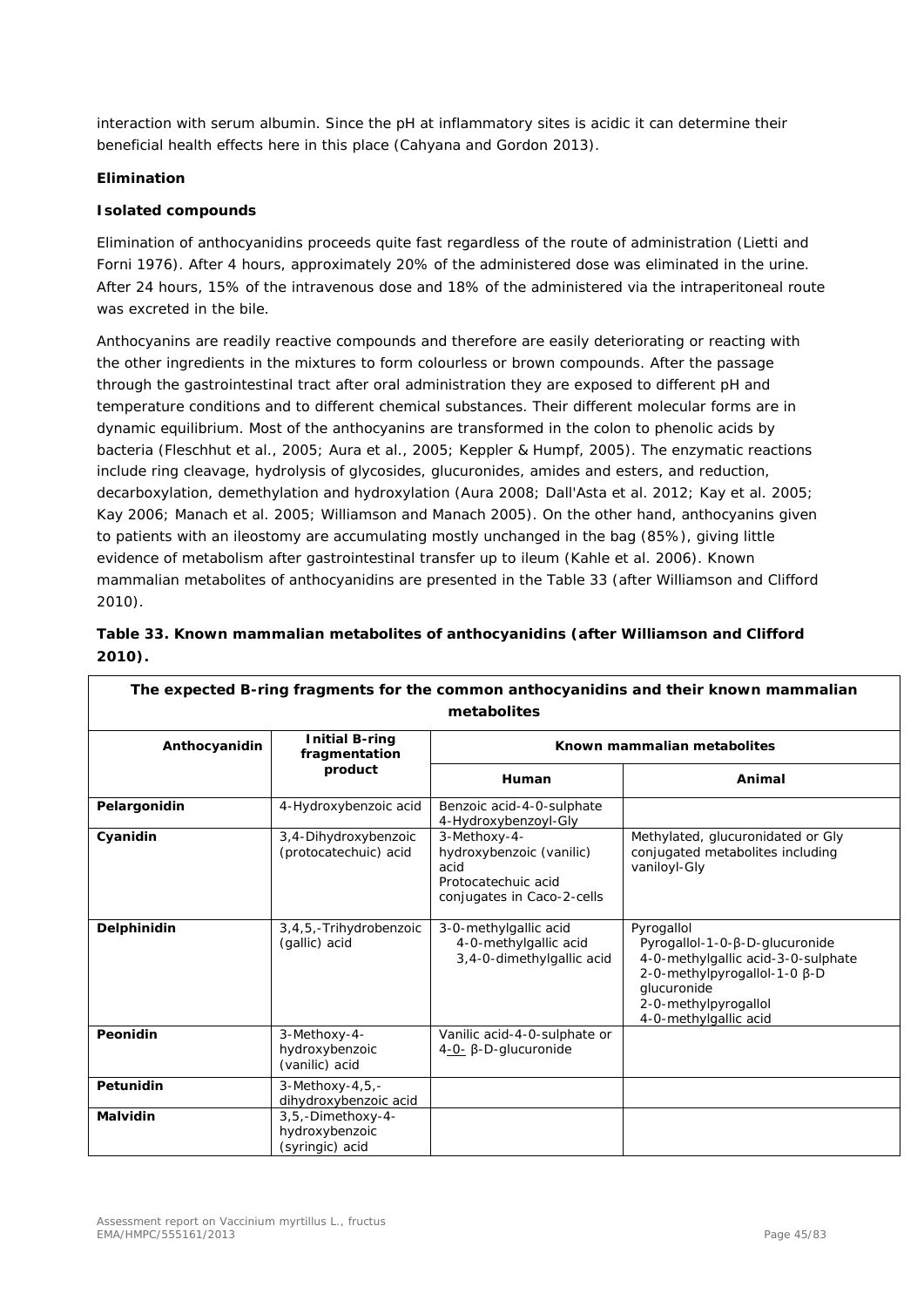interaction with serum albumin. Since the pH at inflammatory sites is acidic it can determine their beneficial health effects here in this place (Cahyana and Gordon 2013).

**Elimination**

**Isolated compounds**

Elimination of anthocyanidins proceeds quite fast regardless of the route of administration (Lietti and Forni 1976). After 4 hours, approximately 20% of the administered dose was eliminated in the urine. After 24 hours, 15% of the intravenous dose and 18% of the administered via the intraperitoneal route was excreted in the bile.

Anthocyanins are readily reactive compounds and therefore are easily deteriorating or reacting with the other ingredients in the mixtures to form colourless or brown compounds. After the passage through the gastrointestinal tract after oral administration they are exposed to different pH and temperature conditions and to different chemical substances. Their different molecular forms are in dynamic equilibrium. Most of the anthocyanins are transformed in the colon to phenolic acids by bacteria (Fleschhut et al., 2005; Aura et al., 2005; Keppler & Humpf, 2005). The enzymatic reactions include ring cleavage, hydrolysis of glycosides, glucuronides, amides and esters, and reduction, decarboxylation, demethylation and hydroxylation (Aura 2008; Dall'Asta et al. 2012; Kay et al. 2005; Kay 2006; Manach et al. 2005; Williamson and Manach 2005). On the other hand, anthocyanins given to patients with an ileostomy are accumulating mostly unchanged in the bag (85%), giving little evidence of metabolism after gastrointestinal transfer up to ileum (Kahle et al. 2006). Known mammalian metabolites of anthocyanidins are presented in the Table 33 (after Williamson and Clifford 2010).

**Table 33. Known mammalian metabolites of anthocyanidins (after Williamson and Clifford 2010).**

| **The expected B-ring fragments for the common anthocyanidins and their known mammalian metabolites** | | | |
|---|---|---|---|
| **Anthocyanidin** | **Initial B-ring fragmentation product** | **Known mammalian metabolites** | |
| | | **Human** | **Animal** |
| **Pelargonidin** | 4-Hydroxybenzoic acid | Benzoic acid-4-0-sulphate<br>4-Hydroxybenzoyl-Gly | |
| **Cyanidin** | 3,4-Dihydroxybenzoic (protocatechuic) acid | 3-Methoxy-4-hydroxybenzoic (vanilic) acid<br>Protocatechuic acid conjugates in Caco-2-cells | Methylated, glucuronidated or Gly conjugated metabolites including vaniloyl-Gly |
| **Delphinidin** | 3,4,5,-Trihydrobenzoic (gallic) acid | 3-0-methylgallic acid<br>4-0-methylgallic acid<br>3,4-0-dimethylgallic acid | Pyrogallol<br>Pyrogallol-1-0-β-D-glucuronide<br>4-0-methylgallic acid-3-0-sulphate<br>2-0-methylpyrogallol-1-0 β-D glucuronide<br>2-0-methylpyrogallol<br>4-0-methylgallic acid |
| **Peonidin** | 3-Methoxy-4-hydroxybenzoic (vanilic) acid | Vanilic acid-4-0-sulphate or 4-0- β-D-glucuronide | |
| **Petunidin** | 3-Methoxy-4,5,-dihydroxybenzoic acid | | |
| **Malvidin** | 3,5,-Dimethoxy-4-hydroxybenzoic (syringic) acid | | |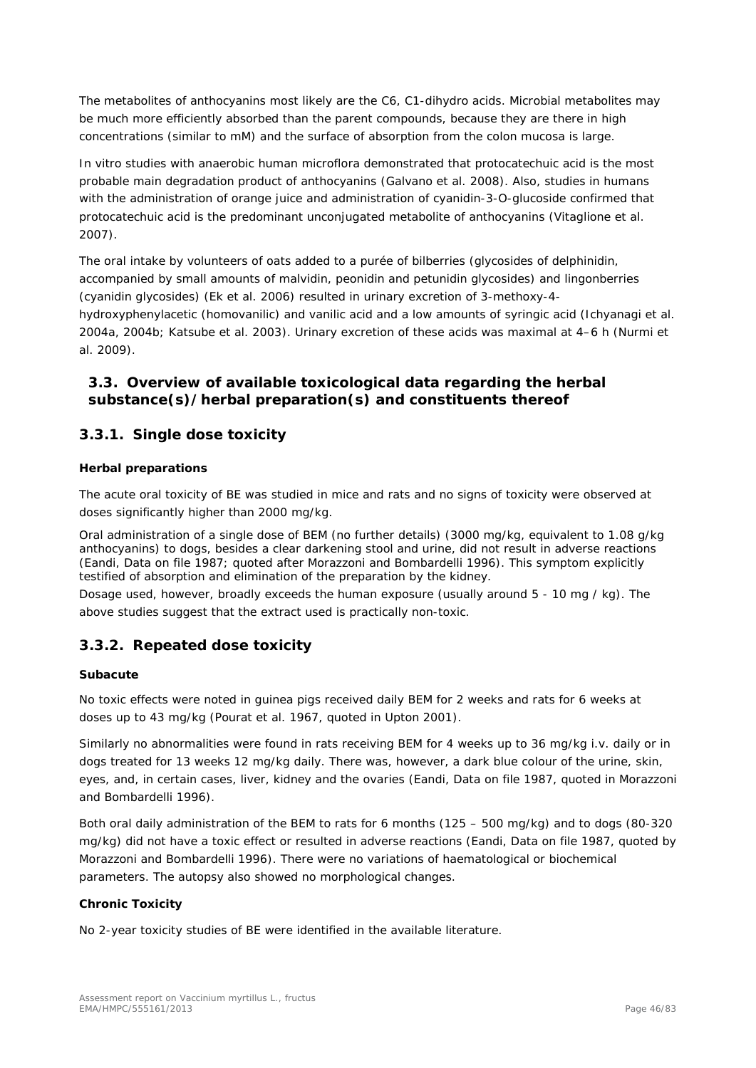The metabolites of anthocyanins most likely are the C6, C1-dihydro acids. Microbial metabolites may be much more efficiently absorbed than the parent compounds, because they are there in high concentrations (similar to mM) and the surface of absorption from the colon mucosa is large.

In vitro studies with anaerobic human microflora demonstrated that protocatechuic acid is the most probable main degradation product of anthocyanins (Galvano et al. 2008). Also, studies in humans with the administration of orange juice and administration of cyanidin-3-O-glucoside confirmed that protocatechuic acid is the predominant unconjugated metabolite of anthocyanins (Vitaglione et al. 2007).

The oral intake by volunteers of oats added to a purée of bilberries (glycosides of delphinidin, accompanied by small amounts of malvidin, peonidin and petunidin glycosides) and lingonberries (cyanidin glycosides) (Ek et al. 2006) resulted in urinary excretion of 3-methoxy-4-hydroxyphenylacetic (homovanilic) and vanilic acid and a low amounts of syringic acid (Ichyanagi et al. 2004a, 2004b; Katsube et al. 2003). Urinary excretion of these acids was maximal at 4–6 h (Nurmi et al. 2009).

## 3.3. Overview of available toxicological data regarding the herbal substance(s)/herbal preparation(s) and constituents thereof

### 3.3.1. Single dose toxicity

**Herbal preparations**

The acute oral toxicity of BE was studied in mice and rats and no signs of toxicity were observed at doses significantly higher than 2000 mg/kg.

Oral administration of a single dose of BEM (no further details) (3000 mg/kg, equivalent to 1.08 g/kg anthocyanins) to dogs, besides a clear darkening stool and urine, did not result in adverse reactions (Eandi, Data on file 1987; quoted after Morazzoni and Bombardelli 1996). This symptom explicitly testified of absorption and elimination of the preparation by the kidney.

Dosage used, however, broadly exceeds the human exposure (usually around 5 - 10 mg / kg). The above studies suggest that the extract used is practically non-toxic.

### 3.3.2. Repeated dose toxicity

**Subacute**

No toxic effects were noted in guinea pigs received daily BEM for 2 weeks and rats for 6 weeks at doses up to 43 mg/kg (Pourat et al. 1967, quoted in Upton 2001).

Similarly no abnormalities were found in rats receiving BEM for 4 weeks up to 36 mg/kg i.v. daily or in dogs treated for 13 weeks 12 mg/kg daily. There was, however, a dark blue colour of the urine, skin, eyes, and, in certain cases, liver, kidney and the ovaries (Eandi, Data on file 1987, quoted in Morazzoni and Bombardelli 1996).

Both oral daily administration of the BEM to rats for 6 months (125 – 500 mg/kg) and to dogs (80-320 mg/kg) did not have a toxic effect or resulted in adverse reactions (Eandi, Data on file 1987, quoted by Morazzoni and Bombardelli 1996). There were no variations of haematological or biochemical parameters. The autopsy also showed no morphological changes.

**Chronic Toxicity**

No 2-year toxicity studies of BE were identified in the available literature.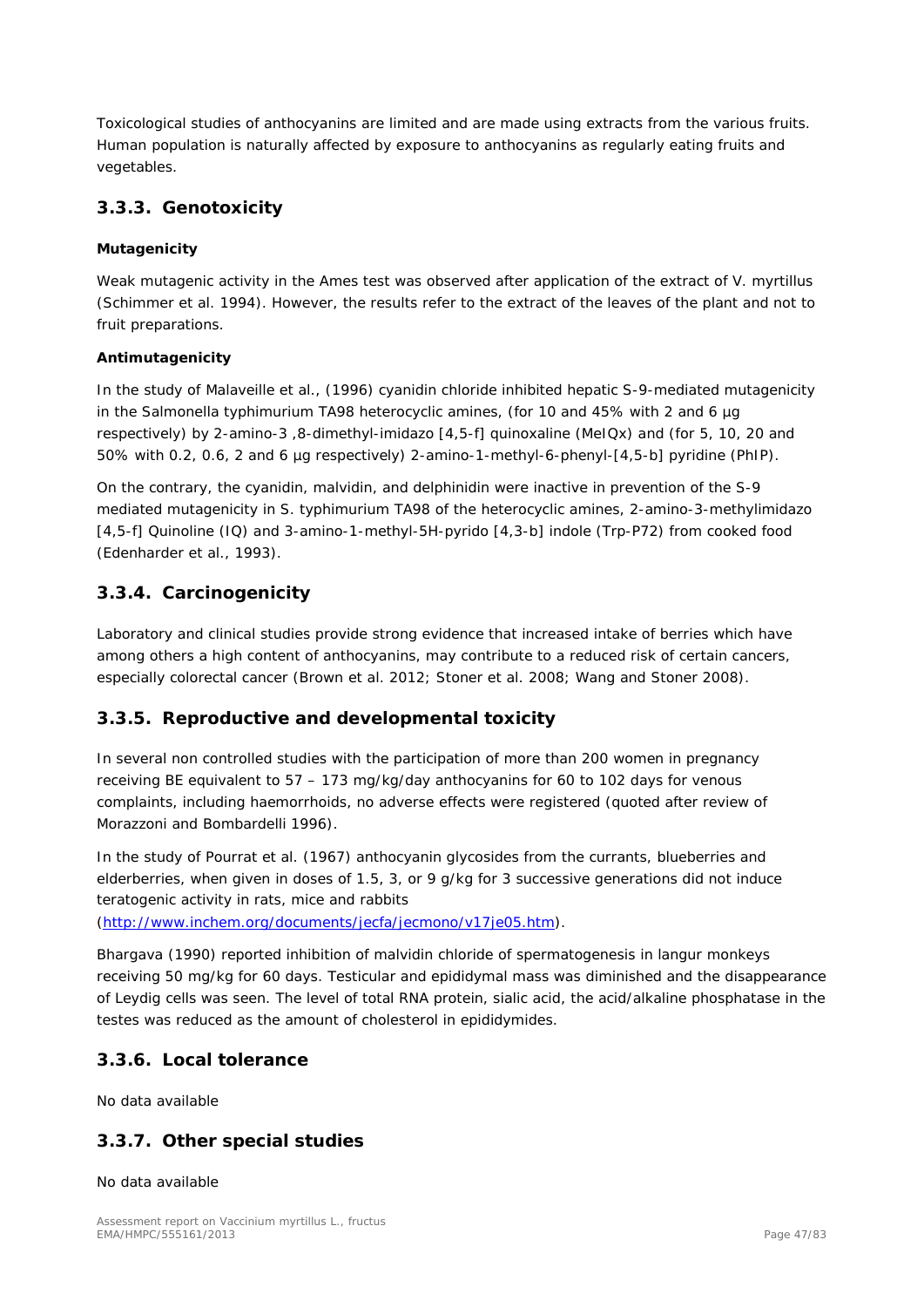Toxicological studies of anthocyanins are limited and are made using extracts from the various fruits. Human population is naturally affected by exposure to anthocyanins as regularly eating fruits and vegetables.

## 3.3.3. Genotoxicity

**Mutagenicity**

Weak mutagenic activity in the Ames test was observed after application of the extract of *V. myrtillus* (Schimmer et al. 1994). However, the results refer to the extract of the leaves of the plant and not to fruit preparations.

**Antimutagenicity**

In the study of Malaveille et al., (1996) cyanidin chloride inhibited hepatic S-9-mediated mutagenicity in the *Salmonella typhimurium* TA98 heterocyclic amines, (for 10 and 45% with 2 and 6 µg respectively) by 2-amino-3 ,8-dimethyl-imidazo [4,5-f] quinoxaline (MeIQx) and (for 5, 10, 20 and 50% with 0.2, 0.6, 2 and 6 µg respectively) 2-amino-1-methyl-6-phenyl-[4,5-b] pyridine (PhIP).

On the contrary, the cyanidin, malvidin, and delphinidin were inactive in prevention of the S-9 mediated mutagenicity in *S. typhimurium* TA98 of the heterocyclic amines, 2-amino-3-methylimidazo [4,5-f] Quinoline (IQ) and 3-amino-1-methyl-5H-pyrido [4,3-b] indole (Trp-P72) from cooked food (Edenharder et al., 1993).

## 3.3.4. Carcinogenicity

Laboratory and clinical studies provide strong evidence that increased intake of berries which have among others a high content of anthocyanins, may contribute to a reduced risk of certain cancers, especially colorectal cancer (Brown et al. 2012; Stoner et al. 2008; Wang and Stoner 2008).

## 3.3.5. Reproductive and developmental toxicity

In several non controlled studies with the participation of more than 200 women in pregnancy receiving BE equivalent to 57 – 173 mg/kg/day anthocyanins for 60 to 102 days for venous complaints, including haemorrhoids, no adverse effects were registered (quoted after review of Morazzoni and Bombardelli 1996).

In the study of Pourrat et al. (1967) anthocyanin glycosides from the currants, blueberries and elderberries, when given in doses of 1.5, 3, or 9 g/kg for 3 successive generations did not induce teratogenic activity in rats, mice and rabbits (http://www.inchem.org/documents/jecfa/jecmono/v17je05.htm).

Bhargava (1990) reported inhibition of malvidin chloride of spermatogenesis in langur monkeys receiving 50 mg/kg for 60 days. Testicular and epididymal mass was diminished and the disappearance of Leydig cells was seen. The level of total RNA protein, sialic acid, the acid/alkaline phosphatase in the testes was reduced as the amount of cholesterol in epididymides.

## 3.3.6. Local tolerance

No data available

## 3.3.7. Other special studies

No data available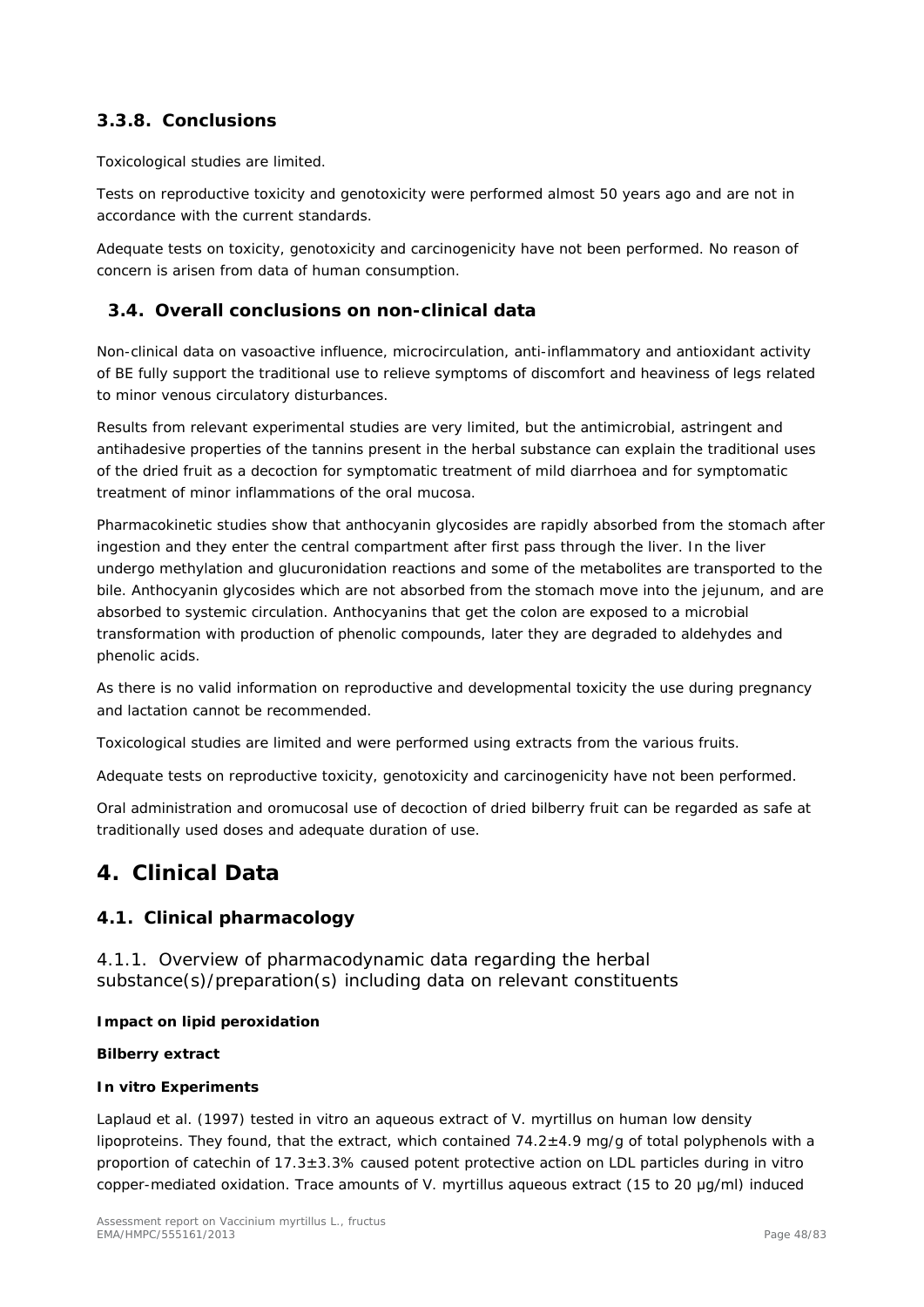### 3.3.8. Conclusions

Toxicological studies are limited.

Tests on reproductive toxicity and genotoxicity were performed almost 50 years ago and are not in accordance with the current standards.

Adequate tests on toxicity, genotoxicity and carcinogenicity have not been performed. No reason of concern is arisen from data of human consumption.

## 3.4. Overall conclusions on non-clinical data

Non-clinical data on vasoactive influence, microcirculation, anti-inflammatory and antioxidant activity of BE fully support the traditional use to relieve symptoms of discomfort and heaviness of legs related to minor venous circulatory disturbances.

Results from relevant experimental studies are very limited, but the antimicrobial, astringent and antihadesive properties of the tannins present in the herbal substance can explain the traditional uses of the dried fruit as a decoction for symptomatic treatment of mild diarrhoea and for symptomatic treatment of minor inflammations of the oral mucosa.

Pharmacokinetic studies show that anthocyanin glycosides are rapidly absorbed from the stomach after ingestion and they enter the central compartment after first pass through the liver. In the liver undergo methylation and glucuronidation reactions and some of the metabolites are transported to the bile. Anthocyanin glycosides which are not absorbed from the stomach move into the jejunum, and are absorbed to systemic circulation. Anthocyanins that get the colon are exposed to a microbial transformation with production of phenolic compounds, later they are degraded to aldehydes and phenolic acids.

As there is no valid information on reproductive and developmental toxicity the use during pregnancy and lactation cannot be recommended.

Toxicological studies are limited and were performed using extracts from the various fruits.

Adequate tests on reproductive toxicity, genotoxicity and carcinogenicity have not been performed.

Oral administration and oromucosal use of decoction of dried bilberry fruit can be regarded as safe at traditionally used doses and adequate duration of use.

# 4. Clinical Data

## 4.1. Clinical pharmacology

### 4.1.1. Overview of pharmacodynamic data regarding the herbal substance(s)/preparation(s) including data on relevant constituents

**Impact on lipid peroxidation**

**Bilberry extract**

**In vitro Experiments**

Laplaud et al. (1997) tested in vitro an aqueous extract of V. myrtillus on human low density lipoproteins. They found, that the extract, which contained 74.2±4.9 mg/g of total polyphenols with a proportion of catechin of 17.3±3.3% caused potent protective action on LDL particles during in vitro copper-mediated oxidation. Trace amounts of V. myrtillus aqueous extract (15 to 20 µg/ml) induced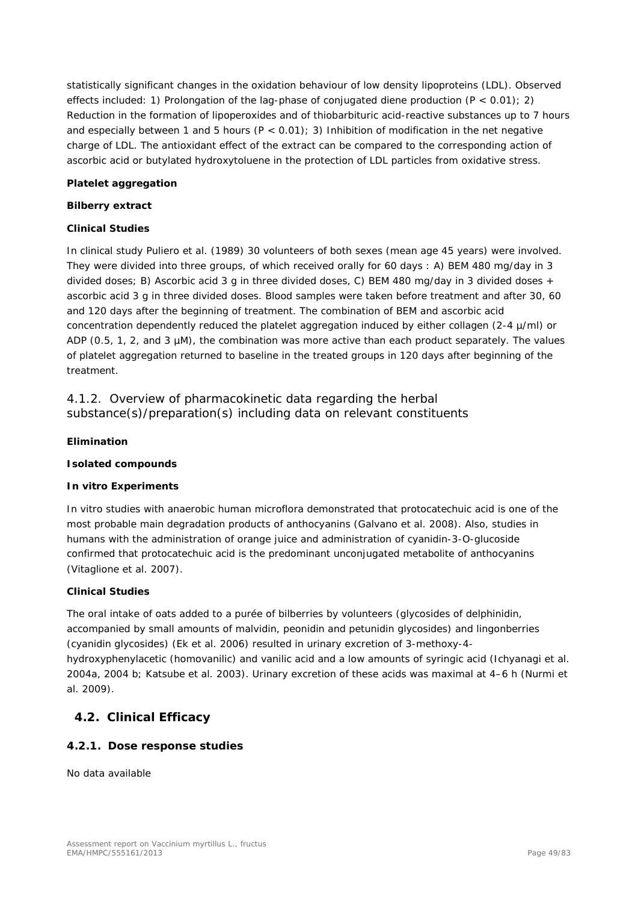statistically significant changes in the oxidation behaviour of low density lipoproteins (LDL). Observed effects included: 1) Prolongation of the lag-phase of conjugated diene production ($P < 0.01$); 2) Reduction in the formation of lipoperoxides and of thiobarbituric acid-reactive substances up to 7 hours and especially between 1 and 5 hours ($P < 0.01$); 3) Inhibition of modification in the net negative charge of LDL. The antioxidant effect of the extract can be compared to the corresponding action of ascorbic acid or butylated hydroxytoluene in the protection of LDL particles from oxidative stress.

**Platelet aggregation**

**Bilberry extract**

**Clinical Studies**

In clinical study Puliero et al. (1989) 30 volunteers of both sexes (mean age 45 years) were involved. They were divided into three groups, of which received orally for 60 days : A) BEM 480 mg/day in 3 divided doses; B) Ascorbic acid 3 g in three divided doses, C) BEM 480 mg/day in 3 divided doses + ascorbic acid 3 g in three divided doses. Blood samples were taken before treatment and after 30, 60 and 120 days after the beginning of treatment. The combination of BEM and ascorbic acid concentration dependently reduced the platelet aggregation induced by either collagen (2-4 µ/ml) or ADP (0.5, 1, 2, and 3 µM), the combination was more active than each product separately. The values of platelet aggregation returned to baseline in the treated groups in 120 days after beginning of the treatment.

### 4.1.2. Overview of pharmacokinetic data regarding the herbal substance(s)/preparation(s) including data on relevant constituents

**Elimination**

**Isolated compounds**

**In vitro Experiments**

In vitro studies with anaerobic human microflora demonstrated that protocatechuic acid is one of the most probable main degradation products of anthocyanins (Galvano et al. 2008). Also, studies in humans with the administration of orange juice and administration of cyanidin-3-O-glucoside confirmed that protocatechuic acid is the predominant unconjugated metabolite of anthocyanins (Vitaglione et al. 2007).

**Clinical Studies**

The oral intake of oats added to a purée of bilberries by volunteers (glycosides of delphinidin, accompanied by small amounts of malvidin, peonidin and petunidin glycosides) and lingonberries (cyanidin glycosides) (Ek et al. 2006) resulted in urinary excretion of 3-methoxy-4-hydroxyphenylacetic (homovanilic) and vanilic acid and a low amounts of syringic acid (Ichyanagi et al. 2004a, 2004 b; Katsube et al. 2003). Urinary excretion of these acids was maximal at 4–6 h (Nurmi et al. 2009).

## 4.2. Clinical Efficacy

### 4.2.1. Dose response studies

No data available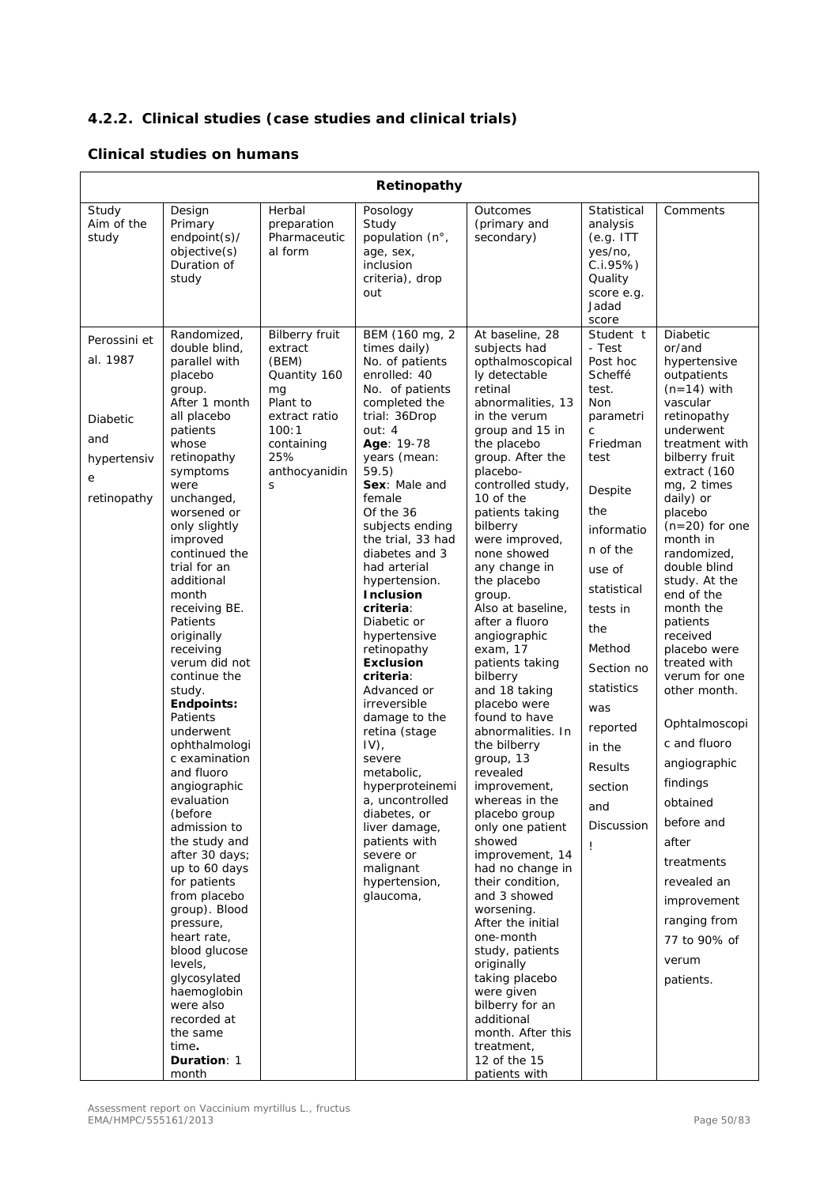### 4.2.2. Clinical studies (case studies and clinical trials)

#### Clinical studies on humans

| Retinopathy | | | | | | |
|---|---|---|---|---|---|---|
| Study Aim of the study | Design Primary endpoint(s)/ objective(s) Duration of study | Herbal preparation Pharmaceutical form | Posology Study population (n°, age, sex, inclusion criteria), drop out | Outcomes (primary and secondary) | Statistical analysis (e.g. ITT yes/no, C.i.95%) Quality score e.g. Jadad score | Comments |
| Perossini et al. 1987<br><br>Diabetic and hypertensive retinopathy | Randomized, double blind, parallel with placebo group.<br>After 1 month all placebo patients whose retinopathy symptoms were unchanged, worsened or only slightly improved continued the trial for an additional month receiving BE. Patients originally receiving verum did not continue the study.<br>**Endpoints:** Patients underwent ophthalmologic examination and fluoro angiographic evaluation (before admission to the study and after 30 days; up to 60 days for patients from placebo group). Blood pressure, heart rate, blood glucose levels, glycosylated haemoglobin were also recorded at the same time.<br>**Duration**: 1 month | Bilberry fruit extract (BEM)<br>Quantity 160 mg<br>Plant to extract ratio 100:1 containing 25% anthocyanidins | BEM (160 mg, 2 times daily)<br>No. of patients enrolled: 40<br>No. of patients completed the trial: 36Drop out: 4<br>**Age**: 19-78 years (mean: 59.5)<br>**Sex**: Male and female<br>Of the 36 subjects ending the trial, 33 had diabetes and 3 had arterial hypertension.<br>**Inclusion criteria**:<br>Diabetic or hypertensive retinopathy<br>**Exclusion criteria**:<br>Advanced or irreversible damage to the retina (stage IV), severe metabolic, hyperproteinemia, uncontrolled diabetes, or liver damage, patients with severe or malignant hypertension, glaucoma, | At baseline, 28 subjects had opthalmoscopically detectable retinal abnormalities, 13 in the verum group and 15 in the placebo group. After the placebo-controlled study, 10 of the patients taking bilberry were improved, none showed any change in the placebo group.<br>Also at baseline, after a fluoro angiographic exam, 17 patients taking bilberry and 18 taking placebo were found to have abnormalities. In the bilberry group, 13 revealed improvement, whereas in the placebo group only one patient showed improvement, 14 had no change in their condition, and 3 showed worsening.<br>After the initial one-month study, patients originally taking placebo were given bilberry for an additional month. After this treatment, 12 of the 15 patients with | Student t - Test<br>Post hoc Scheffé test.<br>Non parametric Friedman test<br><br>Despite the information of the use of statistical tests in the Method Section no statistics was reported in the Results section and Discussion ! | Diabetic or/and hypertensive outpatients (n=14) with vascular retinopathy underwent treatment with bilberry fruit extract (160 mg, 2 times daily) or placebo (n=20) for one month in randomized, double blind study. At the end of the month the patients received placebo were treated with verum for one other month.<br><br>Ophtalmoscopic and fluoro angiographic findings obtained before and after treatments revealed an improvement ranging from 77 to 90% of verum patients. |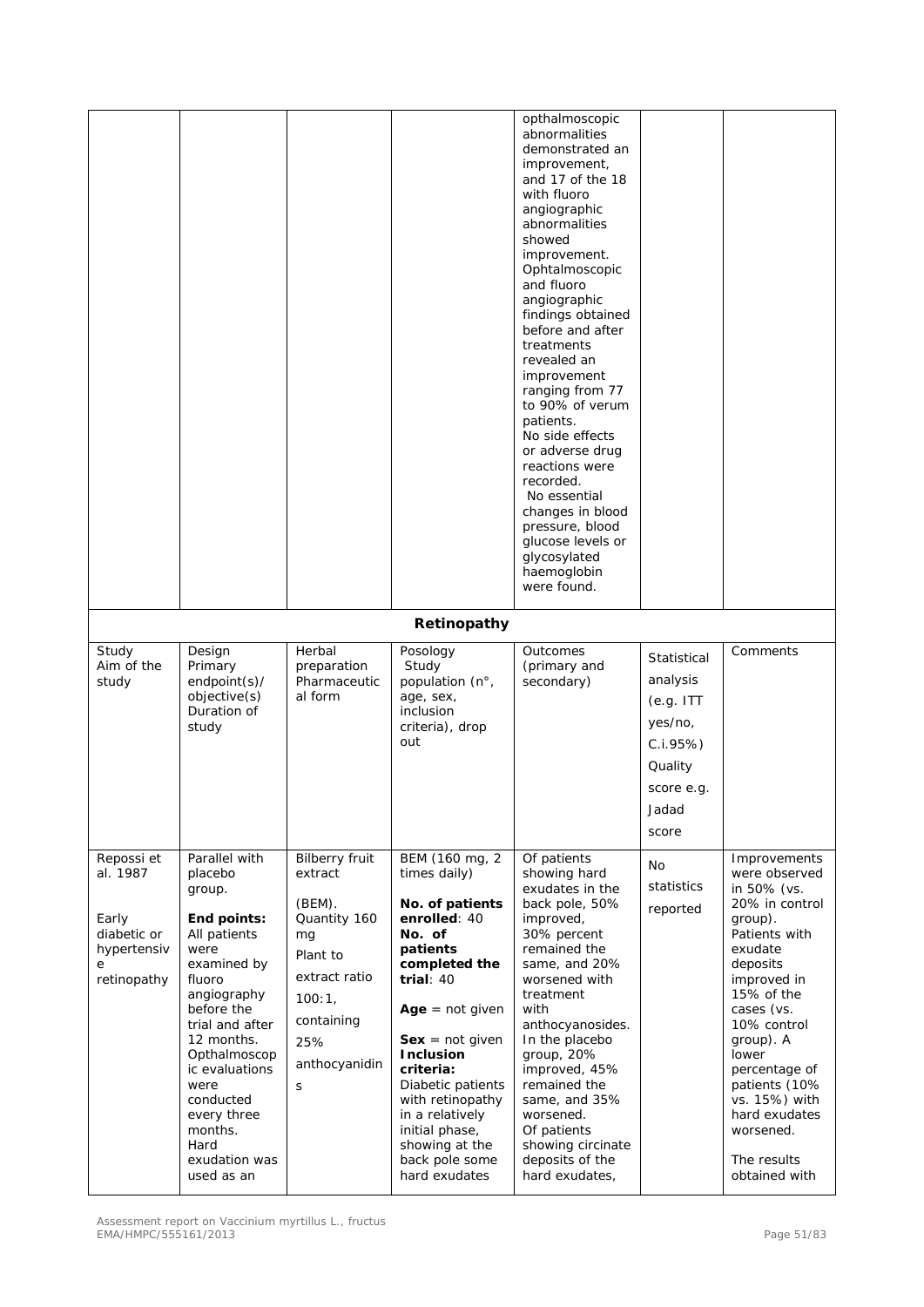| | | | | opthalmoscopic abnormalities demonstrated an improvement, and 17 of the 18 with fluoro angiographic abnormalities showed improvement. Ophtalmoscopic and fluoro angiographic findings obtained before and after treatments revealed an improvement ranging from 77 to 90% of verum patients. No side effects or adverse drug reactions were recorded. No essential changes in blood pressure, blood glucose levels or glycosylated haemoglobin were found. | | |
|---|---|---|---|---|---|---|

**Retinopathy**

| Study Aim of the study | Design Primary endpoint(s)/ objective(s) Duration of study | Herbal preparation Pharmaceutical form | Posology Study population (n°, age, sex, inclusion criteria), drop out | Outcomes (primary and secondary) | Statistical analysis (e.g. ITT yes/no, C.i.95%) Quality score e.g. Jadad score | Comments |
|---|---|---|---|---|---|---|
| Repossi et al. 1987<br><br>Early diabetic or hypertensive retinopathy | Parallel with placebo group.<br><br>**End points:** All patients were examined by fluoro angiography before the trial and after 12 months. Opthalmoscopic evaluations were conducted every three months. Hard exudation was used as an | Bilberry fruit extract<br><br>(BEM). Quantity 160 mg<br>Plant to extract ratio 100:1, containing 25% anthocyanidins | BEM (160 mg, 2 times daily)<br><br>**No. of patients enrolled**: 40<br>**No. of patients completed the trial**: 40<br><br>**Age** = not given<br><br>**Sex** = not given<br>**Inclusion criteria:** Diabetic patients with retinopathy in a relatively initial phase, showing at the back pole some hard exudates | Of patients showing hard exudates in the back pole, 50% improved, 30% percent remained the same, and 20% worsened with treatment with anthocyanosides. In the placebo group, 20% improved, 45% remained the same, and 35% worsened. Of patients showing circinate deposits of the hard exudates, | No statistics reported | Improvements were observed in 50% (vs. 20% in control group). Patients with exudate deposits improved in 15% of the cases (vs. 10% control group). A lower percentage of patients (10% vs. 15%) with hard exudates worsened.<br><br>The results obtained with |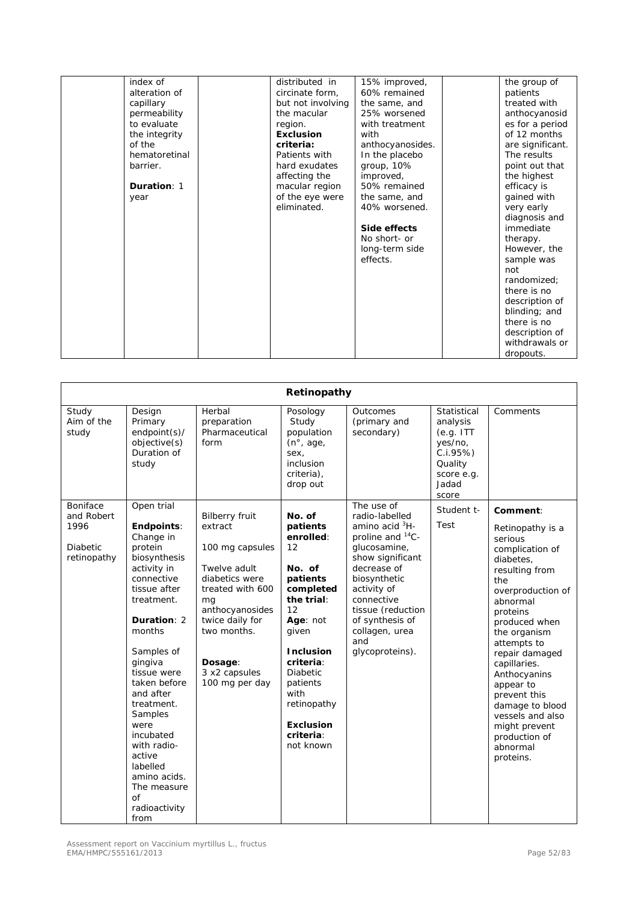| | | | | | | |
|---|---|---|---|---|---|---|
| | index of alteration of capillary permeability to evaluate the integrity of the hematoretinal barrier.<br><br>**Duration**: 1 year | | distributed in circinate form, but not involving the macular region.<br>**Exclusion criteria:**<br>Patients with hard exudates affecting the macular region of the eye were eliminated. | 15% improved, 60% remained the same, and 25% worsened with treatment with anthocyanosides. In the placebo group, 10% improved, 50% remained the same, and 40% worsened.<br><br>**Side effects**<br>No short- or long-term side effects. | | the group of patients treated with anthocyanosides for a period of 12 months are significant. The results point out that the highest efficacy is gained with very early diagnosis and immediate therapy. However, the sample was not randomized; there is no description of blinding; and there is no description of withdrawals or dropouts. |

| **Retinopathy** | | | | | | |
|---|---|---|---|---|---|---|
| Study<br>Aim of the study | Design<br>Primary endpoint(s)/ objective(s)<br>Duration of study | Herbal preparation<br>Pharmaceutical form | Posology<br>Study population (n°, age, sex, inclusion criteria), drop out | Outcomes (primary and secondary) | Statistical analysis (e.g. ITT yes/no, C.i.95%)<br>Quality score e.g. Jadad score | Comments |
| Boniface and Robert 1996<br><br>Diabetic retinopathy | Open trial<br><br>**Endpoints**: Change in protein biosynthesis activity in connective tissue after treatment.<br><br>**Duration**: 2 months<br><br>Samples of gingiva tissue were taken before and after treatment. Samples were incubated with radio-active labelled amino acids. The measure of radioactivity from | Bilberry fruit extract<br><br>100 mg capsules<br><br>Twelve adult diabetics were treated with 600 mg anthocyanosides twice daily for two months.<br><br>**Dosage**:<br>3 x2 capsules 100 mg per day | **No. of patients enrolled**: 12<br><br>**No. of patients completed the trial**: 12<br>**Age**: not given<br><br>**Inclusion criteria**: Diabetic patients with retinopathy<br><br>**Exclusion criteria**: not known | The use of radio-labelled amino acid $^{3}$H-proline and $^{14}$C-glucosamine, show significant decrease of biosynthetic activity of connective tissue (reduction of synthesis of collagen, urea and glycoproteins). | Student t-Test | **Comment**:<br><br>Retinopathy is a serious complication of diabetes, resulting from the overproduction of abnormal proteins produced when the organism attempts to repair damaged capillaries. Anthocyanins appear to prevent this damage to blood vessels and also might prevent production of abnormal proteins. |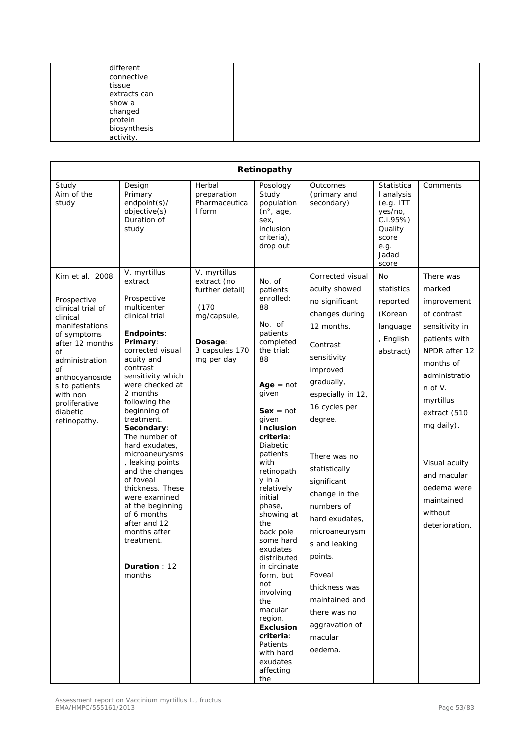| | different connective tissue extracts can show a changed protein biosynthesis activity. | | | | | |
|---|---|---|---|---|---|---|

| **Retinopathy** | | | | | | |
|---|---|---|---|---|---|---|
| Study<br>Aim of the study | Design<br>Primary endpoint(s)/ objective(s)<br>Duration of study | Herbal preparation<br>Pharmaceutical form | Posology<br>Study population (n°, age, sex, inclusion criteria), drop out | Outcomes (primary and secondary) | Statistical analysis (e.g. ITT yes/no, C.i.95%)<br>Quality score e.g. Jadad score | Comments |
| Kim et al. 2008<br><br>Prospective clinical trial of clinical manifestations of symptoms after 12 months of administration of anthocyanosides to patients with non proliferative diabetic retinopathy. | *V. myrtillus* extract<br><br>Prospective multicenter clinical trial<br><br>**Endpoints**:<br>**Primary**: corrected visual acuity and contrast sensitivity which were checked at 2 months following the beginning of treatment.<br>**Secondary**: The number of hard exudates, microaneurysms, leaking points and the changes of foveal thickness. These were examined at the beginning of 6 months after and 12 months after treatment.<br><br>**Duration** : 12 months | *V. myrtillus* extract (no further detail)<br><br>(170 mg/capsule,<br><br>**Dosage**:<br>3 capsules 170 mg per day | No. of patients enrolled: 88<br><br>No. of patients completed the trial: 88<br><br>**Age** = not given<br><br>**Sex** = not given<br>**Inclusion criteria**: Diabetic patients with retinopathy in a relatively initial phase, showing at the back pole some hard exudates distributed in circinate form, but not involving the macular region.<br>**Exclusion criteria**: Patients with hard exudates affecting the | Corrected visual acuity showed no significant changes during 12 months.<br><br>Contrast sensitivity improved gradually, especially in 12, 16 cycles per degree.<br><br>There was no statistically significant change in the numbers of hard exudates, microaneurysms and leaking points.<br><br>Foveal thickness was maintained and there was no aggravation of macular oedema. | No statistics reported (Korean language, English abstract) | There was marked improvement of contrast sensitivity in patients with NPDR after 12 months of administration of *V. myrtillus* extract (510 mg daily).<br><br>Visual acuity and macular oedema were maintained without deterioration. |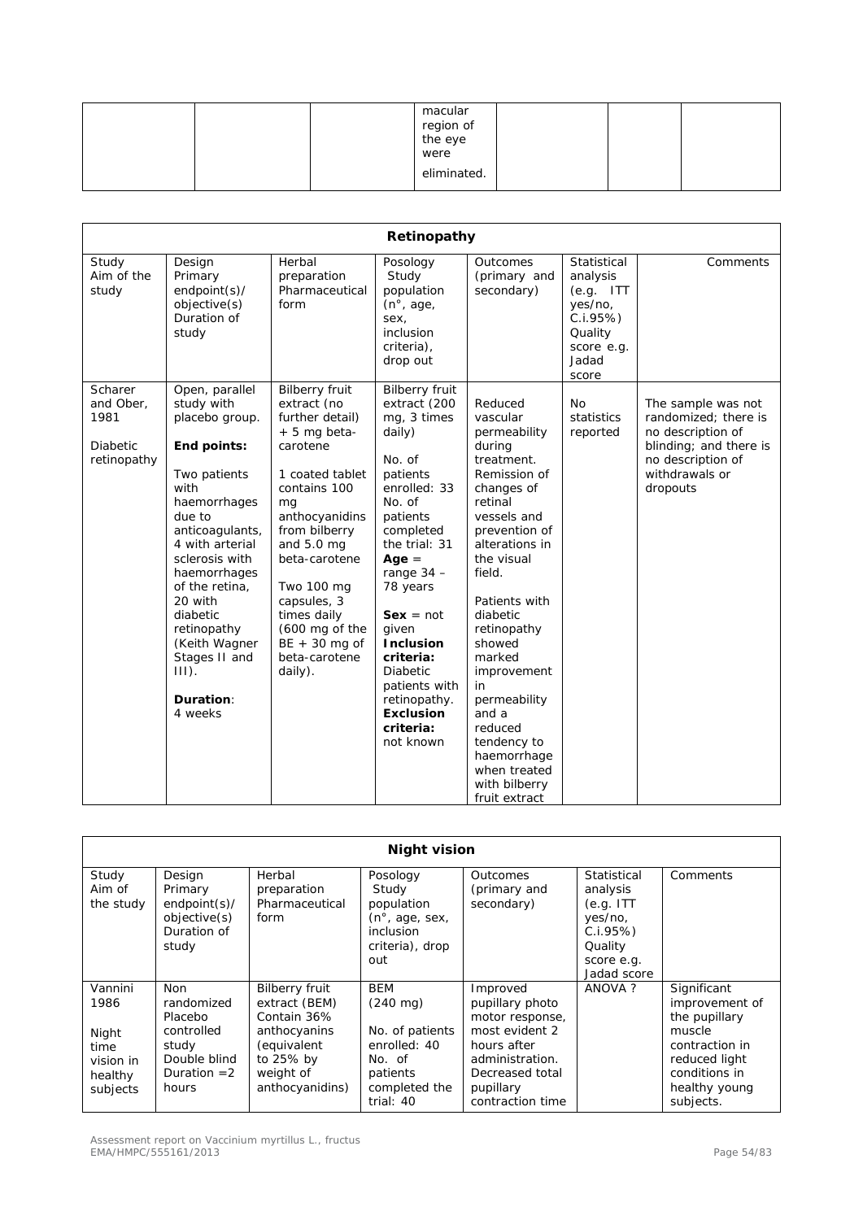| | | | macular region of the eye were eliminated. | | | |
|---|---|---|---|---|---|---|

| **Retinopathy** | | | | | | |
|---|---|---|---|---|---|---|
| Study Aim of the study | Design Primary endpoint(s)/ objective(s) Duration of study | Herbal preparation Pharmaceutical form | Posology Study population (n°, age, sex, inclusion criteria), drop out | Outcomes (primary and secondary) | Statistical analysis (e.g. ITT yes/no, C.i.95%) Quality score e.g. Jadad score | Comments |
| Scharer and Ober, 1981<br><br>Diabetic retinopathy | Open, parallel study with placebo group.<br><br>**End points:**<br><br>Two patients with haemorrhages due to anticoagulants, 4 with arterial sclerosis with haemorrhages of the retina, 20 with diabetic retinopathy (Keith Wagner Stages II and III).<br><br>**Duration**: 4 weeks | Bilberry fruit extract (no further detail) + 5 mg beta-carotene<br><br>1 coated tablet contains 100 mg anthocyanidins from bilberry and 5.0 mg beta-carotene<br><br>Two 100 mg capsules, 3 times daily (600 mg of the BE + 30 mg of beta-carotene daily). | Bilberry fruit extract (200 mg, 3 times daily)<br><br>No. of patients enrolled: 33<br>No. of patients completed the trial: 31<br>**Age** = range 34 – 78 years<br><br>**Sex** = not given<br>**Inclusion criteria:** Diabetic patients with retinopathy.<br>**Exclusion criteria:** not known | Reduced vascular permeability during treatment. Remission of changes of retinal vessels and prevention of alterations in the visual field.<br><br>Patients with diabetic retinopathy showed marked improvement in permeability and a reduced tendency to haemorrhage when treated with bilberry fruit extract | No statistics reported | The sample was not randomized; there is no description of blinding; and there is no description of withdrawals or dropouts |

| **Night vision** | | | | | | |
|---|---|---|---|---|---|---|
| Study Aim of the study | Design Primary endpoint(s)/ objective(s) Duration of study | Herbal preparation Pharmaceutical form | Posology Study population (n°, age, sex, inclusion criteria), drop out | Outcomes (primary and secondary) | Statistical analysis (e.g. ITT yes/no, C.i.95%) Quality score e.g. Jadad score | Comments |
| Vannini 1986<br><br>Night time vision in healthy subjects | Non randomized Placebo controlled study Double blind Duration =2 hours | Bilberry fruit extract (BEM) Contain 36% anthocyanins (equivalent to 25% by weight of anthocyanidins) | BEM (240 mg)<br><br>No. of patients enrolled: 40<br>No. of patients completed the trial: 40 | Improved pupillary photo motor response, most evident 2 hours after administration. Decreased total pupillary contraction time | ANOVA ? | Significant improvement of the pupillary muscle contraction in reduced light conditions in healthy young subjects. |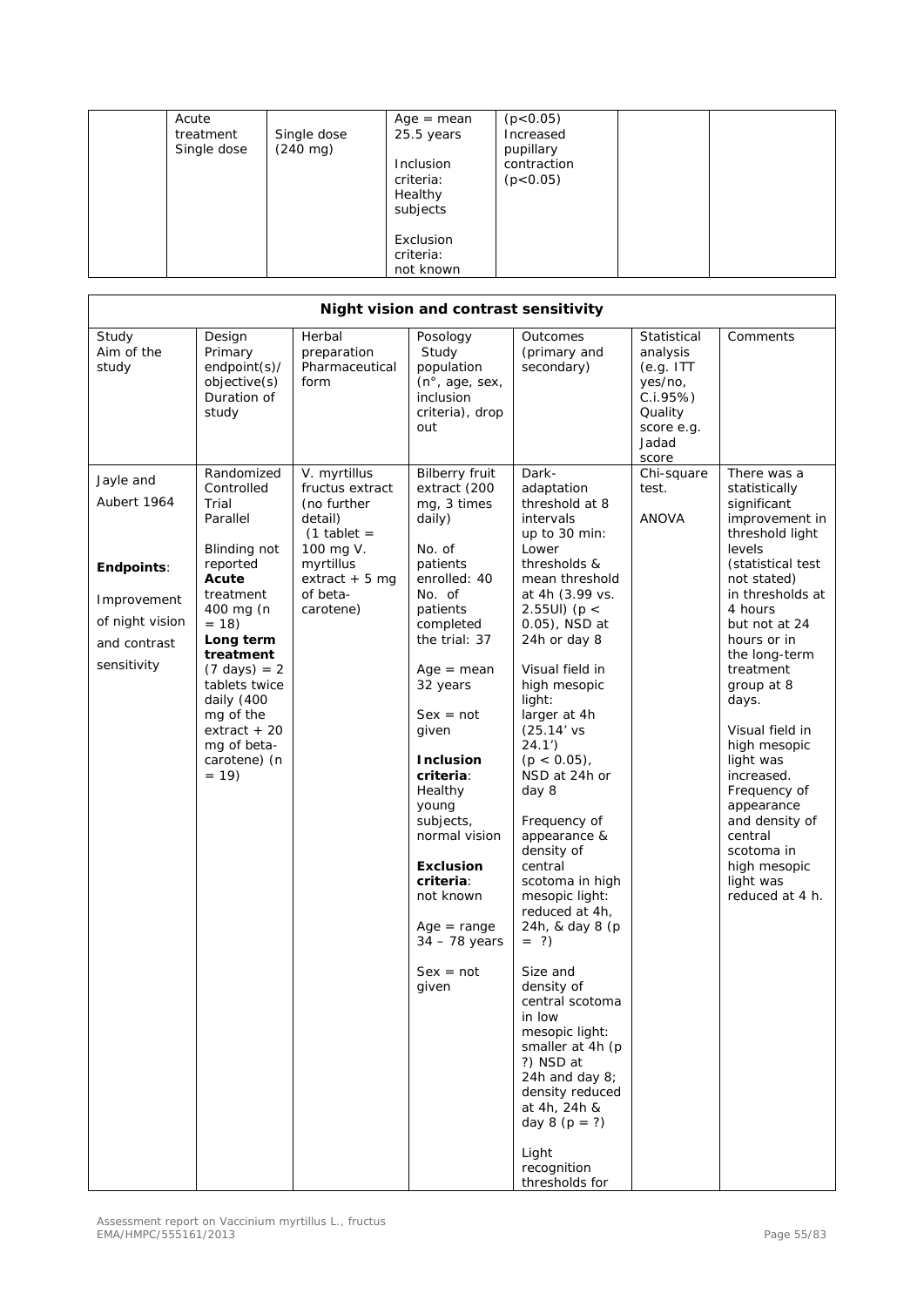| | Acute treatment Single dose | Single dose (240 mg) | Age = mean 25.5 years<br><br>Inclusion criteria: Healthy subjects<br><br>Exclusion criteria: not known | ($p<0.05$) Increased pupillary contraction ($p<0.05$) | | |
|---|---|---|---|---|---|---|

| Night vision and contrast sensitivity | | | | | | |
|---|---|---|---|---|---|---|
| Study<br>Aim of the study | Design<br>Primary endpoint(s)/ objective(s)<br>Duration of study | Herbal preparation<br>Pharmaceutical form | Posology<br>Study population (n°, age, sex, inclusion criteria), drop out | Outcomes (primary and secondary) | Statistical analysis (e.g. ITT yes/no, C.i.95%)<br>Quality score e.g. Jadad score | Comments |
| Jayle and Aubert 1964<br><br>**Endpoints**:<br><br>Improvement of night vision and contrast sensitivity | Randomized Controlled Trial<br>Parallel<br><br>Blinding not reported<br>**Acute** treatment 400 mg (n = 18)<br>**Long term treatment** (7 days) = 2 tablets twice daily (400 mg of the extract + 20 mg of beta-carotene) (n = 19) | V. myrtillus fructus extract (no further detail)<br>(1 tablet = 100 mg V. myrtillus extract + 5 mg of beta-carotene) | Bilberry fruit extract (200 mg, 3 times daily)<br><br>No. of patients enrolled: 40<br>No. of patients completed the trial: 37<br><br>Age = mean 32 years<br><br>Sex = not given<br><br>**Inclusion criteria**: Healthy young subjects, normal vision<br><br>**Exclusion criteria**: not known<br><br>Age = range 34 – 78 years<br><br>Sex = not given | Dark-adaptation threshold at 8 intervals up to 30 min: Lower thresholds & mean threshold at 4h (3.99 vs. 2.55Ul) ($p < 0.05$), NSD at 24h or day 8<br><br>Visual field in high mesopic light: larger at 4h (25.14' vs 24.1') ($p < 0.05$), NSD at 24h or day 8<br><br>Frequency of appearance & density of central scotoma in high mesopic light: reduced at 4h, 24h, & day 8 (p = ?)<br><br>Size and density of central scotoma in low mesopic light: smaller at 4h (p ?) NSD at 24h and day 8; density reduced at 4h, 24h & day 8 (p = ?)<br><br>Light recognition thresholds for | Chi-square test.<br><br>ANOVA | There was a statistically significant improvement in threshold light levels (statistical test not stated) in thresholds at 4 hours but not at 24 hours or in the long-term treatment group at 8 days.<br><br>Visual field in high mesopic light was increased. Frequency of appearance and density of central scotoma in high mesopic light was reduced at 4 h. |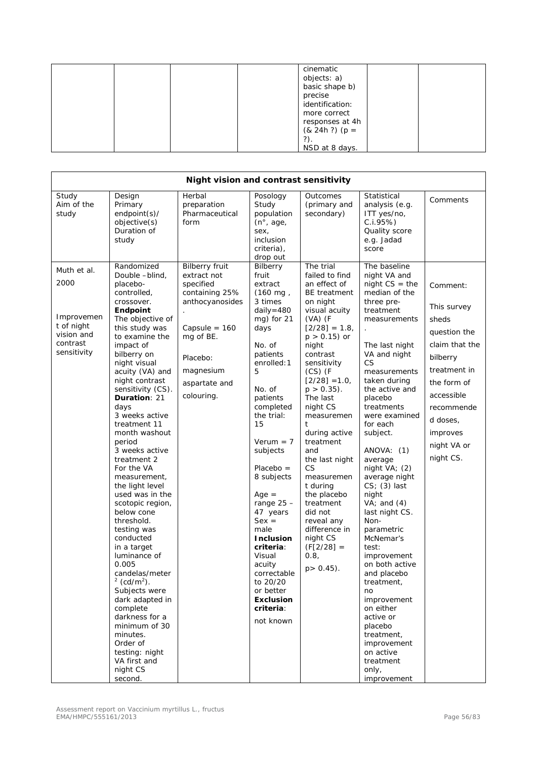| | | | | cinematic objects: a) basic shape b) precise identification: more correct responses at 4h (& 24h ?) (p = ?). NSD at 8 days. | | |
|---|---|---|---|---|---|---|

| **Night vision and contrast sensitivity** | | | | | | |
|---|---|---|---|---|---|---|
| Study Aim of the study | Design Primary endpoint(s)/ objective(s) Duration of study | Herbal preparation Pharmaceutical form | Posology Study population (n°, age, sex, inclusion criteria), drop out | Outcomes (primary and secondary) | Statistical analysis (e.g. ITT yes/no, C.i.95%) Quality score e.g. Jadad score | Comments |
| Muth et al. 2000<br><br>Improvement of night vision and contrast sensitivity | Randomized Double –blind, placebo-controlled, crossover.<br>**Endpoint**<br>The objective of this study was to examine the impact of bilberry on night visual acuity (VA) and night contrast sensitivity (CS).<br>**Duration**: 21 days<br>3 weeks active treatment 11 month washout period<br>3 weeks active treatment 2<br>For the VA measurement, the light level used was in the scotopic region, below cone threshold. testing was conducted in a target luminance of 0.005 candelas/meter$^2$ (cd/m$^2$).<br>Subjects were dark adapted in complete darkness for a minimum of 30 minutes.<br>Order of testing: night VA first and night CS second. | Bilberry fruit extract not specified containing 25% anthocyanosides.<br><br>Capsule = 160 mg of BE.<br><br>Placebo:<br>magnesium aspartate and colouring. | Bilberry fruit extract (160 mg , 3 times daily=480 mg) for 21 days<br><br>No. of patients enrolled:15<br><br>No. of patients completed the trial: 15<br><br>Verum = 7 subjects<br><br>Placebo = 8 subjects<br><br>Age = range 25 – 47 years<br>Sex = male<br>**Inclusion criteria**: Visual acuity correctable to 20/20 or better<br>**Exclusion criteria**: not known | The trial failed to find an effect of BE treatment on night visual acuity (VA) (F [2/28] = 1.8, $p > 0.15$) or night contrast sensitivity (CS) (F [2/28] =1.0, $p > 0.35$). The last night CS measurement during active treatment and the last night CS measurement during the placebo treatment did not reveal any difference in night CS (F[2/28] = 0.8, $p > 0.45$). | The baseline night VA and night CS = the median of the three pre-treatment measurements.<br><br>The last night VA and night CS measurements taken during the active and placebo treatments were examined for each subject.<br><br>ANOVA: (1) average night VA; (2) average night CS; (3) last night VA; and (4) last night CS.<br>Non-parametric McNemar's test: improvement on both active and placebo treatment, no improvement on either active or placebo treatment, improvement on active treatment only, improvement | Comment:<br><br>This survey sheds question the claim that the bilberry treatment in the form of accessible recommended doses, improves night VA or night CS. |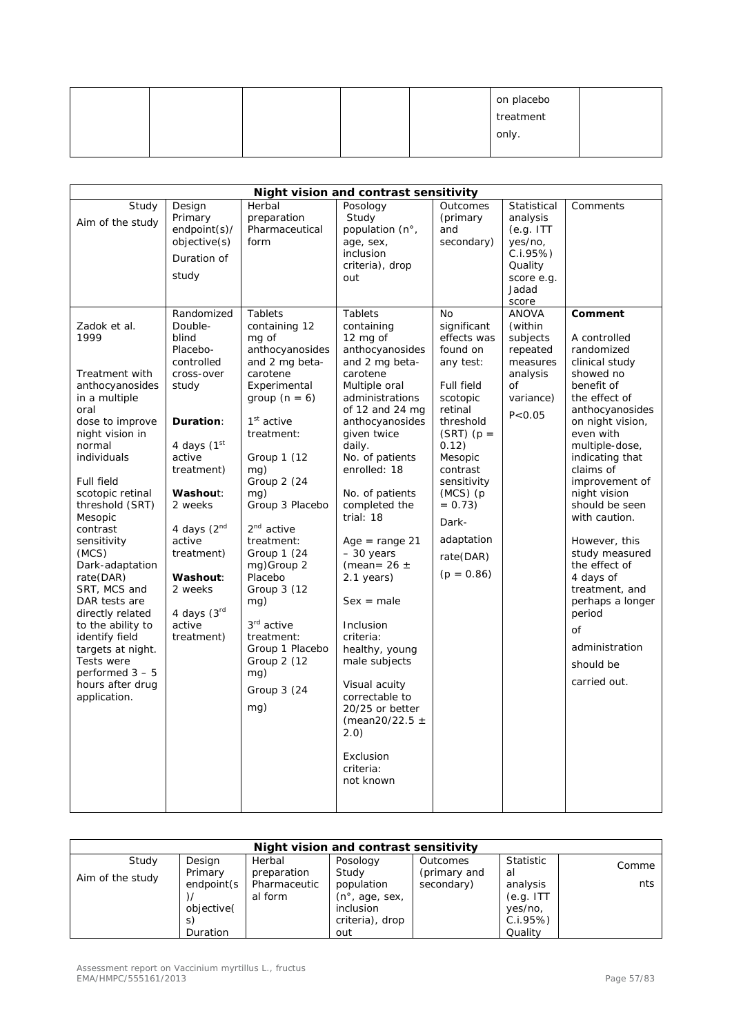| | | | | | on placebo treatment only. | |
|---|---|---|---|---|---|---|

| Night vision and contrast sensitivity | | | | | | |
|---|---|---|---|---|---|---|
| Study<br>Aim of the study | Design<br>Primary endpoint(s)/ objective(s)<br>Duration of study | Herbal preparation<br>Pharmaceutical form | Posology<br>Study population (n°, age, sex, inclusion criteria), drop out | Outcomes (primary and secondary) | Statistical analysis (e.g. ITT yes/no, C.i.95%)<br>Quality score e.g. Jadad score | Comments |
| Zadok et al. 1999<br><br>Treatment with anthocyanosides in a multiple oral dose to improve night vision in normal individuals<br><br>Full field scotopic retinal threshold (SRT)<br>Mesopic contrast sensitivity (MCS)<br>Dark-adaptation rate(DAR)<br>SRT, MCS and DAR tests are directly related to the ability to identify field targets at night.<br>Tests were performed 3 – 5 hours after drug application. | Randomized Double-blind Placebo-controlled cross-over study<br><br>**Duration**:<br><br>4 days (1st active treatment)<br><br>**Washout**: 2 weeks<br><br>4 days (2nd active treatment)<br><br>**Washout**: 2 weeks<br><br>4 days (3rd active treatment) | Tablets containing 12 mg of anthocyanosides and 2 mg beta-carotene<br>Experimental group (n = 6)<br><br>1st active treatment:<br><br>Group 1 (12 mg)<br>Group 2 (24 mg)<br>Group 3 Placebo<br><br>2nd active treatment:<br>Group 1 (24 mg)Group 2 Placebo<br>Group 3 (12 mg)<br><br>3rd active treatment:<br>Group 1 Placebo<br>Group 2 (12 mg)<br>Group 3 (24 mg) | Tablets containing 12 mg of anthocyanosides and 2 mg beta-carotene<br>Multiple oral administrations of 12 and 24 mg anthocyanosides given twice daily.<br>No. of patients enrolled: 18<br><br>No. of patients completed the trial: 18<br><br>Age = range 21 – 30 years (mean= 26 ± 2.1 years)<br><br>Sex = male<br><br>Inclusion criteria: healthy, young male subjects<br><br>Visual acuity correctable to 20/25 or better (mean20/22.5 ± 2.0)<br><br>Exclusion criteria: not known | No significant effects was found on any test:<br><br>Full field scotopic retinal threshold (SRT) ($p = 0.12$)<br>Mesopic contrast sensitivity (MCS) ($p = 0.73$)<br>Dark-adaptation rate(DAR) ($p = 0.86$) | ANOVA (within subjects repeated measures analysis of variance)<br>$P<0.05$ | **Comment**<br><br>A controlled randomized clinical study showed no benefit of the effect of anthocyanosides on night vision, even with multiple-dose, indicating that claims of improvement of night vision should be seen with caution.<br><br>However, this study measured the effect of 4 days of treatment, and perhaps a longer period of administration should be carried out. |

| Night vision and contrast sensitivity | | | | | | |
|---|---|---|---|---|---|---|
| Study<br>Aim of the study | Design<br>Primary endpoint(s)/ objective(s)<br>Duration | Herbal preparation<br>Pharmaceutical form | Posology<br>Study population (n°, age, sex, inclusion criteria), drop out | Outcomes (primary and secondary) | Statistical analysis (e.g. ITT yes/no, C.i.95%)<br>Quality | Comments |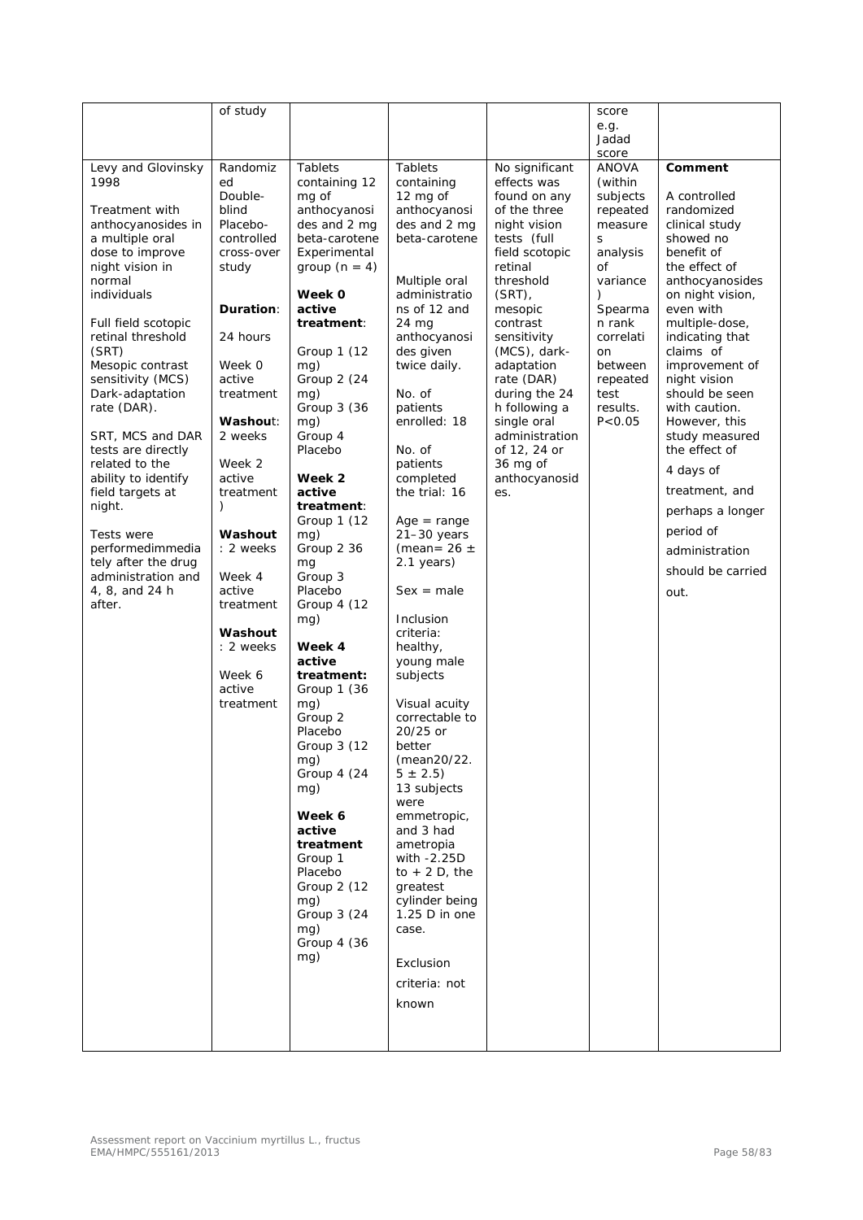| | of study | | | | score e.g. Jadad score | |
|---|---|---|---|---|---|---|
| Levy and Glovinsky 1998<br><br>Treatment with anthocyanosides in a multiple oral dose to improve night vision in normal individuals<br><br>Full field scotopic retinal threshold (SRT)<br>Mesopic contrast sensitivity (MCS)<br>Dark-adaptation rate (DAR).<br><br>SRT, MCS and DAR tests are directly related to the ability to identify field targets at night.<br><br>Tests were performedimmediately after the drug administration and 4, 8, and 24 h after. | Randomized Double-blind Placebo-controlled cross-over study<br><br>**Duration**:<br><br>24 hours<br><br>Week 0 active treatment<br><br>**Washout**: 2 weeks<br><br>Week 2 active treatment )<br><br>**Washout**: 2 weeks<br><br>Week 4 active treatment<br><br>**Washout**: 2 weeks<br><br>Week 6 active treatment | Tablets containing 12 mg of anthocyanosides and 2 mg beta-carotene Experimental group (n = 4)<br><br>**Week 0 active treatment**:<br><br>Group 1 (12 mg)<br>Group 2 (24 mg)<br>Group 3 (36 mg)<br>Group 4 Placebo<br><br>**Week 2 active treatment**:<br>Group 1 (12 mg)<br>Group 2 36 mg<br>Group 3 Placebo<br>Group 4 (12 mg)<br><br>**Week 4 active treatment:**<br>Group 1 (36 mg)<br>Group 2 Placebo<br>Group 3 (12 mg)<br>Group 4 (24 mg)<br><br>**Week 6 active treatment**<br>Group 1 Placebo<br>Group 2 (12 mg)<br>Group 3 (24 mg)<br>Group 4 (36 mg) | Tablets containing 12 mg of anthocyanosides and 2 mg beta-carotene<br><br>Multiple oral administrations of 12 and 24 mg anthocyanosides given twice daily.<br><br>No. of patients enrolled: 18<br><br>No. of patients completed the trial: 16<br><br>Age = range 21–30 years (mean= 26 ± 2.1 years)<br><br>Sex = male<br><br>Inclusion criteria: healthy, young male subjects<br><br>Visual acuity correctable to 20/25 or better (mean20/22. 5 ± 2.5)<br>13 subjects were emmetropic, and 3 had ametropia with -2.25D to + 2 D, the greatest cylinder being 1.25 D in one case.<br><br>Exclusion criteria: not known | No significant effects was found on any of the three night vision tests (full field scotopic retinal threshold (SRT), mesopic contrast sensitivity (MCS), dark-adaptation rate (DAR) during the 24 h following a single oral administration of 12, 24 or 36 mg of anthocyanosides. | ANOVA (within subjects repeated measures analysis of variance )<br>Spearman rank correlation between repeated test results. P<0.05 | **Comment**<br><br>A controlled randomized clinical study showed no benefit of the effect of anthocyanosides on night vision, even with multiple-dose, indicating that claims of improvement of night vision should be seen with caution. However, this study measured the effect of 4 days of treatment, and perhaps a longer period of administration should be carried out. |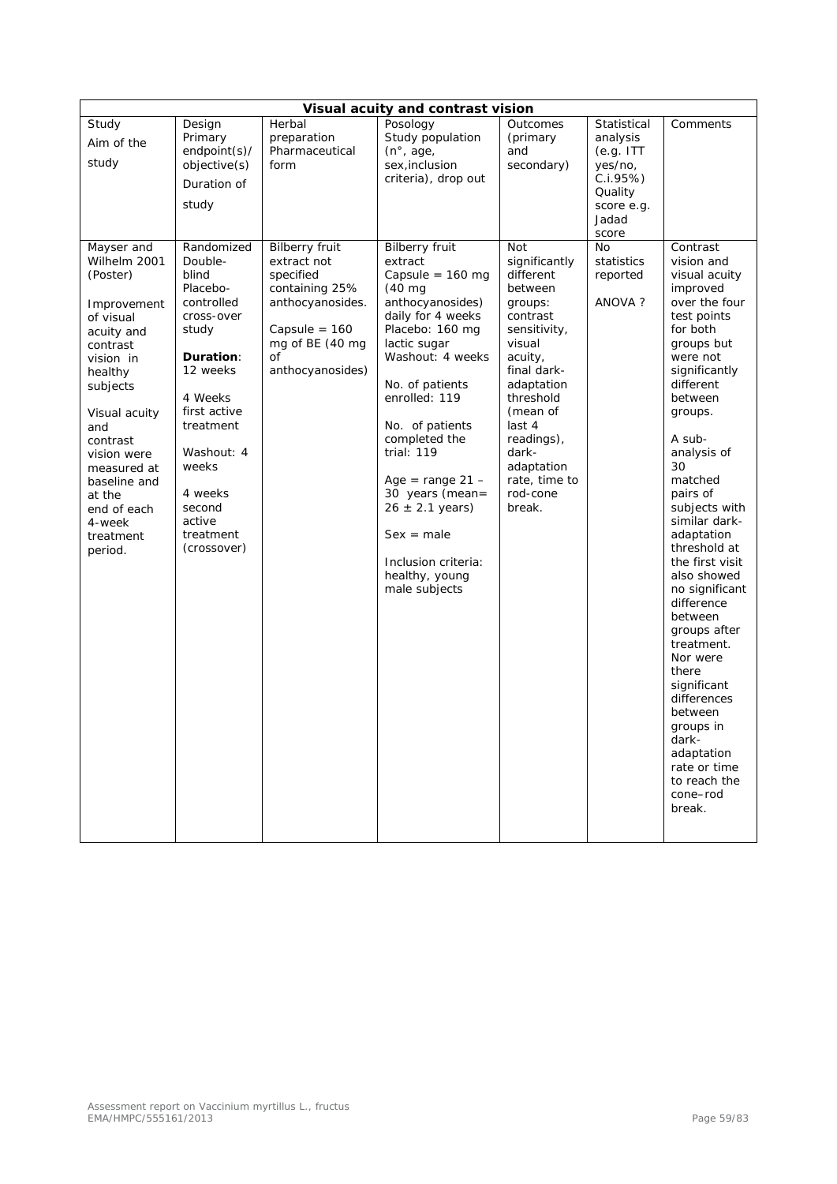| Visual acuity and contrast vision | | | | | | |
|---|---|---|---|---|---|---|
| Study<br>Aim of the study | Design<br>Primary endpoint(s)/ objective(s)<br>Duration of study | Herbal preparation<br>Pharmaceutical form | Posology<br>Study population (n°, age, sex,inclusion criteria), drop out | Outcomes (primary and secondary) | Statistical analysis (e.g. ITT yes/no, C.i.95%)<br>Quality score e.g. Jadad score | Comments |
| Mayser and Wilhelm 2001 (Poster)<br><br>Improvement of visual acuity and contrast vision in healthy subjects<br><br>Visual acuity and contrast vision were measured at baseline and at the end of each 4-week treatment period. | Randomized Double-blind Placebo-controlled cross-over study<br><br>**Duration**: 12 weeks<br><br>4 Weeks first active treatment<br><br>Washout: 4 weeks<br><br>4 weeks second active treatment (crossover) | Bilberry fruit extract not specified containing 25% anthocyanosides.<br><br>Capsule = 160 mg of BE (40 mg of anthocyanosides) | Bilberry fruit extract<br>Capsule = 160 mg (40 mg anthocyanosides) daily for 4 weeks<br>Placebo: 160 mg lactic sugar<br>Washout: 4 weeks<br><br>No. of patients enrolled: 119<br><br>No. of patients completed the trial: 119<br><br>Age = range 21 – 30 years (mean= 26 ± 2.1 years)<br><br>Sex = male<br><br>Inclusion criteria: healthy, young male subjects | Not significantly different between groups: contrast sensitivity, visual acuity, final dark-adaptation threshold (mean of last 4 readings), dark-adaptation rate, time to rod-cone break. | No statistics reported<br><br>ANOVA ? | Contrast vision and visual acuity improved over the four test points for both groups but were not significantly different between groups.<br><br>A sub-analysis of 30 matched pairs of subjects with similar dark-adaptation threshold at the first visit also showed no significant difference between groups after treatment. Nor were there significant differences between groups in dark-adaptation rate or time to reach the cone–rod break. |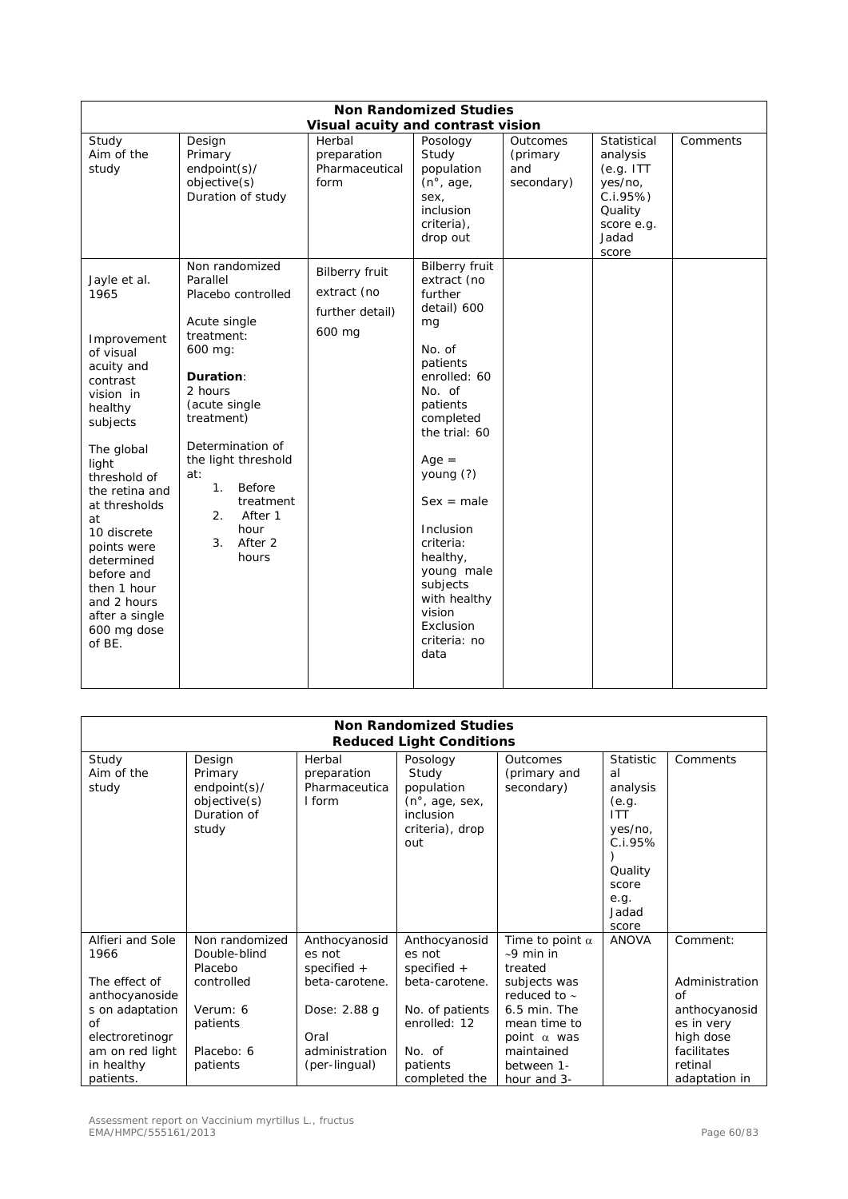| **Non Randomized Studies**<br>**Visual acuity and contrast vision** | | | | | | |
|---|---|---|---|---|---|---|
| Study<br>Aim of the study | Design<br>Primary endpoint(s)/ objective(s)<br>Duration of study | Herbal preparation<br>Pharmaceutical form | Posology<br>Study population (n°, age, sex, inclusion criteria), drop out | Outcomes (primary and secondary) | Statistical analysis (e.g. ITT yes/no, C.i.95%)<br>Quality score e.g. Jadad score | Comments |
| Jayle et al. 1965<br><br>Improvement of visual acuity and contrast vision in healthy subjects<br><br>The global light threshold of the retina and at thresholds at 10 discrete points were determined before and then 1 hour and 2 hours after a single 600 mg dose of BE. | Non randomized<br>Parallel<br>Placebo controlled<br><br>Acute single treatment:<br>600 mg:<br><br>**Duration**:<br>2 hours<br>(acute single treatment)<br><br>Determination of the light threshold at:<br>1. Before treatment<br>2. After 1 hour<br>3. After 2 hours | Bilberry fruit extract (no further detail)<br>600 mg | Bilberry fruit extract (no further detail) 600 mg<br><br>No. of patients enrolled: 60<br>No. of patients completed the trial: 60<br><br>Age = young (?)<br><br>Sex = male<br><br>Inclusion criteria: healthy, young male subjects with healthy vision<br>Exclusion criteria: no data | | | |

| **Non Randomized Studies**<br>**Reduced Light Conditions** | | | | | | |
|---|---|---|---|---|---|---|
| Study<br>Aim of the study | Design<br>Primary endpoint(s)/ objective(s)<br>Duration of study | Herbal preparation<br>Pharmaceutical form | Posology<br>Study population (n°, age, sex, inclusion criteria), drop out | Outcomes (primary and secondary) | Statistical analysis (e.g. ITT yes/no, C.i.95%)<br>Quality score e.g. Jadad score | Comments |
| Alfieri and Sole 1966<br><br>The effect of anthocyanosides on adaptation of electroretinogram on red light in healthy patients. | Non randomized<br>Double-blind<br>Placebo controlled<br><br>Verum: 6 patients<br><br>Placebo: 6 patients | Anthocyanosides not specified + beta-carotene.<br><br>Dose: 2.88 g<br><br>Oral administration (per-lingual) | Anthocyanosides not specified + beta-carotene.<br><br>No. of patients enrolled: 12<br><br>No. of patients completed the | Time to point α ~9 min in treated subjects was reduced to ~ 6.5 min. The mean time to point α was maintained between 1-hour and 3- | ANOVA | Comment:<br><br>Administration of anthocyanosides in very high dose facilitates retinal adaptation in |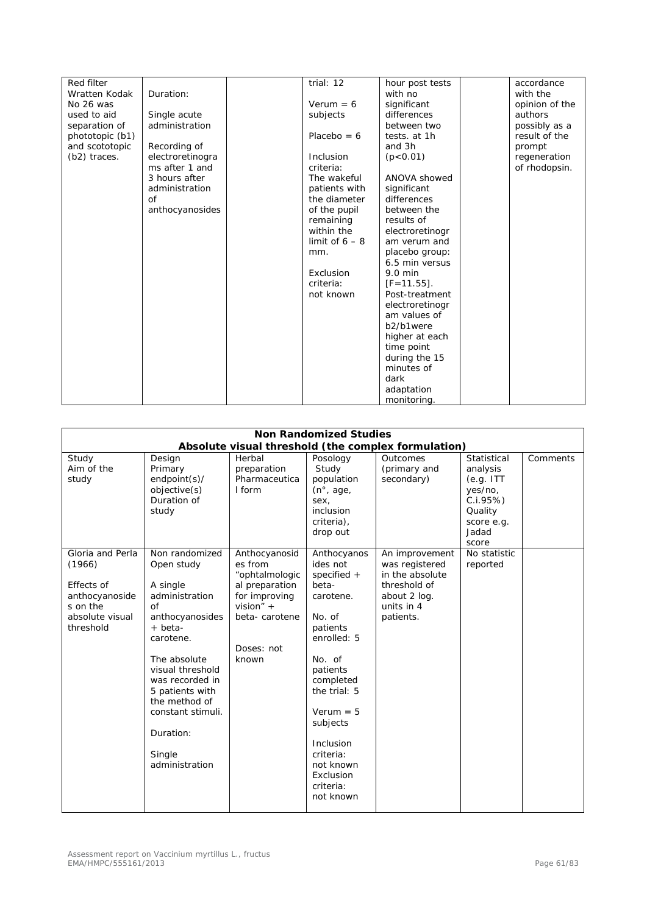| | | | | | | |
|---|---|---|---|---|---|---|
| Red filter Wratten Kodak No 26 was used to aid separation of phototopic (b1) and scototopic (b2) traces. | Duration: Single acute administration Recording of electroretinograms after 1 and 3 hours after administration of anthocyanosides | | trial: 12 Verum = 6 subjects Placebo = 6 Inclusion criteria: The wakeful patients with the diameter of the pupil remaining within the limit of 6 – 8 mm. Exclusion criteria: not known | hour post tests with no significant differences between two tests. at 1h and 3h ($p<0.01$) ANOVA showed significant differences between the results of electroretinogram verum and placebo group: 6.5 min versus 9.0 min [$F=11.55$]. Post-treatment electroretinogram values of b2/b1were higher at each time point during the 15 minutes of dark adaptation monitoring. | | accordance with the opinion of the authors possibly as a result of the prompt regeneration of rhodopsin. |

| **Non Randomized Studies Absolute visual threshold (the complex formulation)** | | | | | | |
|---|---|---|---|---|---|---|
| Study Aim of the study | Design Primary endpoint(s)/ objective(s) Duration of study | Herbal preparation Pharmaceutical form | Posology Study population (n°, age, sex, inclusion criteria), drop out | Outcomes (primary and secondary) | Statistical analysis (e.g. ITT yes/no, C.i.95%) Quality score e.g. Jadad score | Comments |
| Gloria and Perla (1966) Effects of anthocyanosides on the absolute visual threshold | Non randomized Open study A single administration of anthocyanosides + beta-carotene. The absolute visual threshold was recorded in 5 patients with the method of constant stimuli. Duration: Single administration | Anthocyanosides from "ophtalmological preparation for improving vision" + beta- carotene Doses: not known | Anthocyanosides not specified + beta-carotene. No. of patients enrolled: 5 No. of patients completed the trial: 5 Verum = 5 subjects Inclusion criteria: not known Exclusion criteria: not known | An improvement was registered in the absolute threshold of about 2 log. units in 4 patients. | No statistic reported | |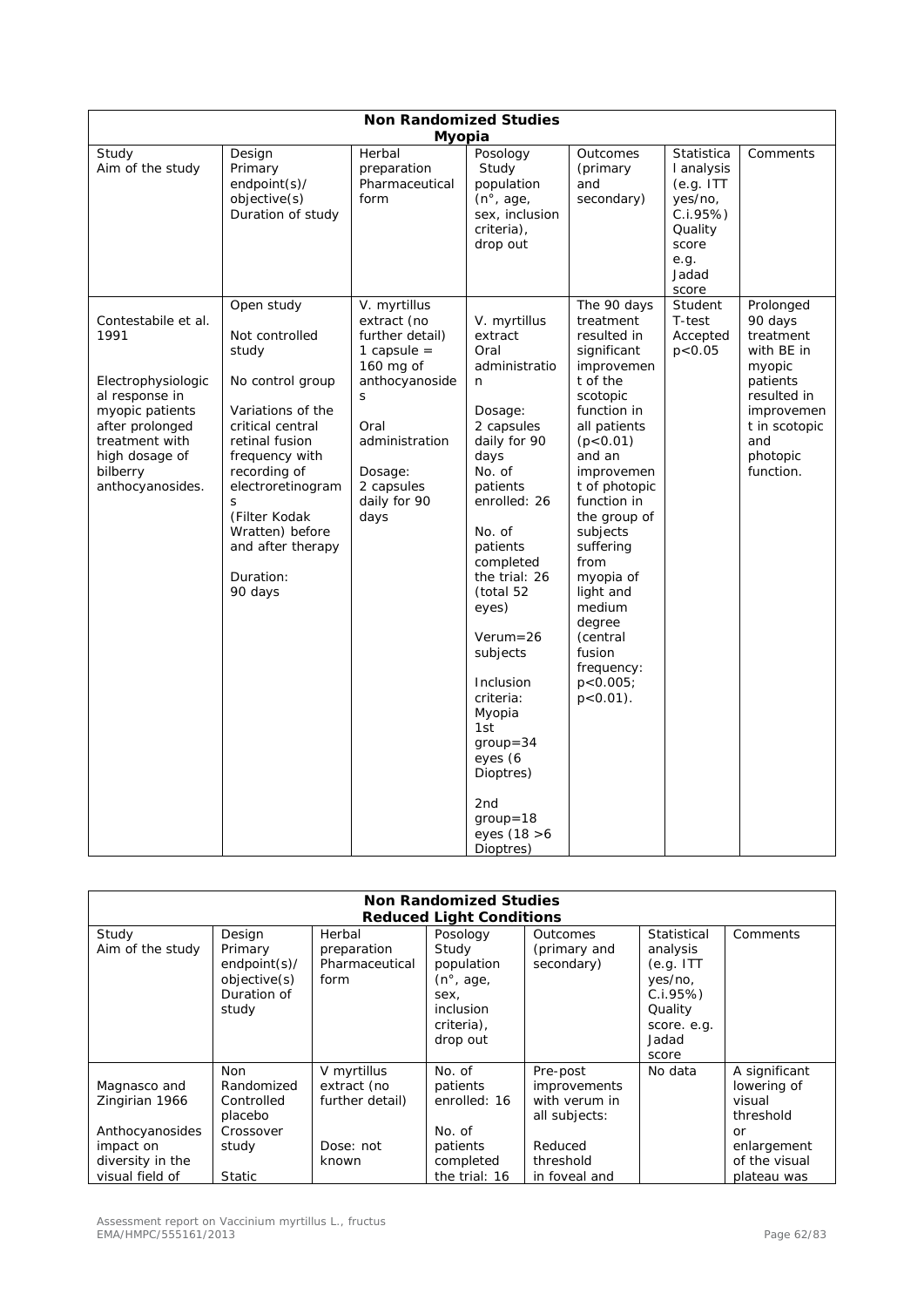| Non Randomized Studies Myopia | | | | | | |
|---|---|---|---|---|---|---|
| Study<br>Aim of the study | Design<br>Primary endpoint(s)/ objective(s)<br>Duration of study | Herbal preparation<br>Pharmaceutical form | Posology<br>Study population (n°, age, sex, inclusion criteria), drop out | Outcomes (primary and secondary) | Statistical analysis (e.g. ITT yes/no, C.i.95%)<br>Quality score e.g. Jadad score | Comments |
| Contestabile et al. 1991<br><br>Electrophysiological response in myopic patients after prolonged treatment with high dosage of bilberry anthocyanosides. | Open study<br><br>Not controlled study<br><br>No control group<br><br>Variations of the critical central retinal fusion frequency with recording of electroretinograms (Filter Kodak Wratten) before and after therapy<br><br>Duration: 90 days | V. myrtillus extract (no further detail)<br>1 capsule = 160 mg of anthocyanosides<br><br>Oral administration<br><br>Dosage: 2 capsules daily for 90 days | V. myrtillus extract<br>Oral administration<br><br>Dosage: 2 capsules daily for 90 days<br>No. of patients enrolled: 26<br><br>No. of patients completed the trial: 26 (total 52 eyes)<br><br>Verum=26 subjects<br><br>Inclusion criteria: Myopia<br>1st group=34 eyes (6 Dioptres)<br><br>2nd group=18 eyes (18 >6 Dioptres) | The 90 days treatment resulted in significant improvement of the scotopic function in all patients ($p<0.01$) and an improvement of photopic function in the group of subjects suffering from myopia of light and medium degree (central fusion frequency: $p<0.005$; $p<0.01$). | Student T-test<br>Accepted $p<0.05$ | Prolonged 90 days treatment with BE in myopic patients resulted in improvement in scotopic and photopic function. |

| Non Randomized Studies Reduced Light Conditions | | | | | | |
|---|---|---|---|---|---|---|
| Study<br>Aim of the study | Design<br>Primary endpoint(s)/ objective(s)<br>Duration of study | Herbal preparation<br>Pharmaceutical form | Posology<br>Study population (n°, age, sex, inclusion criteria), drop out | Outcomes (primary and secondary) | Statistical analysis (e.g. ITT yes/no, C.i.95%)<br>Quality score. e.g. Jadad score | Comments |
| Magnasco and Zingirian 1966<br><br>Anthocyanosides impact on diversity in the visual field of | Non Randomized Controlled placebo Crossover study<br><br>Static | V myrtillus extract (no further detail)<br><br>Dose: not known | No. of patients enrolled: 16<br><br>No. of patients completed the trial: 16 | Pre-post improvements with verum in all subjects:<br><br>Reduced threshold in foveal and | No data | A significant lowering of visual threshold or enlargement of the visual plateau was |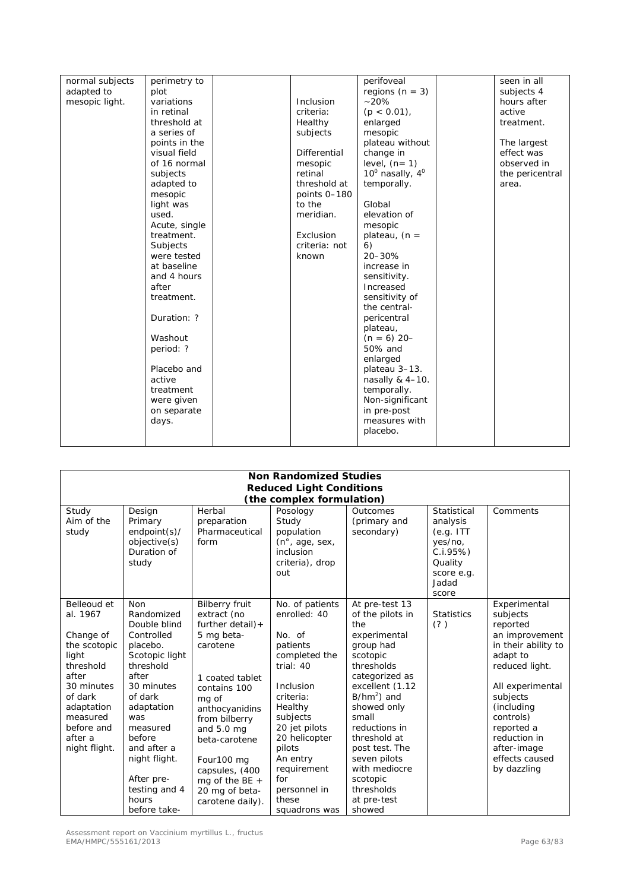| normal subjects adapted to mesopic light. | perimetry to plot variations in retinal threshold at a series of points in the visual field of 16 normal subjects adapted to mesopic light was used. Acute, single treatment. Subjects were tested at baseline and 4 hours after treatment.<br><br>Duration: ?<br><br>Washout period: ?<br><br>Placebo and active treatment were given on separate days. | | Inclusion criteria: Healthy subjects<br><br>Differential mesopic retinal threshold at points 0–180 to the meridian.<br><br>Exclusion criteria: not known | perifoveal regions (n = 3) ~20% (p < 0.01), enlarged mesopic plateau without change in level, (n= 1) $10^0$ nasally, $4^0$ temporally.<br><br>Global elevation of mesopic plateau, (n = 6) 20–30% increase in sensitivity. Increased sensitivity of the central-pericentral plateau, (n = 6) 20–50% and enlarged plateau 3–13. nasally & 4–10. temporally. Non-significant in pre-post measures with placebo. | | seen in all subjects 4 hours after active treatment.<br><br>The largest effect was observed in the pericentral area. |
|---|---|---|---|---|---|---|

| **Non Randomized Studies**<br>**Reduced Light Conditions**<br>**(the complex formulation)** | | | | | | |
|---|---|---|---|---|---|---|
| Study<br>Aim of the study | Design<br>Primary endpoint(s)/ objective(s)<br>Duration of study | Herbal preparation<br>Pharmaceutical form | Posology<br>Study population (n°, age, sex, inclusion criteria), drop out | Outcomes (primary and secondary) | Statistical analysis (e.g. ITT yes/no, C.i.95%)<br>Quality score e.g. Jadad score | Comments |
| Belleoud et al. 1967<br><br>Change of the scotopic light threshold after 30 minutes of dark adaptation measured before and after a night flight. | Non Randomized Double blind Controlled placebo.<br>Scotopic light threshold after 30 minutes of dark adaptation was measured before and after a night flight.<br><br>After pre-testing and 4 hours before take- | Bilberry fruit extract (no further detail) + 5 mg beta-carotene<br><br>1 coated tablet contains 100 mg of anthocyanidins from bilberry and 5.0 mg beta-carotene<br><br>Four100 mg capsules, (400 mg of the BE + 20 mg of beta-carotene daily). | No. of patients enrolled: 40<br><br>No. of patients completed the trial: 40<br><br>Inclusion criteria: Healthy subjects<br>20 jet pilots<br>20 helicopter pilots<br>An entry requirement for personnel in these squadrons was | At pre-test 13 of the pilots in the experimental group had scotopic thresholds categorized as excellent (1.12 $B/hm^2$) and showed only small reductions in threshold at post test. The seven pilots with mediocre scotopic thresholds at pre-test showed | Statistics (? ) | Experimental subjects reported an improvement in their ability to adapt to reduced light.<br><br>All experimental subjects (including controls) reported a reduction in after-image effects caused by dazzling |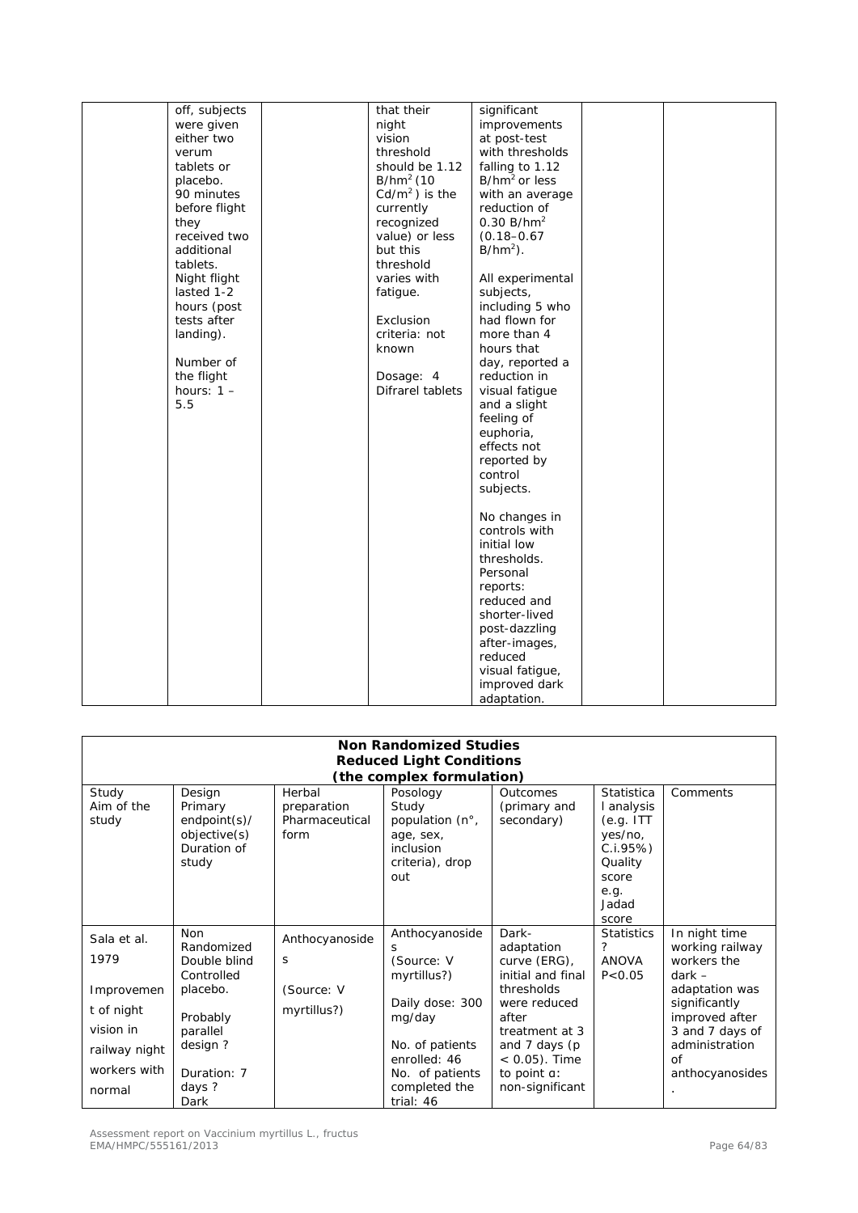| | | | | | | |
|---|---|---|---|---|---|---|
| | off, subjects were given either two verum tablets or placebo. 90 minutes before flight they received two additional tablets. Night flight lasted 1-2 hours (post tests after landing). Number of the flight hours: 1 – 5.5 | | that their night vision threshold should be 1.12 B/hm$^2$ (10 Cd/m$^2$) is the currently recognized value) or less but this threshold varies with fatigue. Exclusion criteria: not known Dosage: 4 Difrarel tablets | significant improvements at post-test with thresholds falling to 1.12 B/hm$^2$ or less with an average reduction of 0.30 B/hm$^2$ (0.18–0.67 B/hm$^2$). All experimental subjects, including 5 who had flown for more than 4 hours that day, reported a reduction in visual fatigue and a slight feeling of euphoria, effects not reported by control subjects. No changes in controls with initial low thresholds. Personal reports: reduced and shorter-lived post-dazzling after-images, reduced visual fatigue, improved dark adaptation. | | |

**Non Randomized Studies**
**Reduced Light Conditions**
**(the complex formulation)**

| Study Aim of the study | Design Primary endpoint(s)/ objective(s) Duration of study | Herbal preparation Pharmaceutical form | Posology Study population (n°, age, sex, inclusion criteria), drop out | Outcomes (primary and secondary) | Statistical analysis (e.g. ITT yes/no, C.i.95%) Quality score e.g. Jadad score | Comments |
|---|---|---|---|---|---|---|
| Sala et al. 1979 Improvement of night vision in railway night workers with normal | Non Randomized Double blind Controlled placebo. Probably parallel design ? Duration: 7 days ? Dark | Anthocyanosides (Source: V myrtillus?) | Anthocyanosides (Source: V myrtillus?) Daily dose: 300 mg/day No. of patients enrolled: 46 No. of patients completed the trial: 46 | Dark-adaptation curve (ERG), initial and final thresholds were reduced after treatment at 3 and 7 days ($p < 0.05$). Time to point α: non-significant | Statistics ? ANOVA $P<0.05$ | In night time working railway workers the dark – adaptation was significantly improved after 3 and 7 days of administration of anthocyanosides. |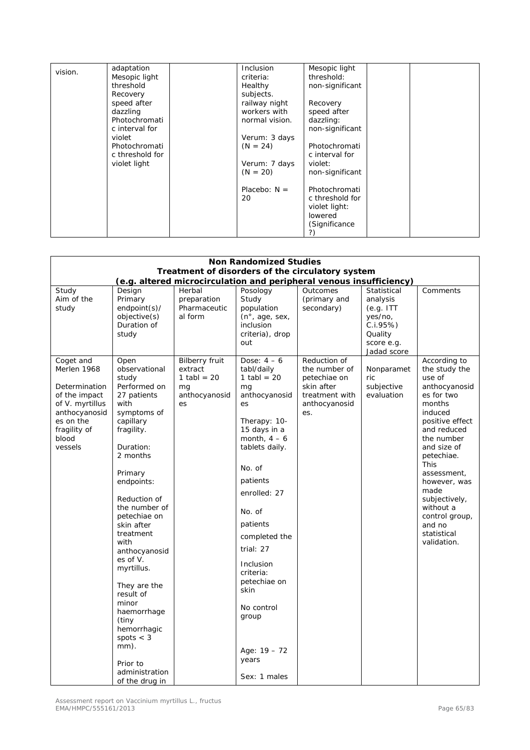| vision. | adaptation<br>Mesopic light threshold<br>Recovery speed after dazzling<br>Photochromatic interval for violet<br>Photochromatic threshold for violet light | | Inclusion criteria:<br>Healthy subjects.<br>railway night workers with normal vision.<br><br>Verum: 3 days (N = 24)<br><br>Verum: 7 days (N = 20)<br><br>Placebo: N = 20 | Mesopic light threshold:<br>non-significant<br><br>Recovery speed after dazzling:<br>non-significant<br><br>Photochromatic interval for violet:<br>non-significant<br><br>Photochromatic threshold for violet light:<br>lowered<br>(Significance ?) | | |

| **Non Randomized Studies**<br>**Treatment of disorders of the circulatory system**<br>**(e.g. altered microcirculation and peripheral venous insufficiency)** | | | | | | |
|---|---|---|---|---|---|---|
| Study<br>Aim of the study | Design<br>Primary endpoint(s)/ objective(s)<br>Duration of study | Herbal preparation<br>Pharmaceutical form | Posology<br>Study population (n°, age, sex, inclusion criteria), drop out | Outcomes (primary and secondary) | Statistical analysis (e.g. ITT yes/no, C.i.95%)<br>Quality score e.g. Jadad score | Comments |
| Coget and Merlen 1968<br><br>Determination of the impact of V. myrtillus anthocyanosides on the fragility of blood vessels | Open observational study<br>Performed on 27 patients with symptoms of capillary fragility.<br><br>Duration:<br>2 months<br><br>Primary endpoints:<br><br>Reduction of the number of petechiae on skin after treatment with anthocyanosides of V. myrtillus.<br><br>They are the result of minor haemorrhage (tiny hemorrhagic spots < 3 mm).<br><br>Prior to administration of the drug in | Bilberry fruit extract<br>1 tabl = 20 mg anthocyanosides | Dose: 4 – 6 tabl/daily<br>1 tabl = 20 mg anthocyanosides<br><br>Therapy: 10-15 days in a month, 4 – 6 tablets daily.<br><br>No. of patients enrolled: 27<br><br>No. of patients completed the trial: 27<br><br>Inclusion criteria: petechiae on skin<br><br>No control group<br><br>Age: 19 – 72 years<br><br>Sex: 1 males | Reduction of the number of petechiae on skin after treatment with anthocyanosides. | Nonparametric subjective evaluation | According to the study the use of anthocyanosides for two months induced positive effect and reduced the number and size of petechiae. This assessment, however, was made subjectively, without a control group, and no statistical validation. |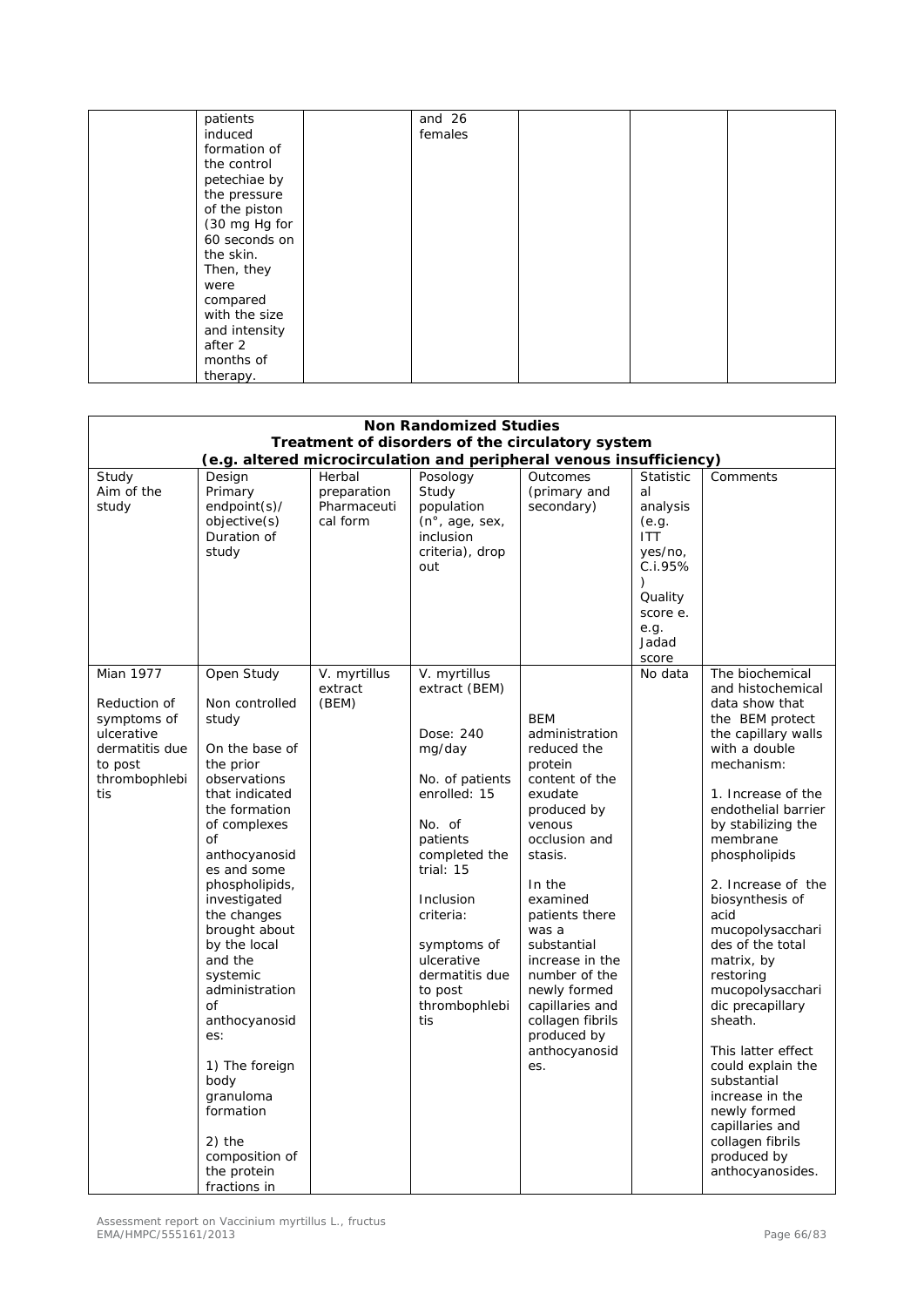| | patients induced formation of the control petechiae by the pressure of the piston (30 mg Hg for 60 seconds on the skin. Then, they were compared with the size and intensity after 2 months of therapy. | | and 26 females | | | |
|---|---|---|---|---|---|---|

| **Non Randomized Studies**<br>**Treatment of disorders of the circulatory system**<br>**(e.g. altered microcirculation and peripheral venous insufficiency)** | | | | | | |
|---|---|---|---|---|---|---|
| Study<br>Aim of the study | Design<br>Primary endpoint(s)/ objective(s)<br>Duration of study | Herbal preparation<br>Pharmaceutical form | Posology<br>Study population (n°, age, sex, inclusion criteria), drop out | Outcomes (primary and secondary) | Statistical analysis (e.g. ITT yes/no, C.i.95%)<br>Quality score e.e.g. Jadad score | Comments |
| Mian 1977<br><br>Reduction of symptoms of ulcerative dermatitis due to post thrombophlebitis | Open Study<br><br>Non controlled study<br><br>On the base of the prior observations that indicated the formation of complexes of anthocyanosides and some phospholipids, investigated the changes brought about by the local and the systemic administration of anthocyanosides:<br><br>1) The foreign body granuloma formation<br><br>2) the composition of the protein fractions in | V. myrtillus extract (BEM) | V. myrtillus extract (BEM)<br><br>Dose: 240 mg/day<br><br>No. of patients enrolled: 15<br><br>No. of patients completed the trial: 15<br><br>Inclusion criteria:<br><br>symptoms of ulcerative dermatitis due to post thrombophlebitis | BEM administration reduced the protein content of the exudate produced by venous occlusion and stasis.<br><br>In the examined patients there was a substantial increase in the number of the newly formed capillaries and collagen fibrils produced by anthocyanosides. | No data | The biochemical and histochemical data show that the BEM protect the capillary walls with a double mechanism:<br><br>1. Increase of the endothelial barrier by stabilizing the membrane phospholipids<br><br>2. Increase of the biosynthesis of acid mucopolysaccharides of the total matrix, by restoring mucopolysaccharidic precapillary sheath.<br><br>This latter effect could explain the substantial increase in the newly formed capillaries and collagen fibrils produced by anthocyanosides. |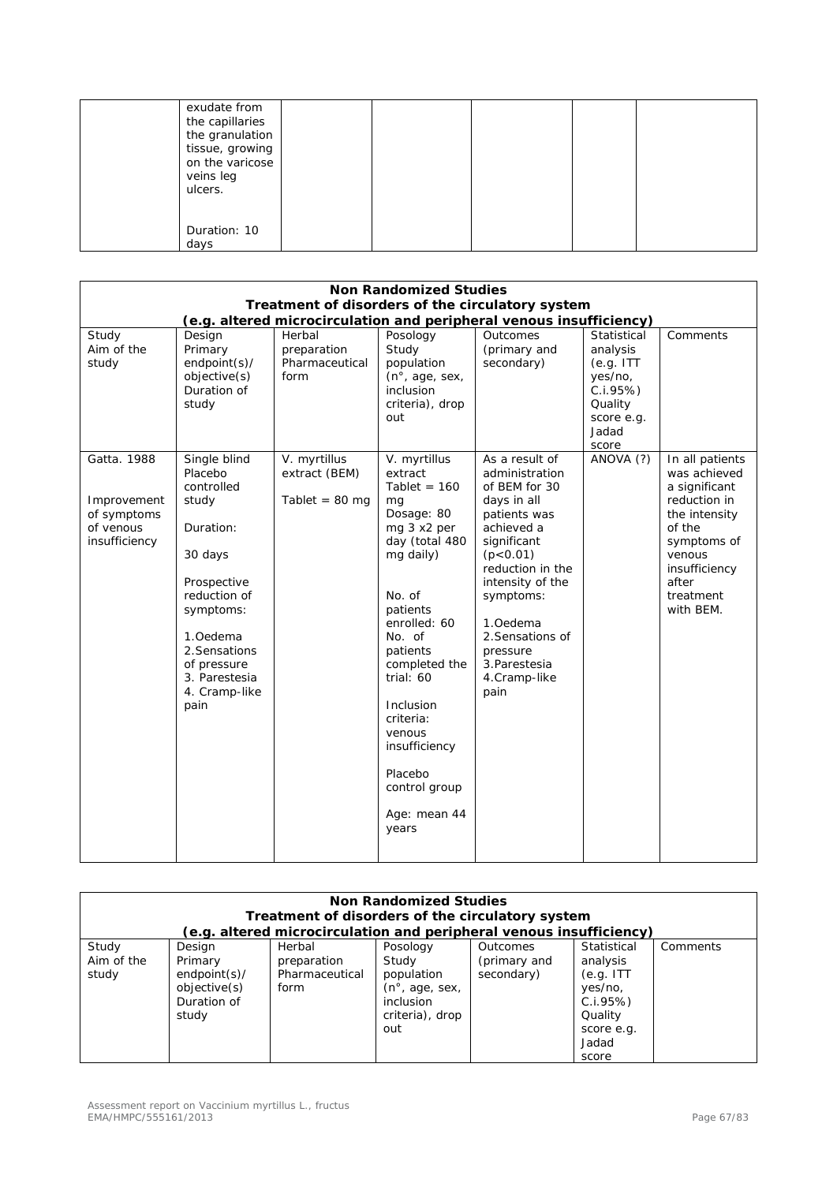|  | exudate from the capillaries the granulation tissue, growing on the varicose veins leg ulcers.<br><br>Duration: 10 days |  |  |  |  |  |
|---|---|---|---|---|---|---|

| **Non Randomized Studies**<br>**Treatment of disorders of the circulatory system**<br>**(e.g. altered microcirculation and peripheral venous insufficiency)** | | | | | | |
|---|---|---|---|---|---|---|
| Study<br>Aim of the study | Design<br>Primary endpoint(s)/ objective(s)<br>Duration of study | Herbal preparation<br>Pharmaceutical form | Posology<br>Study population (n°, age, sex, inclusion criteria), drop out | Outcomes (primary and secondary) | Statistical analysis (e.g. ITT yes/no, C.i.95%)<br>Quality score e.g. Jadad score | Comments |
| Gatta. 1988<br><br>Improvement of symptoms of venous insufficiency | Single blind Placebo controlled study<br><br>Duration:<br><br>30 days<br><br>Prospective reduction of symptoms:<br><br>1.Oedema<br>2.Sensations of pressure<br>3. Parestesia<br>4. Cramp-like pain | V. myrtillus extract (BEM)<br><br>Tablet = 80 mg | V. myrtillus extract<br>Tablet = 160 mg<br>Dosage: 80 mg 3 x2 per day (total 480 mg daily)<br><br>No. of patients enrolled: 60<br>No. of patients completed the trial: 60<br><br>Inclusion criteria: venous insufficiency<br><br>Placebo control group<br><br>Age: mean 44 years | As a result of administration of BEM for 30 days in all patients was achieved a significant (p<0.01) reduction in the intensity of the symptoms:<br><br>1.Oedema<br>2.Sensations of pressure<br>3.Parestesia<br>4.Cramp-like pain | ANOVA (?) | In all patients was achieved a significant reduction in the intensity of the symptoms of venous insufficiency after treatment with BEM. |

| **Non Randomized Studies**<br>**Treatment of disorders of the circulatory system**<br>**(e.g. altered microcirculation and peripheral venous insufficiency)** | | | | | | |
|---|---|---|---|---|---|---|
| Study<br>Aim of the study | Design<br>Primary endpoint(s)/ objective(s)<br>Duration of study | Herbal preparation<br>Pharmaceutical form | Posology<br>Study population (n°, age, sex, inclusion criteria), drop out | Outcomes (primary and secondary) | Statistical analysis (e.g. ITT yes/no, C.i.95%)<br>Quality score e.g. Jadad score | Comments |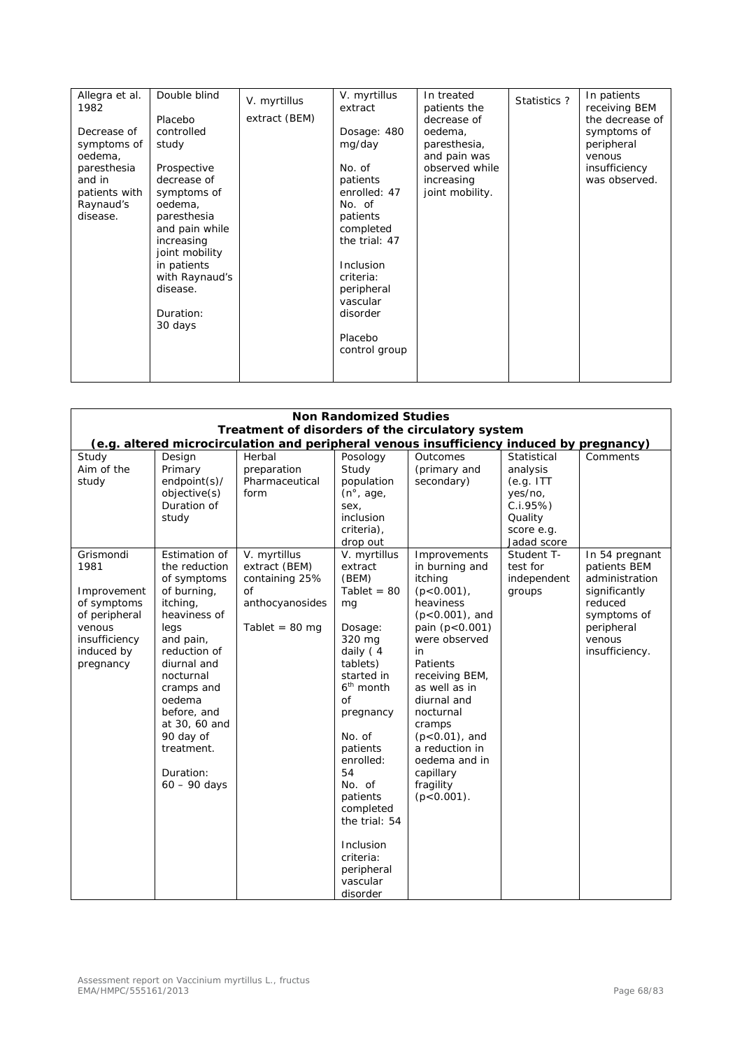| Allegra et al. 1982<br><br>Decrease of symptoms of oedema, paresthesia and in patients with Raynaud's disease. | Double blind<br><br>Placebo controlled study<br><br>Prospective decrease of symptoms of oedema, paresthesia and pain while increasing joint mobility in patients with Raynaud's disease.<br><br>Duration: 30 days | V. myrtillus extract (BEM) | V. myrtillus extract<br><br>Dosage: 480 mg/day<br><br>No. of patients enrolled: 47<br>No. of patients completed the trial: 47<br><br>Inclusion criteria: peripheral vascular disorder<br><br>Placebo control group | In treated patients the decrease of oedema, paresthesia, and pain was observed while increasing joint mobility. | Statistics ? | In patients receiving BEM the decrease of symptoms of peripheral venous insufficiency was observed. |
|---|---|---|---|---|---|---|

| **Non Randomized Studies**<br>**Treatment of disorders of the circulatory system**<br>**(e.g. altered microcirculation and peripheral venous insufficiency induced by pregnancy)** | | | | | | |
|---|---|---|---|---|---|---|
| Study<br>Aim of the study | Design<br>Primary endpoint(s)/ objective(s)<br>Duration of study | Herbal preparation<br>Pharmaceutical form | Posology<br>Study population (n°, age, sex, inclusion criteria), drop out | Outcomes (primary and secondary) | Statistical analysis (e.g. ITT yes/no, C.i.95%)<br>Quality score e.g. Jadad score | Comments |
| Grismondi 1981<br><br>Improvement of symptoms of peripheral venous insufficiency induced by pregnancy | Estimation of the reduction of symptoms of burning, itching, heaviness of legs and pain, reduction of diurnal and nocturnal cramps and oedema before, and at 30, 60 and 90 day of treatment.<br><br>Duration: 60 – 90 days | V. myrtillus extract (BEM) containing 25% of anthocyanosides<br><br>Tablet = 80 mg | V. myrtillus extract (BEM)<br>Tablet = 80 mg<br><br>Dosage: 320 mg daily ( 4 tablets) started in 6th month of pregnancy<br><br>No. of patients enrolled: 54<br>No. of patients completed the trial: 54<br><br>Inclusion criteria: peripheral vascular disorder | Improvements in burning and itching ($p<0.001$), heaviness ($p<0.001$), and pain ($p<0.001$) were observed in Patients receiving BEM, as well as in diurnal and nocturnal cramps ($p<0.01$), and a reduction in oedema and in capillary fragility ($p<0.001$). | Student T-test for independent groups | In 54 pregnant patients BEM administration significantly reduced symptoms of peripheral venous insufficiency. |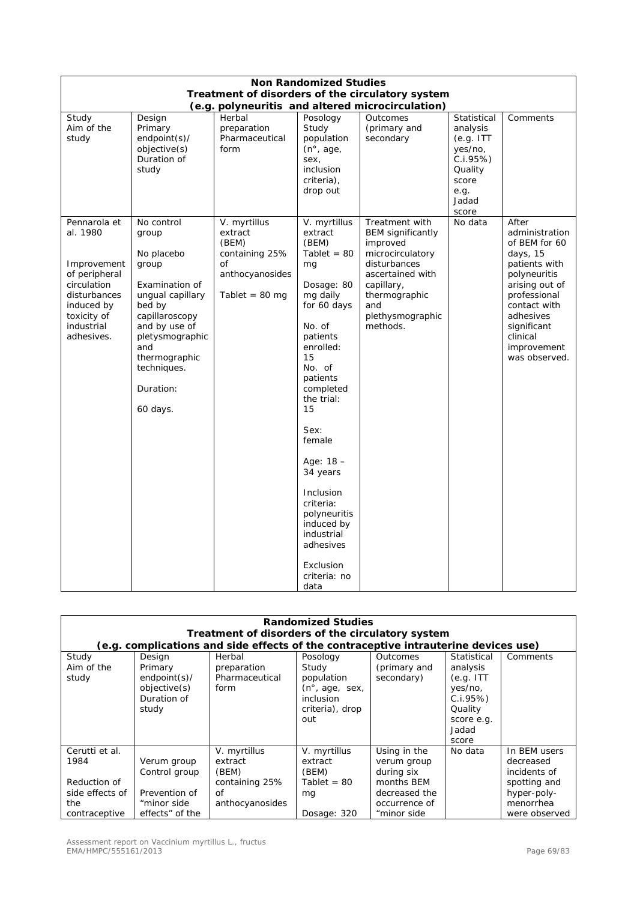| **Non Randomized Studies<br>Treatment of disorders of the circulatory system<br>(e.g. polyneuritis and altered microcirculation)** | | | | | | |
|---|---|---|---|---|---|---|
| Study<br>Aim of the study | Design<br>Primary endpoint(s)/ objective(s)<br>Duration of study | Herbal preparation<br>Pharmaceutical form | Posology<br>Study population (n°, age, sex, inclusion criteria), drop out | Outcomes (primary and secondary | Statistical analysis (e.g. ITT yes/no, C.i.95%)<br>Quality score e.g. Jadad score | Comments |
| Pennarola et al. 1980<br><br>Improvement of peripheral circulation disturbances induced by toxicity of industrial adhesives. | No control group<br><br>No placebo group<br><br>Examination of ungual capillary bed by capillaroscopy and by use of pletysmographic and thermographic techniques.<br><br>Duration:<br><br>60 days. | V. myrtillus extract (BEM) containing 25% of anthocyanosides<br><br>Tablet = 80 mg | V. myrtillus extract (BEM)<br>Tablet = 80 mg<br><br>Dosage: 80 mg daily for 60 days<br><br>No. of patients enrolled: 15<br>No. of patients completed the trial: 15<br><br>Sex: female<br><br>Age: 18 – 34 years<br><br>Inclusion criteria: polyneuritis induced by industrial adhesives<br><br>Exclusion criteria: no data | Treatment with BEM significantly improved microcirculatory disturbances ascertained with capillary, thermographic and plethysmographic methods. | No data | After administration of BEM for 60 days, 15 patients with polyneuritis arising out of professional contact with adhesives significant clinical improvement was observed. |

| **Randomized Studies<br>Treatment of disorders of the circulatory system<br>(e.g. complications and side effects of the contraceptive intrauterine devices use)** | | | | | | |
|---|---|---|---|---|---|---|
| Study<br>Aim of the study | Design<br>Primary endpoint(s)/ objective(s)<br>Duration of study | Herbal preparation<br>Pharmaceutical form | Posology<br>Study population (n°, age, sex, inclusion criteria), drop out | Outcomes (primary and secondary) | Statistical analysis (e.g. ITT yes/no, C.i.95%)<br>Quality score e.g. Jadad score | Comments |
| Cerutti et al. 1984<br><br>Reduction of side effects of the contraceptive | Verum group<br>Control group<br><br>Prevention of "minor side effects" of the | V. myrtillus extract (BEM) containing 25% of anthocyanosides | V. myrtillus extract (BEM)<br>Tablet = 80 mg<br><br>Dosage: 320 | Using in the verum group during six months BEM decreased the occurrence of "minor side | No data | In BEM users decreased incidents of spotting and hyper-poly-menorrhea were observed |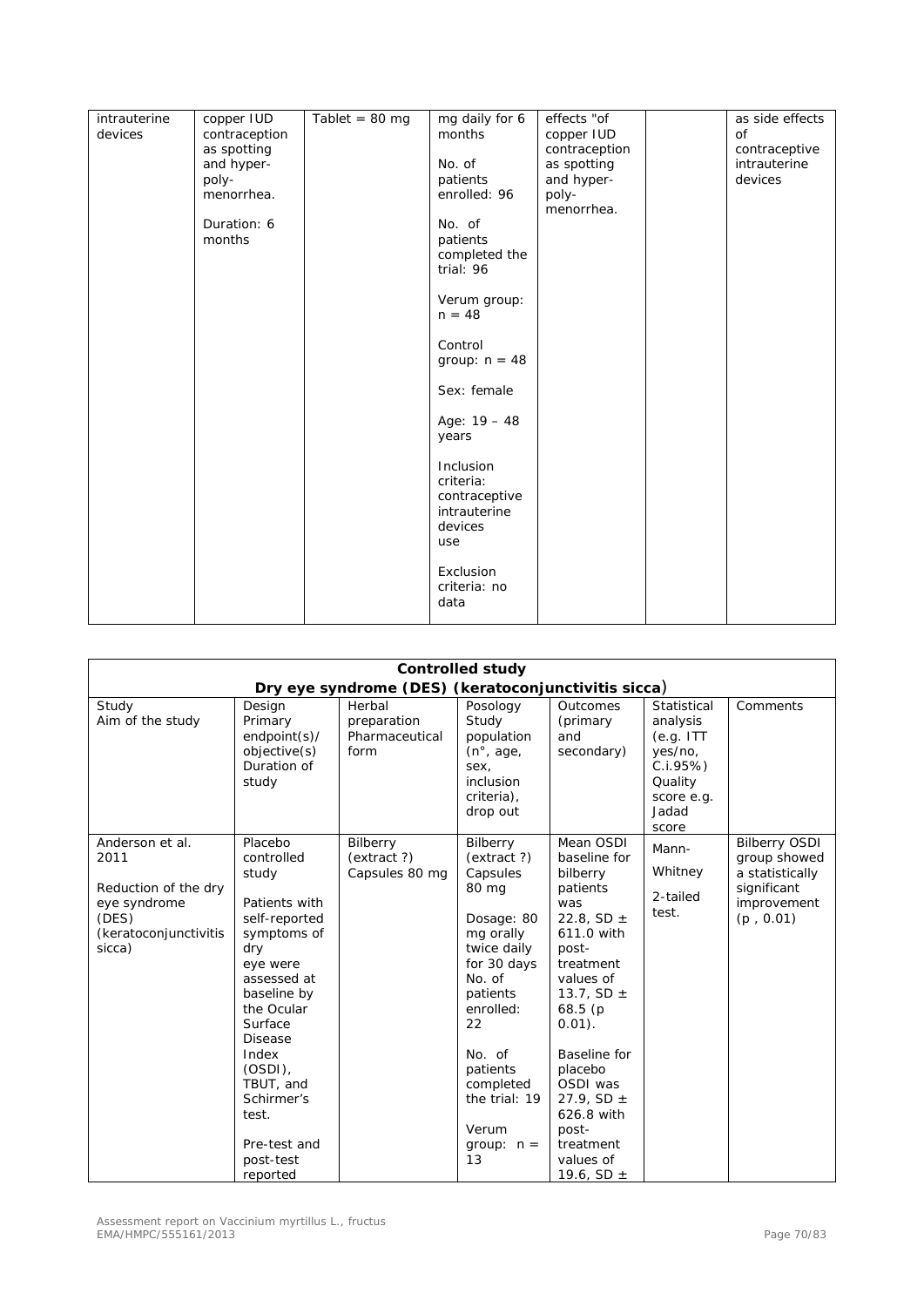| | | | | | | |
|---|---|---|---|---|---|---|
| intrauterine devices | copper IUD contraception as spotting and hyper-poly-menorrhea.<br><br>Duration: 6 months | Tablet = 80 mg | mg daily for 6 months<br><br>No. of patients enrolled: 96<br><br>No. of patients completed the trial: 96<br><br>Verum group: n = 48<br><br>Control group: n = 48<br><br>Sex: female<br><br>Age: 19 – 48 years<br><br>Inclusion criteria: contraceptive intrauterine devices use<br><br>Exclusion criteria: no data | effects "of copper IUD contraception as spotting and hyper-poly-menorrhea. | | as side effects of contraceptive intrauterine devices |

| **Controlled study** | | | | | | |
|---|---|---|---|---|---|---|
| **Dry eye syndrome (DES) (keratoconjunctivitis sicca)** | | | | | | |
| Study<br>Aim of the study | Design<br>Primary endpoint(s)/ objective(s)<br>Duration of study | Herbal preparation<br>Pharmaceutical form | Posology<br>Study population (n°, age, sex, inclusion criteria), drop out | Outcomes (primary and secondary) | Statistical analysis (e.g. ITT yes/no, C.i.95%)<br>Quality score e.g. Jadad score | Comments |
| Anderson et al. 2011<br><br>Reduction of the dry eye syndrome (DES) (keratoconjunctivitis sicca) | Placebo controlled study<br><br>Patients with self-reported symptoms of dry eye were assessed at baseline by the Ocular Surface Disease Index (OSDI), TBUT, and Schirmer's test.<br><br>Pre-test and post-test reported | Bilberry (extract ?) Capsules 80 mg | Bilberry (extract ?) Capsules 80 mg<br><br>Dosage: 80 mg orally twice daily for 30 days<br>No. of patients enrolled: 22<br><br>No. of patients completed the trial: 19<br><br>Verum group: n = 13 | Mean OSDI baseline for bilberry patients was 22.8, SD ± 611.0 with post-treatment values of 13.7, SD ± 68.5 (p 0.01).<br><br>Baseline for placebo OSDI was 27.9, SD ± 626.8 with post-treatment values of 19.6, SD ± | Mann-Whitney<br><br>2-tailed test. | Bilberry OSDI group showed a statistically significant improvement (p , 0.01) |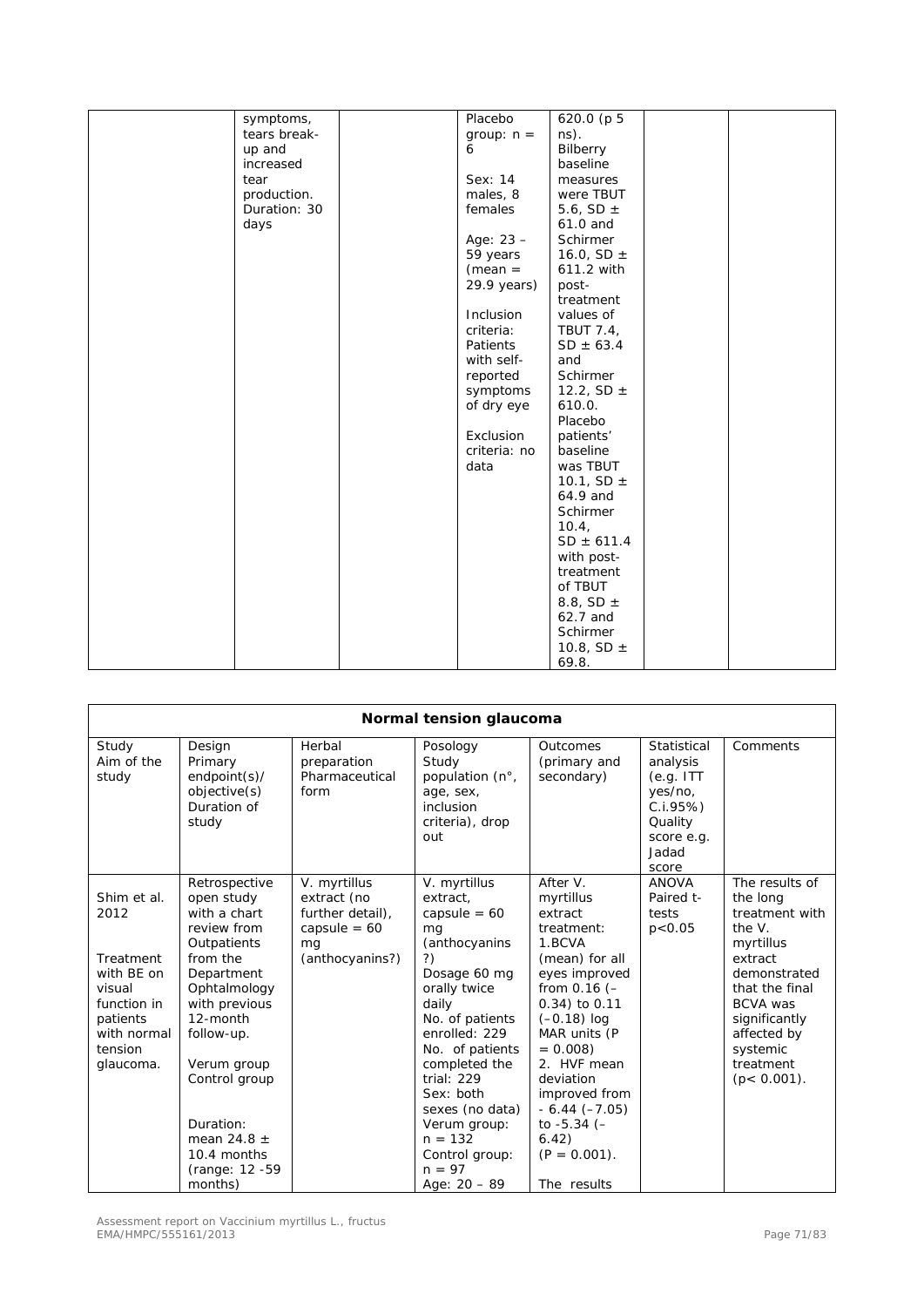| | | | | | | |
|---|---|---|---|---|---|---|
| | symptoms, tears break-up and increased tear production. Duration: 30 days | | Placebo group: n = 6<br><br>Sex: 14 males, 8 females<br><br>Age: 23 – 59 years (mean = 29.9 years)<br><br>Inclusion criteria: Patients with self-reported symptoms of dry eye<br><br>Exclusion criteria: no data | 620.0 (p 5 ns). Bilberry baseline measures were TBUT 5.6, SD ± 61.0 and Schirmer 16.0, SD ± 611.2 with post-treatment values of TBUT 7.4, SD ± 63.4 and Schirmer 12.2, SD ± 610.0. Placebo patients' baseline was TBUT 10.1, SD ± 64.9 and Schirmer 10.4, SD ± 611.4 with post-treatment of TBUT 8.8, SD ± 62.7 and Schirmer 10.8, SD ± 69.8. | | |

| **Normal tension glaucoma** | | | | | | |
|---|---|---|---|---|---|---|
| Study<br>Aim of the study | Design<br>Primary endpoint(s)/ objective(s)<br>Duration of study | Herbal preparation<br>Pharmaceutical form | Posology<br>Study population (n°, age, sex, inclusion criteria), drop out | Outcomes (primary and secondary) | Statistical analysis (e.g. ITT yes/no, C.i.95%)<br>Quality score e.g. Jadad score | Comments |
| Shim et al. 2012<br><br>Treatment with BE on visual function in patients with normal tension glaucoma. | Retrospective open study with a chart review from Outpatients from the Department Ophtalmology with previous 12-month follow-up.<br><br>Verum group<br>Control group<br><br>Duration: mean 24.8 ± 10.4 months (range: 12 -59 months) | V. myrtillus extract (no further detail), capsule = 60 mg (anthocyanins?) | V. myrtillus extract, capsule = 60 mg (anthocyanins ?)<br>Dosage 60 mg orally twice daily<br>No. of patients enrolled: 229<br>No. of patients completed the trial: 229<br>Sex: both sexes (no data)<br>Verum group: n = 132<br>Control group: n = 97<br>Age: 20 – 89 | After V. myrtillus extract treatment:<br>1.BCVA (mean) for all eyes improved from 0.16 (–0.34) to 0.11 (–0.18) log MAR units (P = 0.008)<br>2. HVF mean deviation improved from - 6.44 (–7.05) to -5.34 (–6.42) (P = 0.001).<br><br>The results | ANOVA<br>Paired t-tests<br>p<0.05 | The results of the long treatment with the V. myrtillus extract demonstrated that the final BCVA was significantly affected by systemic treatment (p< 0.001). |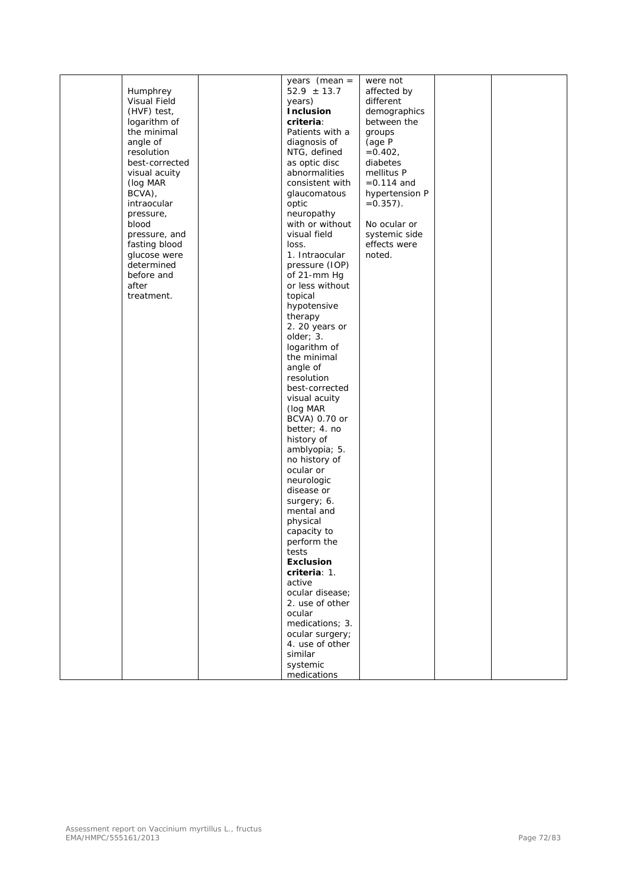| | | | | | | |
|---|---|---|---|---|---|---|
| | Humphrey Visual Field (HVF) test, logarithm of the minimal angle of resolution best-corrected visual acuity (log MAR BCVA), intraocular pressure, blood pressure, and fasting blood glucose were determined before and after treatment. | | years (mean = 52.9 ± 13.7 years)<br>**Inclusion criteria**:<br>Patients with a diagnosis of NTG, defined as optic disc abnormalities consistent with glaucomatous optic neuropathy with or without visual field loss.<br>1. Intraocular pressure (IOP) of 21-mm Hg or less without topical hypotensive therapy<br>2. 20 years or older; 3. logarithm of the minimal angle of resolution best-corrected visual acuity (log MAR BCVA) 0.70 or better; 4. no history of amblyopia; 5. no history of ocular or neurologic disease or surgery; 6. mental and physical capacity to perform the tests<br>**Exclusion criteria**: 1. active ocular disease; 2. use of other ocular medications; 3. ocular surgery; 4. use of other similar systemic medications | were not affected by different demographics between the groups (age P =0.402, diabetes mellitus P =0.114 and hypertension P =0.357).<br><br>No ocular or systemic side effects were noted. | | |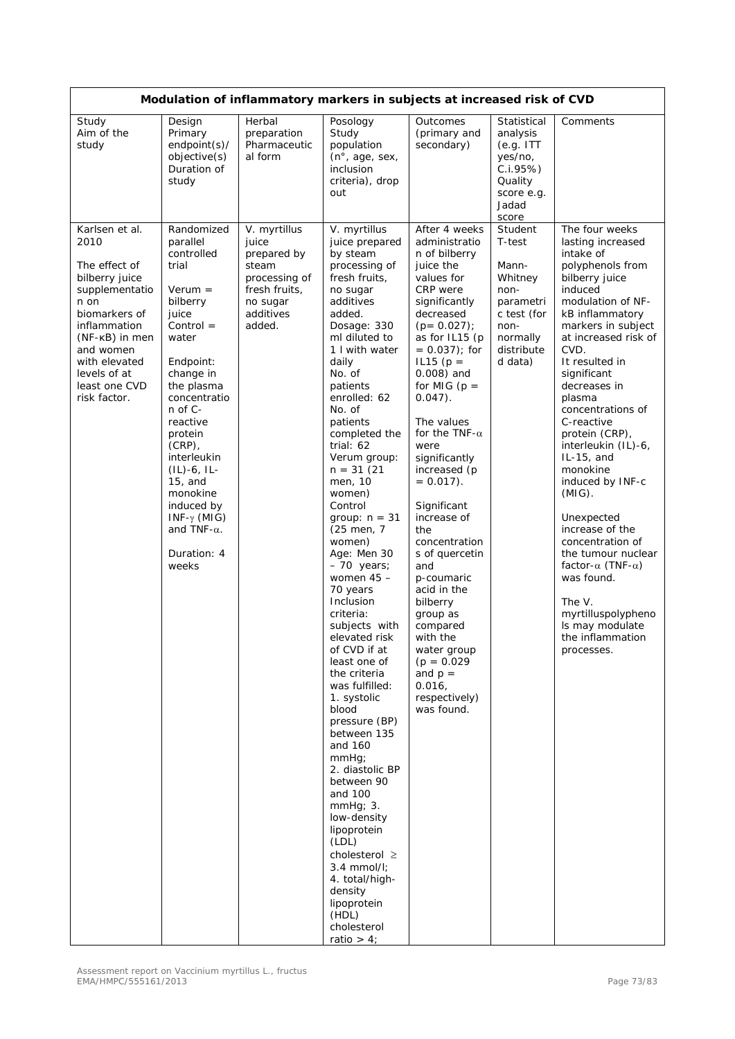| Modulation of inflammatory markers in subjects at increased risk of CVD | | | | | | |
|---|---|---|---|---|---|---|
| Study<br>Aim of the study | Design<br>Primary endpoint(s)/ objective(s)<br>Duration of study | Herbal preparation<br>Pharmaceutical form | Posology<br>Study population (n°, age, sex, inclusion criteria), drop out | Outcomes (primary and secondary) | Statistical analysis (e.g. ITT yes/no, C.i.95%)<br>Quality score e.g. Jadad score | Comments |
| Karlsen et al. 2010<br><br>The effect of bilberry juice supplementation on biomarkers of inflammation (NF-κB) in men and women with elevated levels of at least one CVD risk factor. | Randomized parallel controlled trial<br><br>Verum = bilberry juice<br>Control = water<br><br>Endpoint: change in the plasma concentration of C-reactive protein (CRP), interleukin (IL)-6, IL-15, and monokine induced by INF-γ (MIG) and TNF-α.<br><br>Duration: 4 weeks | *V. myrtillus* juice prepared by steam processing of fresh fruits, no sugar additives added. | *V. myrtillus* juice prepared by steam processing of fresh fruits, no sugar additives added.<br>Dosage: 330 ml diluted to 1 l with water daily<br>No. of patients enrolled: 62<br>No. of patients completed the trial: 62<br>Verum group: n = 31 (21 men, 10 women)<br>Control group: n = 31 (25 men, 7 women)<br>Age: Men 30 – 70 years; women 45 – 70 years<br>Inclusion criteria: subjects with elevated risk of CVD if at least one of the criteria was fulfilled:<br>1. systolic blood pressure (BP) between 135 and 160 mmHg;<br>2. diastolic BP between 90 and 100 mmHg; 3. low-density lipoprotein (LDL) cholesterol ≥ 3.4 mmol/l;<br>4. total/high-density lipoprotein (HDL) cholesterol ratio > 4; | After 4 weeks administration of bilberry juice the values for CRP were significantly decreased ($p= 0.027$); as for IL15 ($p = 0.037$); for IL15 ($p = 0.008$) and for MIG ($p = 0.047$).<br><br>The values for the TNF-α were significantly increased ($p = 0.017$).<br><br>Significant increase of the concentrations of quercetin and p-coumaric acid in the bilberry group as compared with the water group ($p = 0.029$ and $p = 0.016$, respectively) was found. | Student T-test<br><br>Mann-Whitney non-parametric test (for non-normally distributed data) | The four weeks lasting increased intake of polyphenols from bilberry juice induced modulation of NF-kB inflammatory markers in subject at increased risk of CVD.<br>It resulted in significant decreases in plasma concentrations of C-reactive protein (CRP), interleukin (IL)-6, IL-15, and monokine induced by INF-c (MIG).<br><br>Unexpected increase of the concentration of the tumour nuclear factor-α (TNF-α) was found.<br><br>The *V. myrtillus*polyphenols may modulate the inflammation processes. |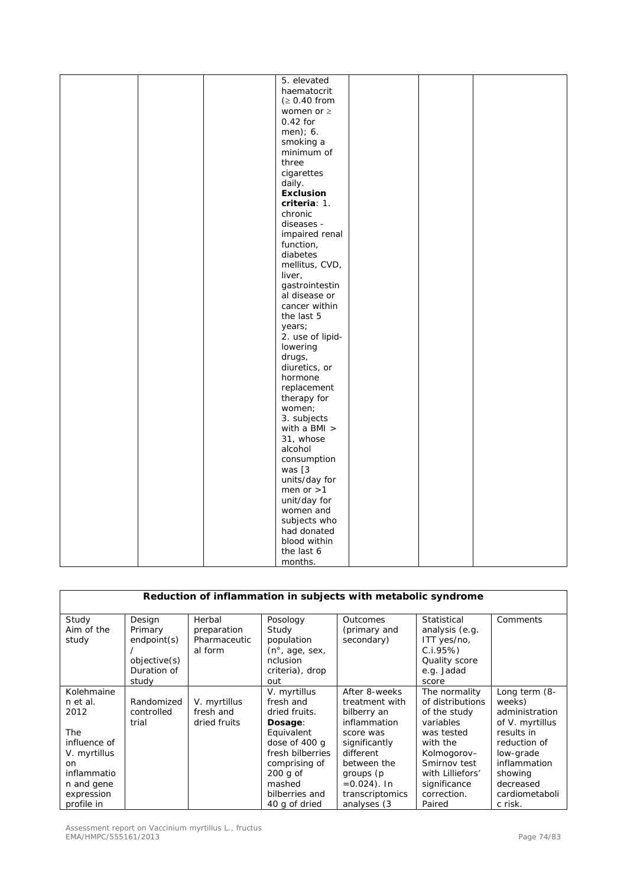| | | | 5. elevated haematocrit (≥ 0.40 from women or ≥ 0.42 for men); 6. smoking a minimum of three cigarettes daily. **Exclusion criteria**: 1. chronic diseases - impaired renal function, diabetes mellitus, CVD, liver, gastrointestinal disease or cancer within the last 5 years; 2. use of lipid-lowering drugs, diuretics, or hormone replacement therapy for women; 3. subjects with a BMI > 31, whose alcohol consumption was [3 units/day for men or >1 unit/day for women and subjects who had donated blood within the last 6 months. | | | |
|---|---|---|---|---|---|---|

| **Reduction of inflammation in subjects with metabolic syndrome** | | | | | | |
|---|---|---|---|---|---|---|
| Study<br>Aim of the study | Design<br>Primary endpoint(s) / objective(s)<br>Duration of study | Herbal preparation<br>Pharmaceutical form | Posology<br>Study population (n°, age, sex, nclusion criteria), drop out | Outcomes (primary and secondary) | Statistical analysis (e.g. ITT yes/no, C.i.95%)<br>Quality score e.g. Jadad score | Comments |
| Kolehmainen et al. 2012<br><br>The influence of *V. myrtillus* on inflammation and gene expression profile in | Randomized controlled trial | *V. myrtillus* fresh and dried fruits | *V. myrtillus* fresh and dried fruits.<br>**Dosage**: Equivalent dose of 400 g fresh bilberries comprising of 200 g of mashed bilberries and 40 g of dried | After 8-weeks treatment with bilberry an inflammation score was significantly different between the groups (p =0.024). In transcriptomics analyses (3 | The normality of distributions of the study variables was tested with the Kolmogorov–Smirnov test with Lilliefors' significance correction. Paired | Long term (8-weeks) administration of *V. myrtillus* results in reduction of low-grade inflammation showing decreased cardiometabolic risk. |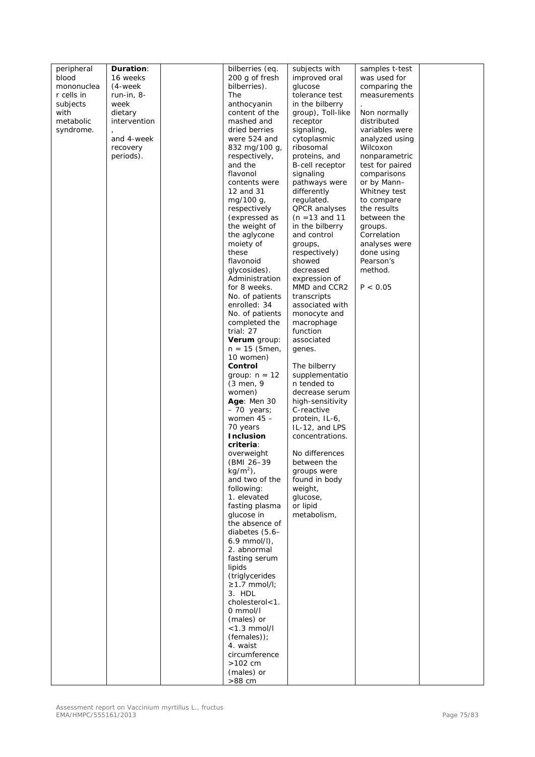| | | | | | | |
|---|---|---|---|---|---|---|
| peripheral blood mononuclear cells in subjects with metabolic syndrome. | **Duration**: 16 weeks (4-week run-in, 8-week dietary intervention, and 4-week recovery periods). | | bilberries (eq. 200 g of fresh bilberries). The anthocyanin content of the mashed and dried berries were 524 and 832 mg/100 g, respectively, and the flavonol contents were 12 and 31 mg/100 g, respectively (expressed as the weight of the aglycone moiety of these flavonoid glycosides). Administration for 8 weeks. No. of patients enrolled: 34 No. of patients completed the trial: 27 **Verum** group: n = 15 (5men, 10 women) **Control** group: n = 12 (3 men, 9 women) **Age**: Men 30 – 70 years; women 45 – 70 years **Inclusion criteria**: overweight (BMI 26–39 $kg/m^2$), and two of the following: 1. elevated fasting plasma glucose in the absence of diabetes (5.6–6.9 mmol/l), 2. abnormal fasting serum lipids (triglycerides ≥1.7 mmol/l; 3. HDL cholesterol<1.0 mmol/l (males) or <1.3 mmol/l (females)); 4. waist circumference >102 cm (males) or >88 cm | subjects with improved oral glucose tolerance test in the bilberry group), Toll-like receptor signaling, cytoplasmic ribosomal proteins, and B-cell receptor signaling pathways were differently regulated. QPCR analyses (n =13 and 11 in the bilberry and control groups, respectively) showed decreased expression of MMD and CCR2 transcripts associated with monocyte and macrophage function associated genes. <br><br> The bilberry supplementation tended to decrease serum high-sensitivity C-reactive protein, IL-6, IL-12, and LPS concentrations. <br><br> No differences between the groups were found in body weight, glucose, or lipid metabolism, | samples t-test was used for comparing the measurements. Non normally distributed variables were analyzed using Wilcoxon nonparametric test for paired comparisons or by Mann–Whitney test to compare the results between the groups. Correlation analyses were done using Pearson's method. <br><br> $P < 0.05$ | |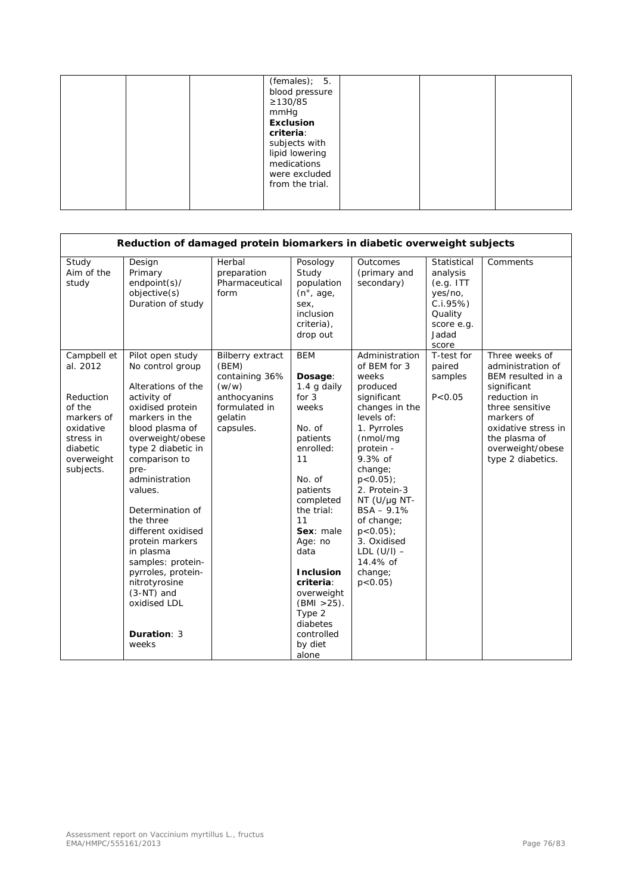| | | | (females); 5. blood pressure ≥130/85 mmHg **Exclusion criteria**: subjects with lipid lowering medications were excluded from the trial. | | | |
|---|---|---|---|---|---|---|

| **Reduction of damaged protein biomarkers in diabetic overweight subjects** | | | | | | |
|---|---|---|---|---|---|---|
| Study Aim of the study | Design Primary endpoint(s)/ objective(s) Duration of study | Herbal preparation Pharmaceutical form | Posology Study population (n°, age, sex, inclusion criteria), drop out | Outcomes (primary and secondary) | Statistical analysis (e.g. ITT yes/no, C.i.95%) Quality score e.g. Jadad score | Comments |
| Campbell et al. 2012<br><br>Reduction of the markers of oxidative stress in diabetic overweight subjects. | Pilot open study No control group<br><br>Alterations of the activity of oxidised protein markers in the blood plasma of overweight/obese type 2 diabetic in comparison to pre-administration values.<br><br>Determination of the three different oxidised protein markers in plasma samples: protein-pyrroles, protein-nitrotyrosine (3-NT) and oxidised LDL<br><br>**Duration**: 3 weeks | Bilberry extract (BEM) containing 36% (w/w) anthocyanins formulated in gelatin capsules. | BEM<br><br>**Dosage**: 1.4 g daily for 3 weeks<br><br>No. of patients enrolled: 11<br><br>No. of patients completed the trial: 11<br>**Sex**: male<br>Age: no data<br><br>**Inclusion criteria**: overweight (BMI >25). Type 2 diabetes controlled by diet alone | Administration of BEM for 3 weeks produced significant changes in the levels of:<br>1. Pyrroles (nmol/mg protein - 9.3% of change; $p<0.05$);<br>2. Protein-3 NT (U/µg NT-BSA – 9.1% of change; $p<0.05$);<br>3. Oxidised LDL (U/l) – 14.4% of change; $p<0.05$) | T-test for paired samples<br><br>$P<0.05$ | Three weeks of administration of BEM resulted in a significant reduction in three sensitive markers of oxidative stress in the plasma of overweight/obese type 2 diabetics. |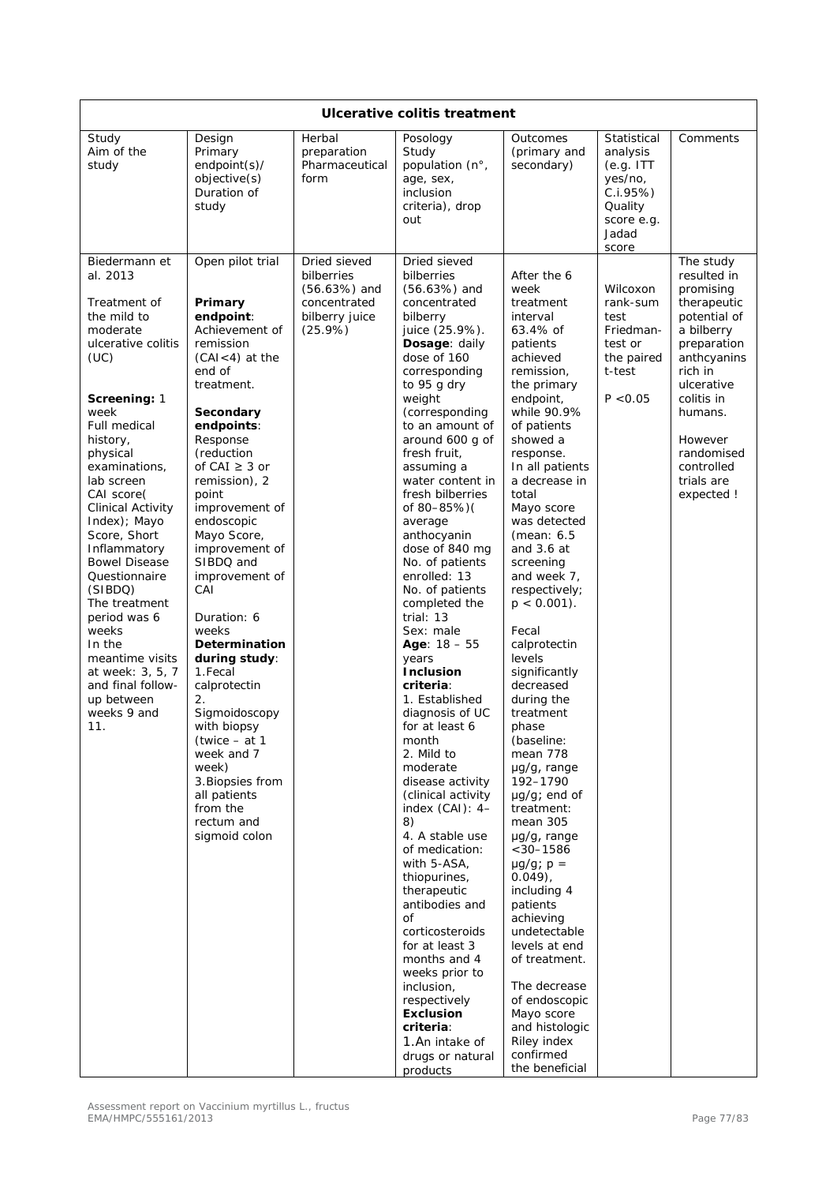| Ulcerative colitis treatment | | | | | | |
|---|---|---|---|---|---|---|
| Study<br>Aim of the study | Design<br>Primary endpoint(s)/ objective(s)<br>Duration of study | Herbal preparation<br>Pharmaceutical form | Posology<br>Study population (n°, age, sex, inclusion criteria), drop out | Outcomes (primary and secondary) | Statistical analysis (e.g. ITT yes/no, C.i.95%)<br>Quality score e.g. Jadad score | Comments |
| Biedermann et al. 2013<br><br>Treatment of the mild to moderate ulcerative colitis (UC)<br><br>**Screening:** 1 week<br>Full medical history, physical examinations, lab screen<br>CAI score( Clinical Activity Index); Mayo Score, Short Inflammatory Bowel Disease Questionnaire (SIBDQ)<br>The treatment period was 6 weeks<br>In the meantime visits at week: 3, 5, 7 and final follow-up between weeks 9 and 11. | Open pilot trial<br><br>**Primary endpoint**: Achievement of remission (CAI<4) at the end of treatment.<br><br>**Secondary endpoints**: Response (reduction of CAI ≥ 3 or remission), 2 point improvement of endoscopic Mayo Score, improvement of SIBDQ and improvement of CAI<br><br>Duration: 6 weeks<br>**Determination during study**:<br>1.Fecal calprotectin<br>2. Sigmoidoscopy with biopsy (twice – at 1 week and 7 week)<br>3.Biopsies from all patients from the rectum and sigmoid colon | Dried sieved bilberries (56.63%) and concentrated bilberry juice (25.9%) | Dried sieved bilberries (56.63%) and concentrated bilberry juice (25.9%).<br>**Dosage**: daily dose of 160 corresponding to 95 g dry weight (corresponding to an amount of around 600 g of fresh fruit, assuming a water content in fresh bilberries of 80–85%)( average anthocyanin dose of 840 mg<br>No. of patients enrolled: 13<br>No. of patients completed the trial: 13<br>Sex: male<br>**Age**: 18 – 55 years<br>**Inclusion criteria**:<br>1. Established diagnosis of UC for at least 6 month<br>2. Mild to moderate disease activity (clinical activity index (CAI): 4–8)<br>4. A stable use of medication: with 5-ASA, thiopurines, therapeutic antibodies and of corticosteroids for at least 3 months and 4 weeks prior to inclusion, respectively<br>**Exclusion criteria**:<br>1.An intake of drugs or natural products | After the 6 week treatment interval 63.4% of patients achieved remission, the primary endpoint, while 90.9% of patients showed a response.<br>In all patients a decrease in total Mayo score was detected (mean: 6.5 and 3.6 at screening and week 7, respectively; $p < 0.001$).<br><br>Fecal calprotectin levels significantly decreased during the treatment phase (baseline: mean 778 μg/g, range 192–1790 μg/g; end of treatment: mean 305 μg/g, range <30–1586 μg/g; $p = 0.049$), including 4 patients achieving undetectable levels at end of treatment.<br><br>The decrease of endoscopic Mayo score and histologic Riley index confirmed the beneficial | Wilcoxon rank-sum test Friedman-test or the paired t-test<br><br>$P < 0.05$ | The study resulted in promising therapeutic potential of a bilberry preparation anthcyanins rich in ulcerative colitis in humans.<br><br>However randomised controlled trials are expected ! |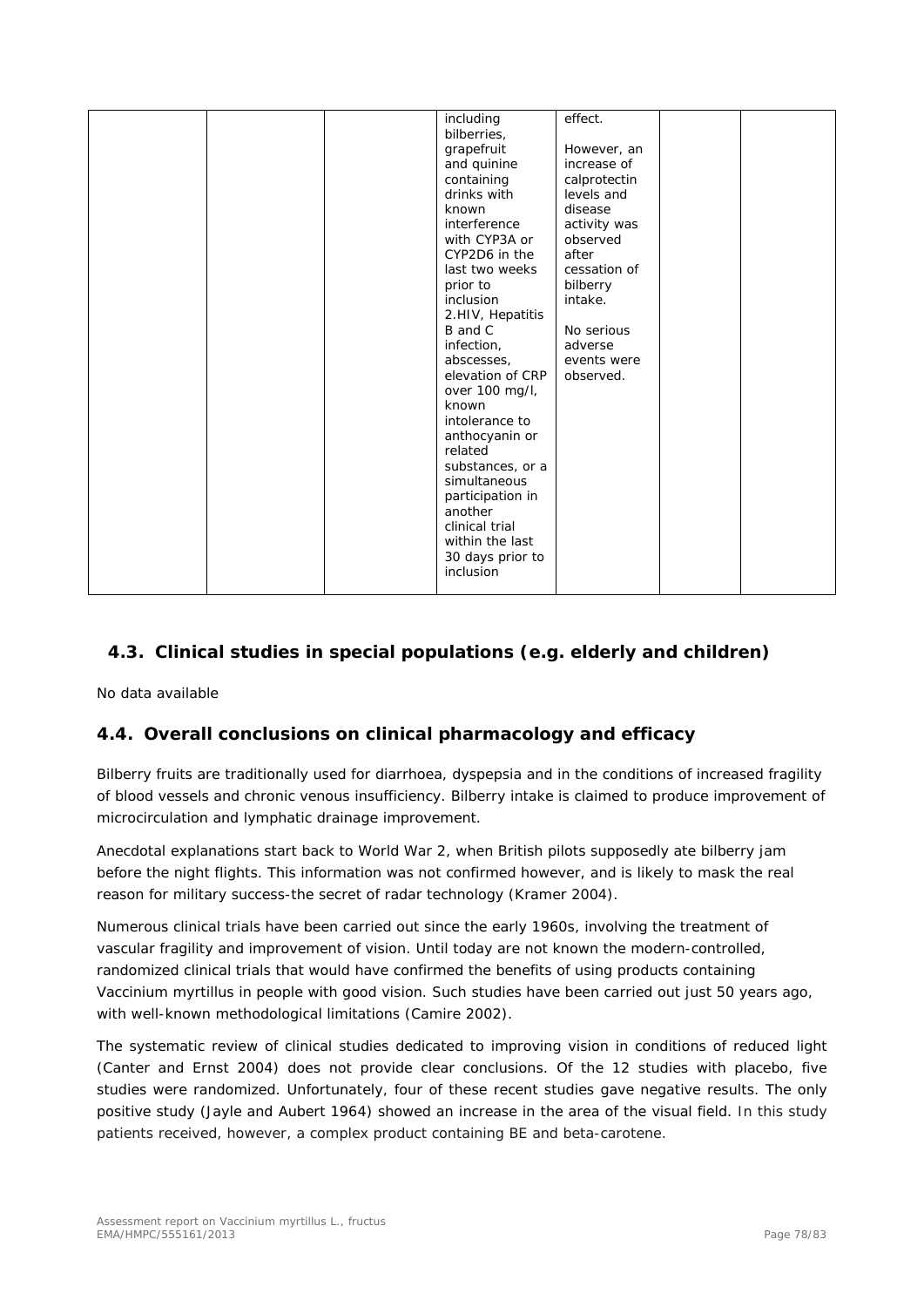| | | | including bilberries, grapefruit and quinine containing drinks with known interference with CYP3A or CYP2D6 in the last two weeks prior to inclusion<br>2.HIV, Hepatitis B and C infection, abscesses, elevation of CRP over 100 mg/l, known intolerance to anthocyanin or related substances, or a simultaneous participation in another clinical trial within the last 30 days prior to inclusion | effect.<br><br>However, an increase of calprotectin levels and disease activity was observed after cessation of bilberry intake.<br><br>No serious adverse events were observed. | | |
|---|---|---|---|---|---|---|

## 4.3. Clinical studies in special populations (e.g. elderly and children)

No data available

## 4.4. Overall conclusions on clinical pharmacology and efficacy

Bilberry fruits are traditionally used for diarrhoea, dyspepsia and in the conditions of increased fragility of blood vessels and chronic venous insufficiency. Bilberry intake is claimed to produce improvement of microcirculation and lymphatic drainage improvement.

Anecdotal explanations start back to World War 2, when British pilots supposedly ate bilberry jam before the night flights. This information was not confirmed however, and is likely to mask the real reason for military success-the secret of radar technology (Kramer 2004).

Numerous clinical trials have been carried out since the early 1960s, involving the treatment of vascular fragility and improvement of vision. Until today are not known the modern-controlled, randomized clinical trials that would have confirmed the benefits of using products containing Vaccinium myrtillus in people with good vision. Such studies have been carried out just 50 years ago, with well-known methodological limitations (Camire 2002).

The systematic review of clinical studies dedicated to improving vision in conditions of reduced light (Canter and Ernst 2004) does not provide clear conclusions. Of the 12 studies with placebo, five studies were randomized. Unfortunately, four of these recent studies gave negative results. The only positive study (Jayle and Aubert 1964) showed an increase in the area of the visual field. In this study patients received, however, a complex product containing BE and beta-carotene.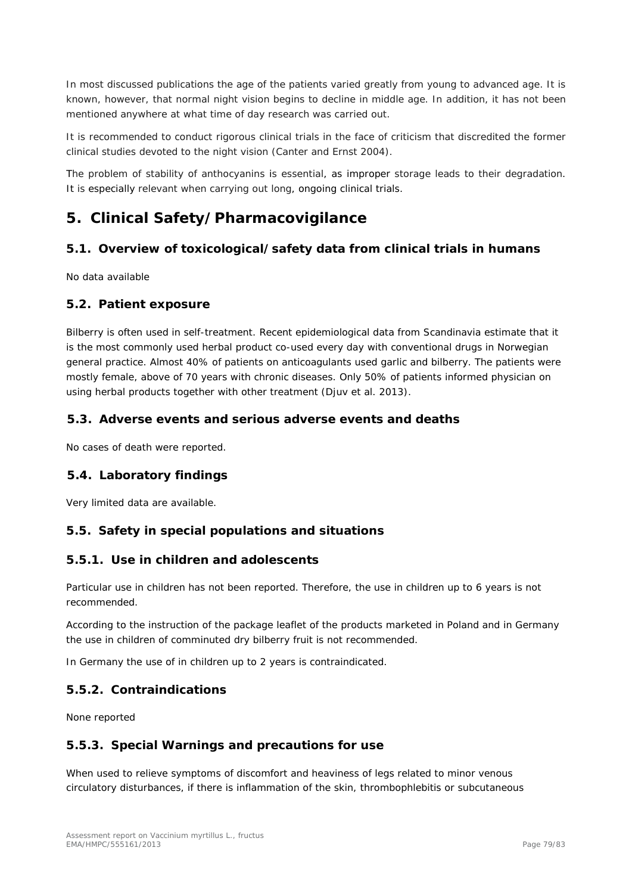In most discussed publications the age of the patients varied greatly from young to advanced age. It is known, however, that normal night vision begins to decline in middle age. In addition, it has not been mentioned anywhere at what time of day research was carried out.

It is recommended to conduct rigorous clinical trials in the face of criticism that discredited the former clinical studies devoted to the night vision (Canter and Ernst 2004).

The problem of stability of anthocyanins is essential, as improper storage leads to their degradation. It is especially relevant when carrying out long, ongoing clinical trials.

# 5. Clinical Safety/Pharmacovigilance

## 5.1. Overview of toxicological/safety data from clinical trials in humans

No data available

## 5.2. Patient exposure

Bilberry is often used in self-treatment. Recent epidemiological data from Scandinavia estimate that it is the most commonly used herbal product co-used every day with conventional drugs in Norwegian general practice. Almost 40% of patients on anticoagulants used garlic and bilberry. The patients were mostly female, above of 70 years with chronic diseases. Only 50% of patients informed physician on using herbal products together with other treatment (Djuv et al. 2013).

## 5.3. Adverse events and serious adverse events and deaths

No cases of death were reported.

## 5.4. Laboratory findings

Very limited data are available.

## 5.5. Safety in special populations and situations

### 5.5.1. Use in children and adolescents

Particular use in children has not been reported. Therefore, the use in children up to 6 years is not recommended.

According to the instruction of the package leaflet of the products marketed in Poland and in Germany the use in children of comminuted dry bilberry fruit is not recommended.

In Germany the use of in children up to 2 years is contraindicated.

### 5.5.2. Contraindications

None reported

### 5.5.3. Special Warnings and precautions for use

When used to relieve symptoms of discomfort and heaviness of legs related to minor venous circulatory disturbances, if there is inflammation of the skin, thrombophlebitis or subcutaneous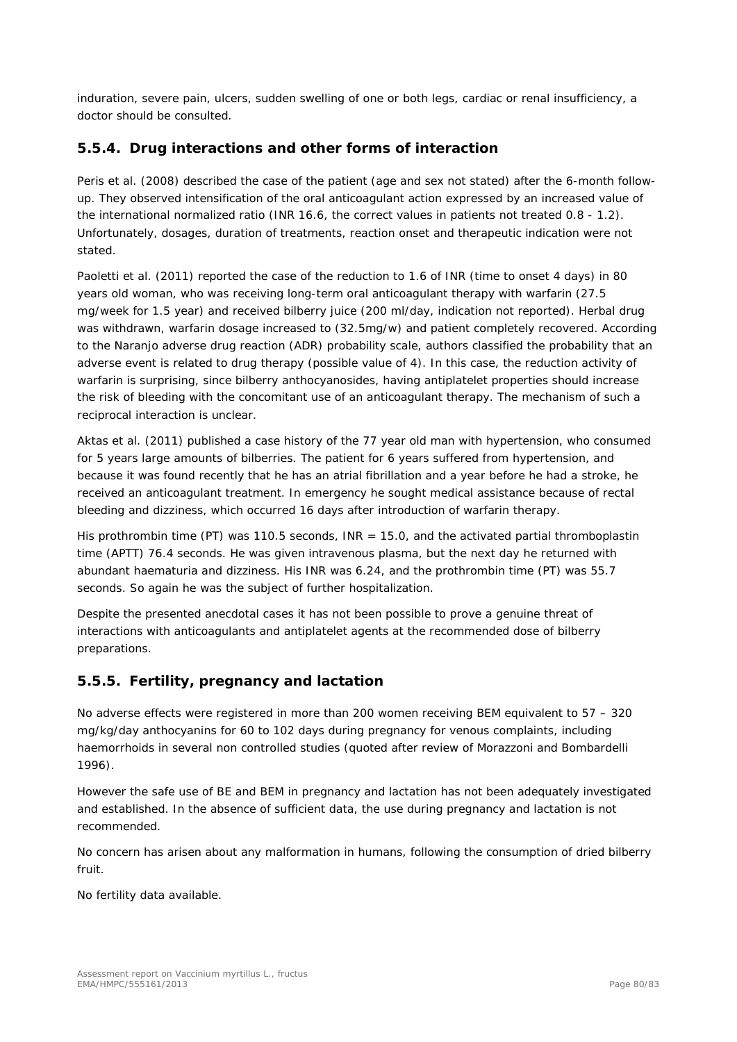induration, severe pain, ulcers, sudden swelling of one or both legs, cardiac or renal insufficiency, a doctor should be consulted.

### 5.5.4. Drug interactions and other forms of interaction

Peris et al. (2008) described the case of the patient (age and sex not stated) after the 6-month follow-up. They observed intensification of the oral anticoagulant action expressed by an increased value of the international normalized ratio (INR 16.6, the correct values in patients not treated 0.8 - 1.2). Unfortunately, dosages, duration of treatments, reaction onset and therapeutic indication were not stated.

Paoletti et al. (2011) reported the case of the reduction to 1.6 of INR (time to onset 4 days) in 80 years old woman, who was receiving long-term oral anticoagulant therapy with warfarin (27.5 mg/week for 1.5 year) and received bilberry juice (200 ml/day, indication not reported). Herbal drug was withdrawn, warfarin dosage increased to (32.5mg/w) and patient completely recovered. According to the Naranjo adverse drug reaction (ADR) probability scale, authors classified the probability that an adverse event is related to drug therapy (possible value of 4). In this case, the reduction activity of warfarin is surprising, since bilberry anthocyanosides, having antiplatelet properties should increase the risk of bleeding with the concomitant use of an anticoagulant therapy. The mechanism of such a reciprocal interaction is unclear.

Aktas et al. (2011) published a case history of the 77 year old man with hypertension, who consumed for 5 years large amounts of bilberries. The patient for 6 years suffered from hypertension, and because it was found recently that he has an atrial fibrillation and a year before he had a stroke, he received an anticoagulant treatment. In emergency he sought medical assistance because of rectal bleeding and dizziness, which occurred 16 days after introduction of warfarin therapy.

His prothrombin time (PT) was 110.5 seconds, INR = 15.0, and the activated partial thromboplastin time (APTT) 76.4 seconds. He was given intravenous plasma, but the next day he returned with abundant haematuria and dizziness. His INR was 6.24, and the prothrombin time (PT) was 55.7 seconds. So again he was the subject of further hospitalization.

Despite the presented anecdotal cases it has not been possible to prove a genuine threat of interactions with anticoagulants and antiplatelet agents at the recommended dose of bilberry preparations.

### 5.5.5. Fertility, pregnancy and lactation

No adverse effects were registered in more than 200 women receiving BEM equivalent to 57 – 320 mg/kg/day anthocyanins for 60 to 102 days during pregnancy for venous complaints, including haemorrhoids in several non controlled studies (quoted after review of Morazzoni and Bombardelli 1996).

However the safe use of BE and BEM in pregnancy and lactation has not been adequately investigated and established. In the absence of sufficient data, the use during pregnancy and lactation is not recommended.

No concern has arisen about any malformation in humans, following the consumption of dried bilberry fruit.

No fertility data available.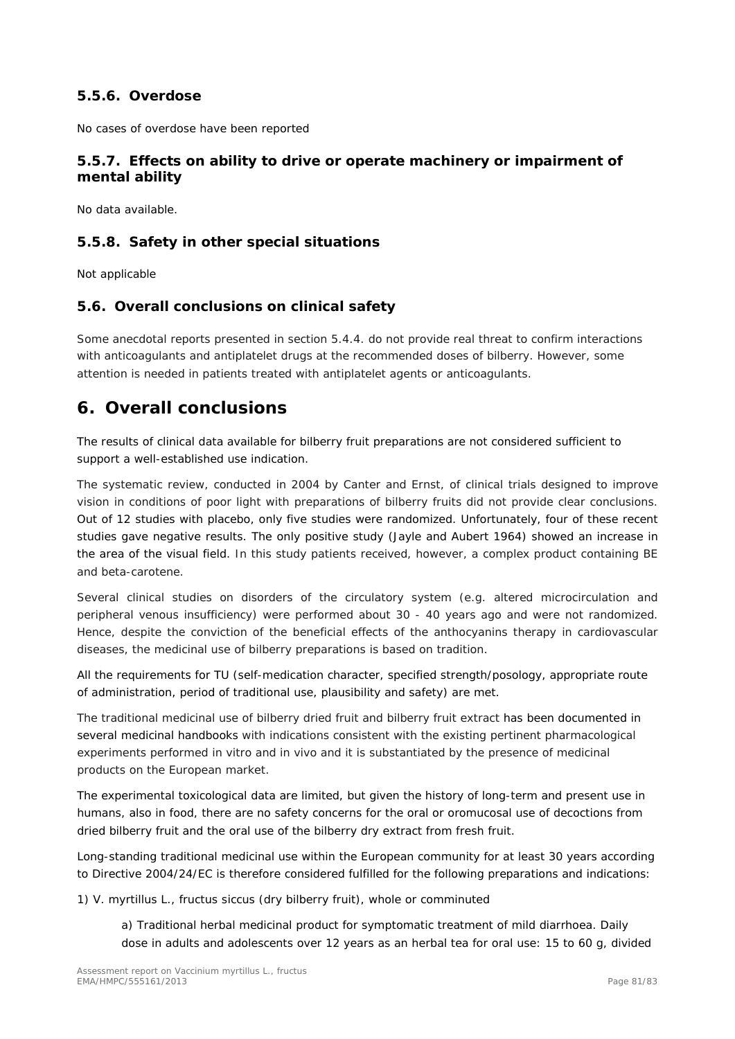### 5.5.6. Overdose

No cases of overdose have been reported

### 5.5.7. Effects on ability to drive or operate machinery or impairment of mental ability

No data available.

### 5.5.8. Safety in other special situations

Not applicable

## 5.6. Overall conclusions on clinical safety

Some anecdotal reports presented in section 5.4.4. do not provide real threat to confirm interactions with anticoagulants and antiplatelet drugs at the recommended doses of bilberry. However, some attention is needed in patients treated with antiplatelet agents or anticoagulants.

# 6. Overall conclusions

The results of clinical data available for bilberry fruit preparations are not considered sufficient to support a well-established use indication.

The systematic review, conducted in 2004 by Canter and Ernst, of clinical trials designed to improve vision in conditions of poor light with preparations of bilberry fruits did not provide clear conclusions. Out of 12 studies with placebo, only five studies were randomized. Unfortunately, four of these recent studies gave negative results. The only positive study (Jayle and Aubert 1964) showed an increase in the area of the visual field. In this study patients received, however, a complex product containing BE and beta-carotene.

Several clinical studies on disorders of the circulatory system (e.g. altered microcirculation and peripheral venous insufficiency) were performed about 30 - 40 years ago and were not randomized. Hence, despite the conviction of the beneficial effects of the anthocyanins therapy in cardiovascular diseases, the medicinal use of bilberry preparations is based on tradition.

All the requirements for TU (self-medication character, specified strength/posology, appropriate route of administration, period of traditional use, plausibility and safety) are met.

The traditional medicinal use of bilberry dried fruit and bilberry fruit extract has been documented in several medicinal handbooks with indications consistent with the existing pertinent pharmacological experiments performed in vitro and in vivo and it is substantiated by the presence of medicinal products on the European market.

The experimental toxicological data are limited, but given the history of long-term and present use in humans, also in food, there are no safety concerns for the oral or oromucosal use of decoctions from dried bilberry fruit and the oral use of the bilberry dry extract from fresh fruit.

Long-standing traditional medicinal use within the European community for at least 30 years according to Directive 2004/24/EC is therefore considered fulfilled for the following preparations and indications:

1) V. myrtillus L., fructus siccus (dry bilberry fruit), whole or comminuted

a) Traditional herbal medicinal product for symptomatic treatment of mild diarrhoea. Daily dose in adults and adolescents over 12 years as an herbal tea for oral use: 15 to 60 g, divided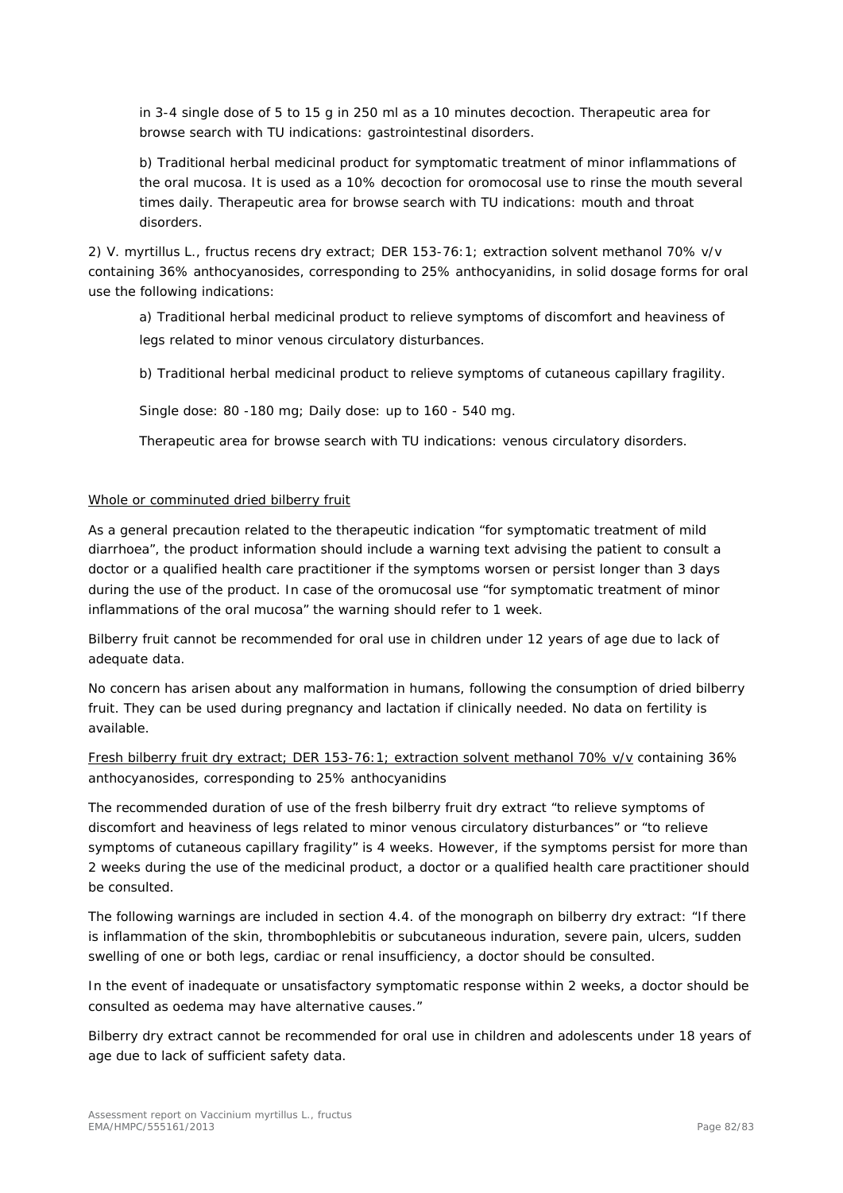in 3-4 single dose of 5 to 15 g in 250 ml as a 10 minutes decoction. Therapeutic area for browse search with TU indications: gastrointestinal disorders.

b) Traditional herbal medicinal product for symptomatic treatment of minor inflammations of the oral mucosa. It is used as a 10% decoction for oromocosal use to rinse the mouth several times daily. Therapeutic area for browse search with TU indications: mouth and throat disorders.

2) V. myrtillus L., fructus recens dry extract; DER 153-76:1; extraction solvent methanol 70% v/v containing 36% anthocyanosides, corresponding to 25% anthocyanidins, in solid dosage forms for oral use the following indications:

a) Traditional herbal medicinal product to relieve symptoms of discomfort and heaviness of legs related to minor venous circulatory disturbances.

b) Traditional herbal medicinal product to relieve symptoms of cutaneous capillary fragility.

Single dose: 80 -180 mg; Daily dose: up to 160 - 540 mg.

Therapeutic area for browse search with TU indications: venous circulatory disorders.

Whole or comminuted dried bilberry fruit

As a general precaution related to the therapeutic indication "for symptomatic treatment of mild diarrhoea", the product information should include a warning text advising the patient to consult a doctor or a qualified health care practitioner if the symptoms worsen or persist longer than 3 days during the use of the product. In case of the oromucosal use "for symptomatic treatment of minor inflammations of the oral mucosa" the warning should refer to 1 week.

Bilberry fruit cannot be recommended for oral use in children under 12 years of age due to lack of adequate data.

No concern has arisen about any malformation in humans, following the consumption of dried bilberry fruit. They can be used during pregnancy and lactation if clinically needed. No data on fertility is available.

Fresh bilberry fruit dry extract; DER 153-76:1; extraction solvent methanol 70% v/v containing 36% anthocyanosides, corresponding to 25% anthocyanidins

The recommended duration of use of the fresh bilberry fruit dry extract "to relieve symptoms of discomfort and heaviness of legs related to minor venous circulatory disturbances" or "to relieve symptoms of cutaneous capillary fragility" is 4 weeks. However, if the symptoms persist for more than 2 weeks during the use of the medicinal product, a doctor or a qualified health care practitioner should be consulted.

The following warnings are included in section 4.4. of the monograph on bilberry dry extract: "If there is inflammation of the skin, thrombophlebitis or subcutaneous induration, severe pain, ulcers, sudden swelling of one or both legs, cardiac or renal insufficiency, a doctor should be consulted.

In the event of inadequate or unsatisfactory symptomatic response within 2 weeks, a doctor should be consulted as oedema may have alternative causes."

Bilberry dry extract cannot be recommended for oral use in children and adolescents under 18 years of age due to lack of sufficient safety data.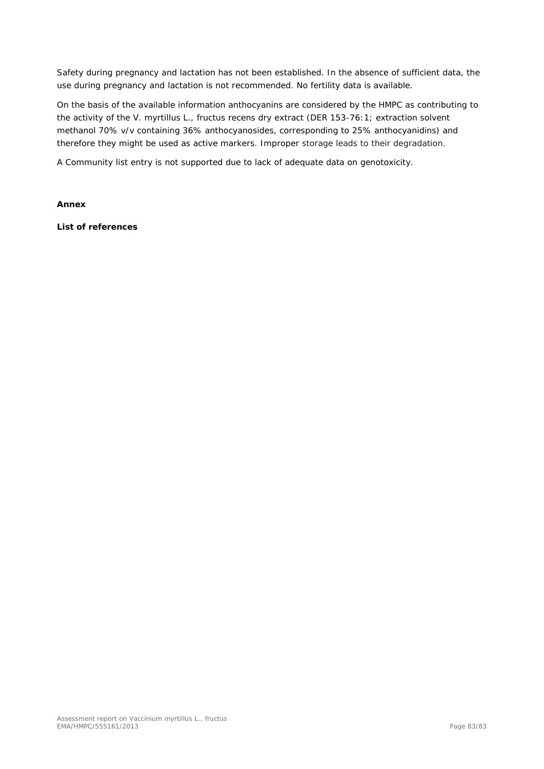Safety during pregnancy and lactation has not been established. In the absence of sufficient data, the use during pregnancy and lactation is not recommended. No fertility data is available.

On the basis of the available information anthocyanins are considered by the HMPC as contributing to the activity of the V. myrtillus L., fructus recens dry extract (DER 153-76:1; extraction solvent methanol 70% v/v containing 36% anthocyanosides, corresponding to 25% anthocyanidins) and therefore they might be used as active markers. Improper storage leads to their degradation.

A Community list entry is not supported due to lack of adequate data on genotoxicity.

**Annex**

**List of references**